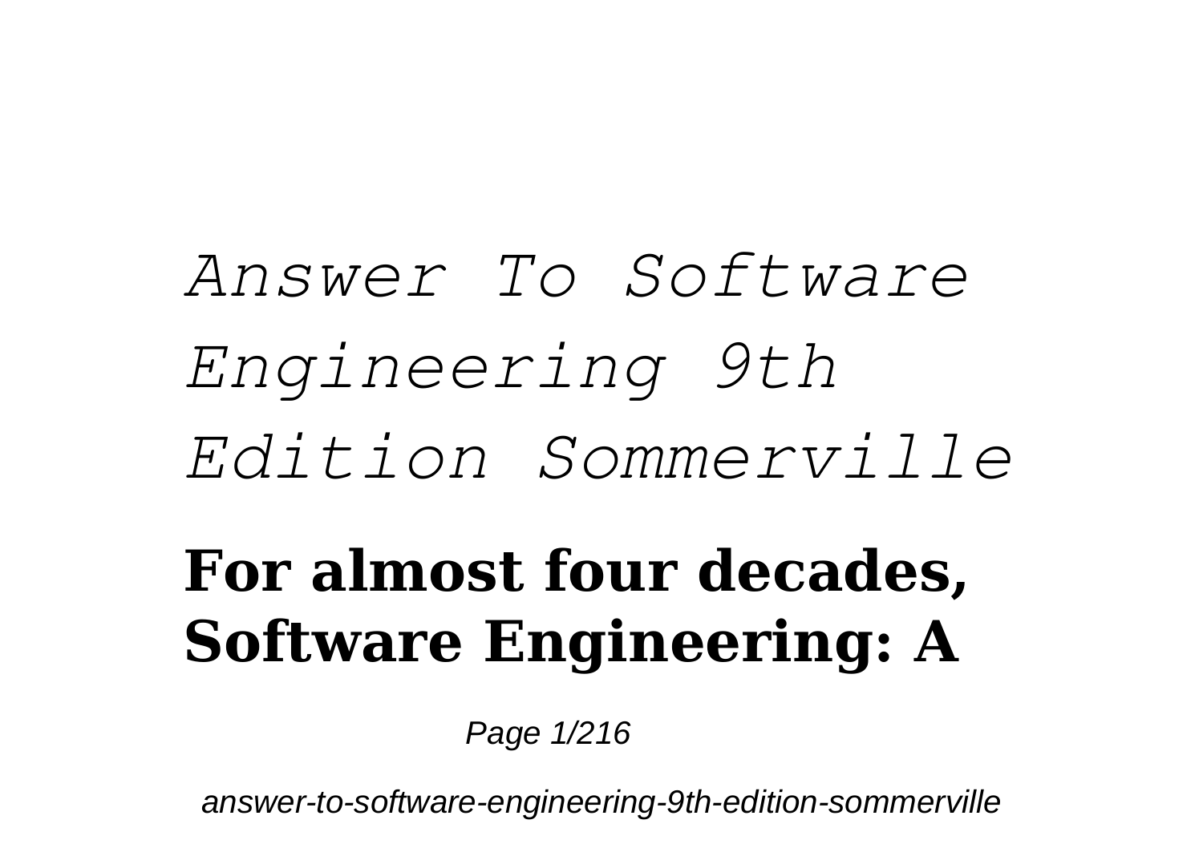# *Answer To Software Engineering 9th Edition Sommerville*

**For almost four decades, Software Engineering: A**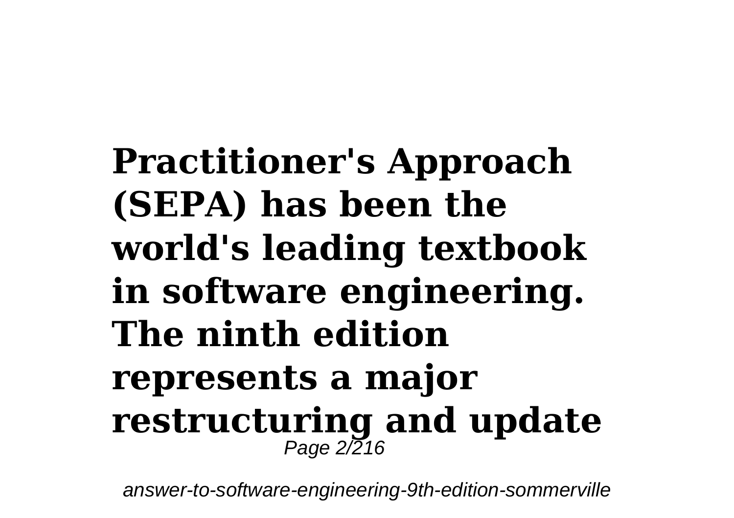**Practitioner's Approach (SEPA) has been the world's leading textbook in software engineering. The ninth edition represents a major restructuring and update**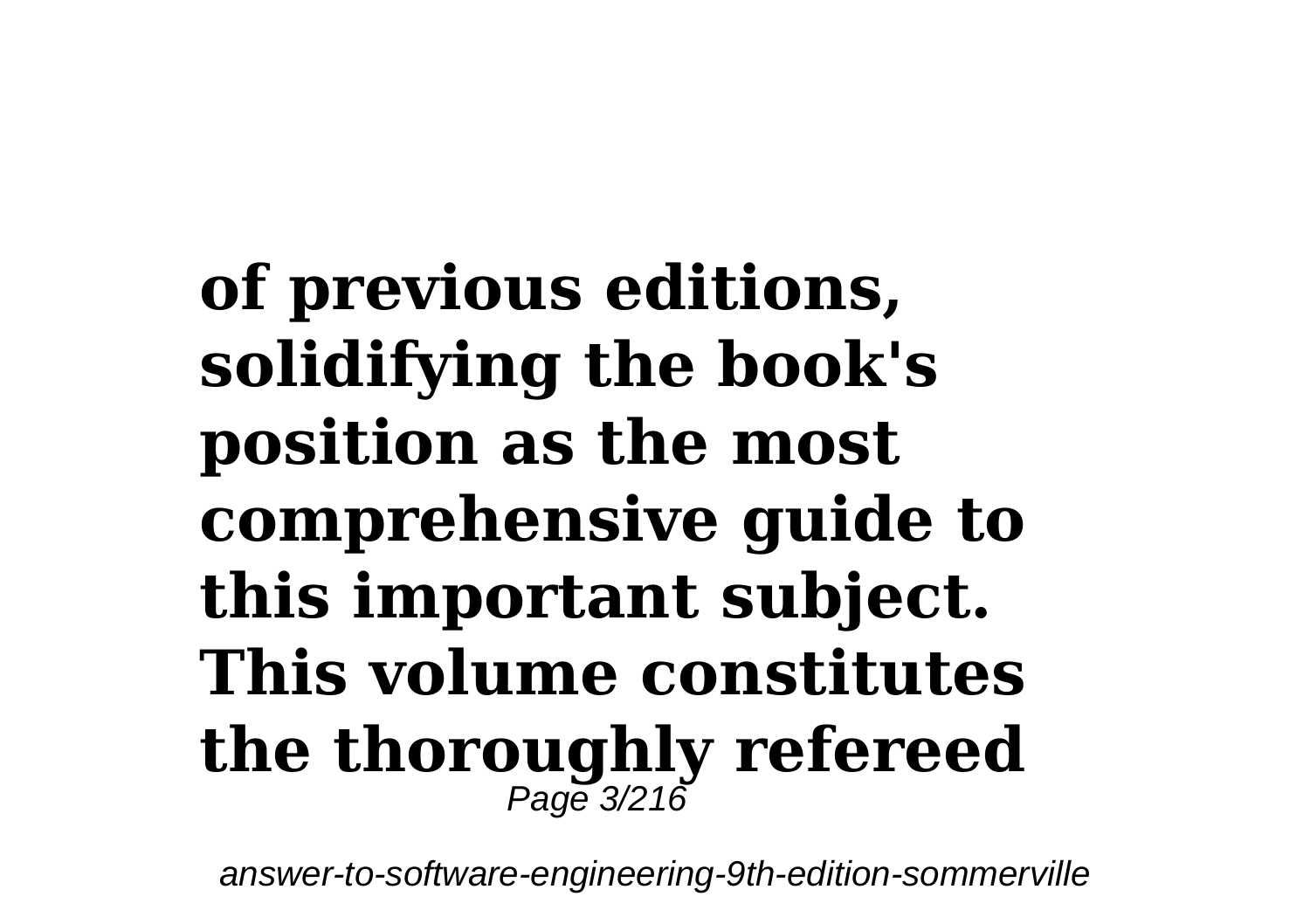**of previous editions, solidifying the book's position as the most comprehensive guide to this important subject. This volume constitutes the thoroughly refereed**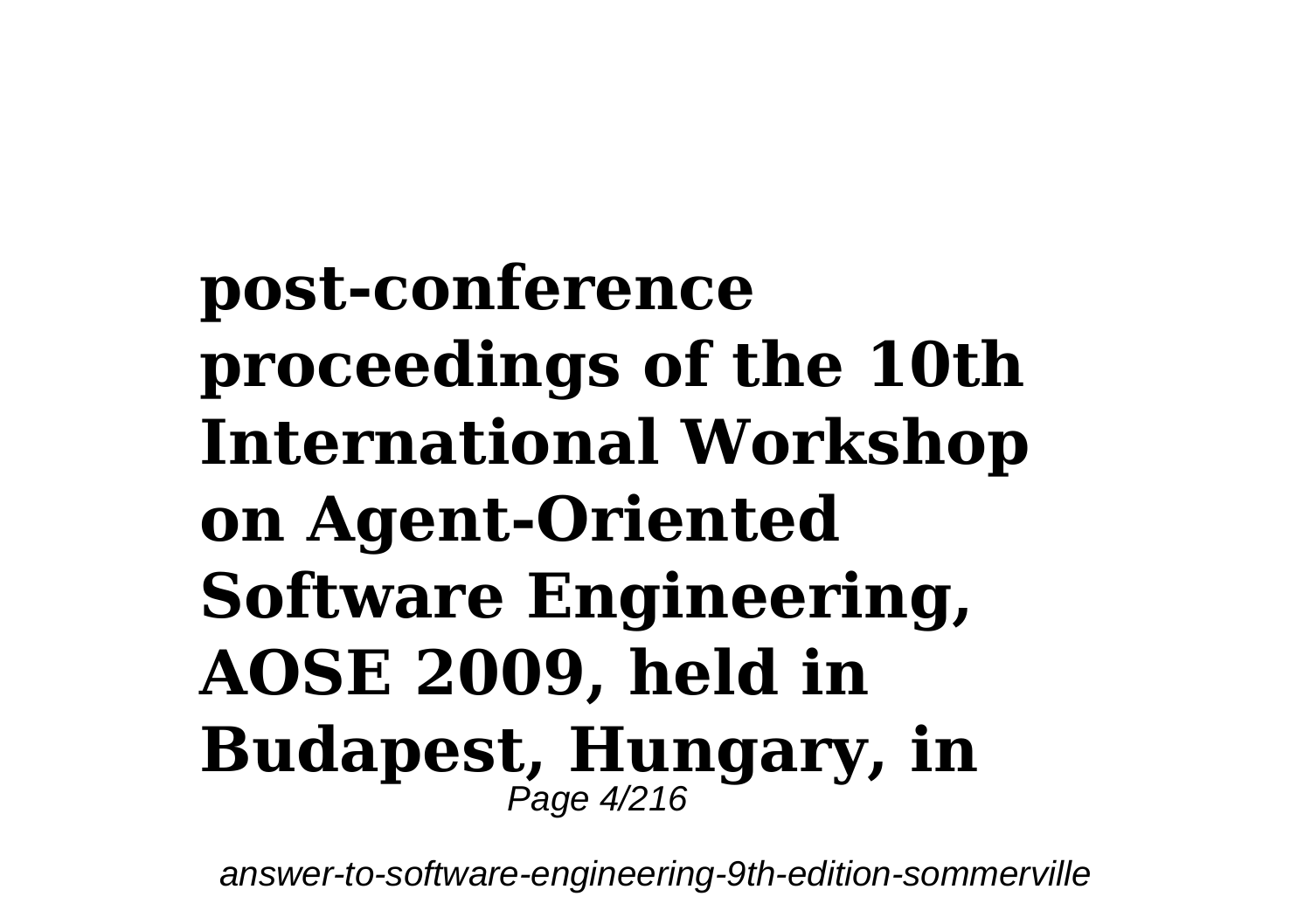**post-conference proceedings of the 10th International Workshop on Agent-Oriented Software Engineering, AOSE 2009, held in Budapest, Hungary, in**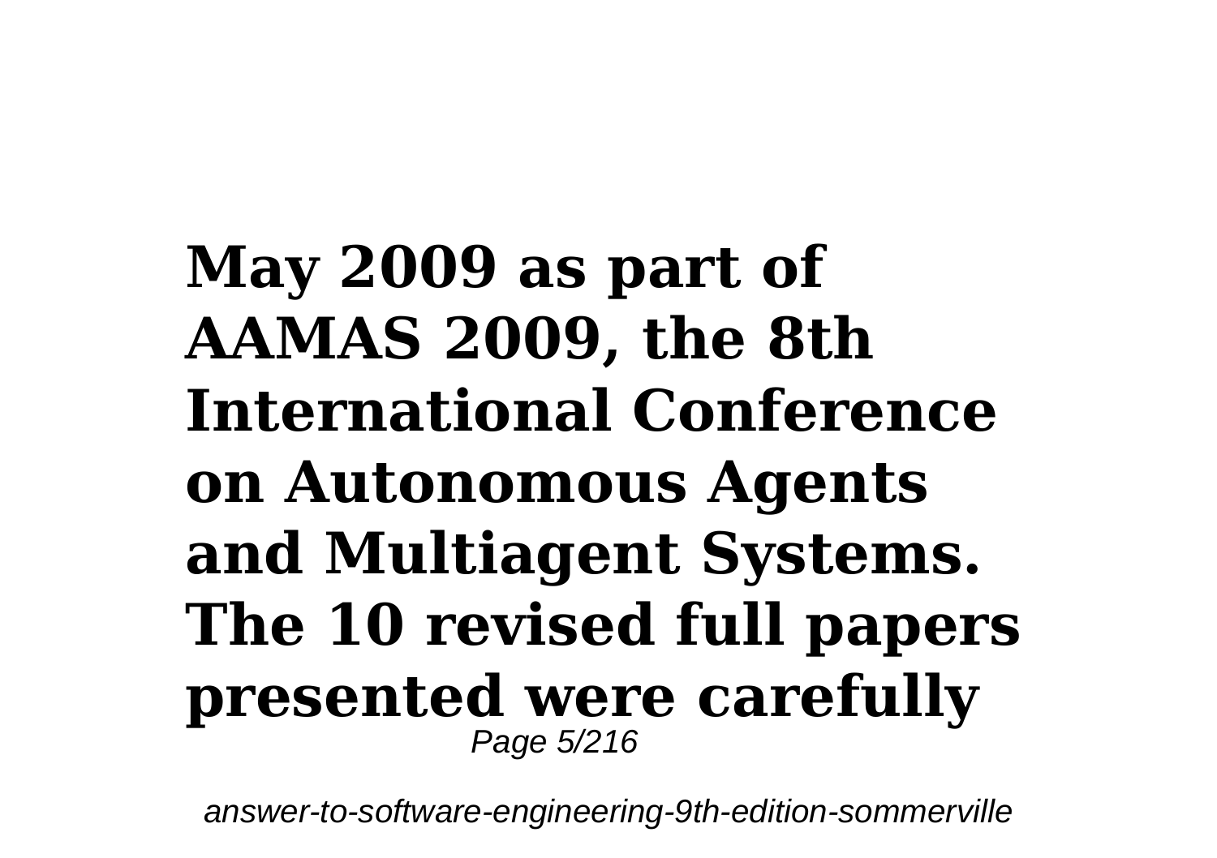**May 2009 as part of AAMAS 2009, the 8th International Conference on Autonomous Agents and Multiagent Systems. The 10 revised full papers presented were carefully**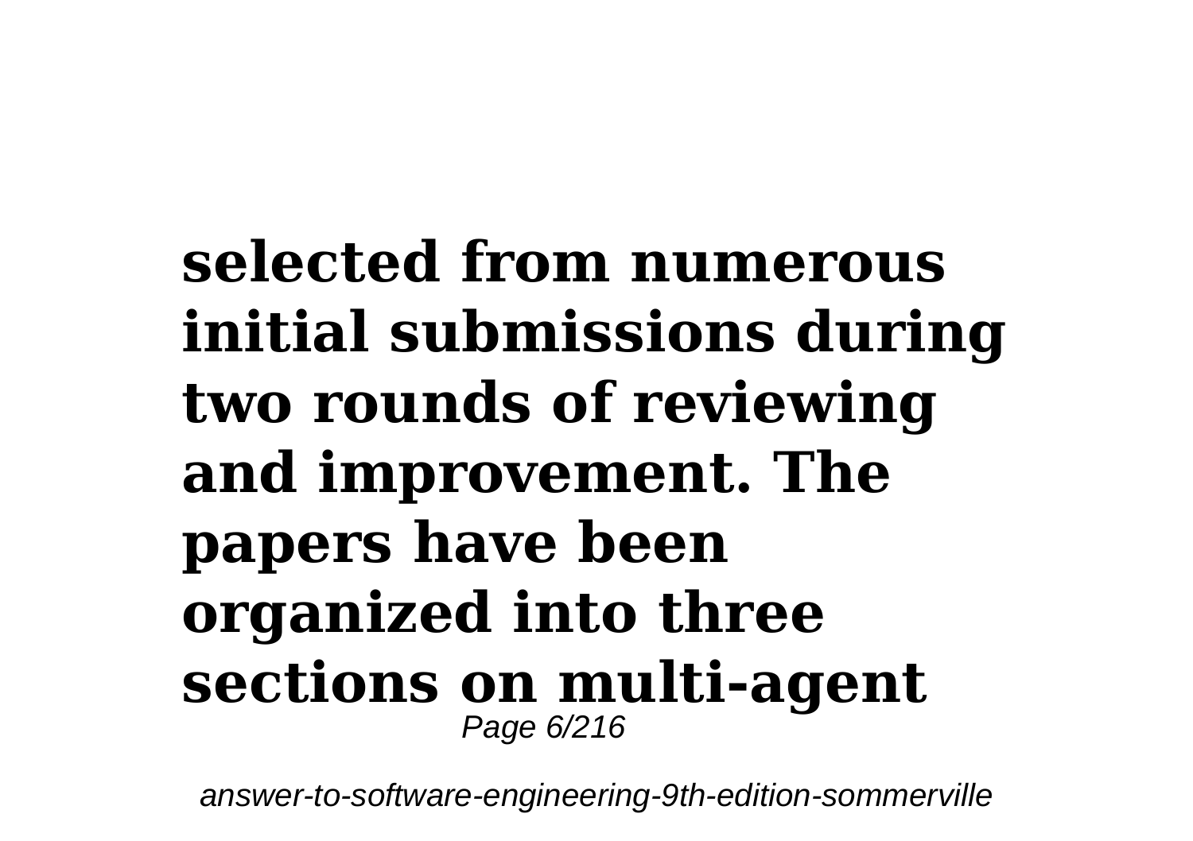**selected from numerous initial submissions during two rounds of reviewing and improvement. The papers have been organized into three sections on multi-agent**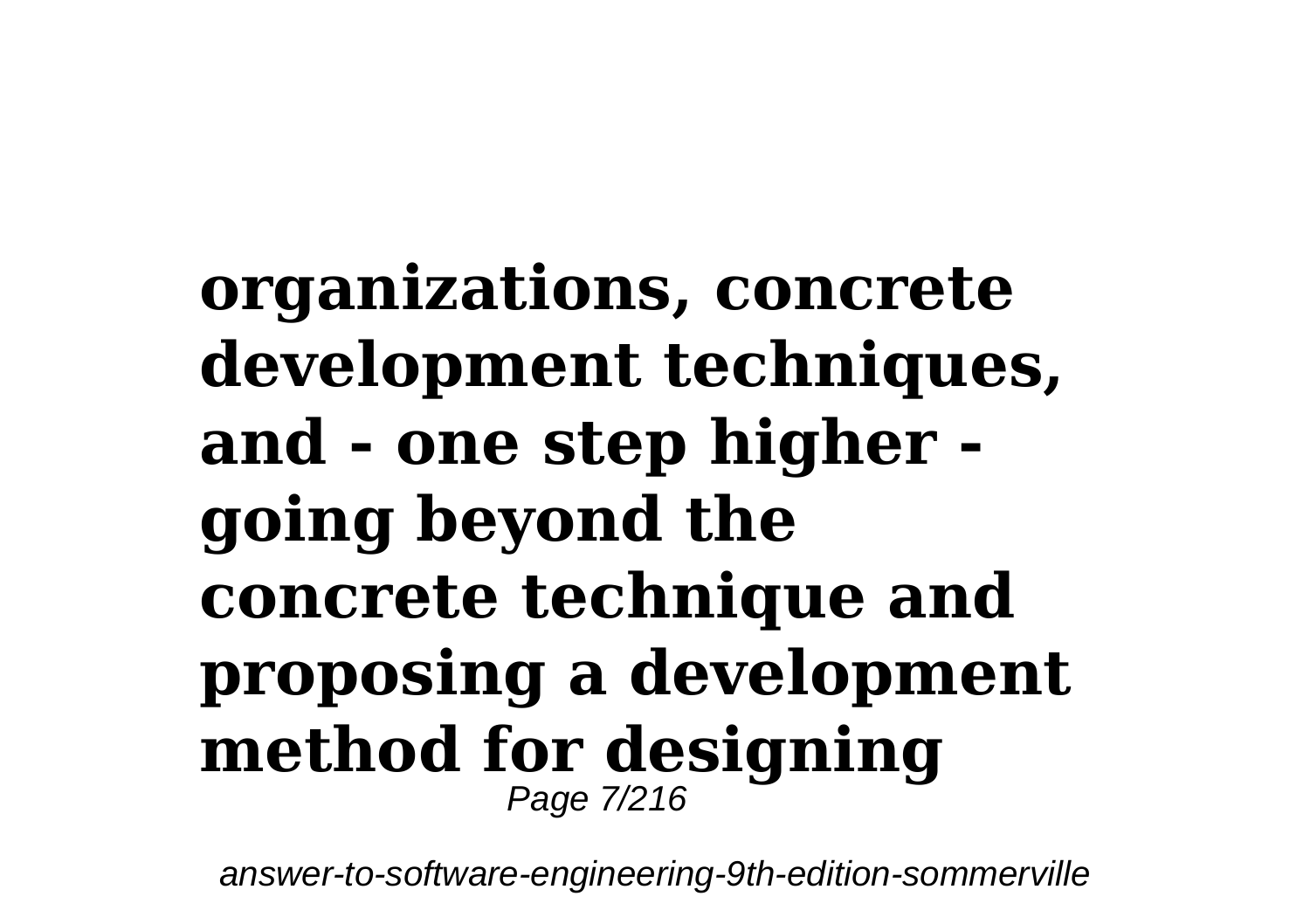**organizations, concrete development techniques, and - one step higher - going beyond the concrete technique and proposing a development method for designing**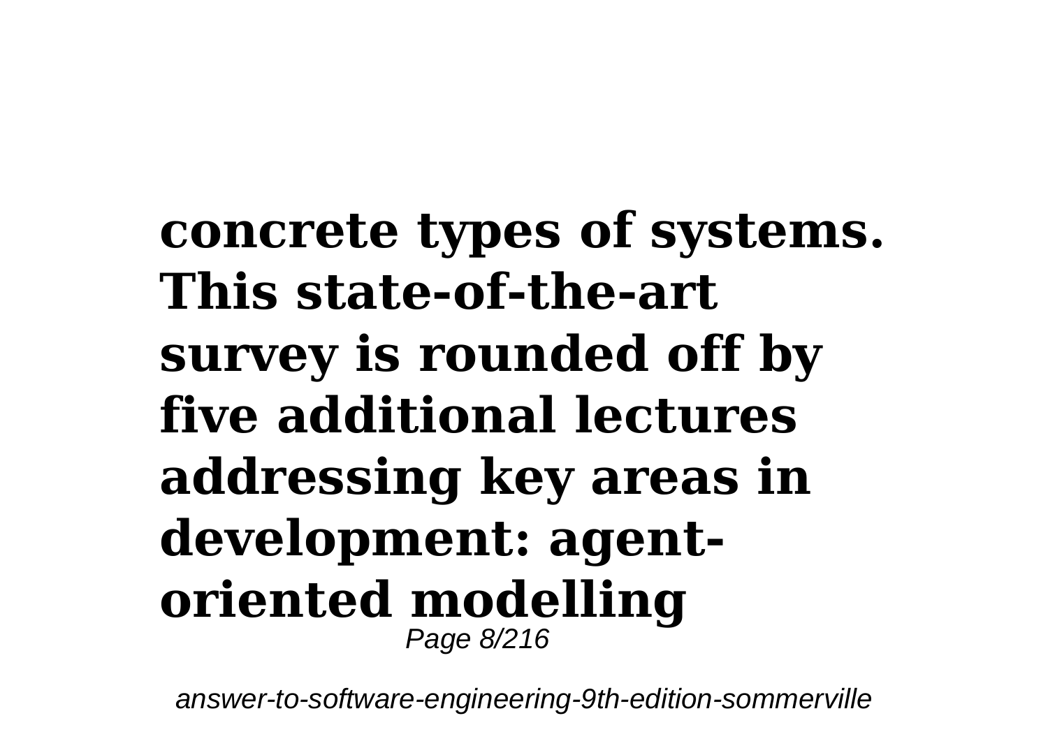**concrete types of systems. This state-of-the-art survey is rounded off by five additional lectures addressing key areas in development: agent-oriented modelling**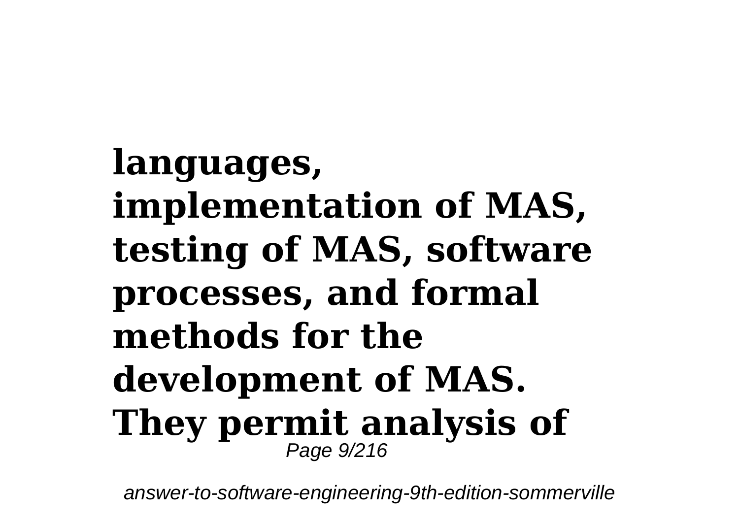**languages, implementation of MAS, testing of MAS, software processes, and formal methods for the development of MAS. They permit analysis of**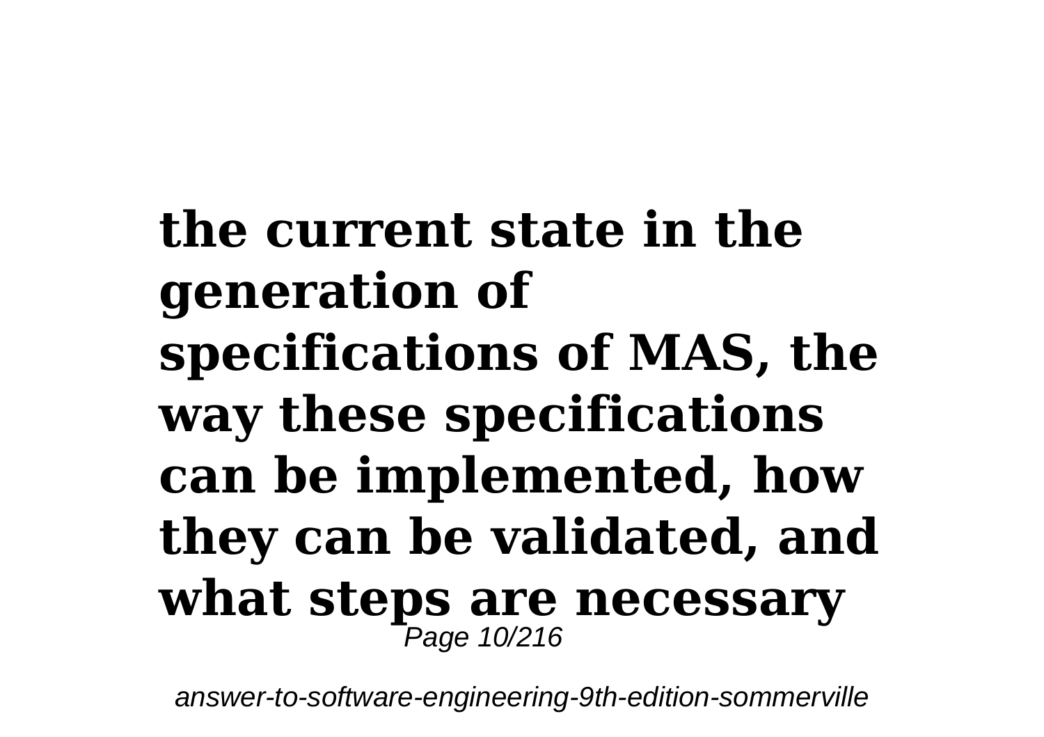**the current state in the generation of specifications of MAS, the way these specifications can be implemented, how they can be validated, and what steps are necessary**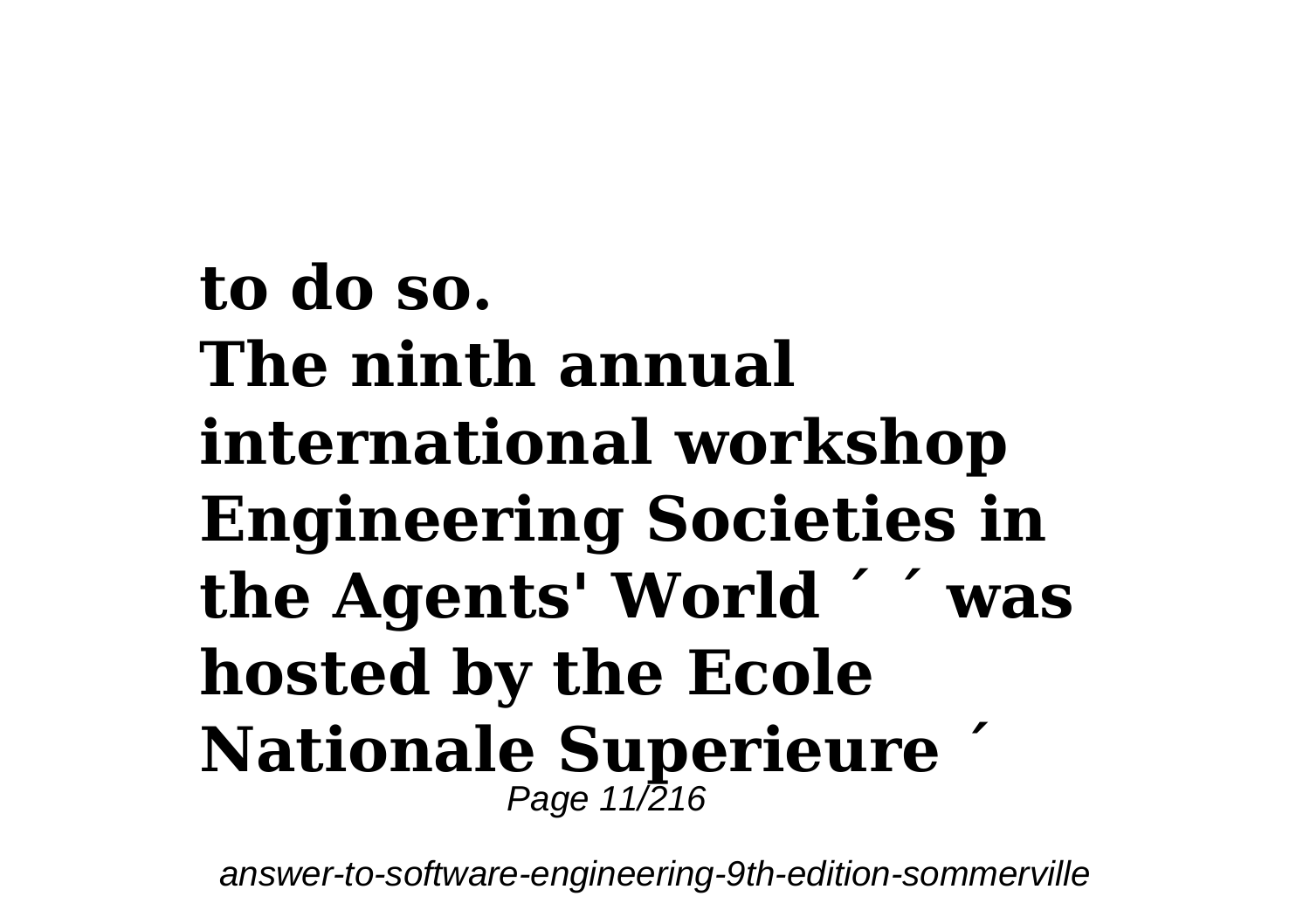**to do so.**
**The ninth annual international workshop Engineering Societies in the Agents' World ´ ´ was hosted by the Ecole Nationale Superieure ´**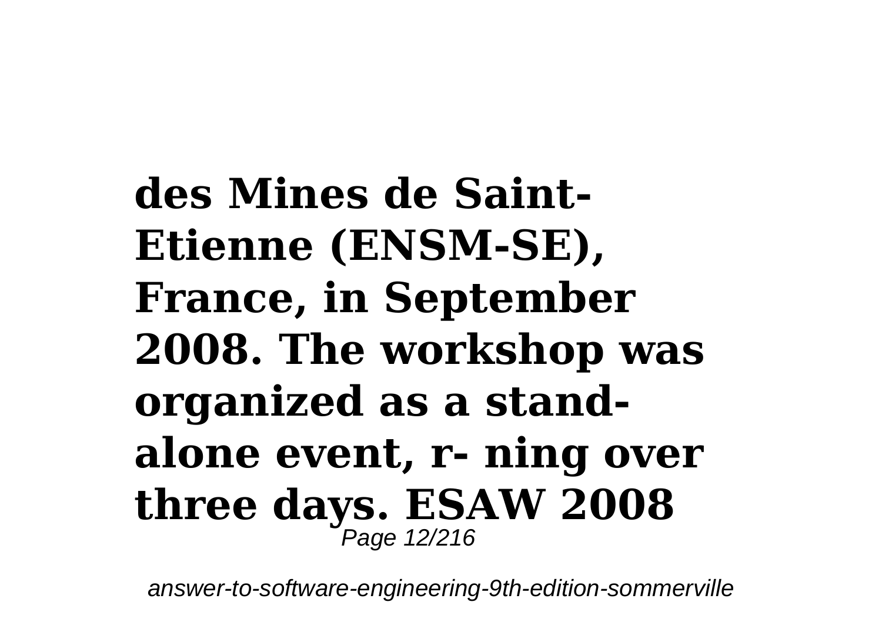**des Mines de Saint-Etienne (ENSM-SE), France, in September 2008. The workshop was organized as a stand-alone event, r- ning over three days. ESAW 2008**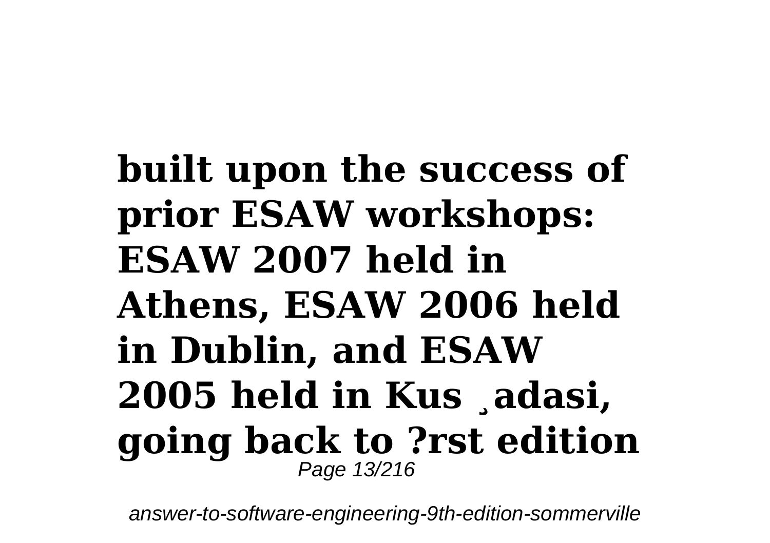**built upon the success of prior ESAW workshops: ESAW 2007 held in Athens, ESAW 2006 held in Dublin, and ESAW 2005 held in Kus ¸adasi, going back to ?rst edition**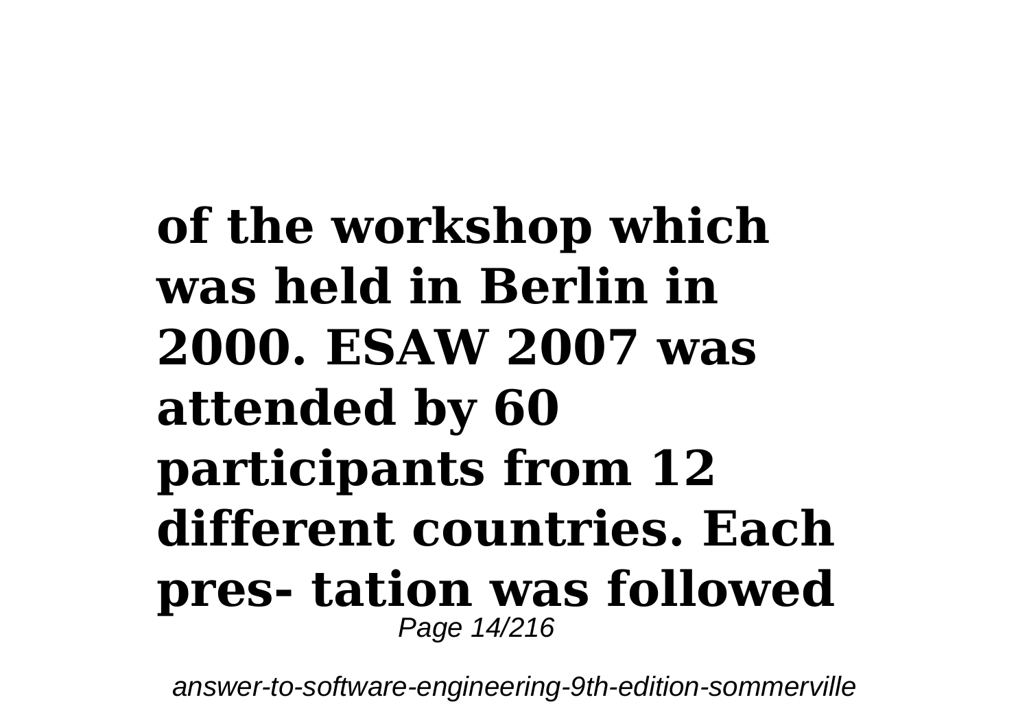**of the workshop which was held in Berlin in 2000. ESAW 2007 was attended by 60 participants from 12 different countries. Each pres- tation was followed**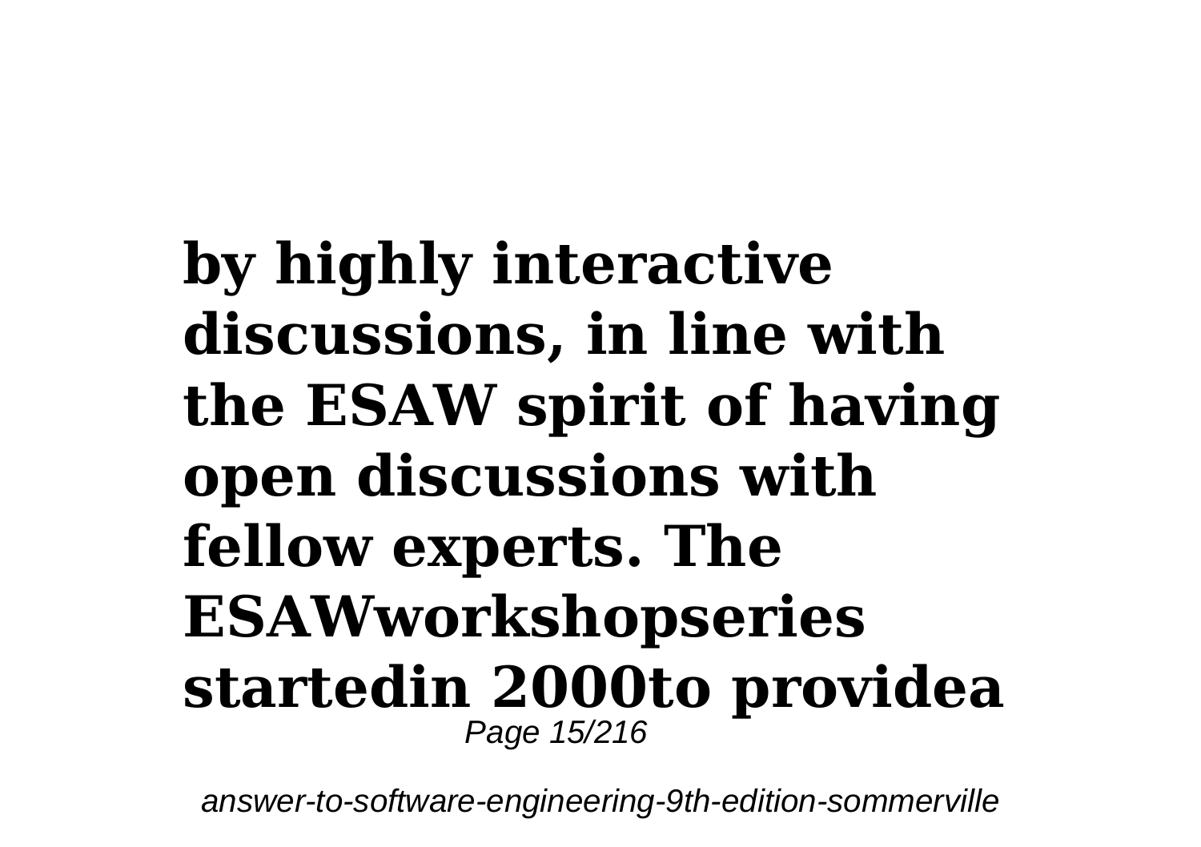**by highly interactive discussions, in line with the ESAW spirit of having open discussions with fellow experts. The ESAWworkshopseries startedin 2000to providea**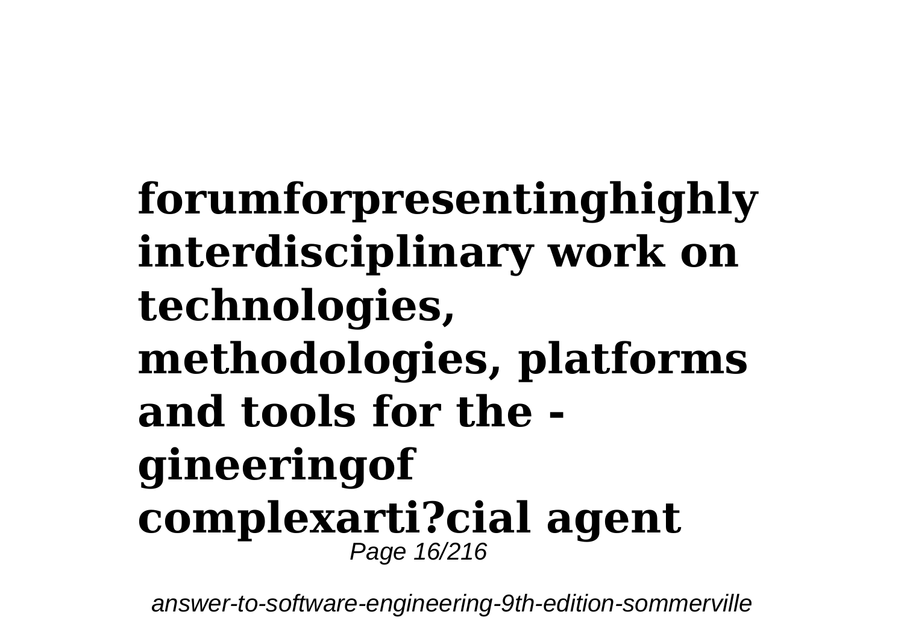**forumforpresentinghighly interdisciplinary work on technologies, methodologies, platforms and tools for the - gineeringof complexarti?cial agent**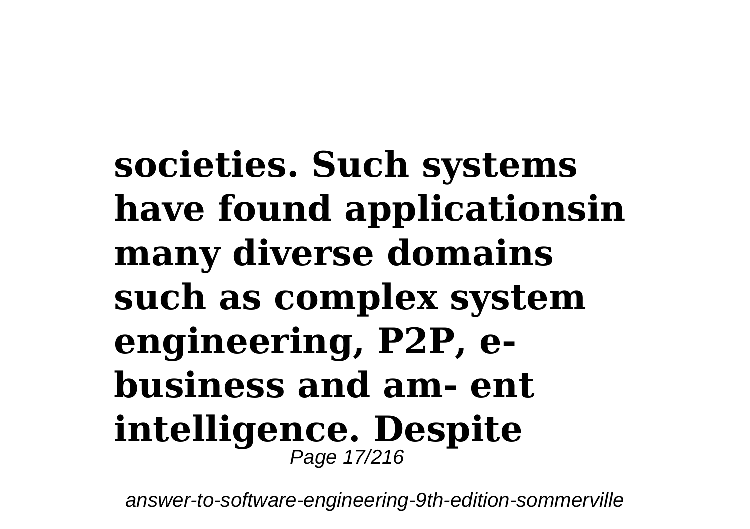**societies. Such systems have found applicationsin many diverse domains such as complex system engineering, P2P, e-business and am- ent intelligence. Despite**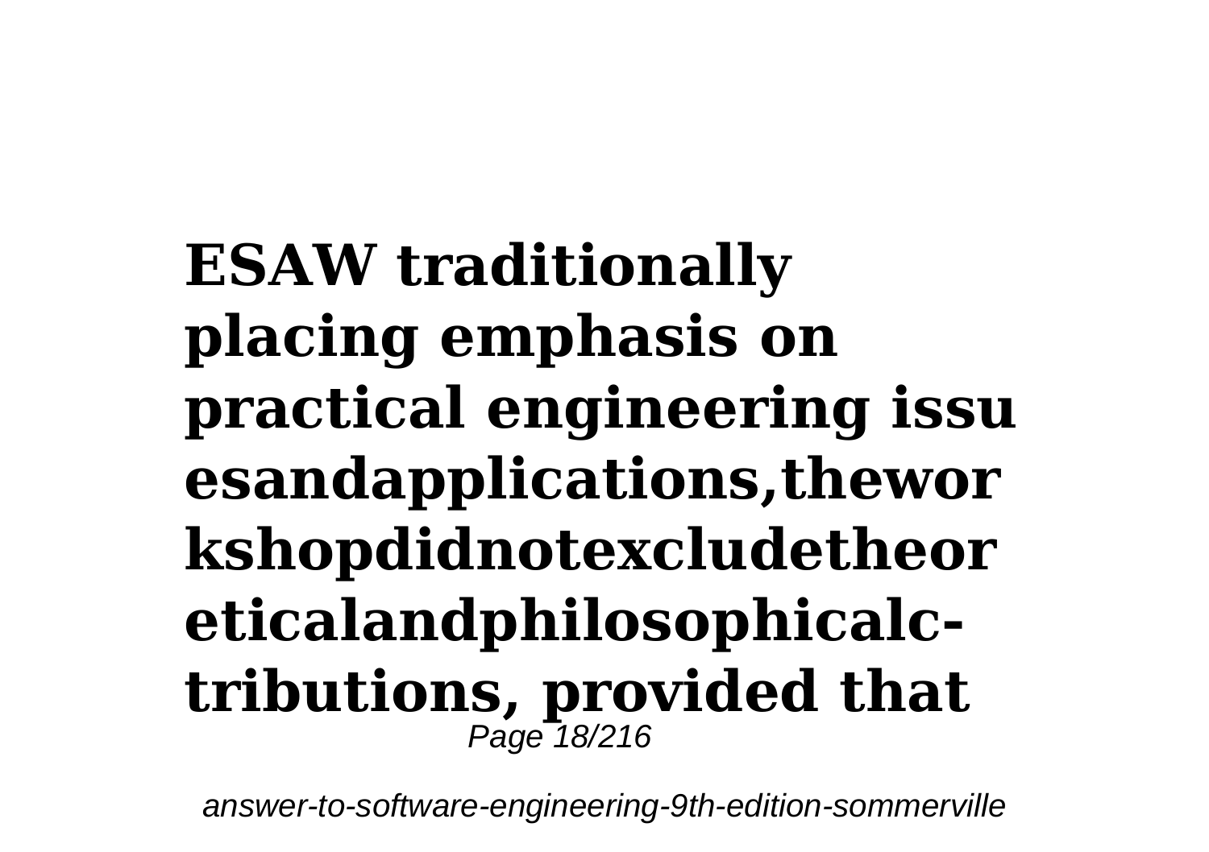**ESAW traditionally placing emphasis on practical engineering issu esandapplications,thewor kshopdidnotexcludetheor eticalandphilosophicalc-tributions, provided that**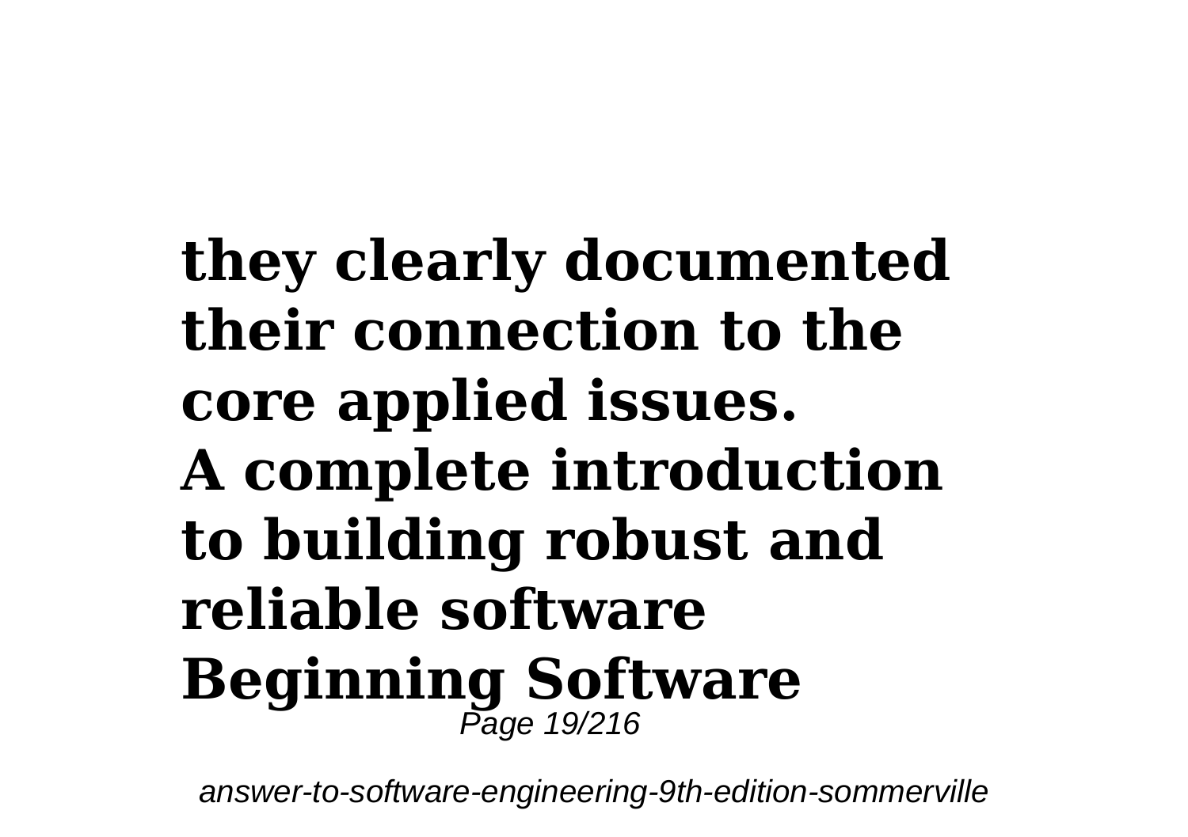**they clearly documented their connection to the core applied issues.**
**A complete introduction to building robust and reliable software**
**Beginning Software**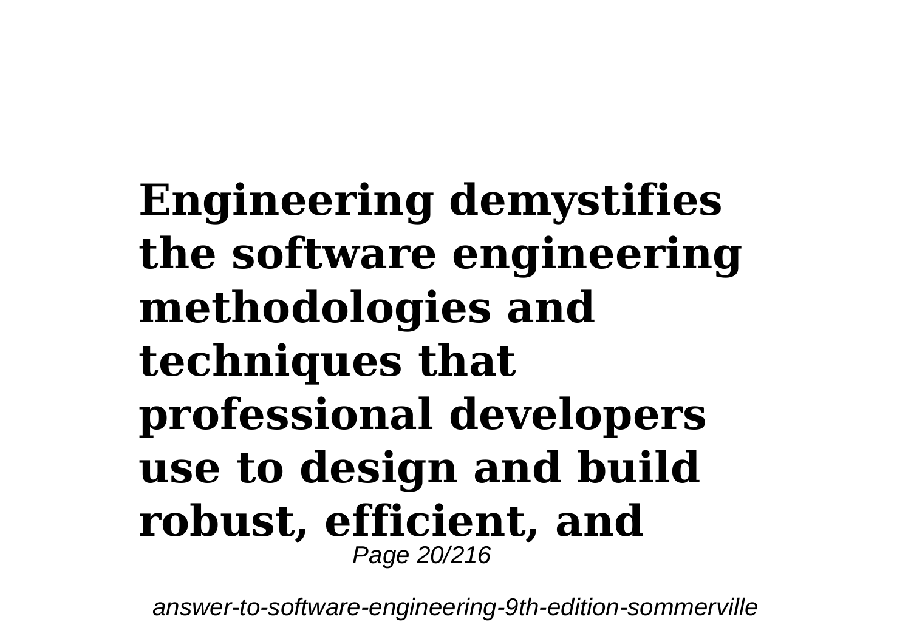**Engineering demystifies the software engineering methodologies and techniques that professional developers use to design and build robust, efficient, and**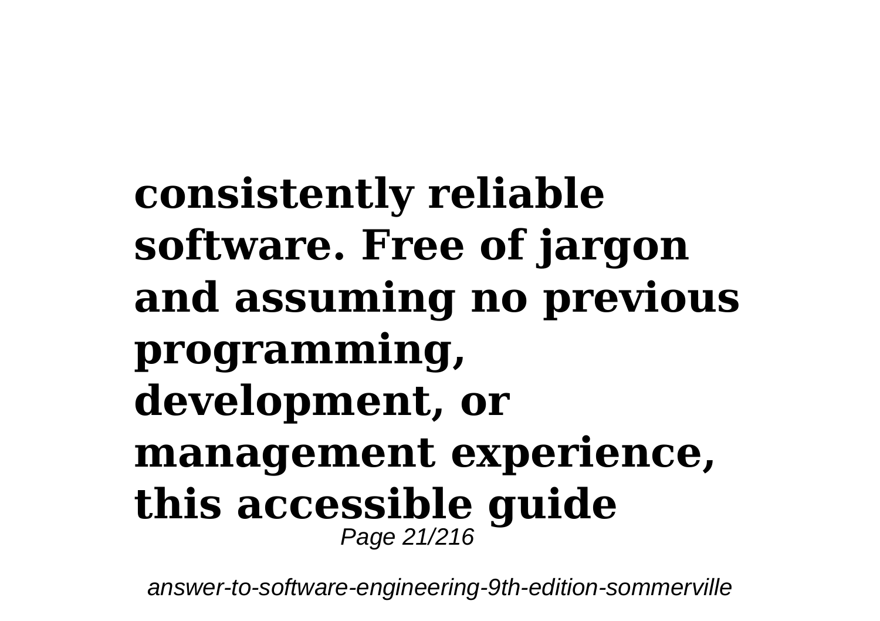**consistently reliable software. Free of jargon and assuming no previous programming, development, or management experience, this accessible guide**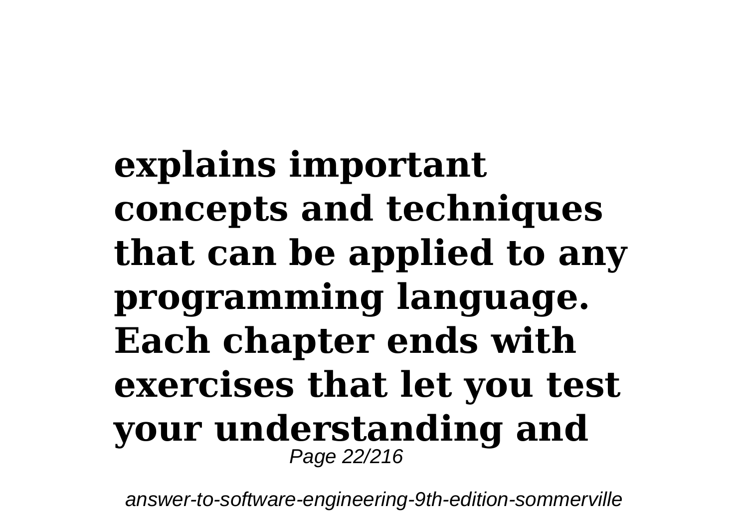**explains important concepts and techniques that can be applied to any programming language. Each chapter ends with exercises that let you test your understanding and**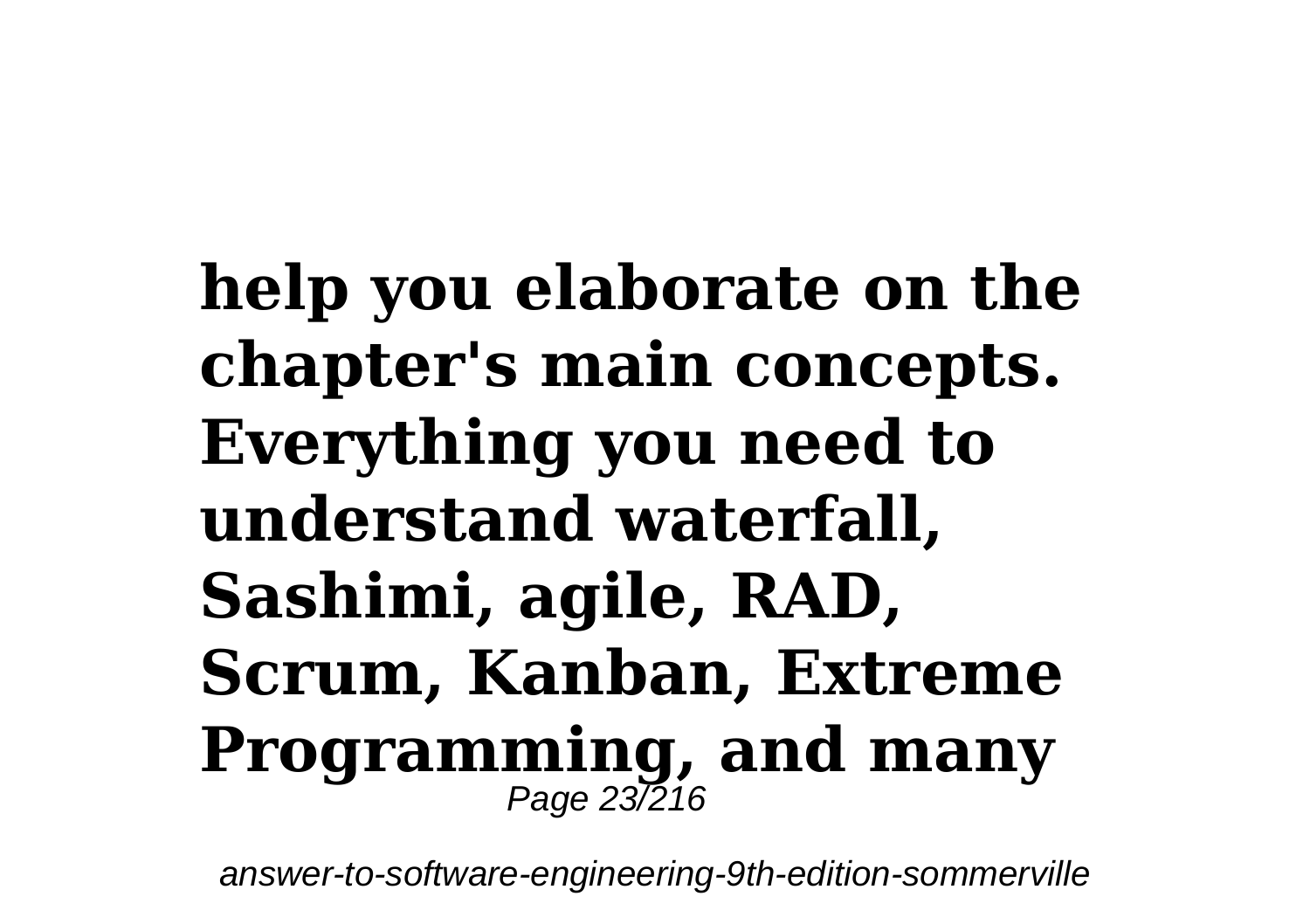**help you elaborate on the chapter's main concepts. Everything you need to understand waterfall, Sashimi, agile, RAD, Scrum, Kanban, Extreme Programming, and many**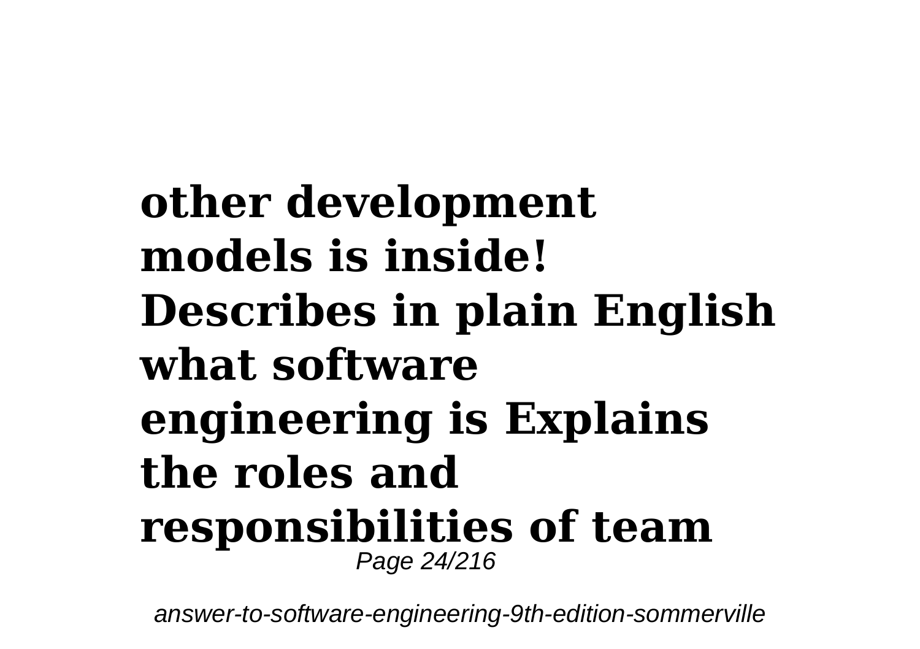**other development models is inside! Describes in plain English what software engineering is Explains the roles and responsibilities of team**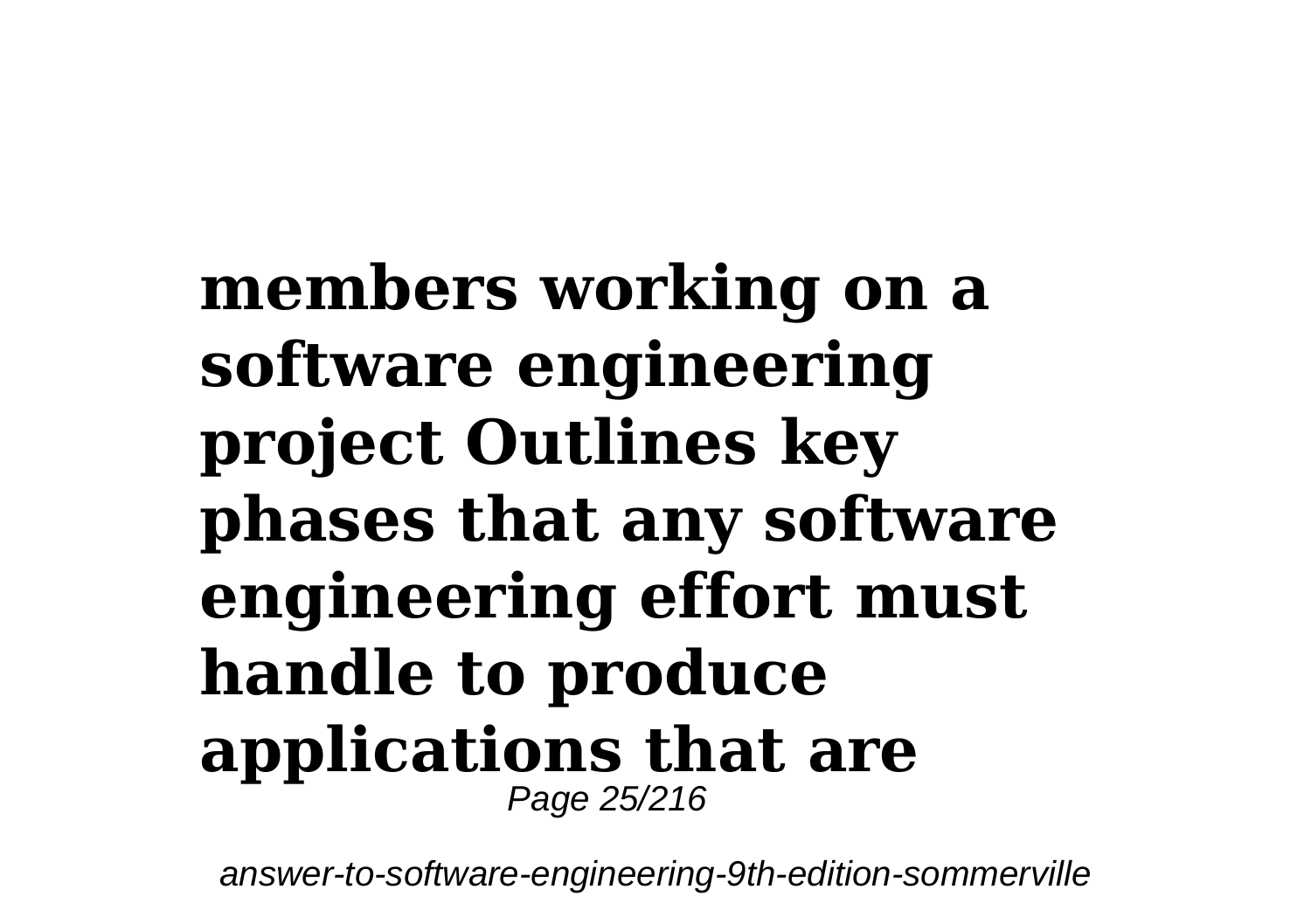**members working on a software engineering project Outlines key phases that any software engineering effort must handle to produce applications that are**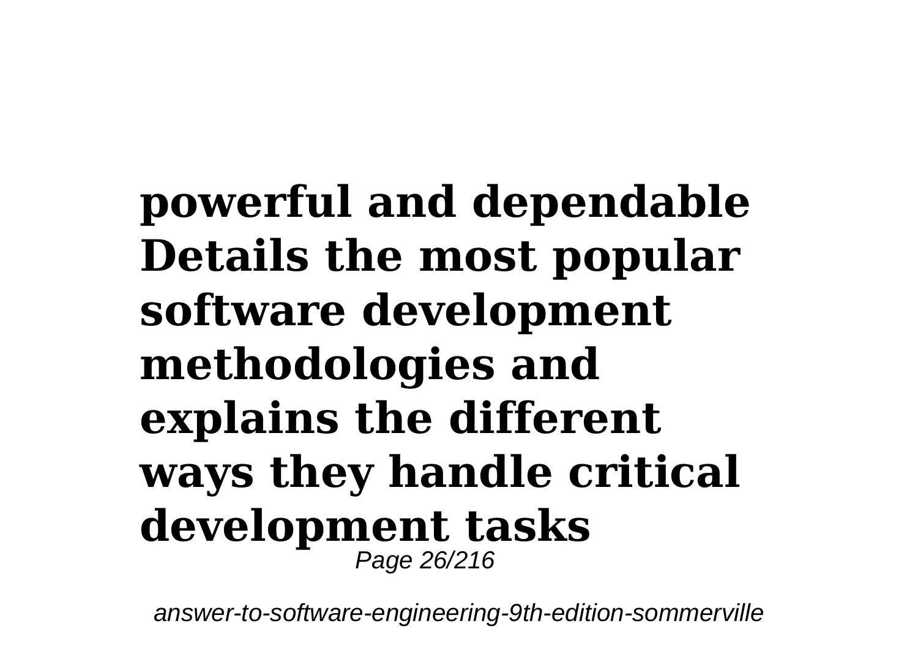**powerful and dependable Details the most popular software development methodologies and explains the different ways they handle critical development tasks**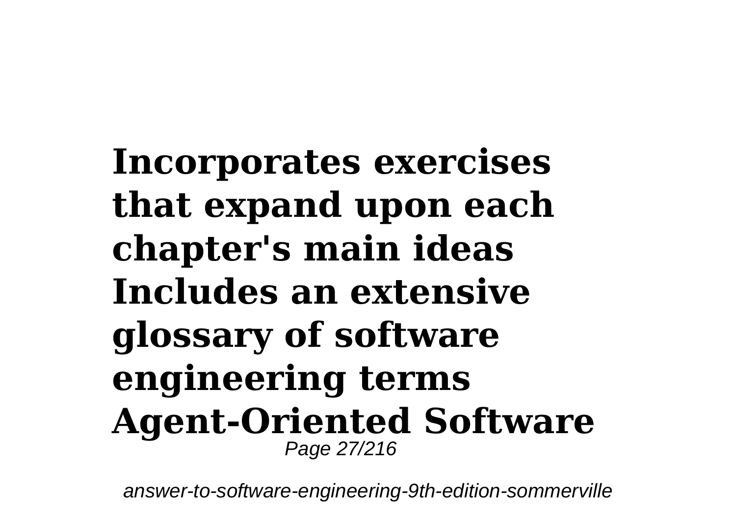**Incorporates exercises that expand upon each chapter's main ideas Includes an extensive glossary of software engineering terms Agent-Oriented Software**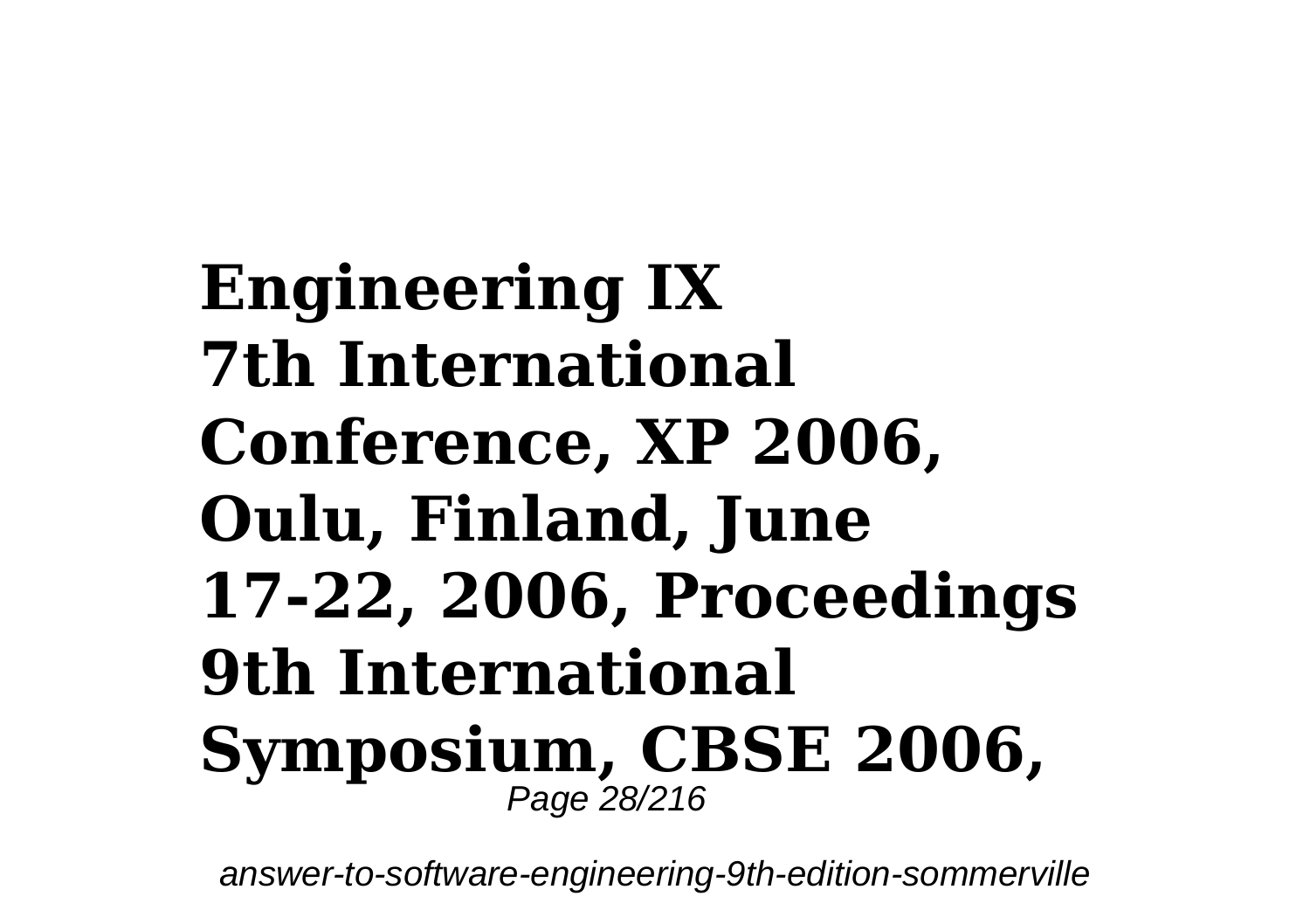**Engineering IX**
**7th International Conference, XP 2006, Oulu, Finland, June 17-22, 2006, Proceedings**
**9th International Symposium, CBSE 2006,**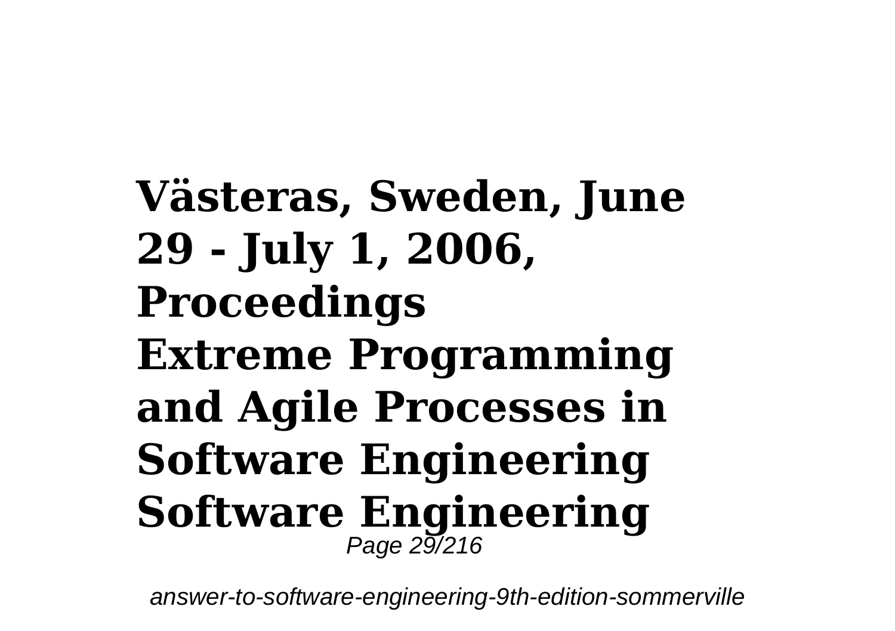**Västeras, Sweden, June 29 - July 1, 2006, Proceedings**

**Extreme Programming and Agile Processes in Software Engineering**

**Software Engineering**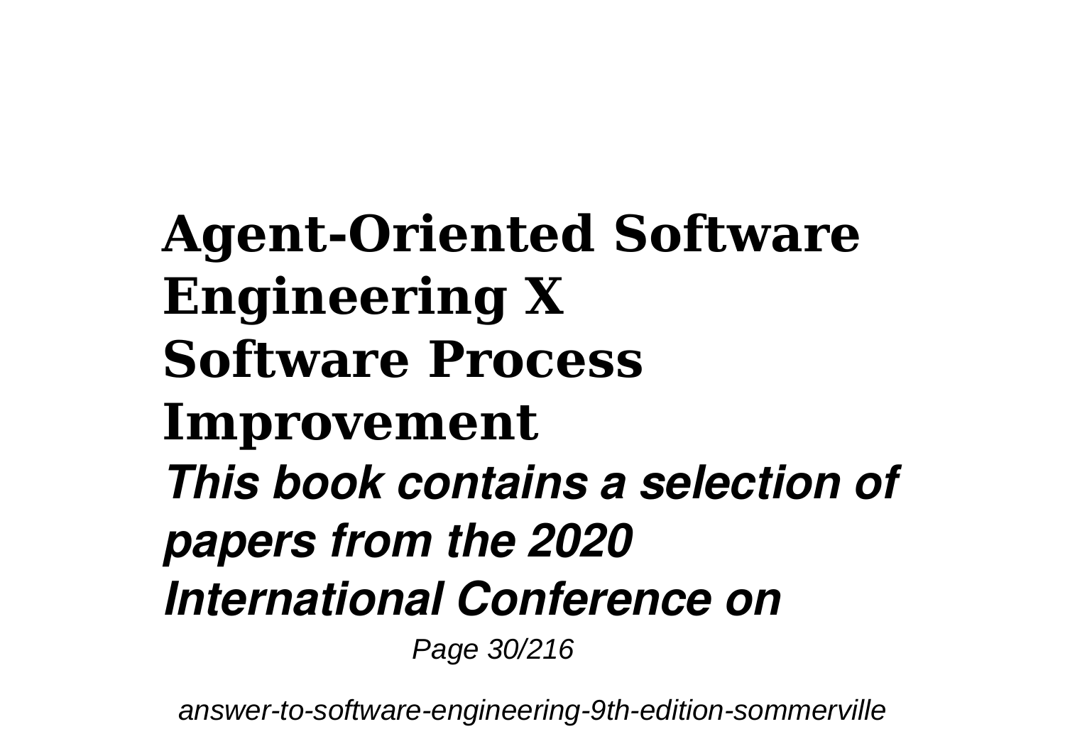## Agent-Oriented Software Engineering X

## Software Process Improvement

***This book contains a selection of papers from the 2020 International Conference on***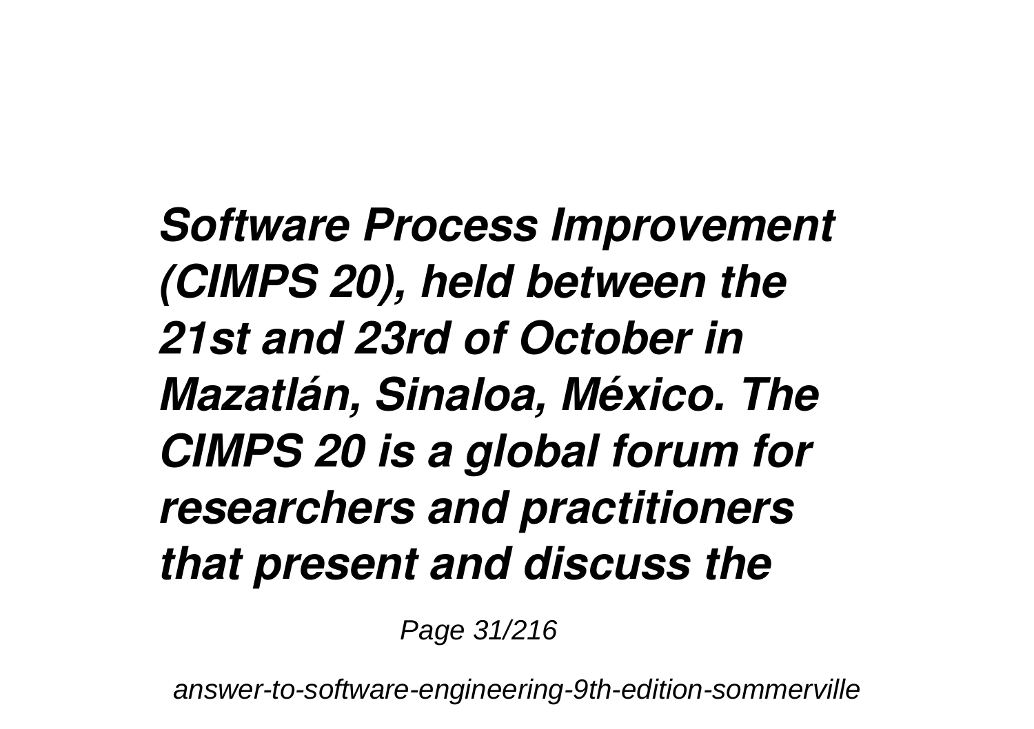***Software Process Improvement (CIMPS 20), held between the 21st and 23rd of October in Mazatlán, Sinaloa, México. The CIMPS 20 is a global forum for researchers and practitioners that present and discuss the***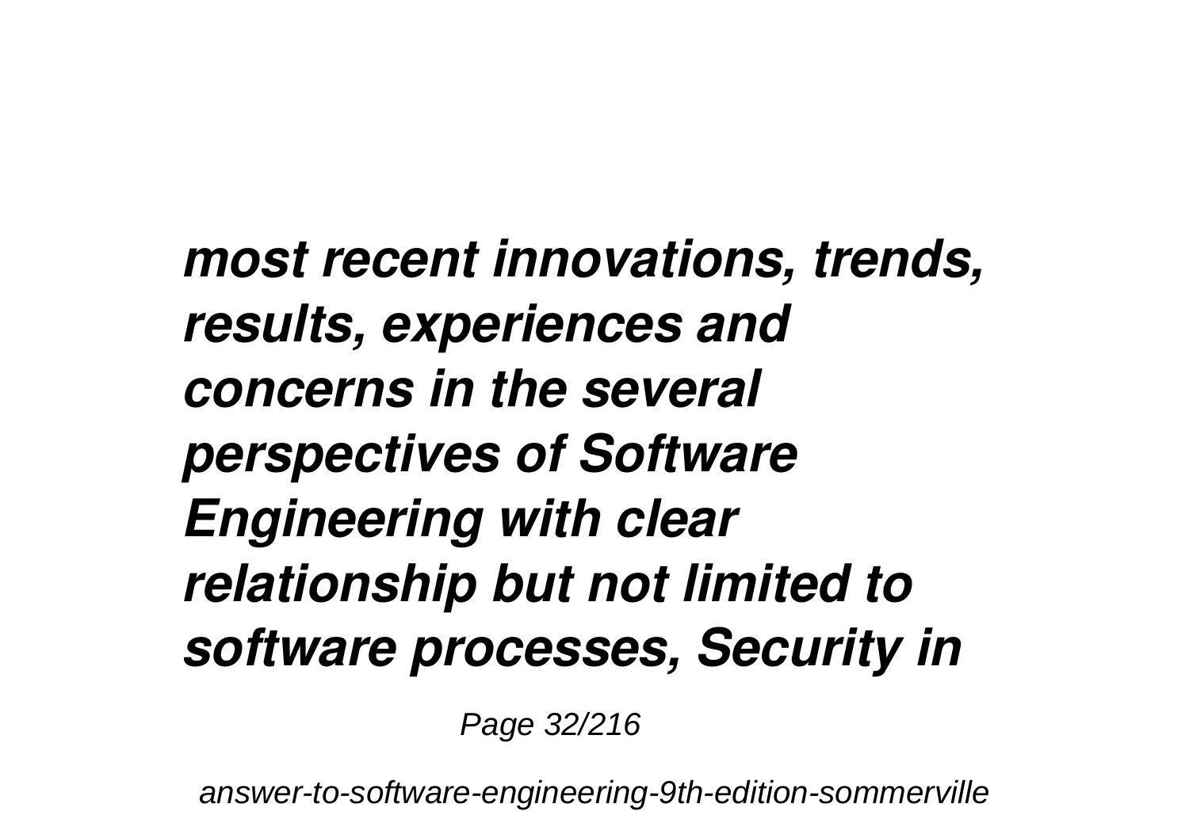*most recent innovations, trends, results, experiences and concerns in the several perspectives of Software Engineering with clear relationship but not limited to software processes, Security in*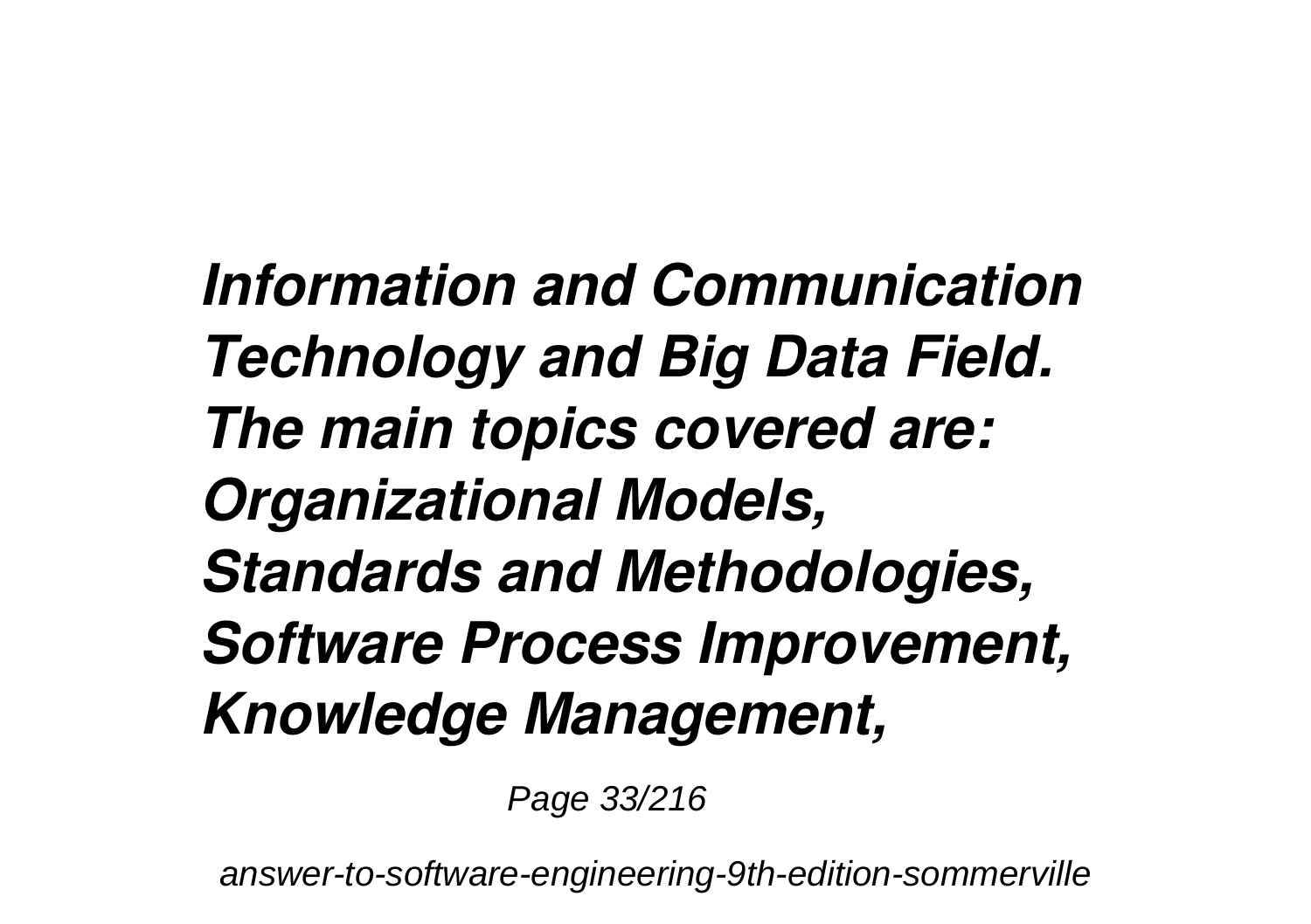***Information and Communication Technology and Big Data Field. The main topics covered are: Organizational Models, Standards and Methodologies, Software Process Improvement, Knowledge Management,***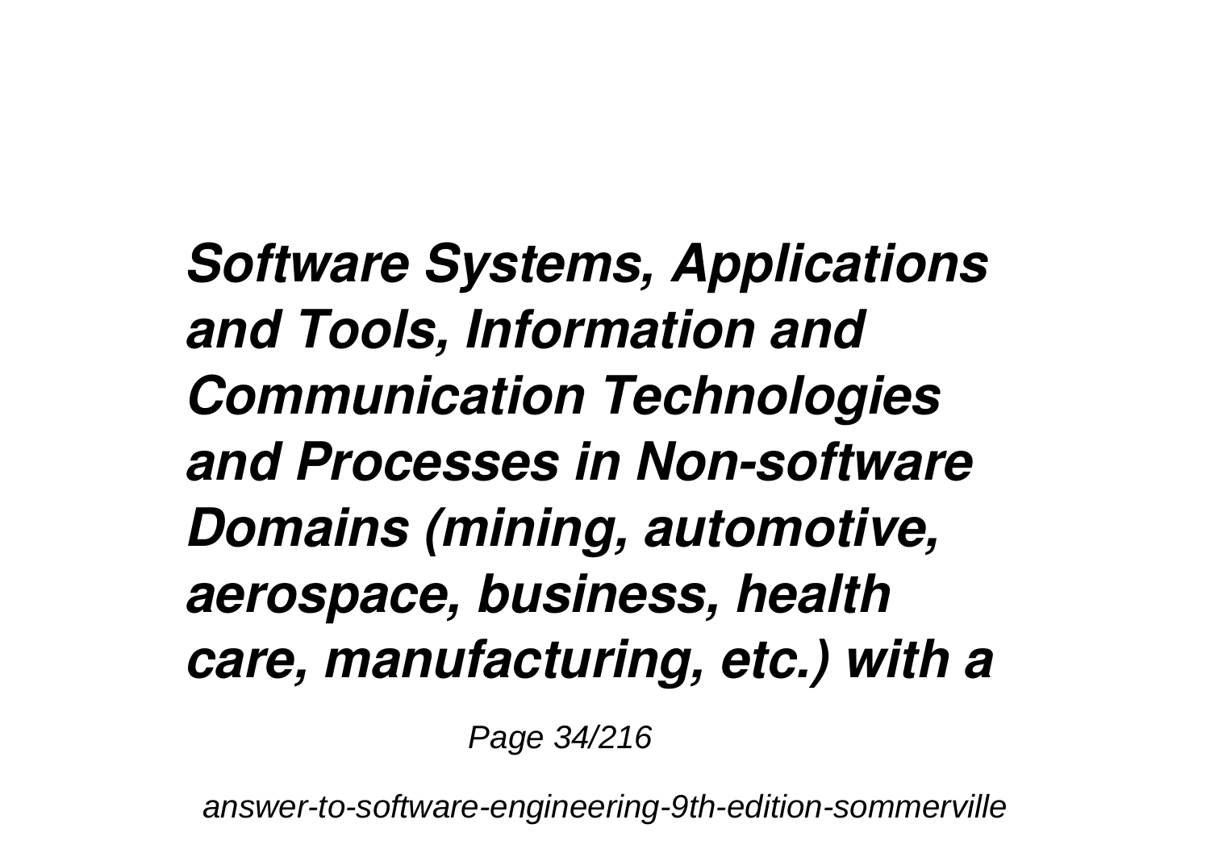***Software Systems, Applications and Tools, Information and Communication Technologies and Processes in Non-software Domains (mining, automotive, aerospace, business, health care, manufacturing, etc.) with a***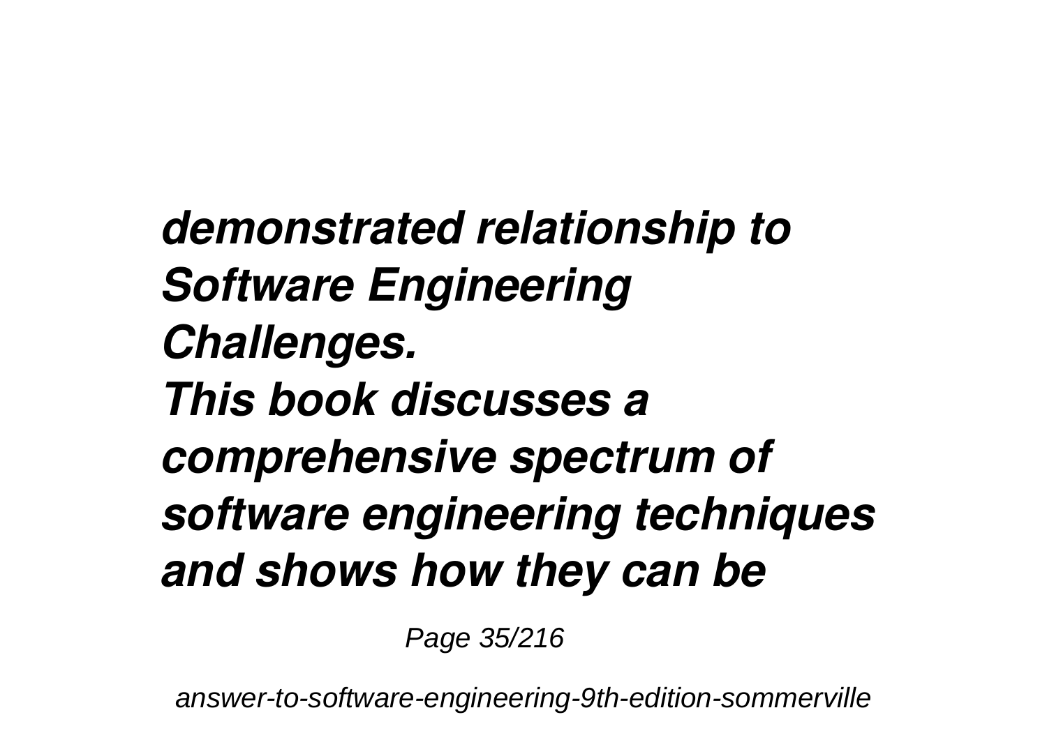***demonstrated relationship to Software Engineering Challenges.***

***This book discusses a comprehensive spectrum of software engineering techniques and shows how they can be***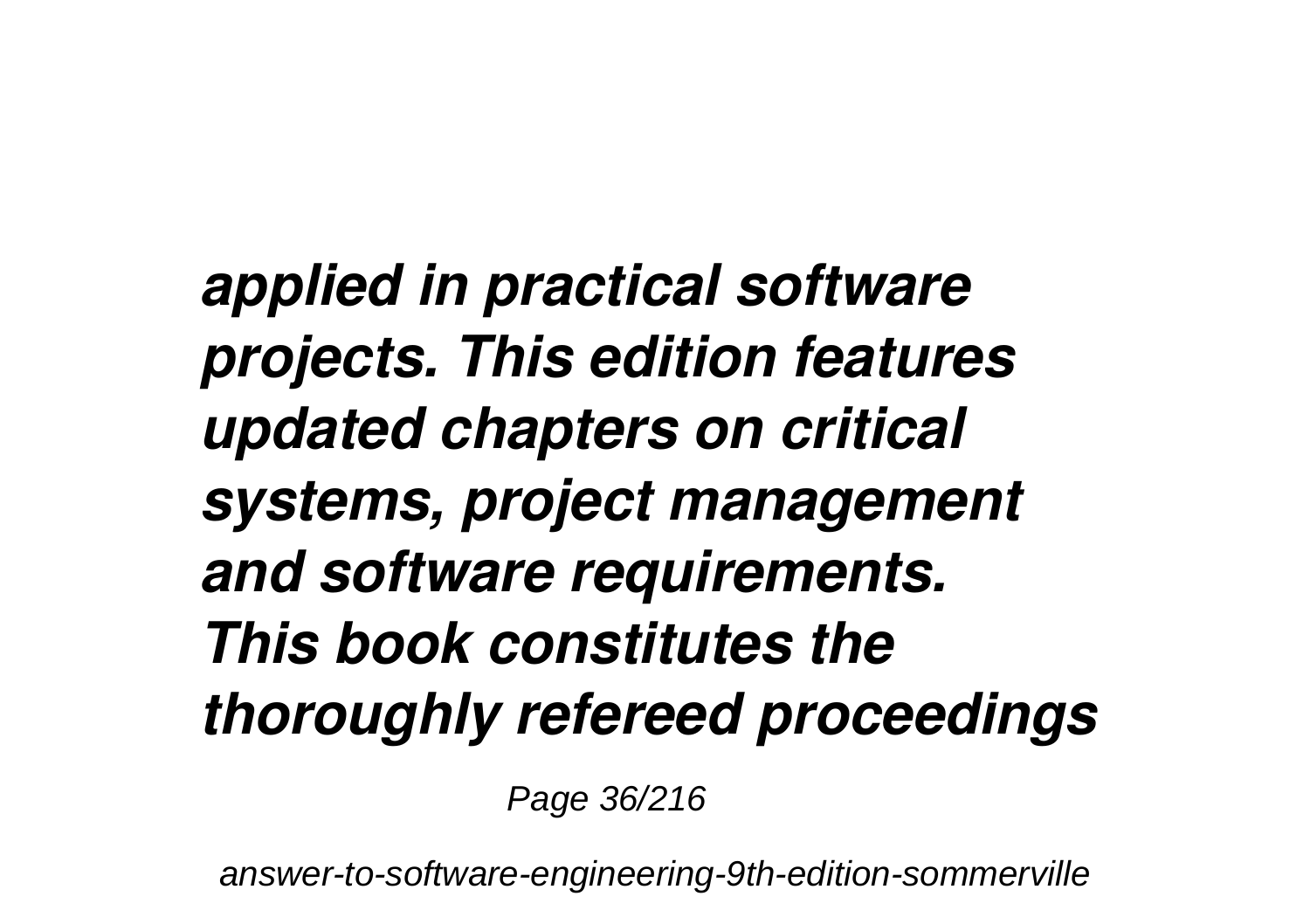*applied in practical software projects. This edition features updated chapters on critical systems, project management and software requirements.*
*This book constitutes the thoroughly refereed proceedings*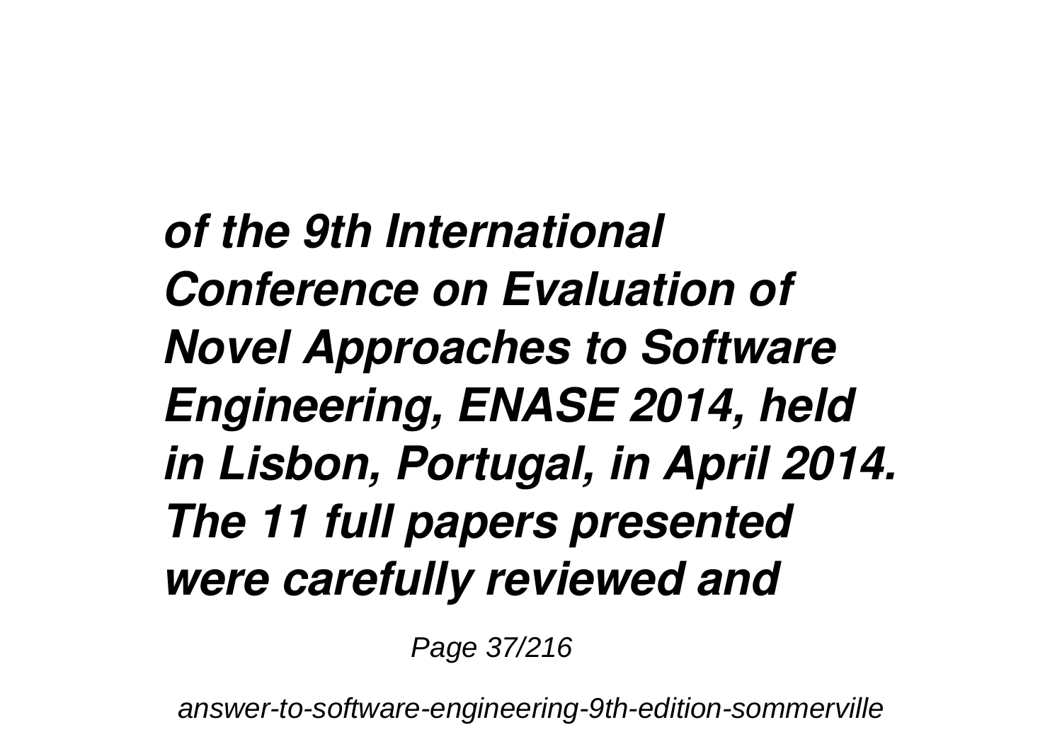***of the 9th International Conference on Evaluation of Novel Approaches to Software Engineering, ENASE 2014, held in Lisbon, Portugal, in April 2014. The 11 full papers presented were carefully reviewed and***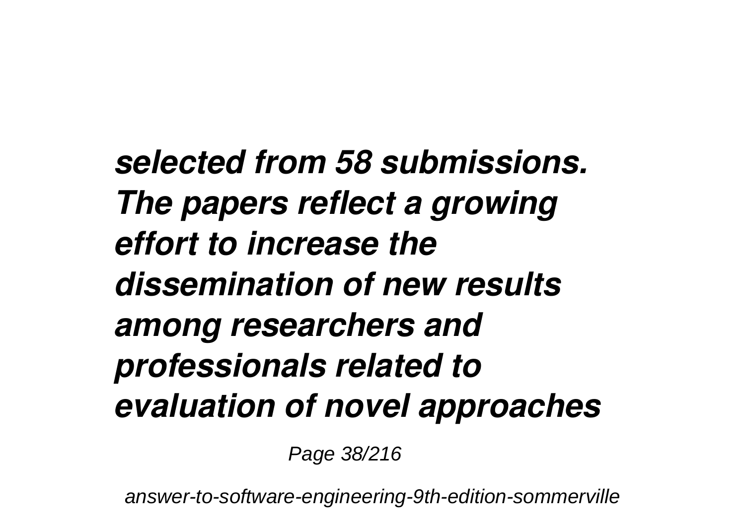***selected from 58 submissions. The papers reflect a growing effort to increase the dissemination of new results among researchers and professionals related to evaluation of novel approaches***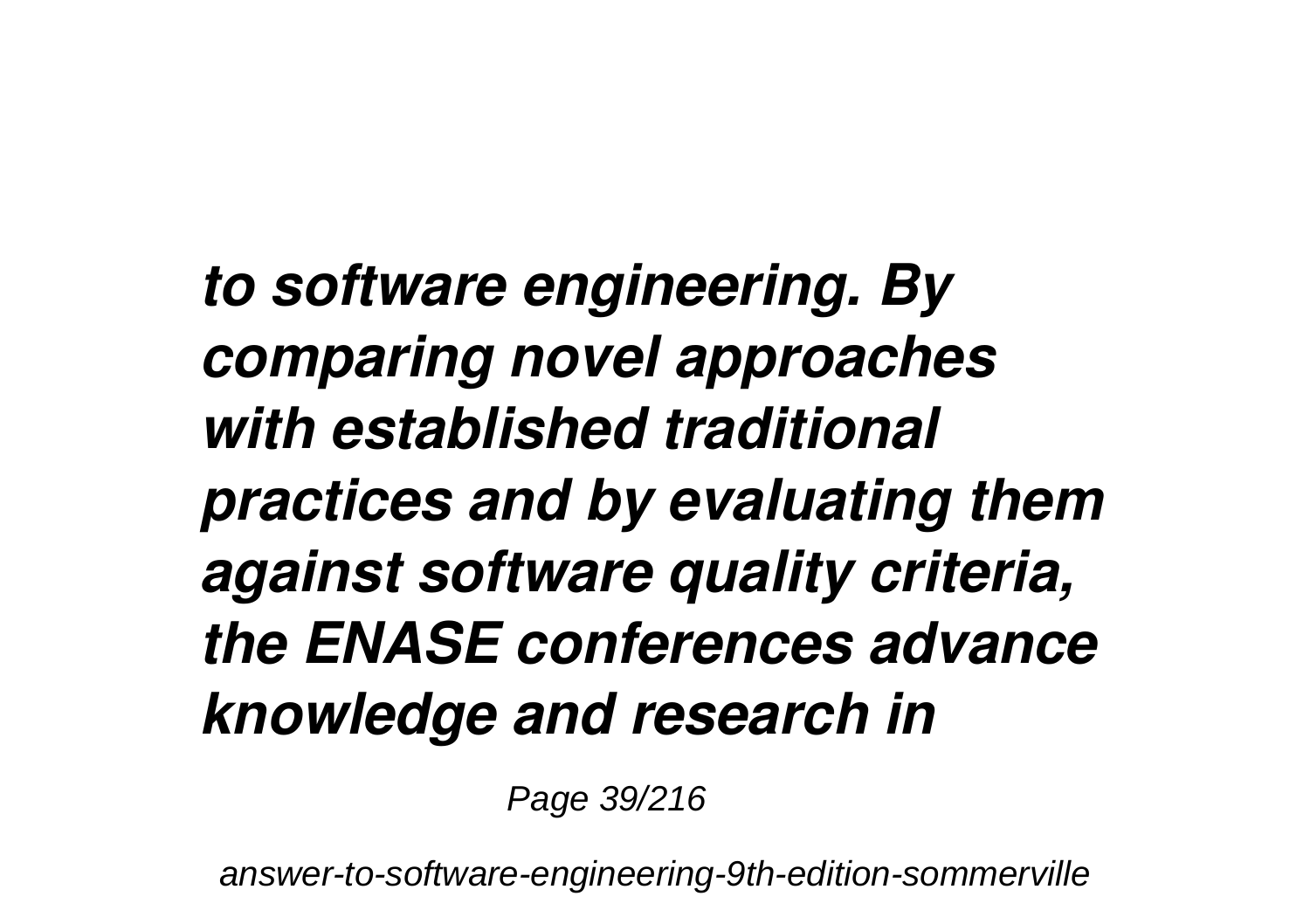***to software engineering. By comparing novel approaches with established traditional practices and by evaluating them against software quality criteria, the ENASE conferences advance knowledge and research in***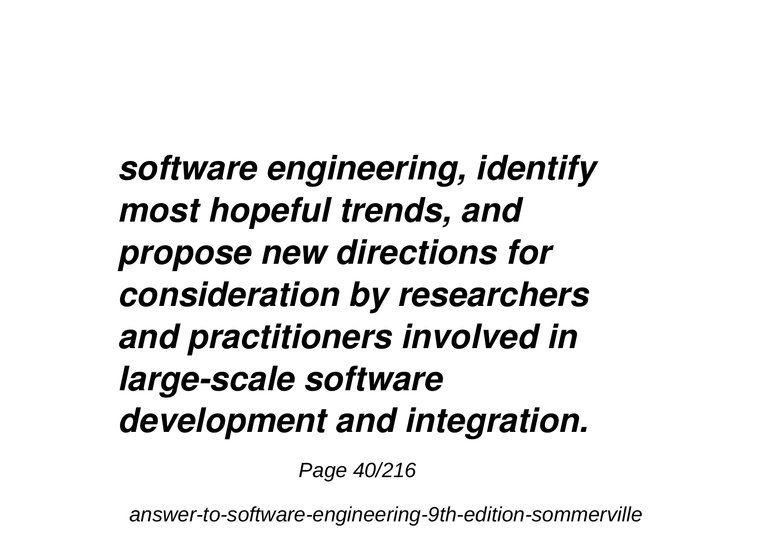***software engineering, identify most hopeful trends, and propose new directions for consideration by researchers and practitioners involved in large-scale software development and integration.***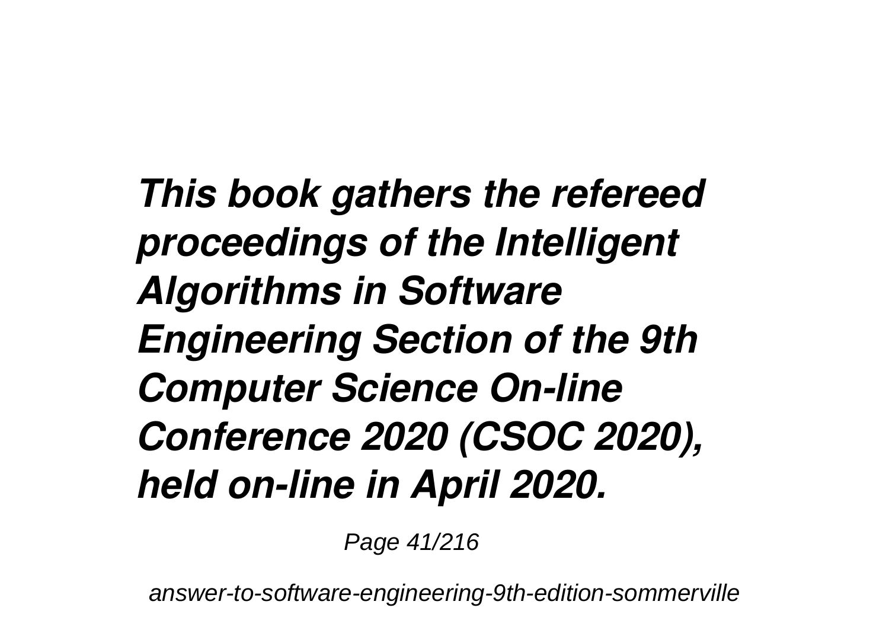***This book gathers the refereed proceedings of the Intelligent Algorithms in Software Engineering Section of the 9th Computer Science On-line Conference 2020 (CSOC 2020), held on-line in April 2020.***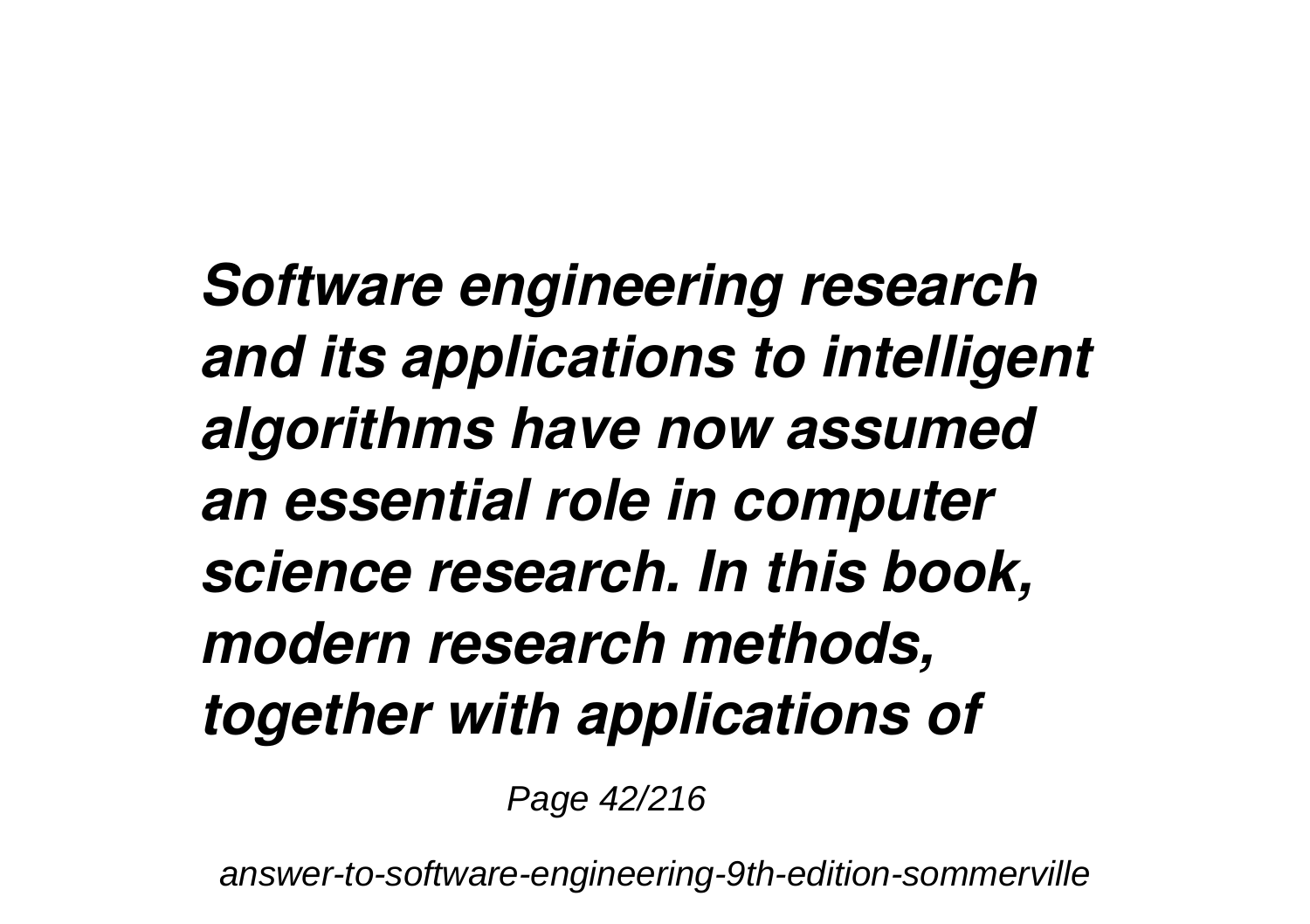***Software engineering research and its applications to intelligent algorithms have now assumed an essential role in computer science research. In this book, modern research methods, together with applications of***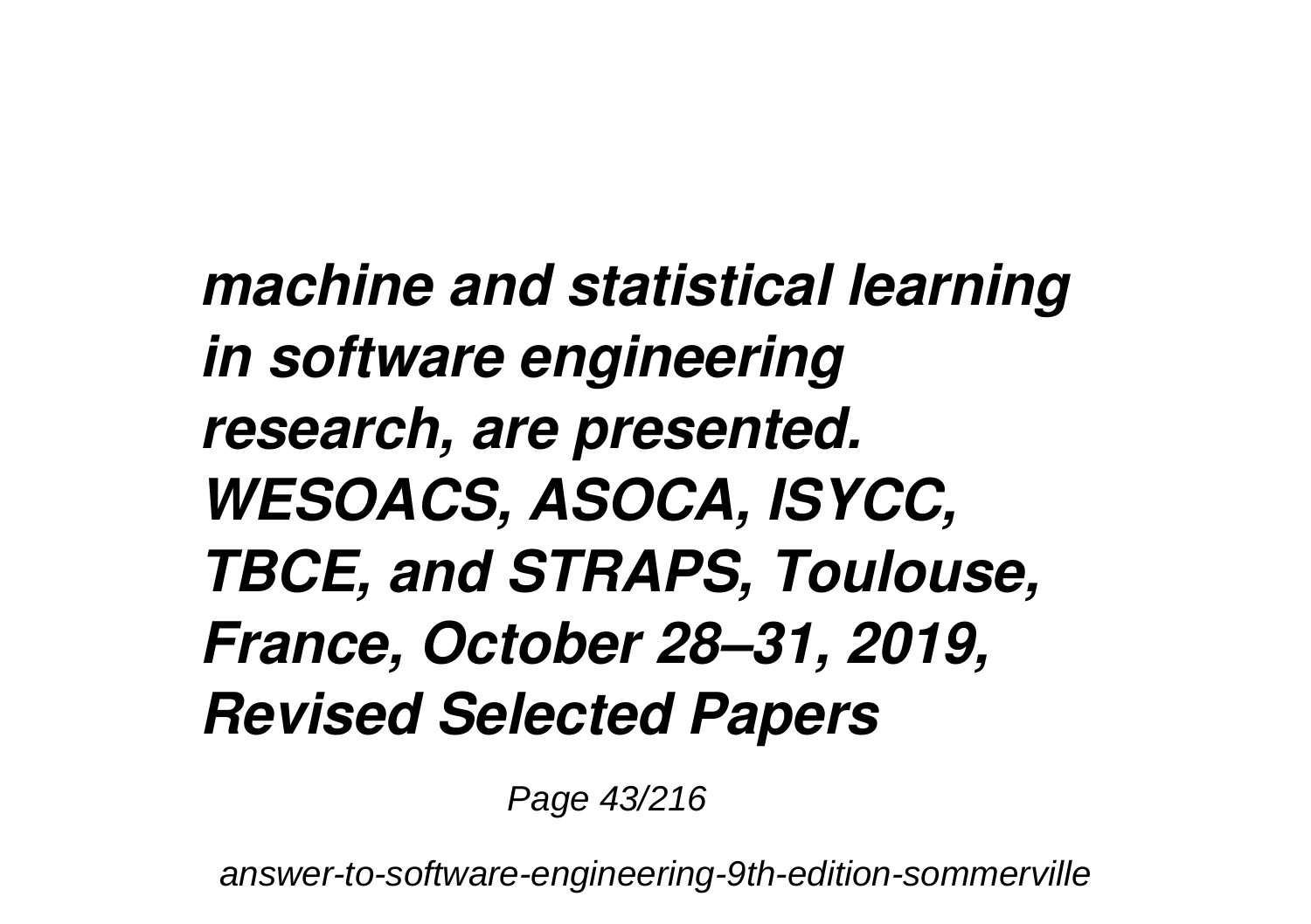***machine and statistical learning in software engineering research, are presented. WESOACS, ASOCA, ISYCC, TBCE, and STRAPS, Toulouse, France, October 28–31, 2019, Revised Selected Papers***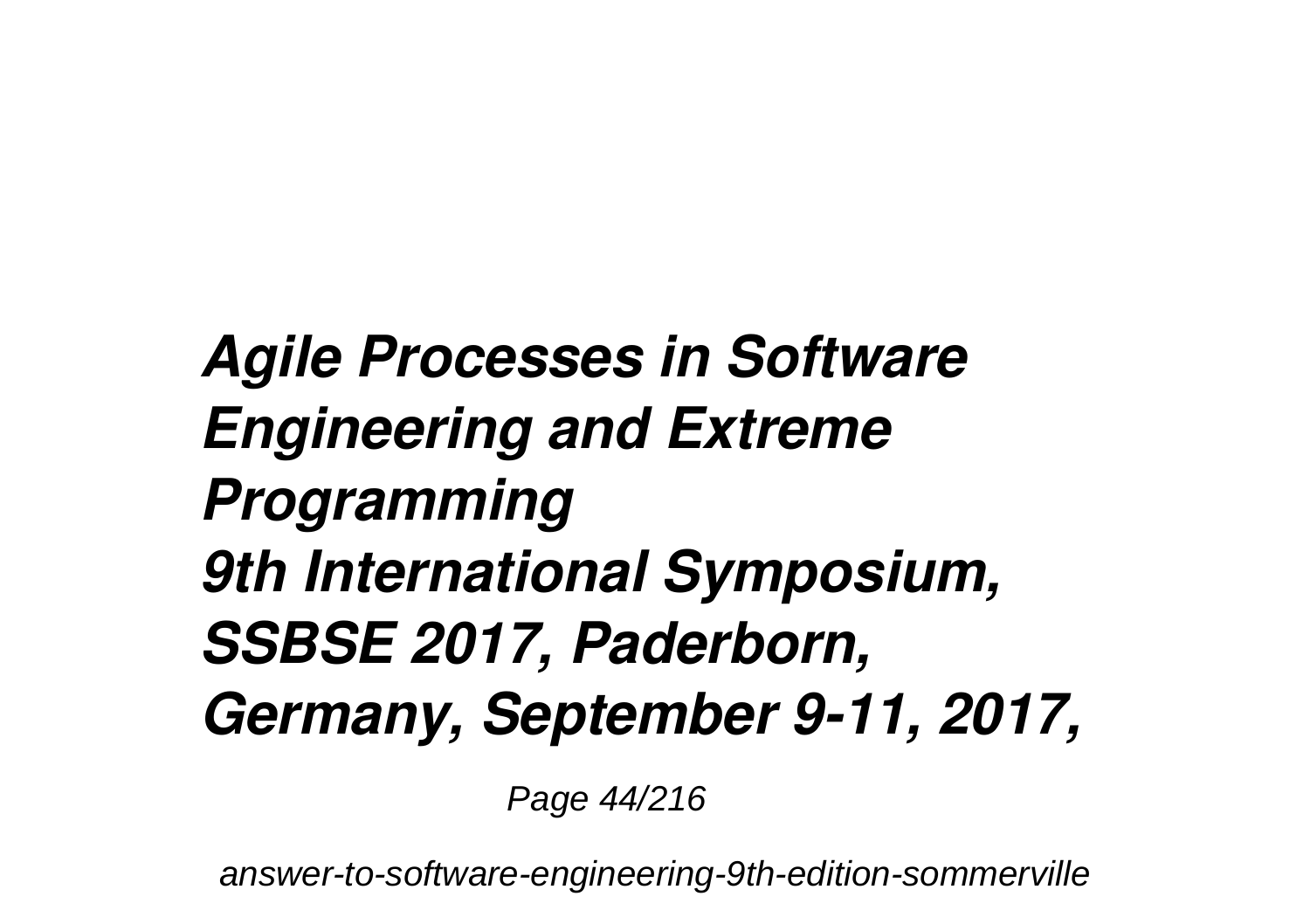***Agile Processes in Software Engineering and Extreme Programming 9th International Symposium, SSBSE 2017, Paderborn, Germany, September 9-11, 2017,***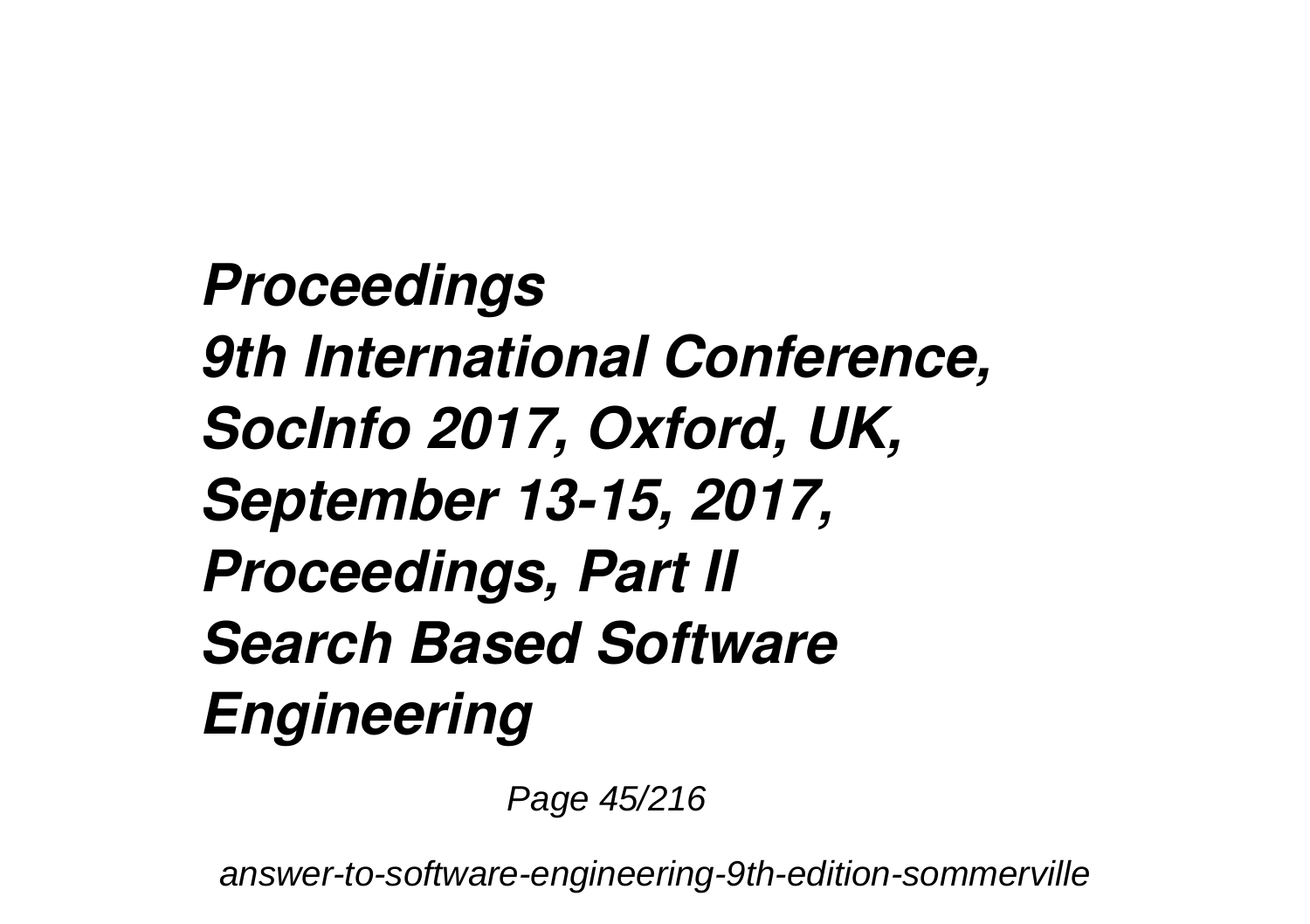***Proceedings***
***9th International Conference, SocInfo 2017, Oxford, UK, September 13-15, 2017, Proceedings, Part II***
***Search Based Software Engineering***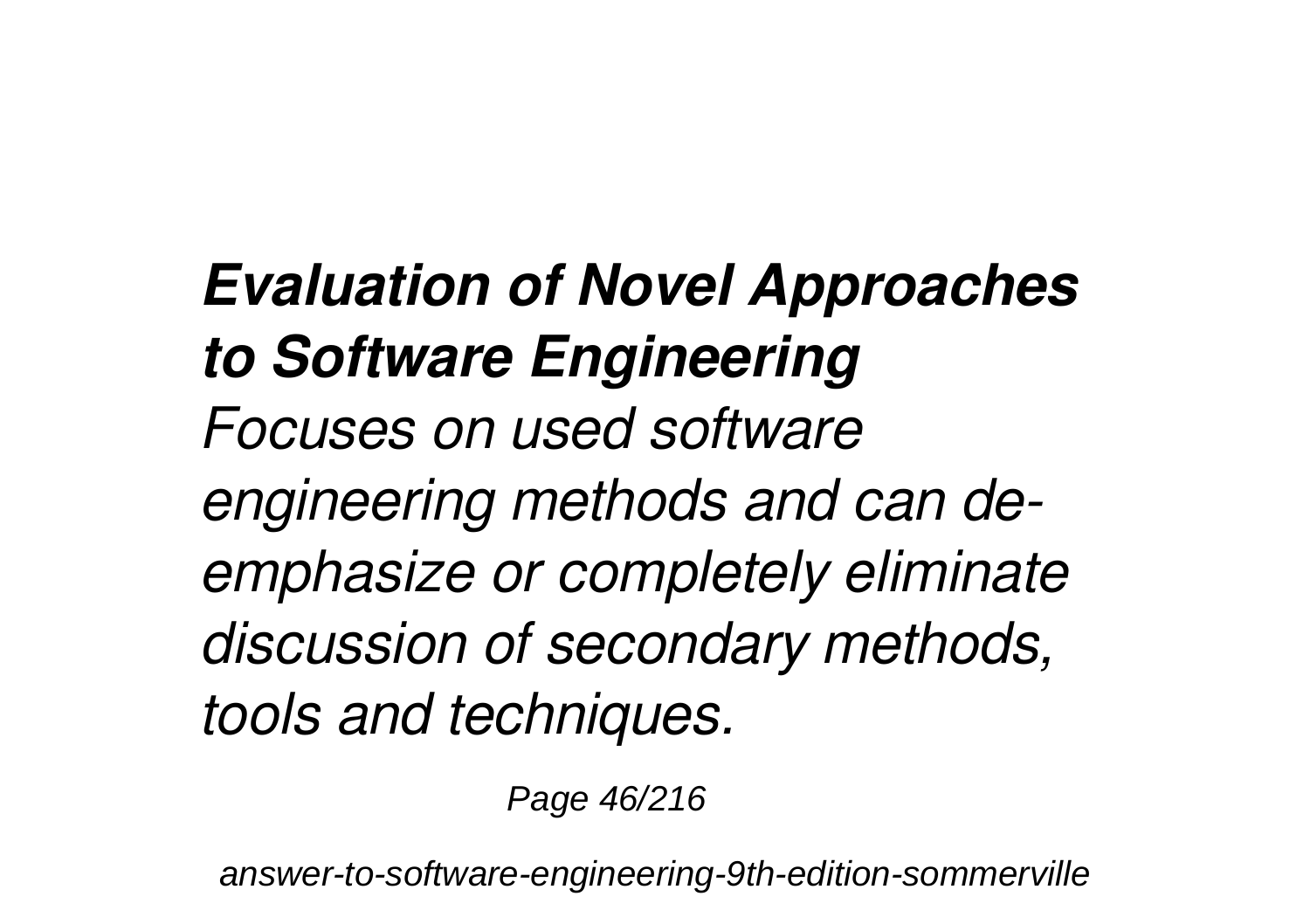### *Evaluation of Novel Approaches to Software Engineering*

*Focuses on used software engineering methods and can de-emphasize or completely eliminate discussion of secondary methods, tools and techniques.*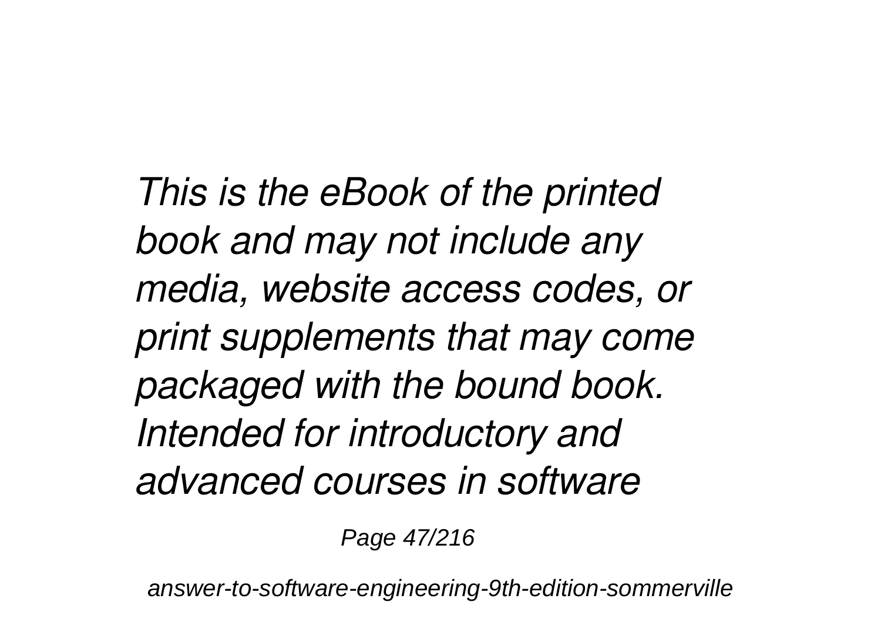*This is the eBook of the printed book and may not include any media, website access codes, or print supplements that may come packaged with the bound book. Intended for introductory and advanced courses in software*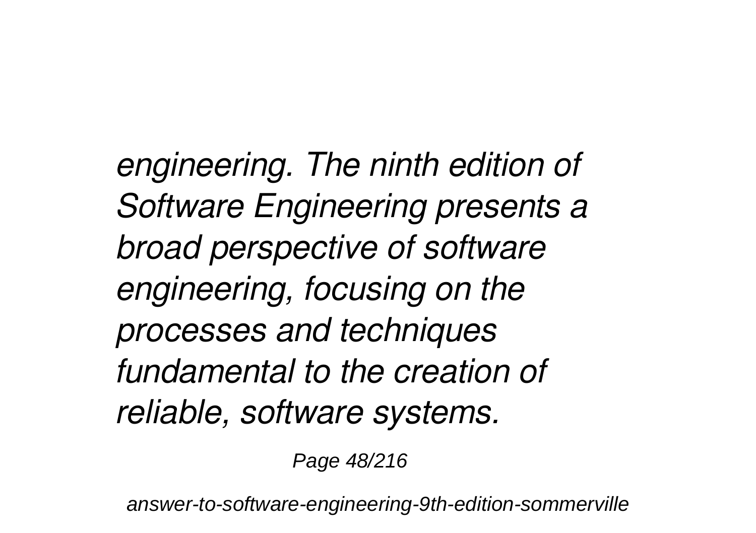*engineering. The ninth edition of Software Engineering presents a broad perspective of software engineering, focusing on the processes and techniques fundamental to the creation of reliable, software systems.*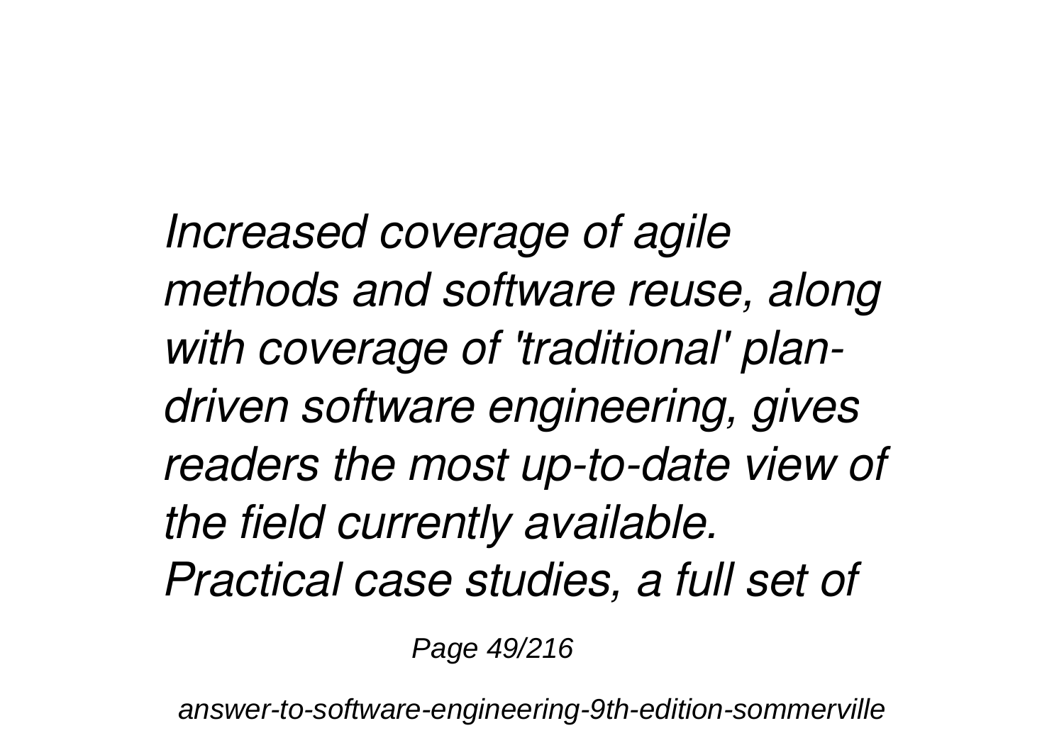*Increased coverage of agile methods and software reuse, along with coverage of 'traditional' plan-driven software engineering, gives readers the most up-to-date view of the field currently available. Practical case studies, a full set of*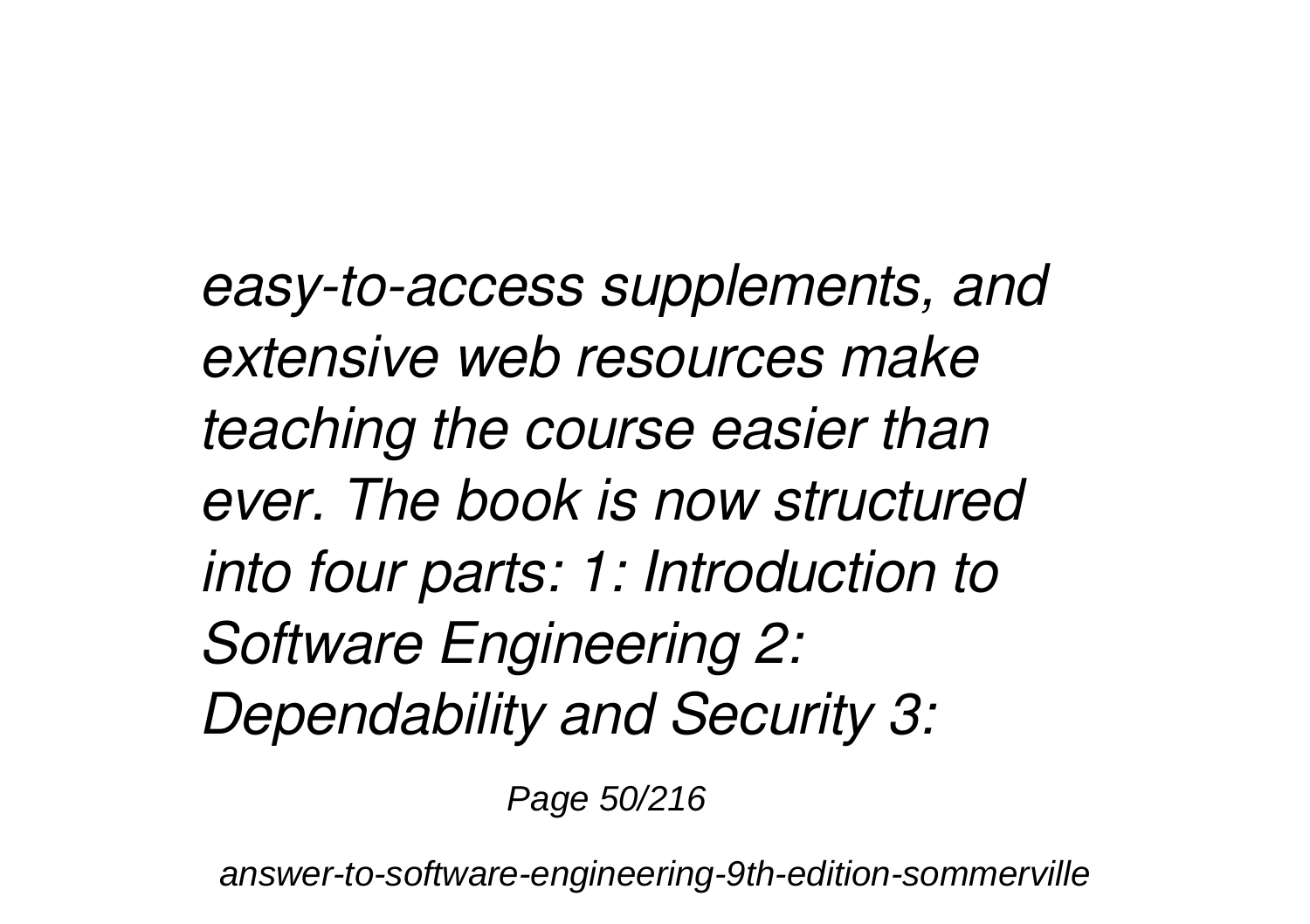*easy-to-access supplements, and extensive web resources make teaching the course easier than ever. The book is now structured into four parts: 1: Introduction to Software Engineering 2: Dependability and Security 3:*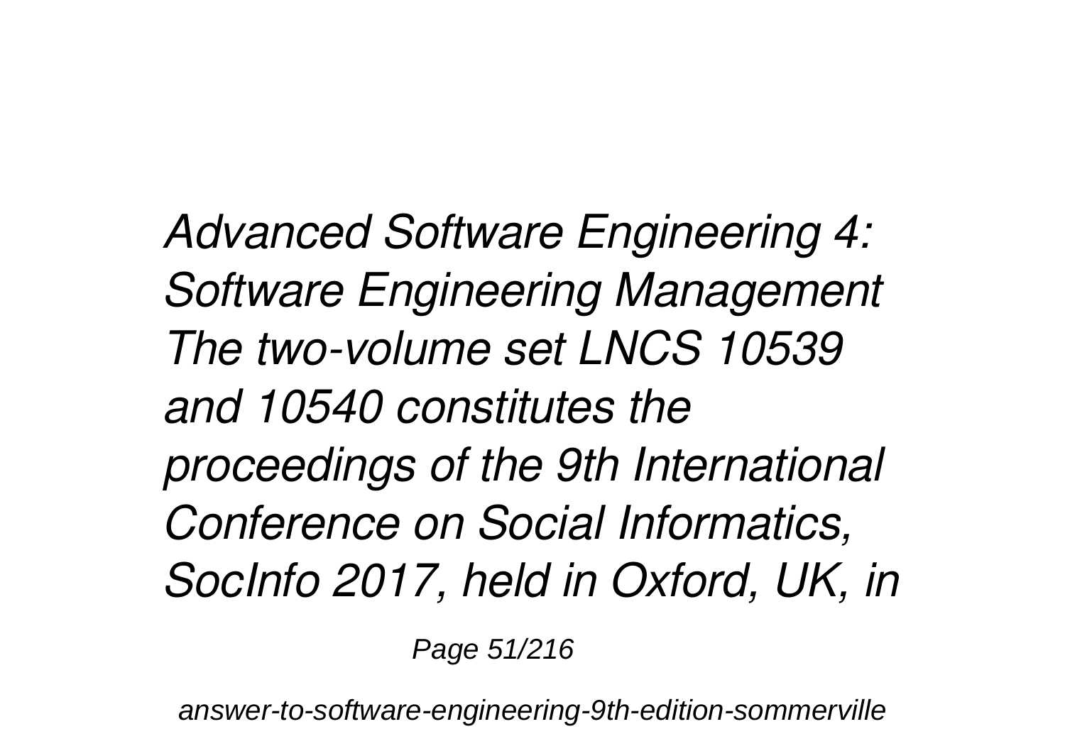*Advanced Software Engineering 4: Software Engineering Management The two-volume set LNCS 10539 and 10540 constitutes the proceedings of the 9th International Conference on Social Informatics, SocInfo 2017, held in Oxford, UK, in*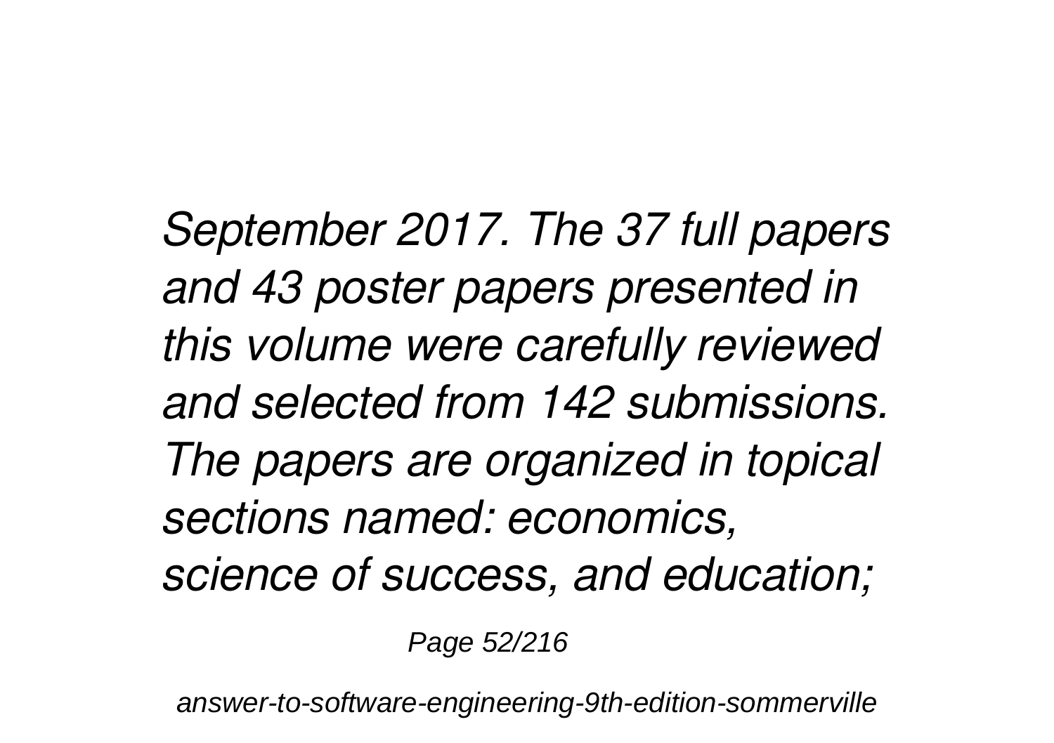*September 2017. The 37 full papers and 43 poster papers presented in this volume were carefully reviewed and selected from 142 submissions. The papers are organized in topical sections named: economics, science of success, and education;*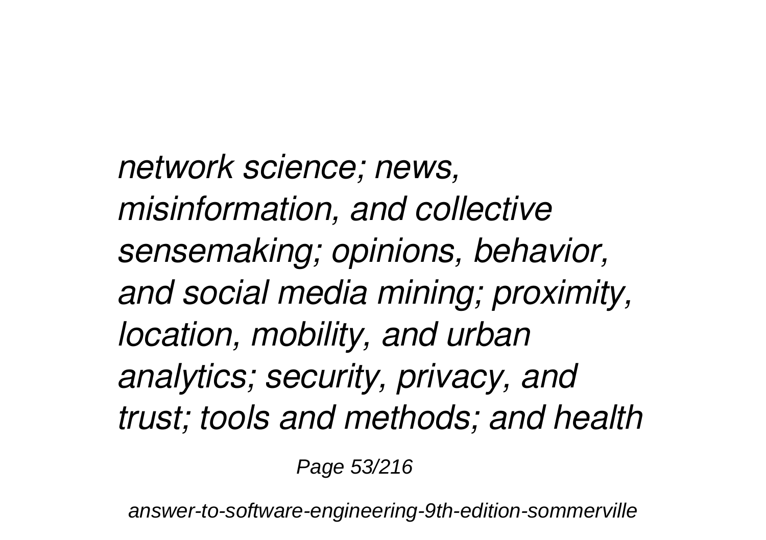*network science; news, misinformation, and collective sensemaking; opinions, behavior, and social media mining; proximity, location, mobility, and urban analytics; security, privacy, and trust; tools and methods; and health*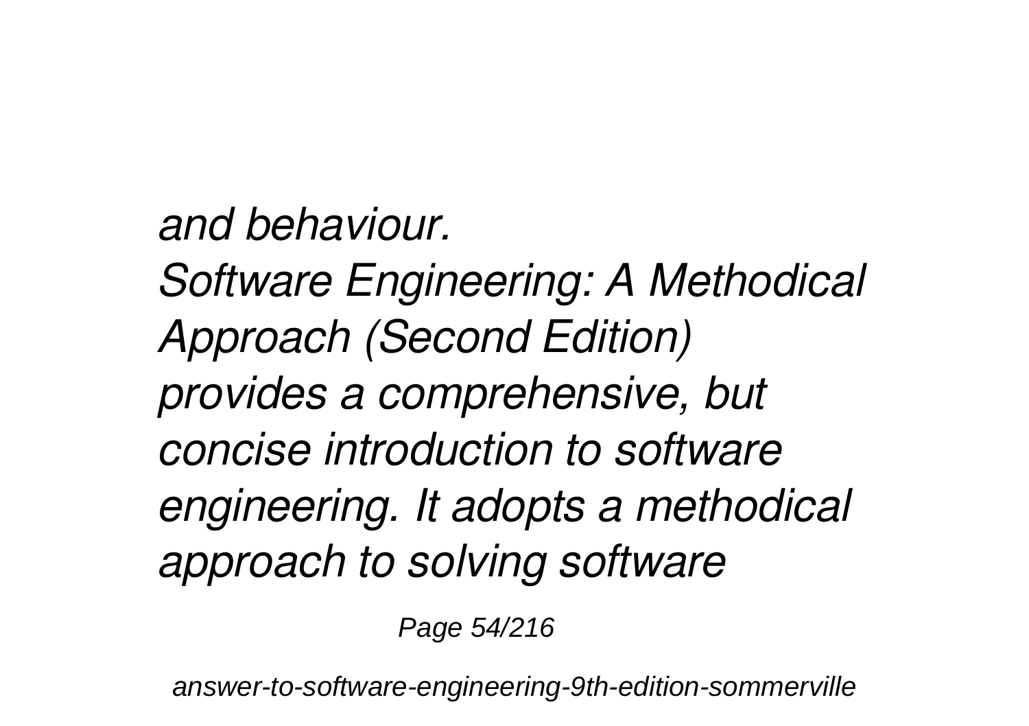*and behaviour.*
*Software Engineering: A Methodical Approach (Second Edition) provides a comprehensive, but concise introduction to software engineering. It adopts a methodical approach to solving software*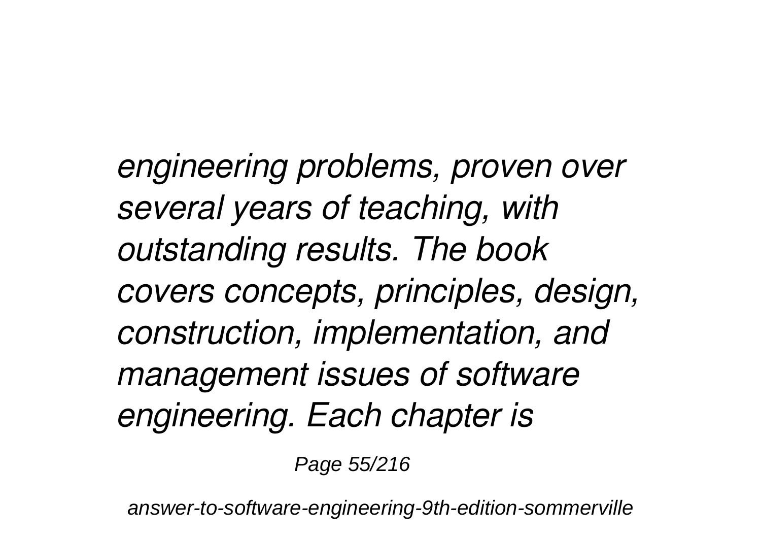*engineering problems, proven over several years of teaching, with outstanding results. The book covers concepts, principles, design, construction, implementation, and management issues of software engineering. Each chapter is*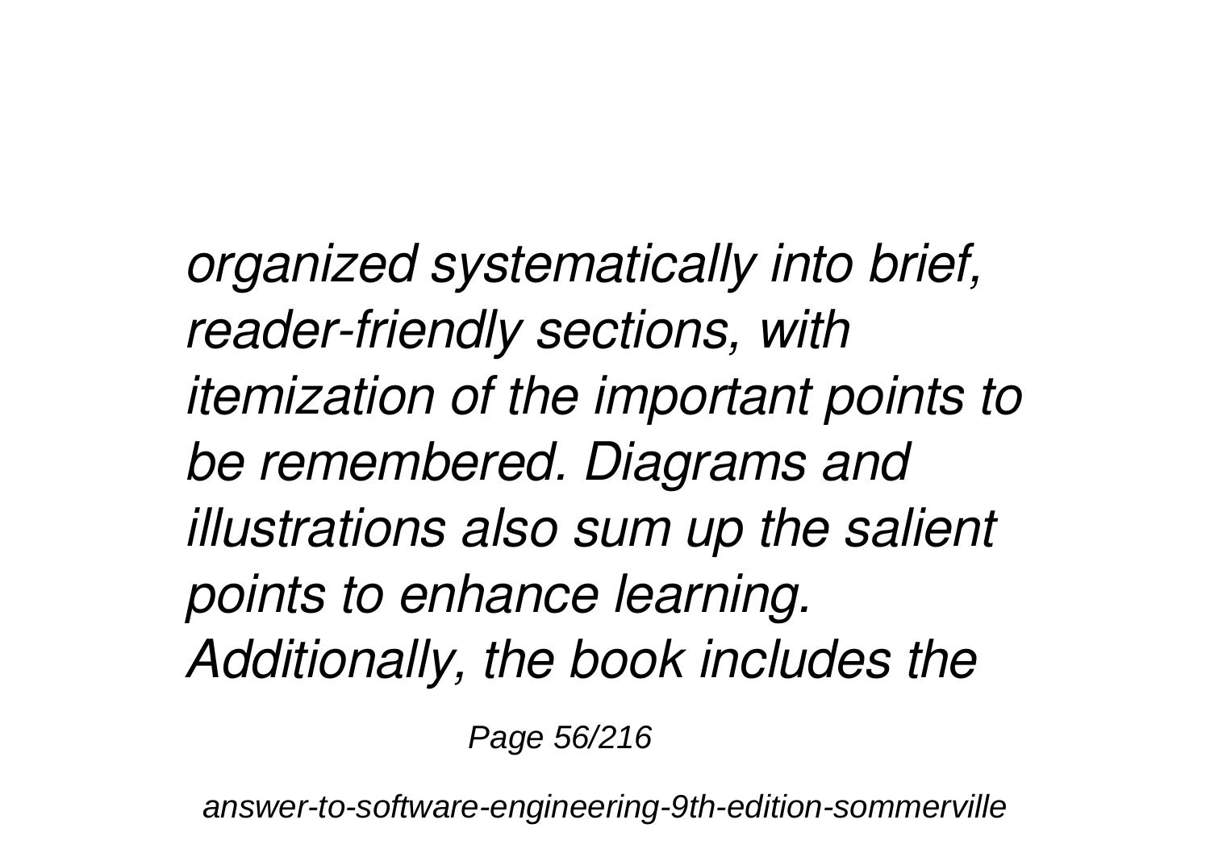*organized systematically into brief, reader-friendly sections, with itemization of the important points to be remembered. Diagrams and illustrations also sum up the salient points to enhance learning. Additionally, the book includes the*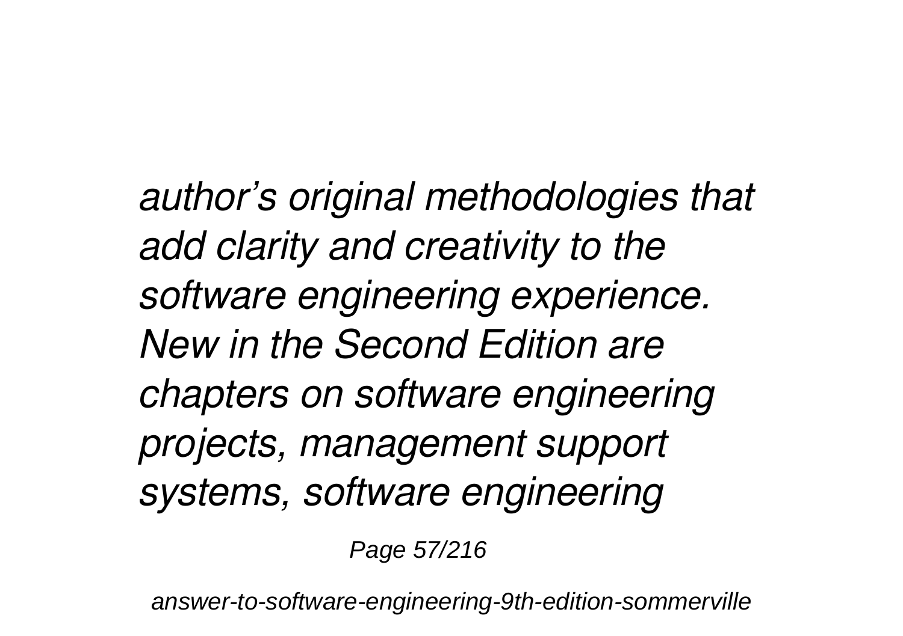*author's original methodologies that add clarity and creativity to the software engineering experience. New in the Second Edition are chapters on software engineering projects, management support systems, software engineering*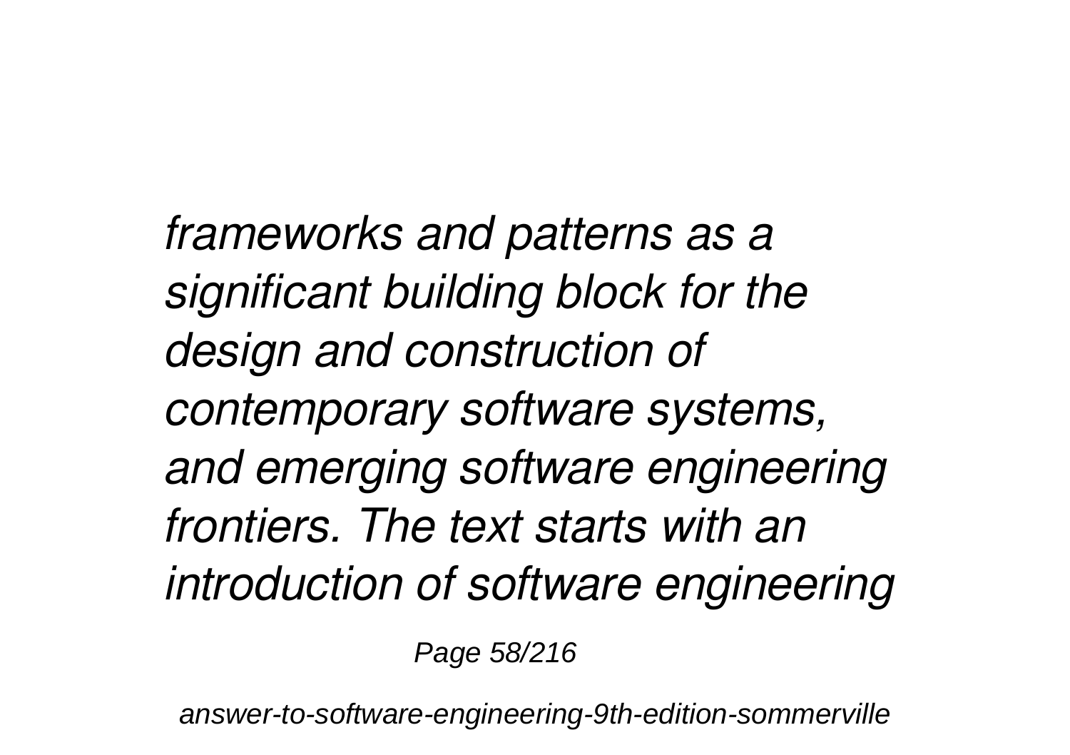*frameworks and patterns as a significant building block for the design and construction of contemporary software systems, and emerging software engineering frontiers. The text starts with an introduction of software engineering*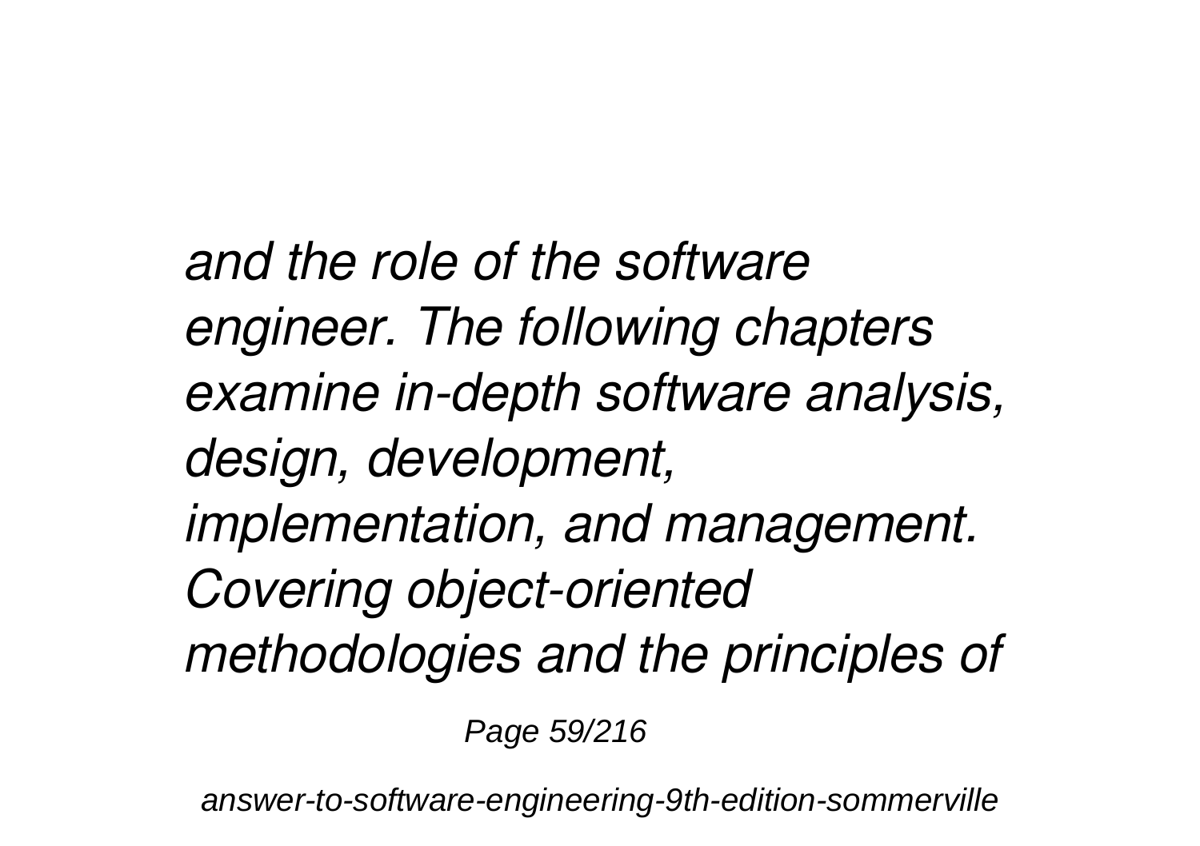*and the role of the software engineer. The following chapters examine in-depth software analysis, design, development, implementation, and management. Covering object-oriented methodologies and the principles of*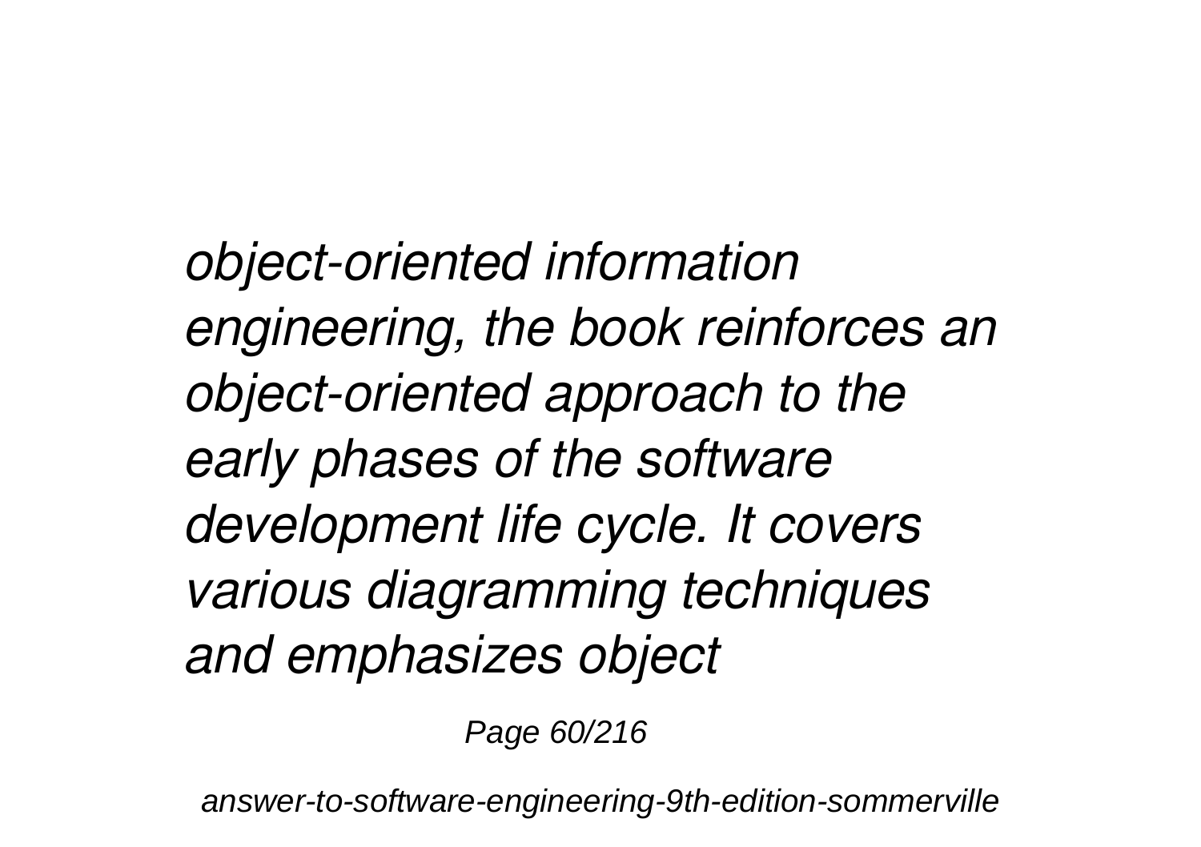*object-oriented information engineering, the book reinforces an object-oriented approach to the early phases of the software development life cycle. It covers various diagramming techniques and emphasizes object*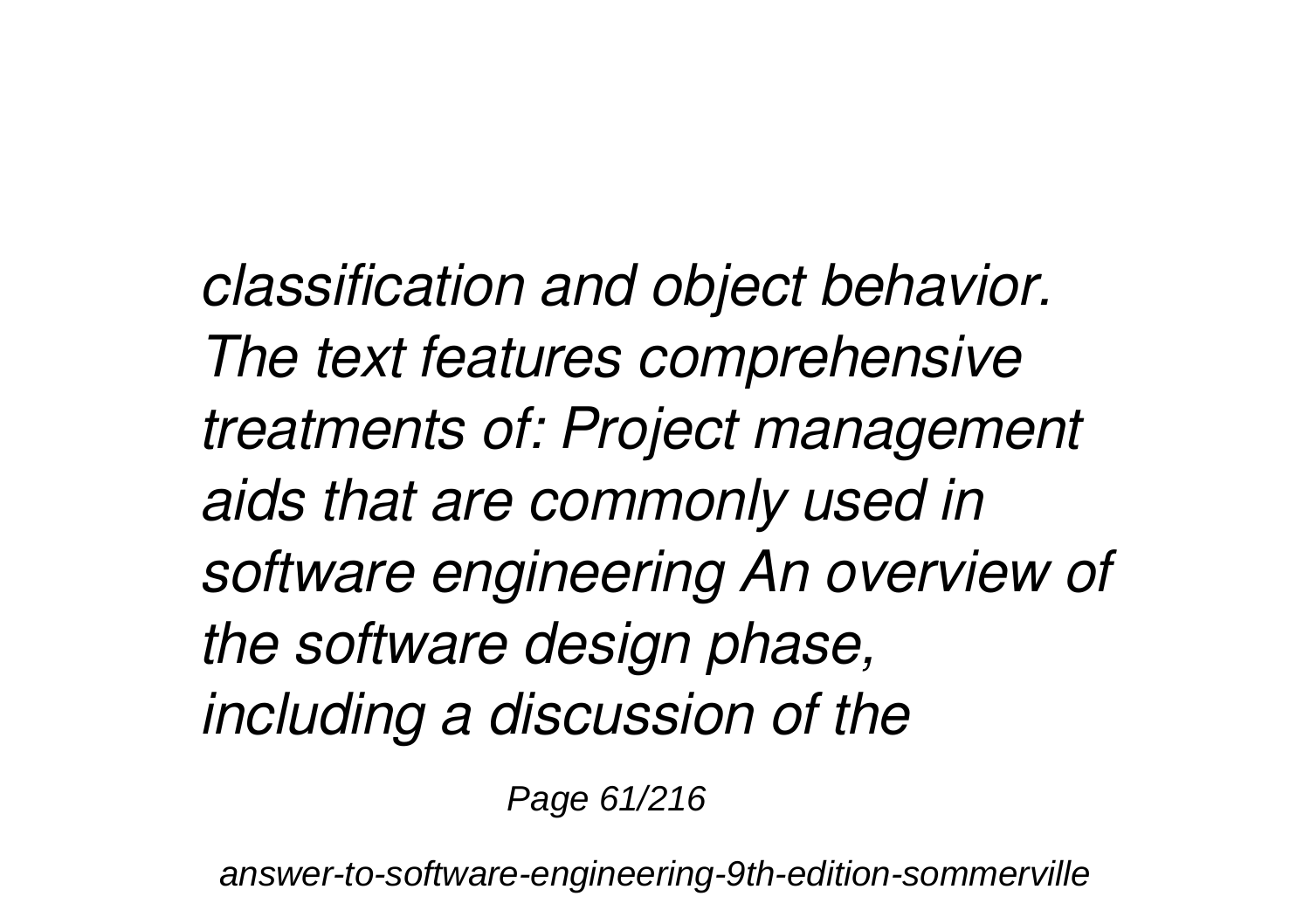*classification and object behavior. The text features comprehensive treatments of: Project management aids that are commonly used in software engineering An overview of the software design phase, including a discussion of the*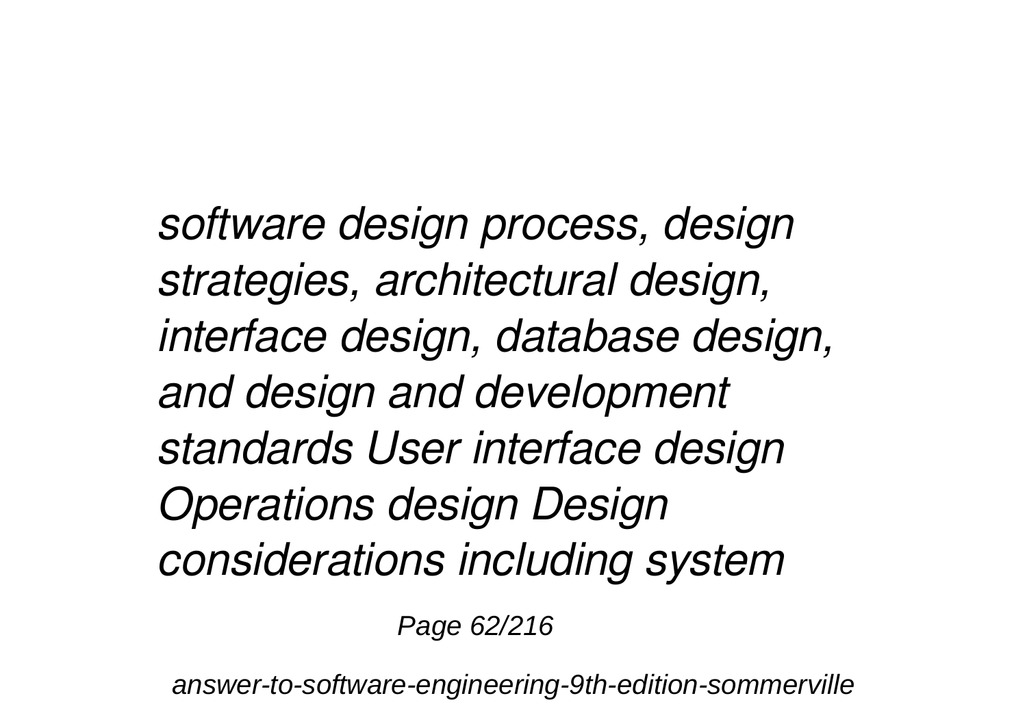*software design process, design strategies, architectural design, interface design, database design, and design and development standards User interface design Operations design Design considerations including system*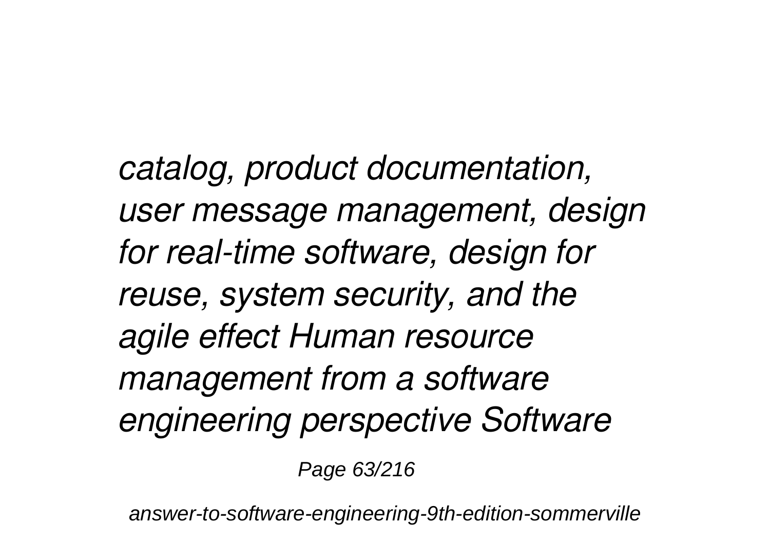*catalog, product documentation, user message management, design for real-time software, design for reuse, system security, and the agile effect Human resource management from a software engineering perspective Software*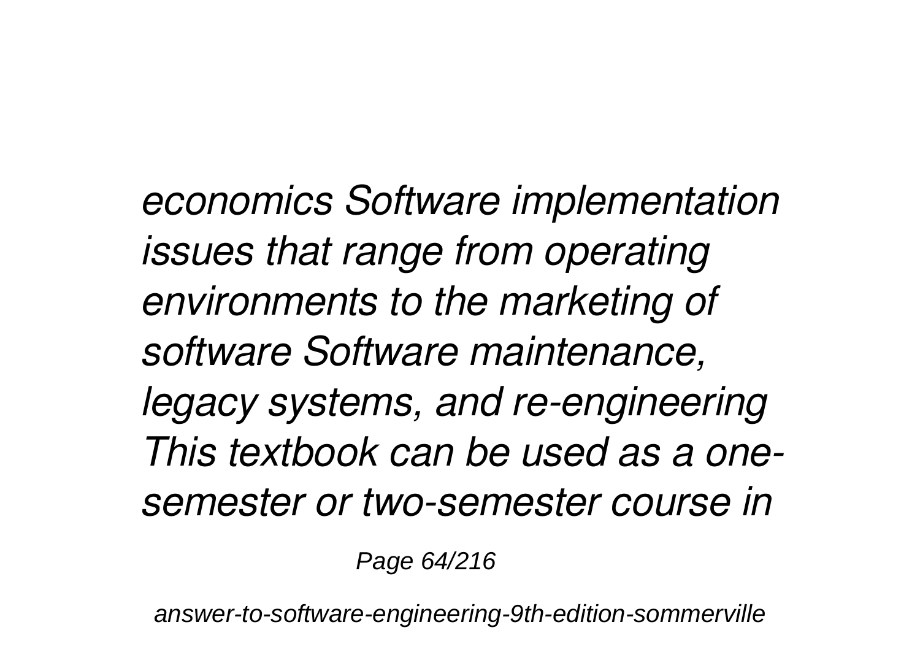*economics Software implementation issues that range from operating environments to the marketing of software Software maintenance, legacy systems, and re-engineering This textbook can be used as a one-semester or two-semester course in*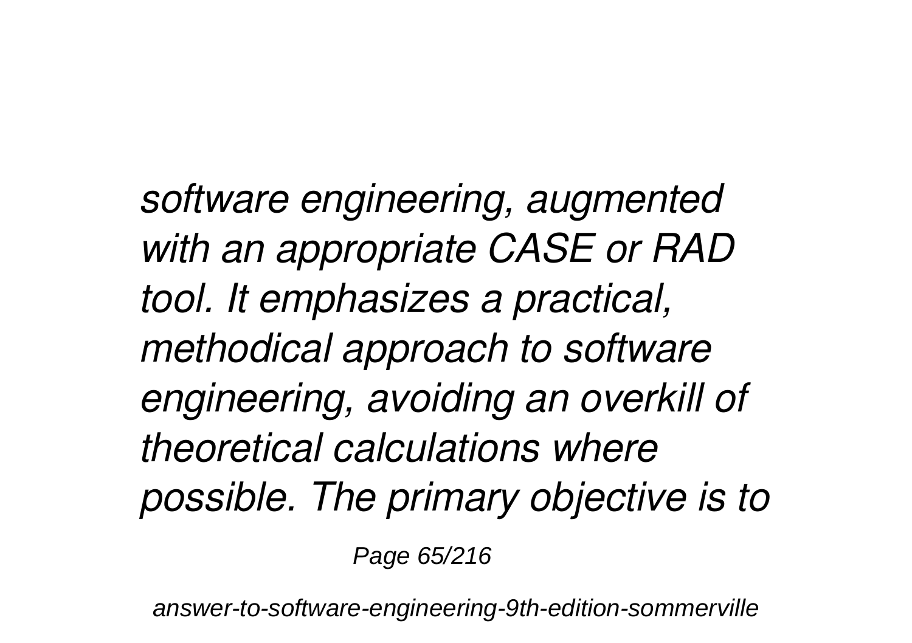*software engineering, augmented with an appropriate CASE or RAD tool. It emphasizes a practical, methodical approach to software engineering, avoiding an overkill of theoretical calculations where possible. The primary objective is to*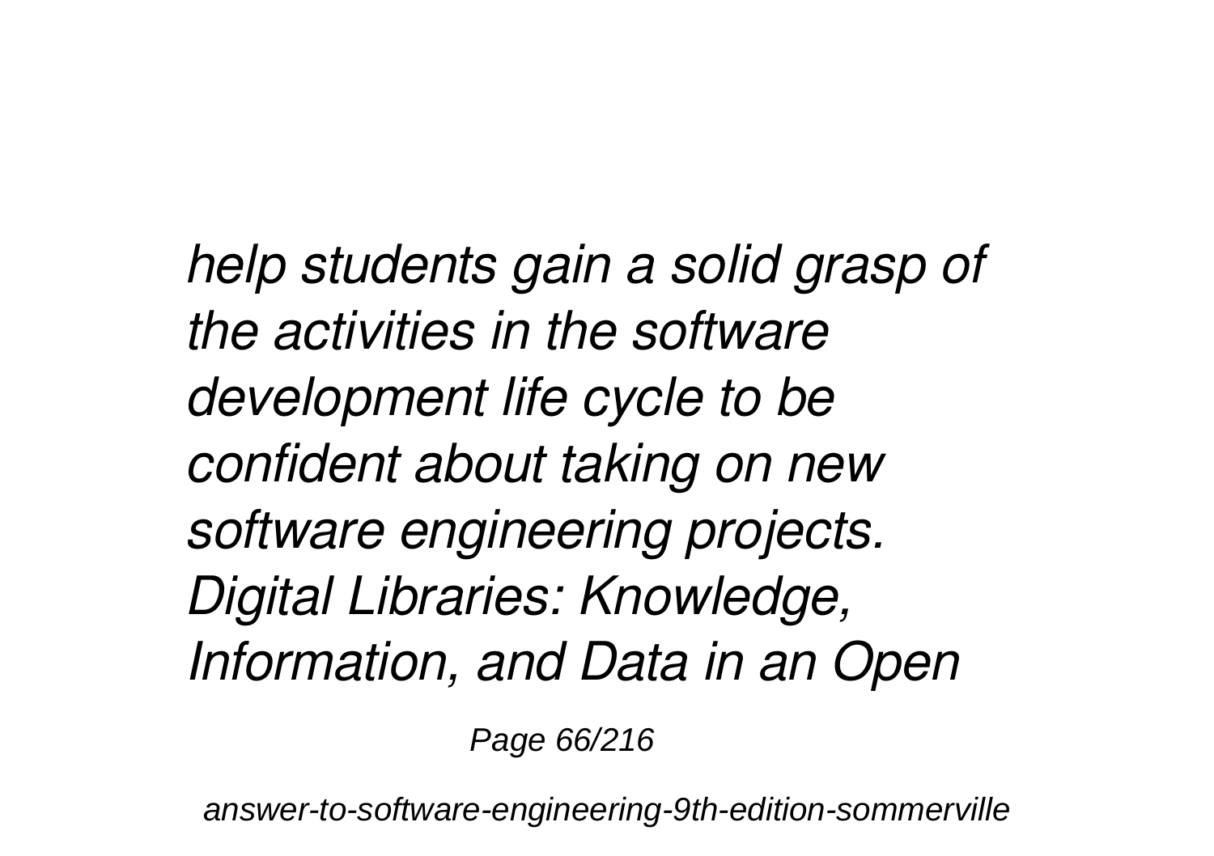*help students gain a solid grasp of the activities in the software development life cycle to be confident about taking on new software engineering projects.*
*Digital Libraries: Knowledge, Information, and Data in an Open*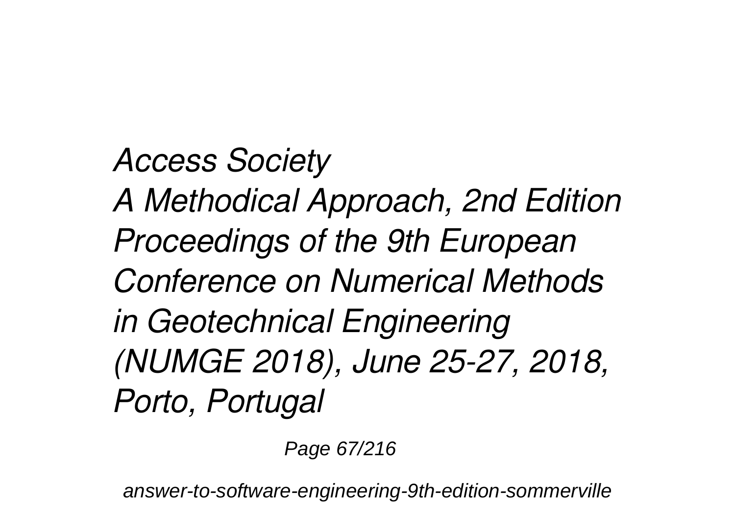*Access Society*
*A Methodical Approach, 2nd Edition*
*Proceedings of the 9th European Conference on Numerical Methods in Geotechnical Engineering (NUMGE 2018), June 25-27, 2018, Porto, Portugal*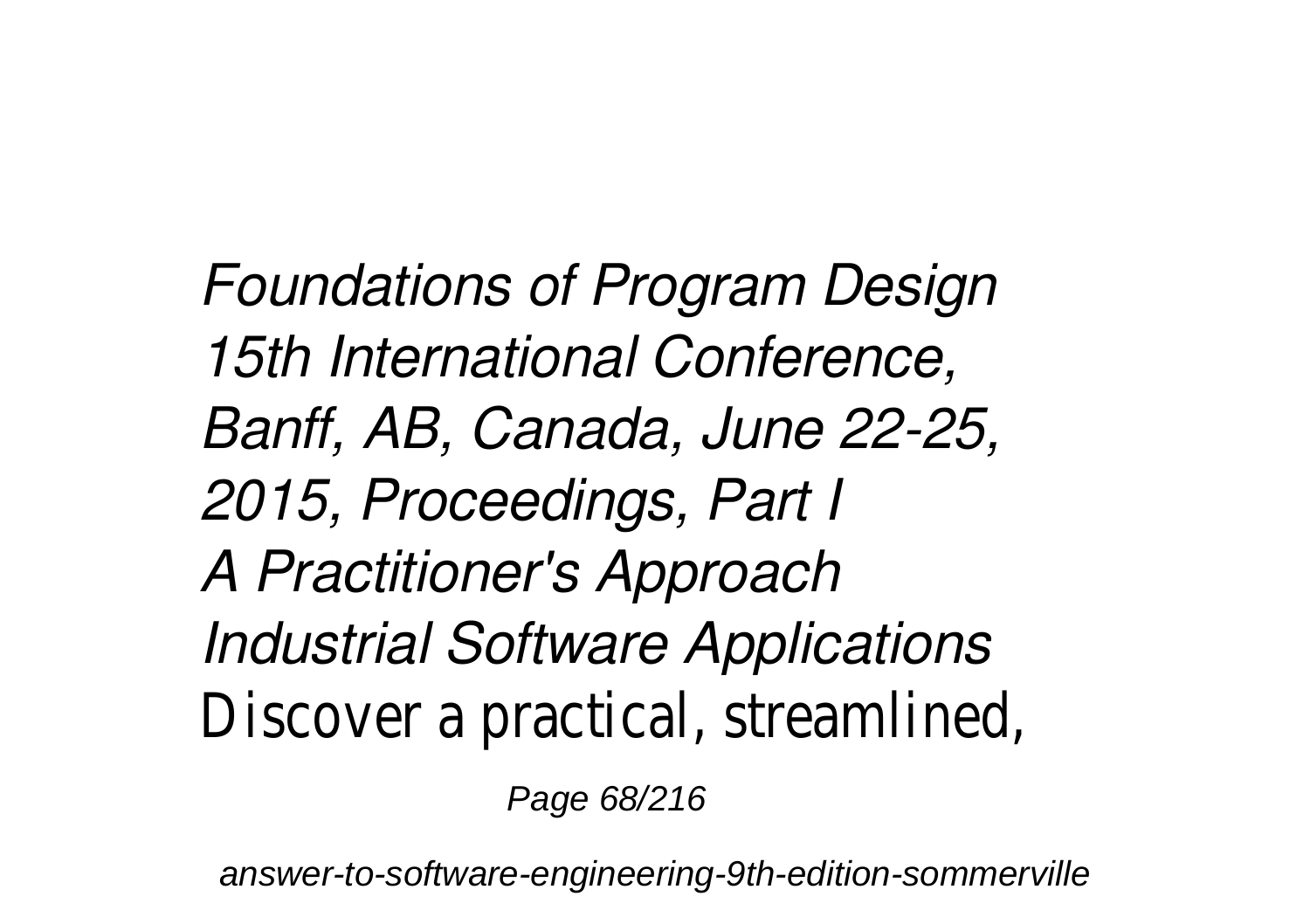*Foundations of Program Design*
*15th International Conference, Banff, AB, Canada, June 22-25, 2015, Proceedings, Part I*
*A Practitioner's Approach*
*Industrial Software Applications*
Discover a practical, streamlined,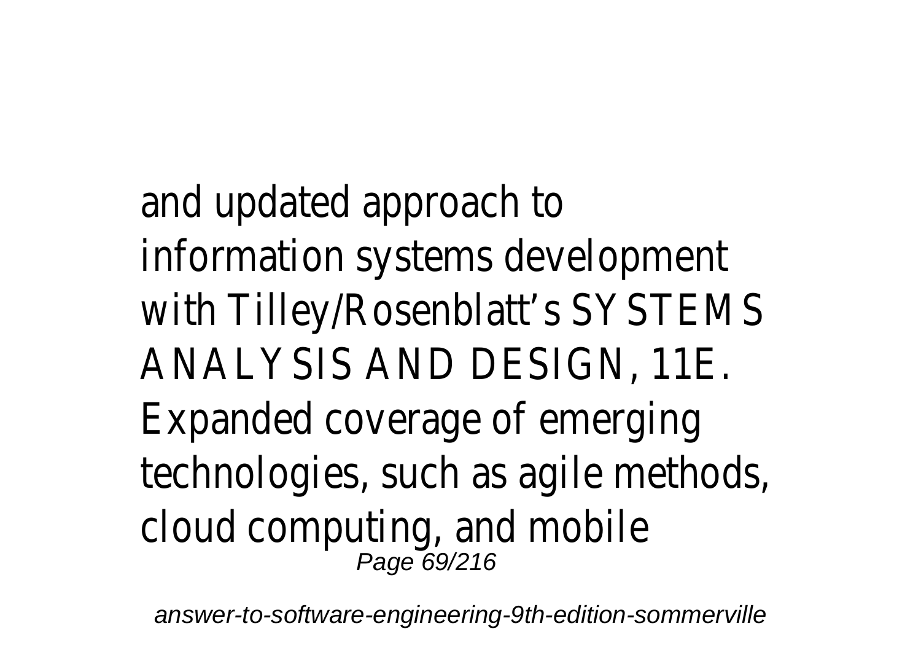and updated approach to information systems development with Tilley/Rosenblatt's SYSTEMS ANALYSIS AND DESIGN, 11E. Expanded coverage of emerging technologies, such as agile methods, cloud computing, and mobile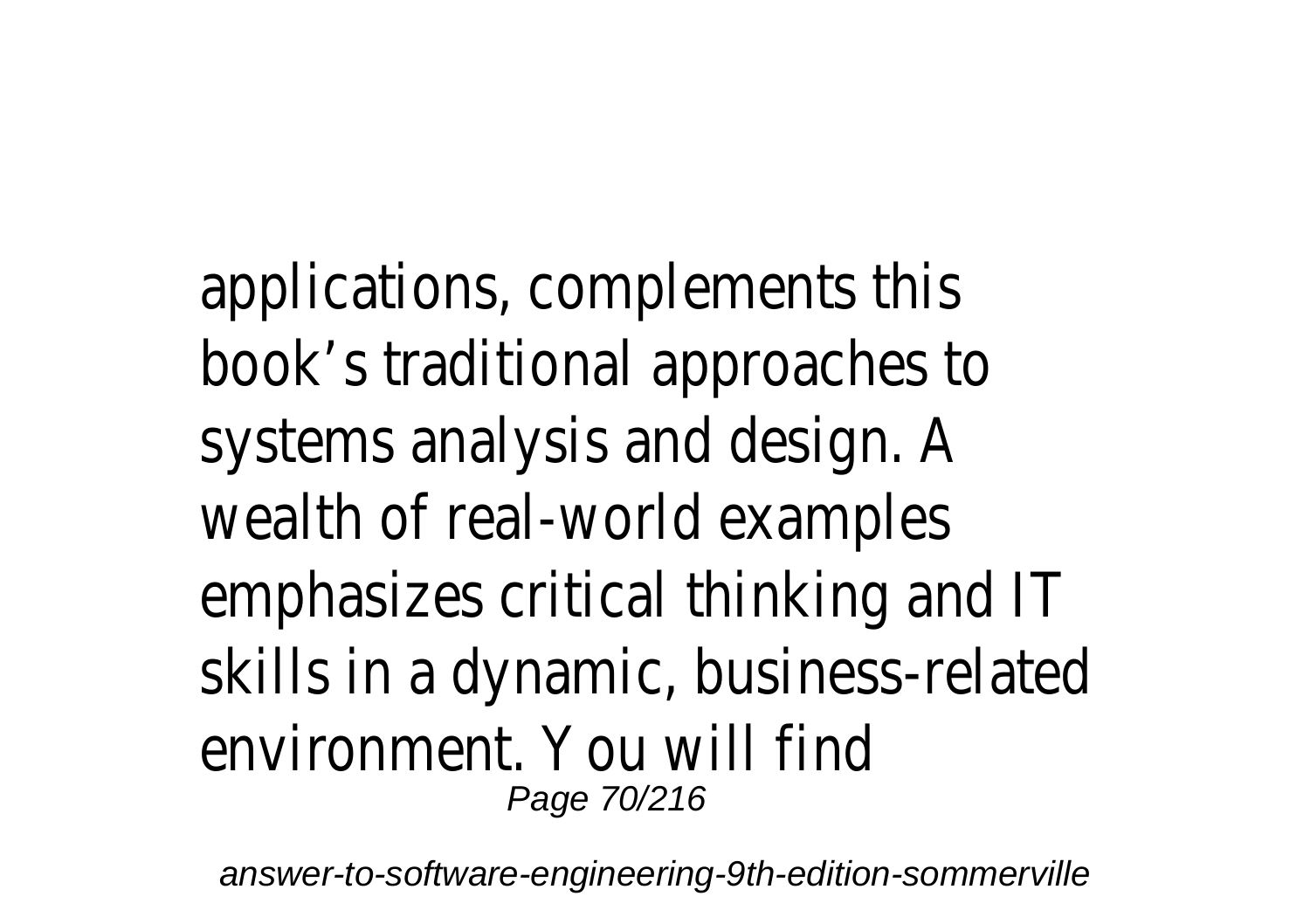applications, complements this book's traditional approaches to systems analysis and design. A wealth of real-world examples emphasizes critical thinking and IT skills in a dynamic, business-related environment. You will find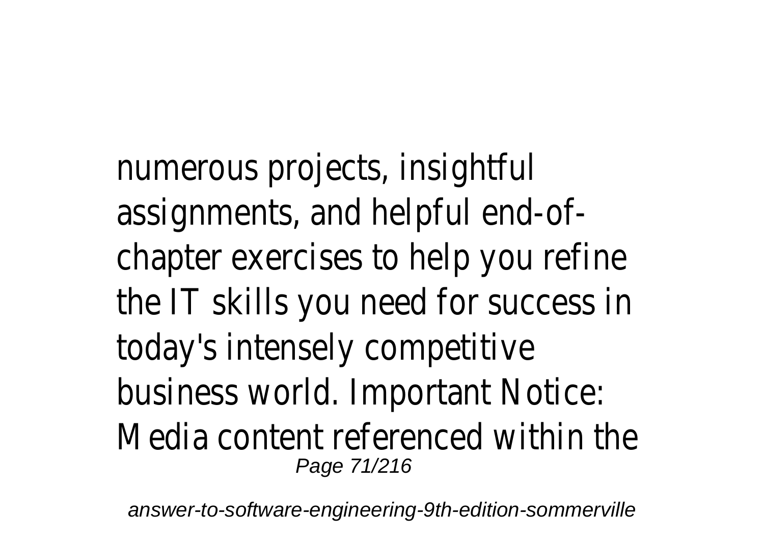numerous projects, insightful assignments, and helpful end-of-chapter exercises to help you refine the IT skills you need for success in today's intensely competitive business world. Important Notice: Media content referenced within the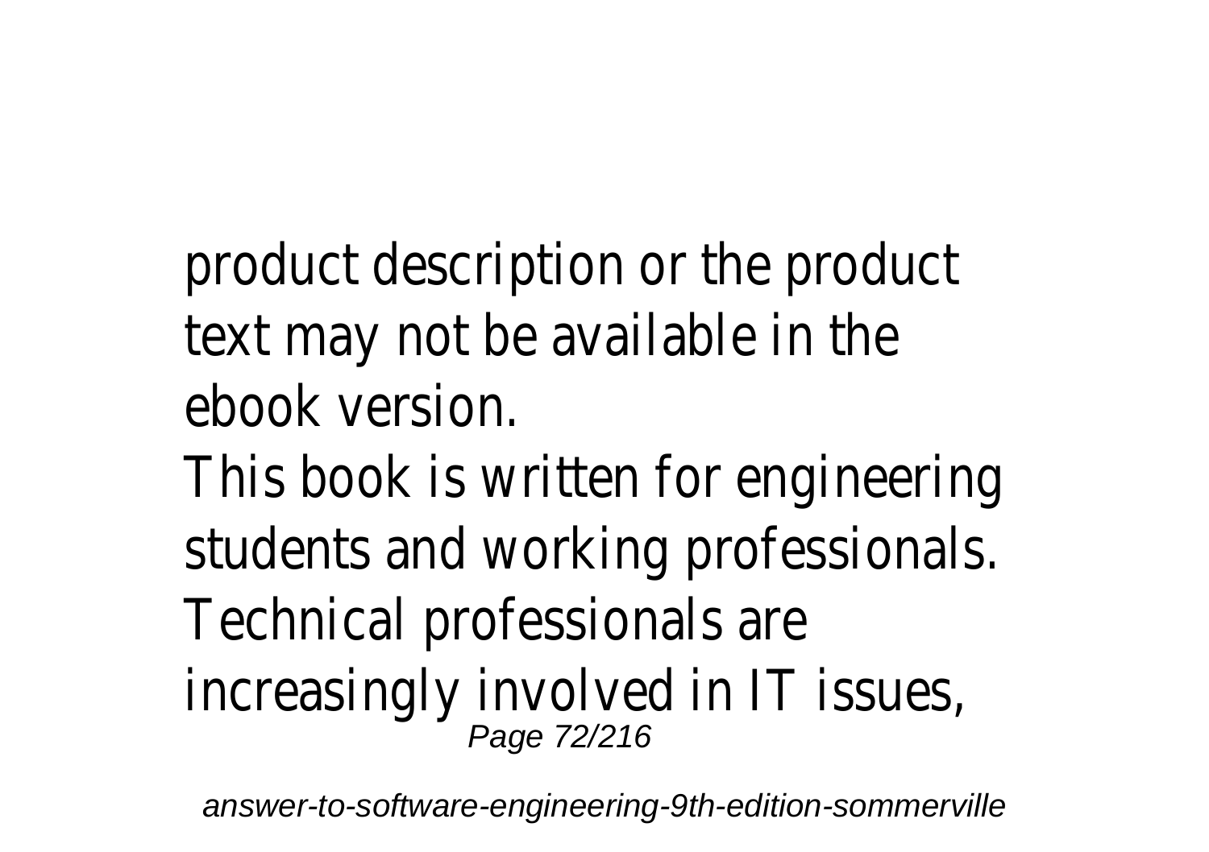product description or the product text may not be available in the ebook version.

This book is written for engineering students and working professionals. Technical professionals are increasingly involved in IT issues,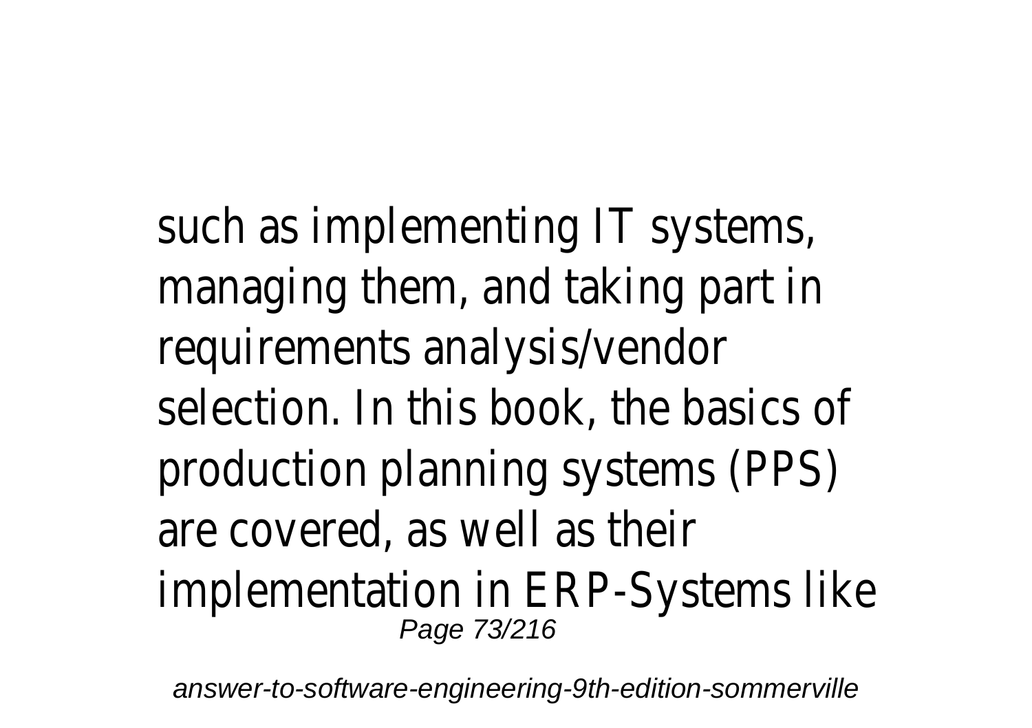such as implementing IT systems, managing them, and taking part in requirements analysis/vendor selection. In this book, the basics of production planning systems (PPS) are covered, as well as their implementation in ERP-Systems like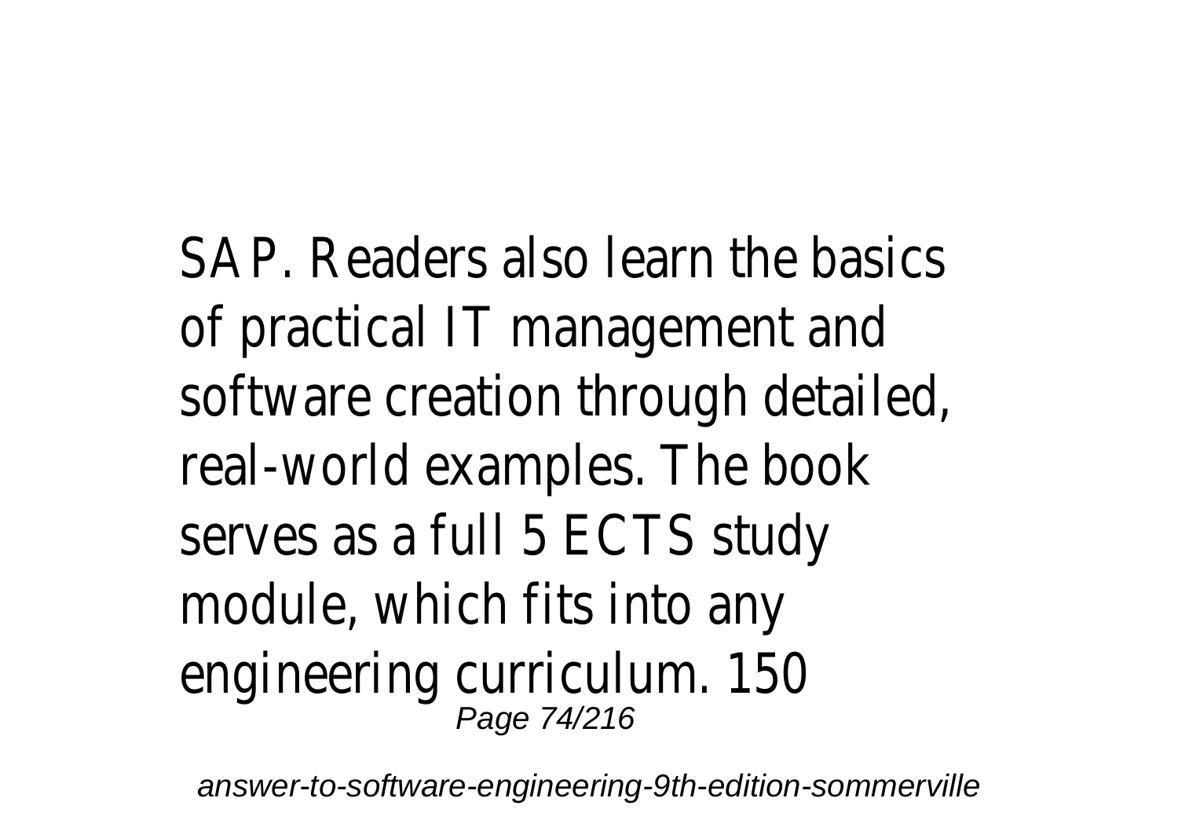SAP. Readers also learn the basics of practical IT management and software creation through detailed, real-world examples. The book serves as a full 5 ECTS study module, which fits into any engineering curriculum. 150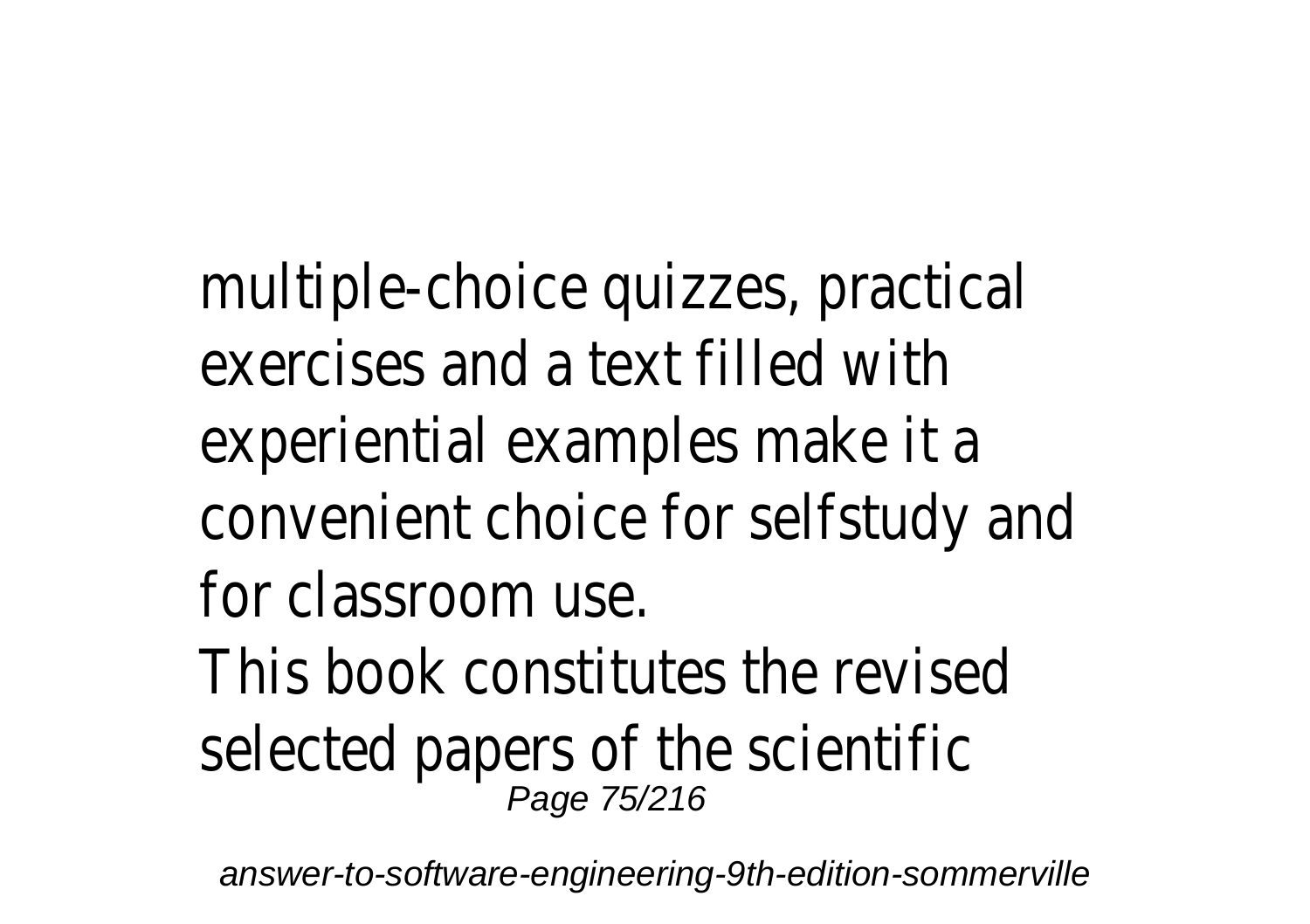multiple-choice quizzes, practical exercises and a text filled with experiential examples make it a convenient choice for selfstudy and for classroom use.

This book constitutes the revised selected papers of the scientific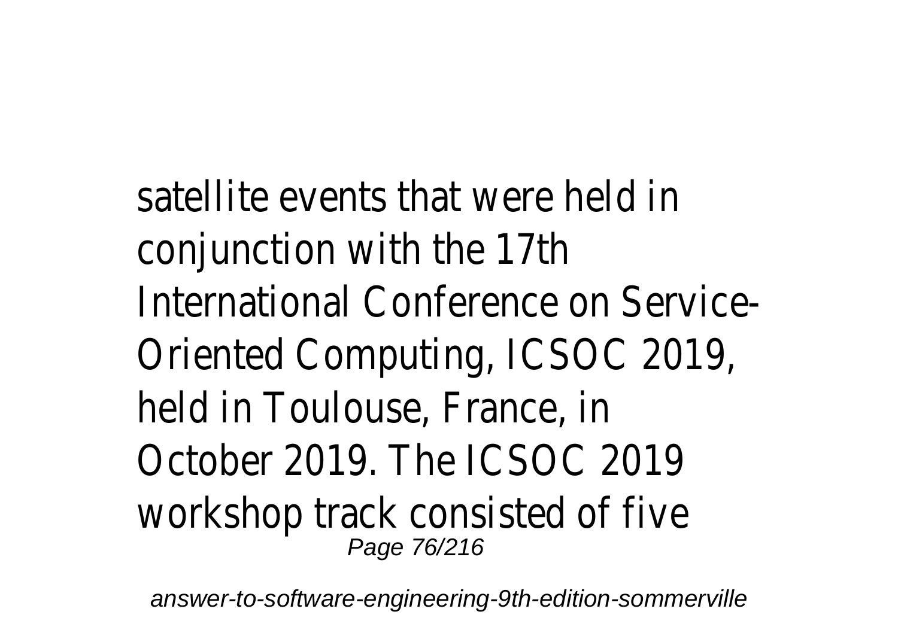satellite events that were held in conjunction with the 17th International Conference on Service-Oriented Computing, ICSOC 2019, held in Toulouse, France, in October 2019. The ICSOC 2019 workshop track consisted of five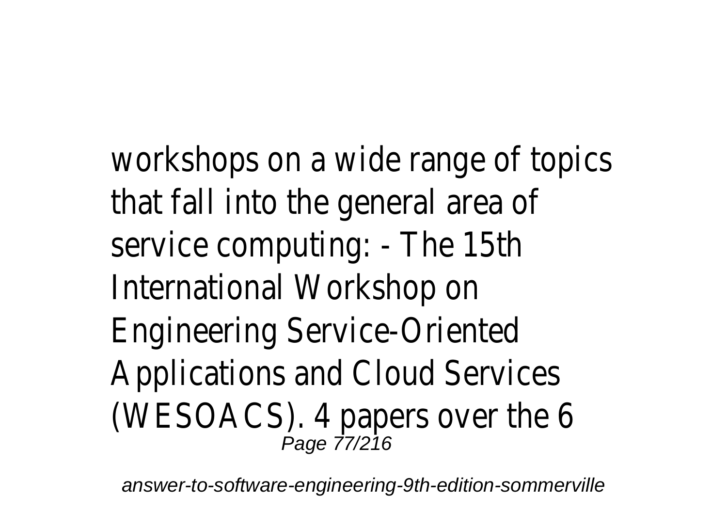workshops on a wide range of topics that fall into the general area of service computing: - The 15th International Workshop on Engineering Service-Oriented Applications and Cloud Services (WESOACS). 4 papers over the 6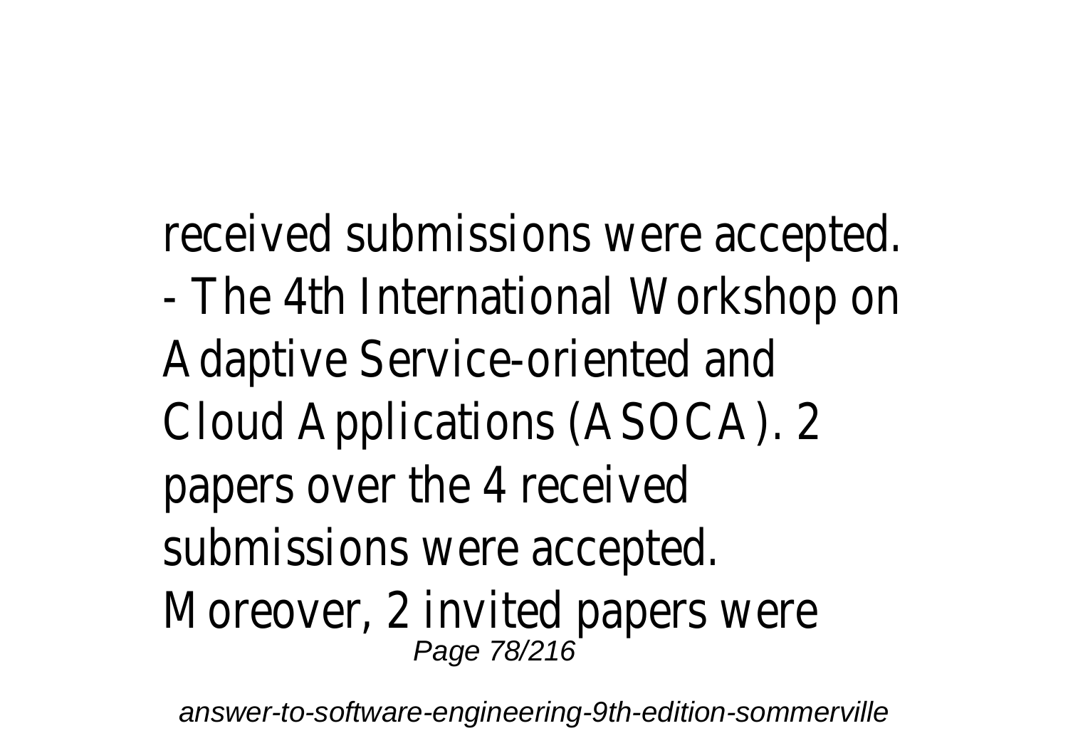received submissions were accepted.
- The 4th International Workshop on Adaptive Service-oriented and Cloud Applications (ASOCA). 2 papers over the 4 received submissions were accepted. Moreover, 2 invited papers were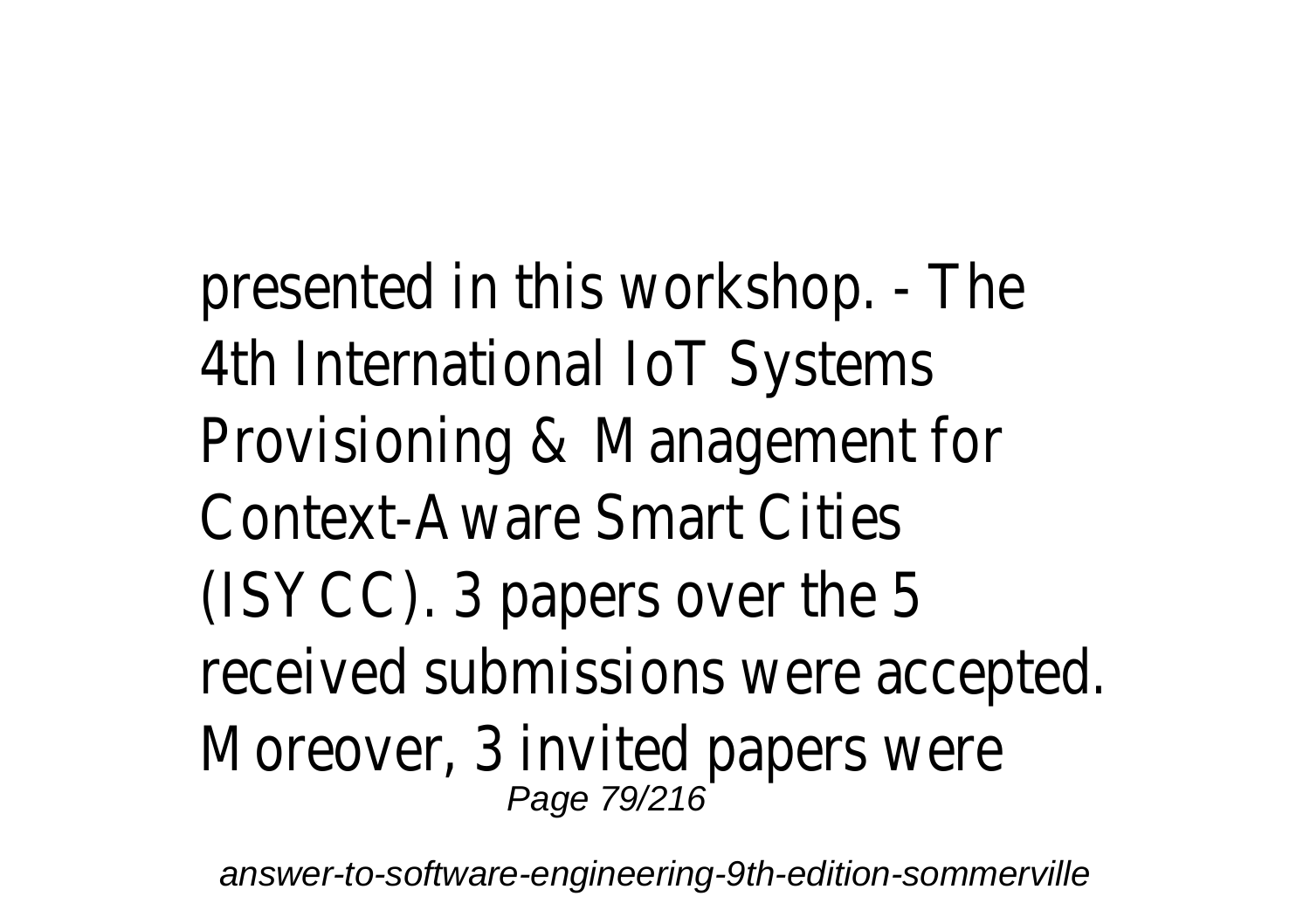presented in this workshop. - The 4th International IoT Systems Provisioning & Management for Context-Aware Smart Cities (ISYCC). 3 papers over the 5 received submissions were accepted. Moreover, 3 invited papers were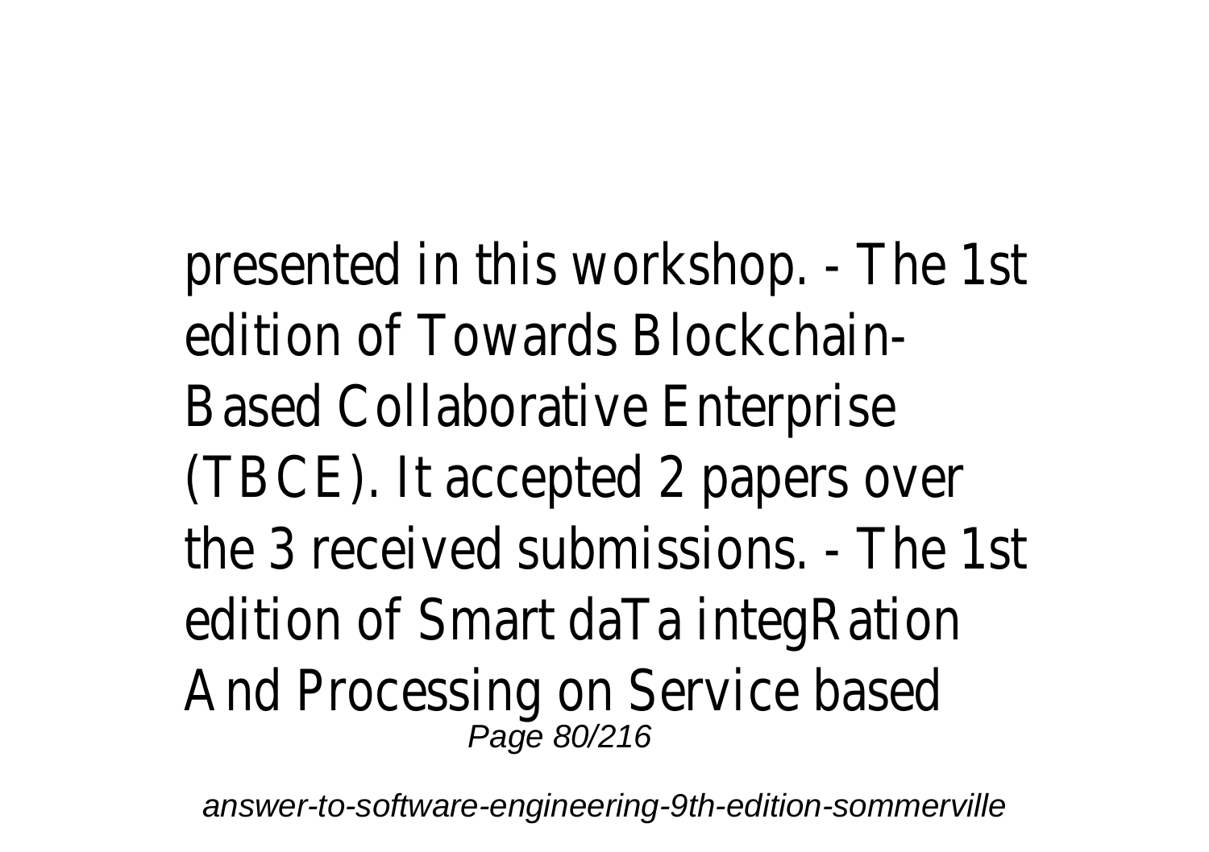presented in this workshop. - The 1st edition of Towards Blockchain-Based Collaborative Enterprise (TBCE). It accepted 2 papers over the 3 received submissions. - The 1st edition of Smart daTa integRation And Processing on Service based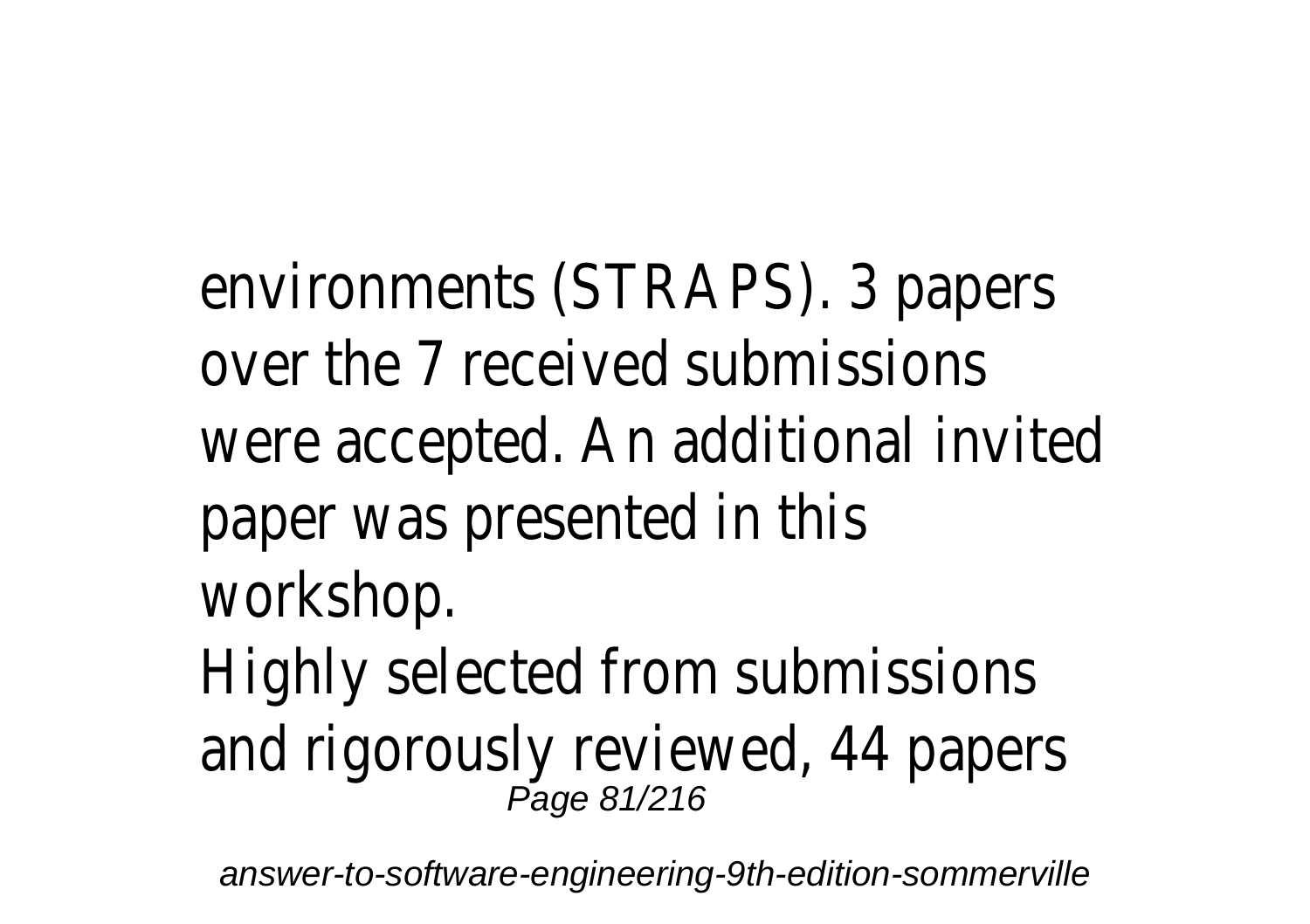environments (STRAPS). 3 papers over the 7 received submissions were accepted. An additional invited paper was presented in this workshop.

Highly selected from submissions and rigorously reviewed, 44 papers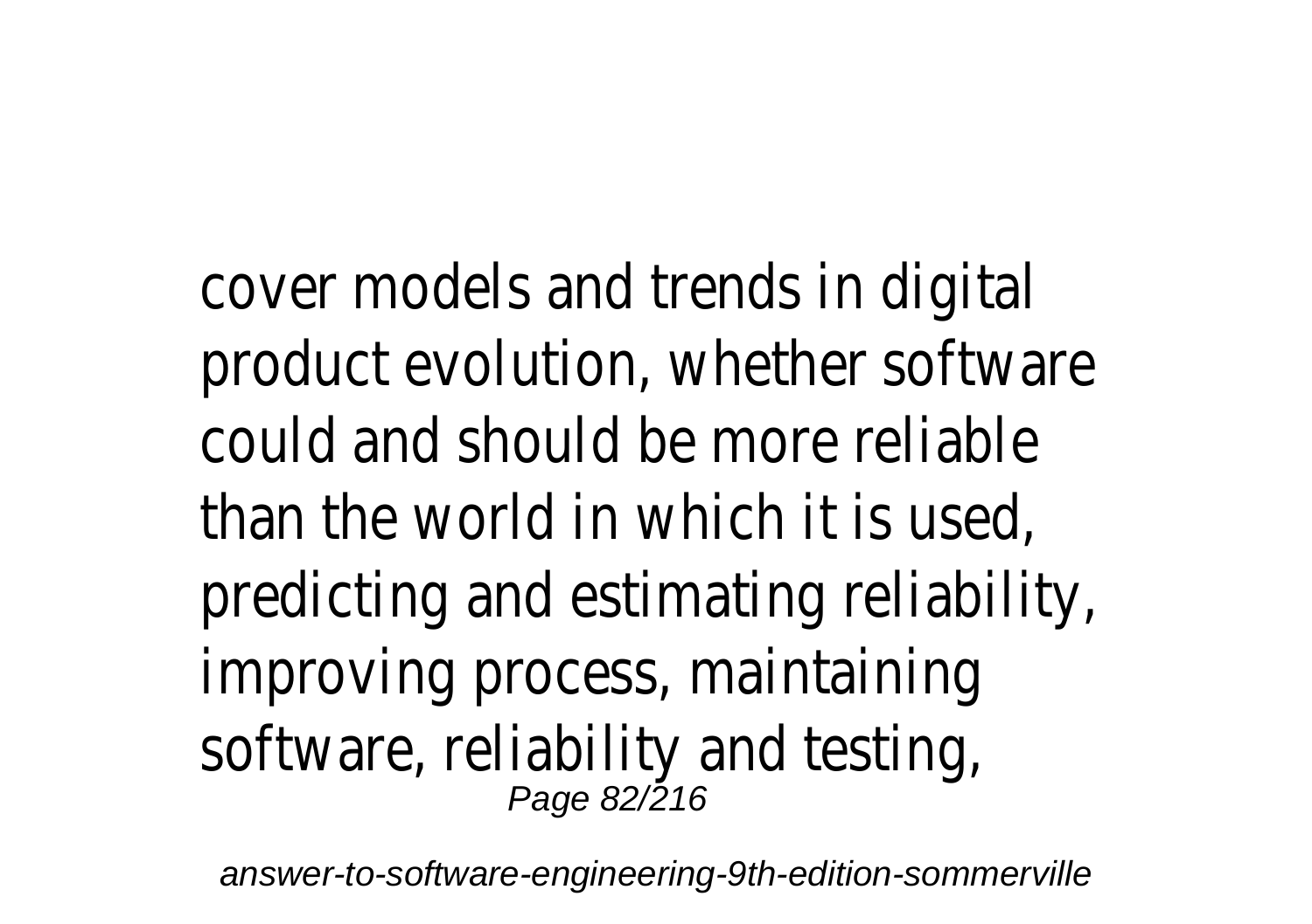cover models and trends in digital product evolution, whether software could and should be more reliable than the world in which it is used, predicting and estimating reliability, improving process, maintaining software, reliability and testing,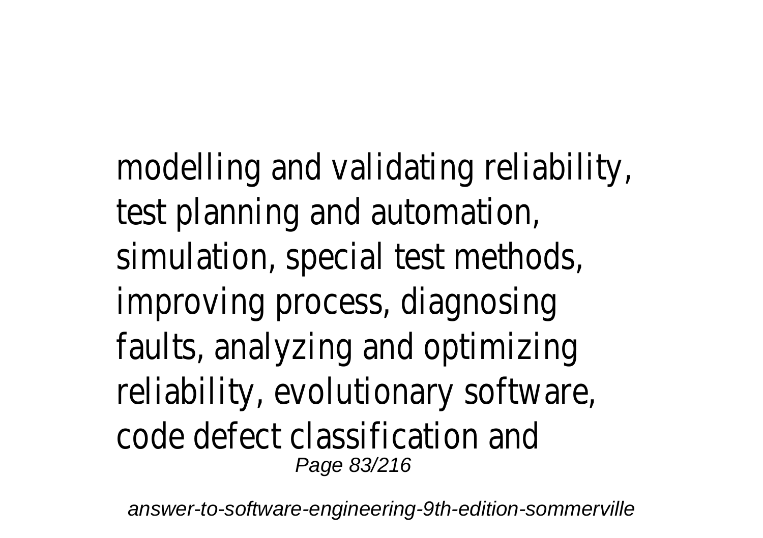modelling and validating reliability, test planning and automation, simulation, special test methods, improving process, diagnosing faults, analyzing and optimizing reliability, evolutionary software, code defect classification and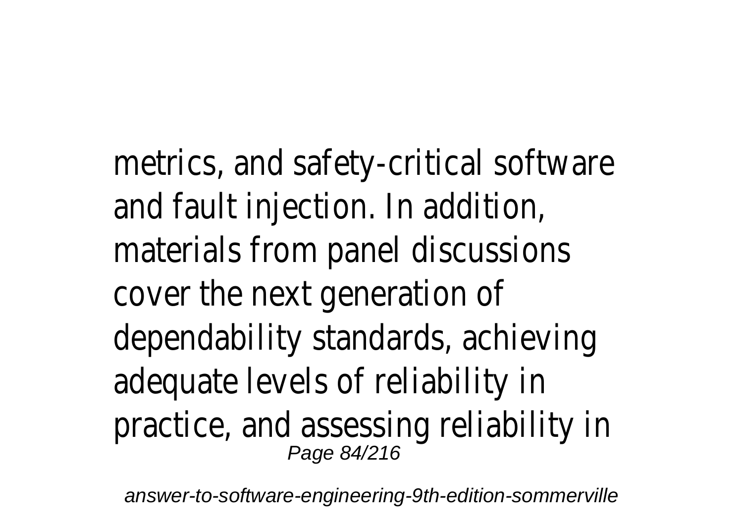metrics, and safety-critical software and fault injection. In addition, materials from panel discussions cover the next generation of dependability standards, achieving adequate levels of reliability in practice, and assessing reliability in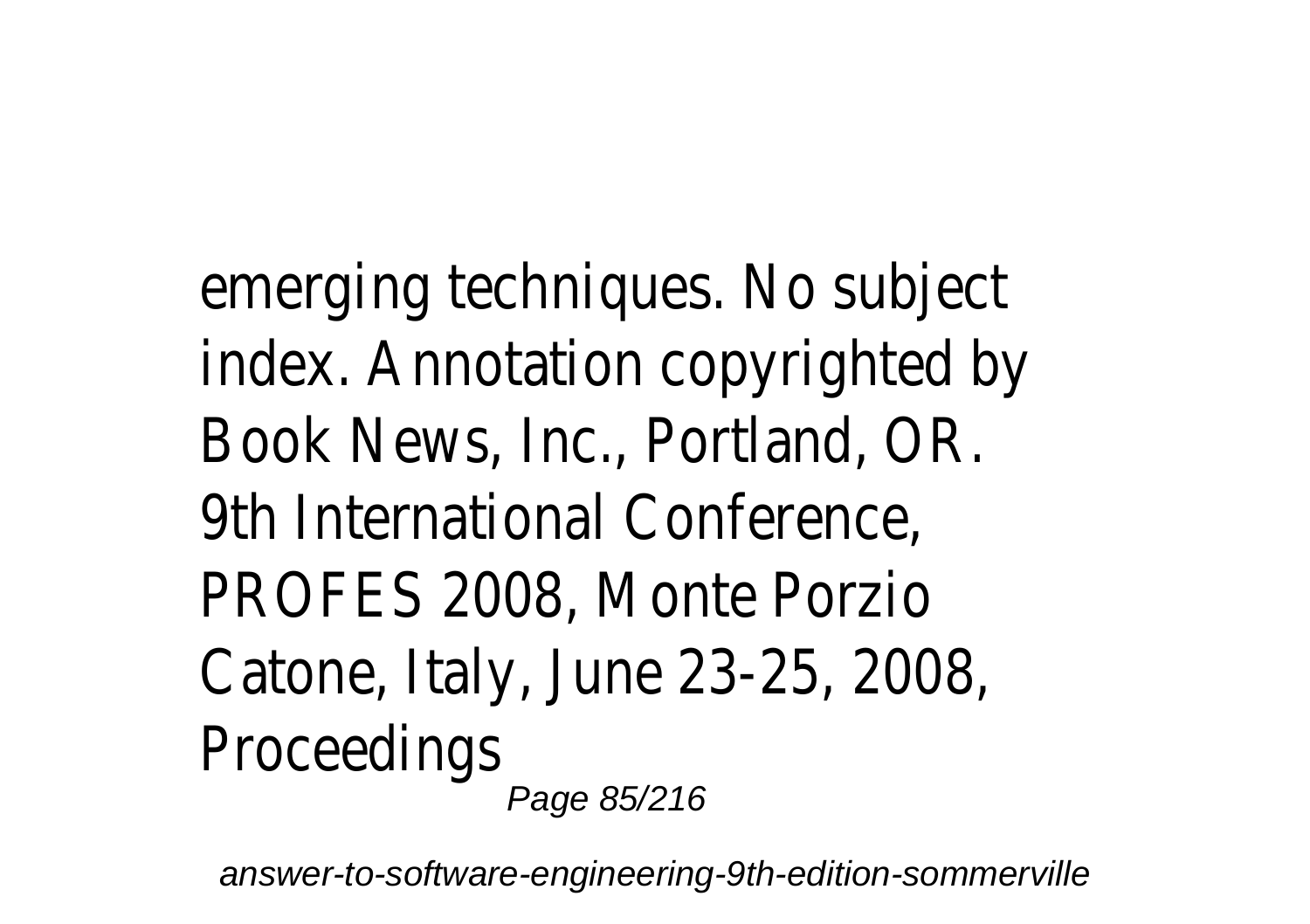emerging techniques. No subject index. Annotation copyrighted by Book News, Inc., Portland, OR.
9th International Conference, PROFES 2008, Monte Porzio Catone, Italy, June 23-25, 2008, Proceedings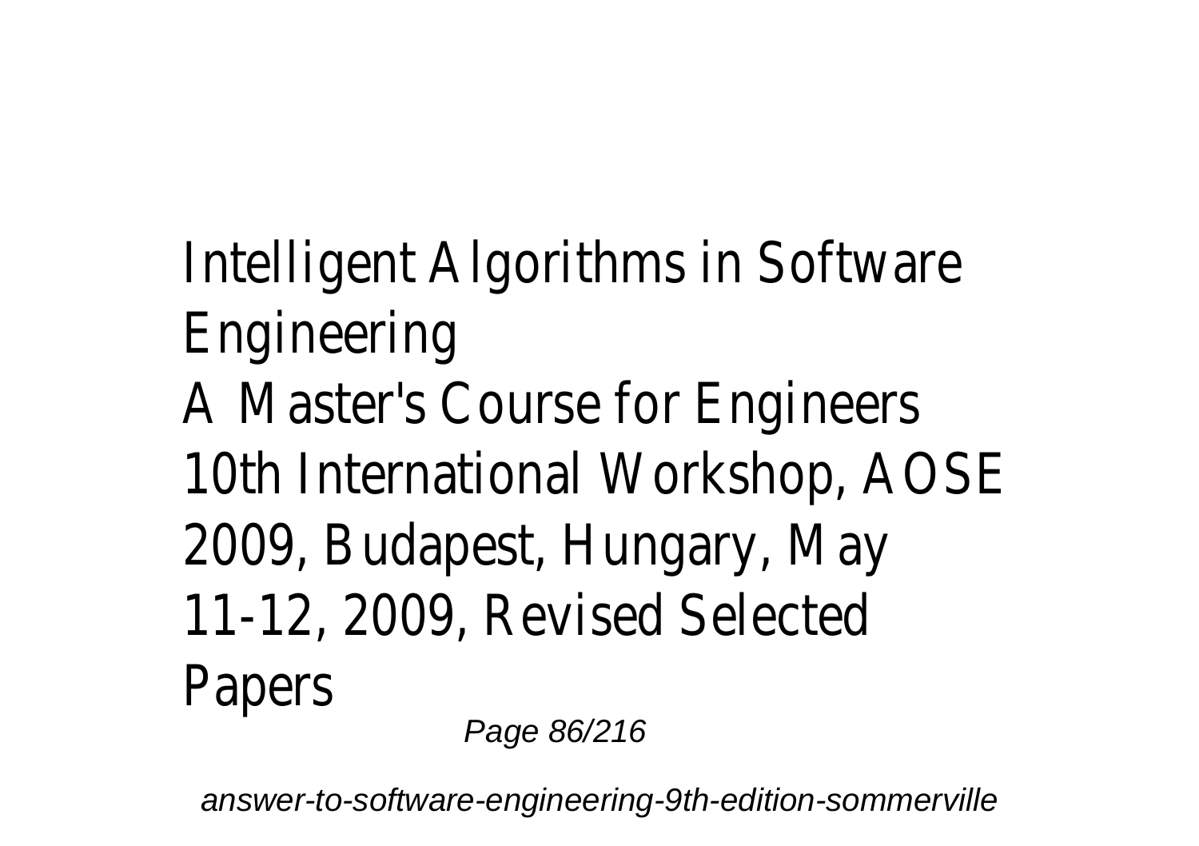Intelligent Algorithms in Software Engineering

A Master's Course for Engineers

10th International Workshop, AOSE 2009, Budapest, Hungary, May 11-12, 2009, Revised Selected Papers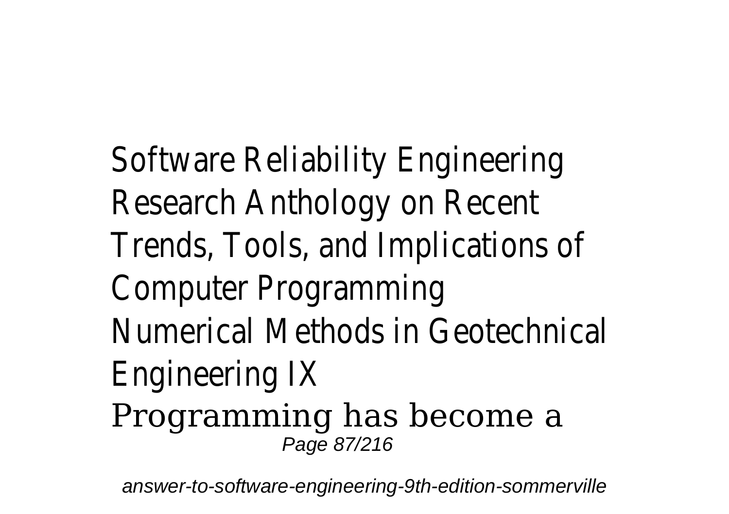Software Reliability Engineering
Research Anthology on Recent Trends, Tools, and Implications of Computer Programming
Numerical Methods in Geotechnical Engineering IX
Programming has become a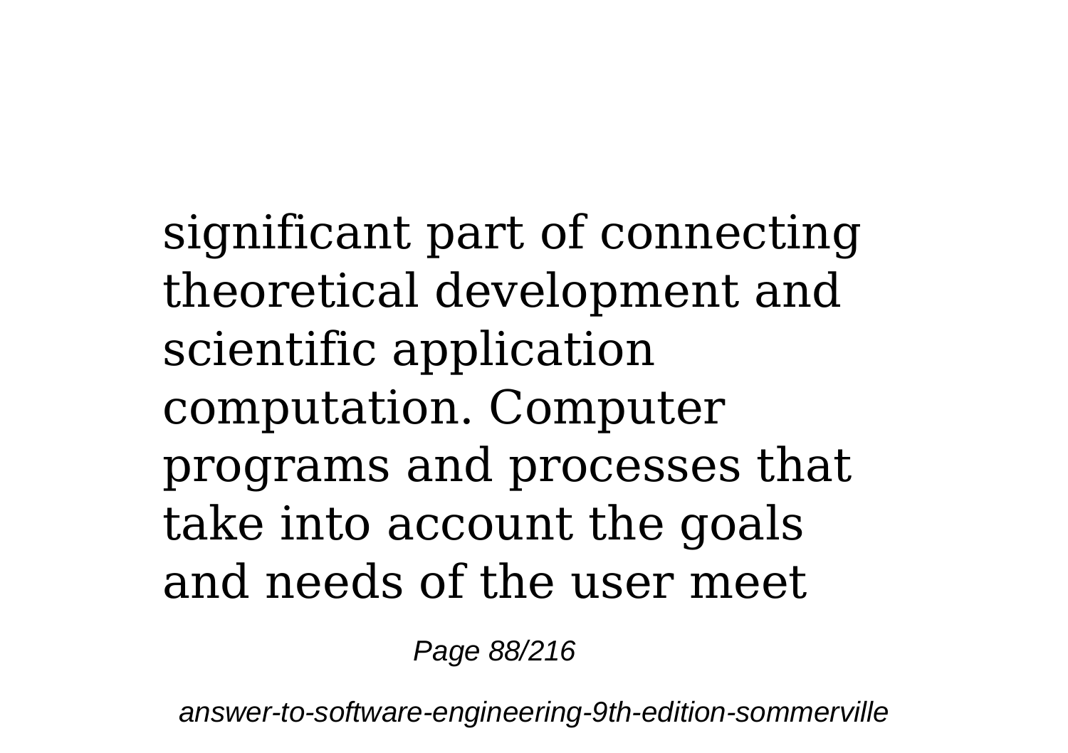significant part of connecting theoretical development and scientific application computation. Computer programs and processes that take into account the goals and needs of the user meet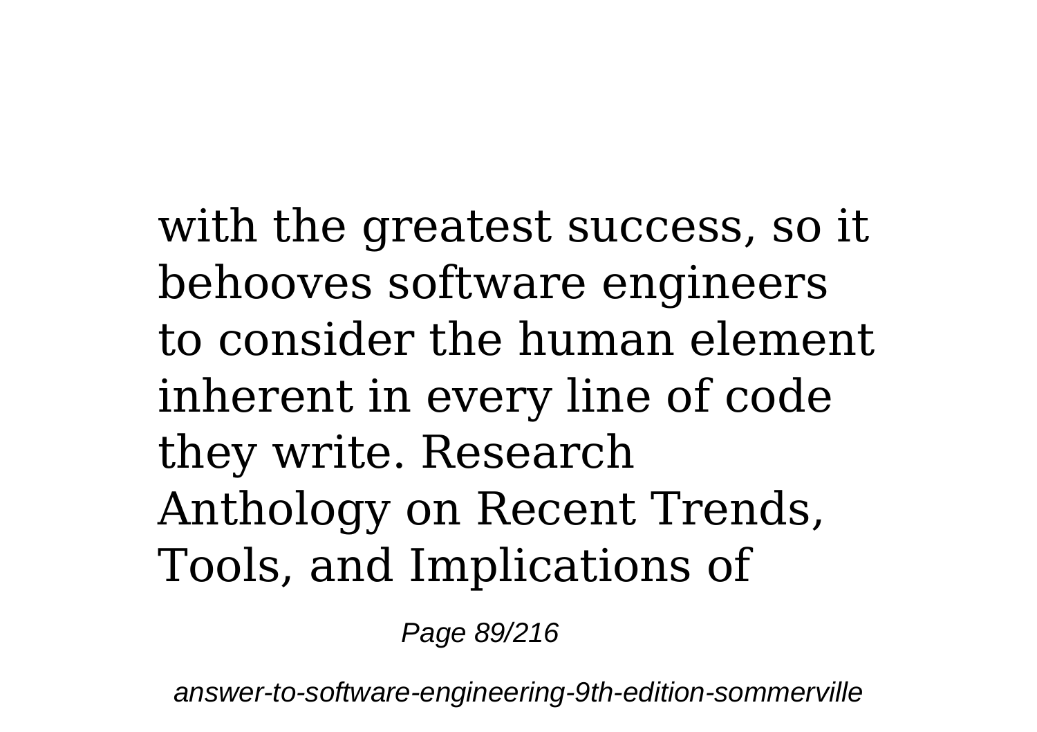with the greatest success, so it behooves software engineers to consider the human element inherent in every line of code they write. Research Anthology on Recent Trends, Tools, and Implications of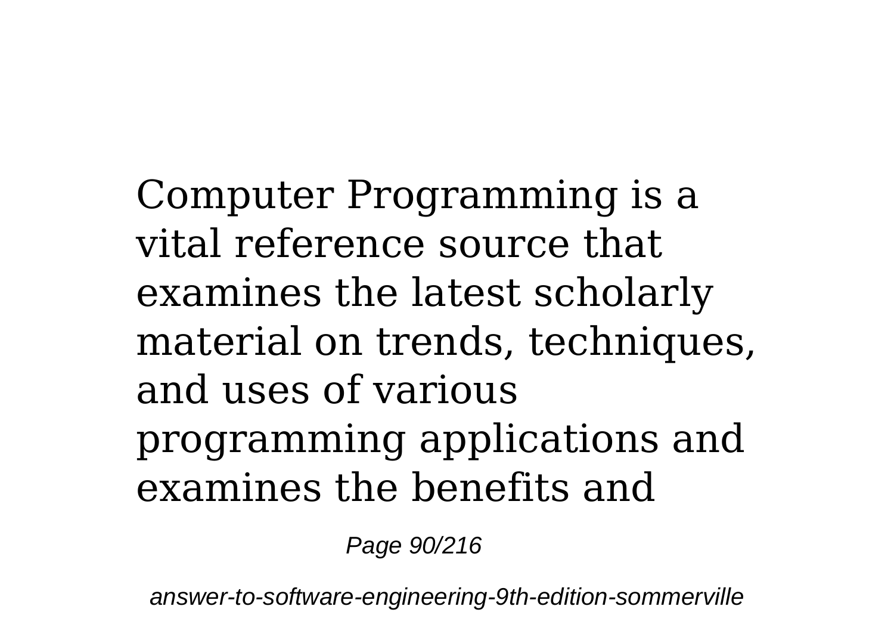Computer Programming is a vital reference source that examines the latest scholarly material on trends, techniques, and uses of various programming applications and examines the benefits and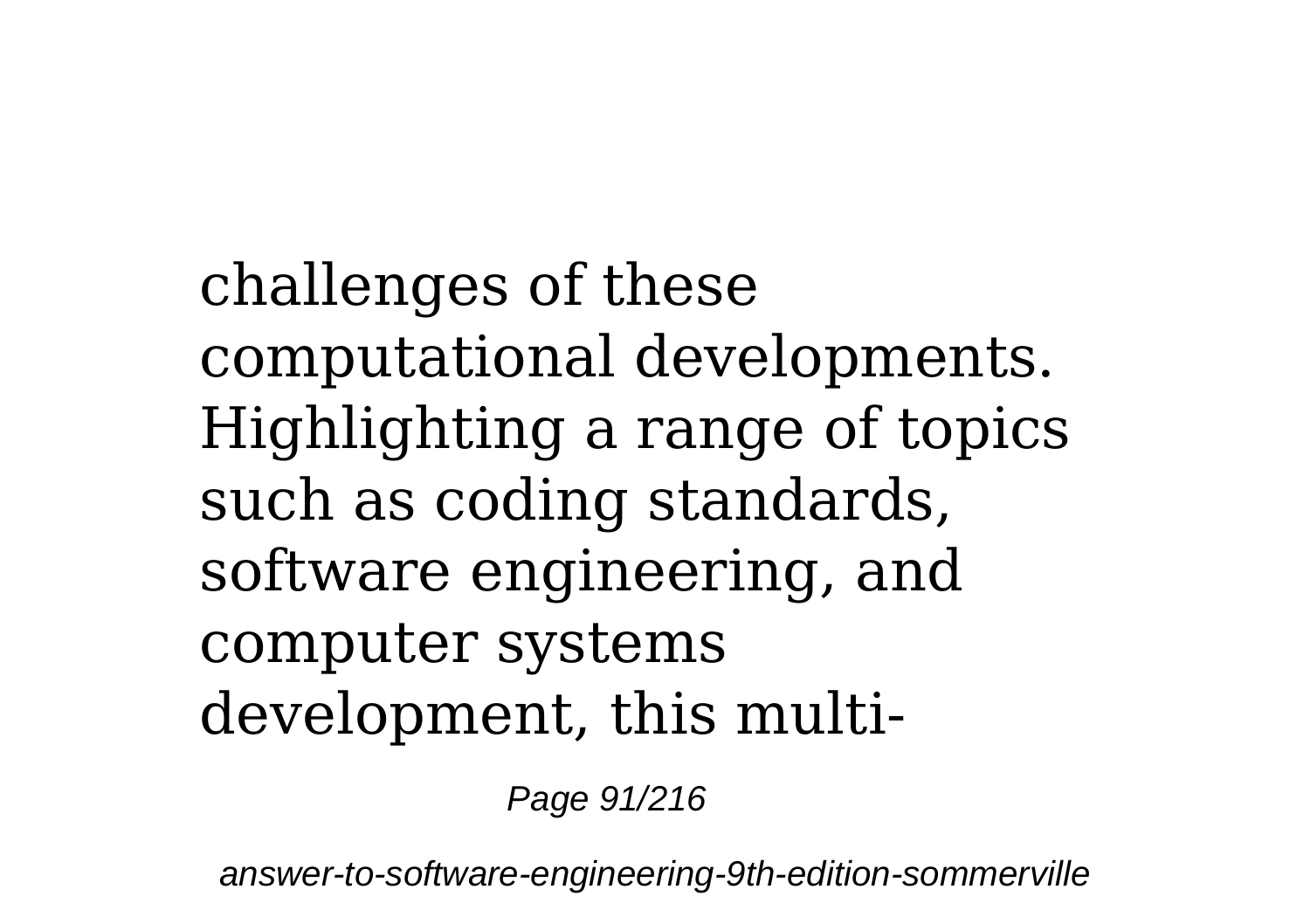challenges of these computational developments. Highlighting a range of topics such as coding standards, software engineering, and computer systems development, this multi-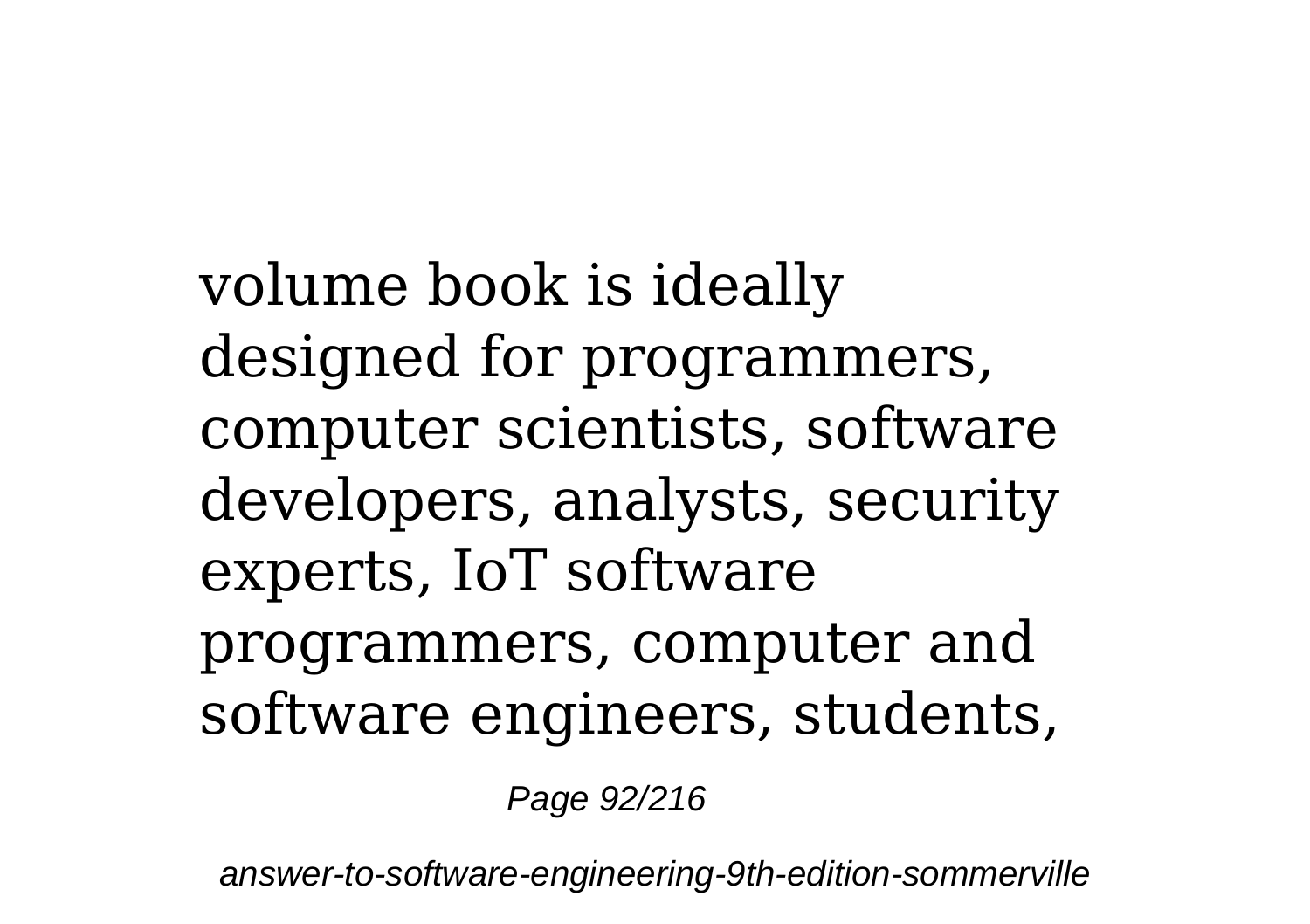volume book is ideally designed for programmers, computer scientists, software developers, analysts, security experts, IoT software programmers, computer and software engineers, students,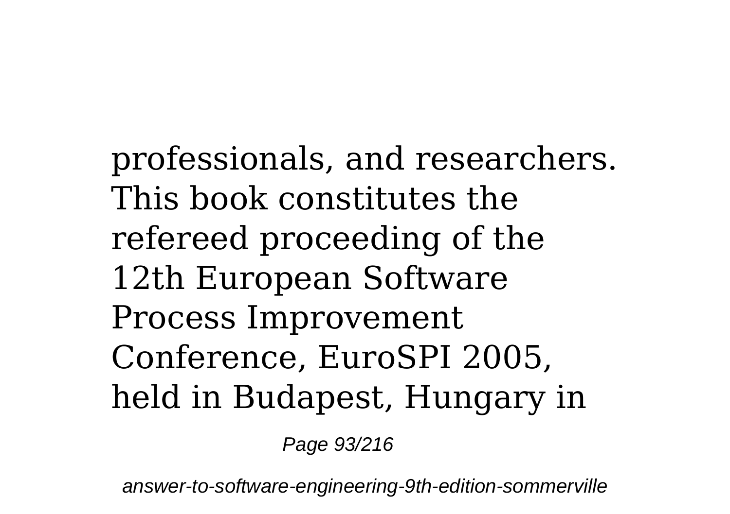professionals, and researchers. This book constitutes the refereed proceeding of the 12th European Software Process Improvement Conference, EuroSPI 2005, held in Budapest, Hungary in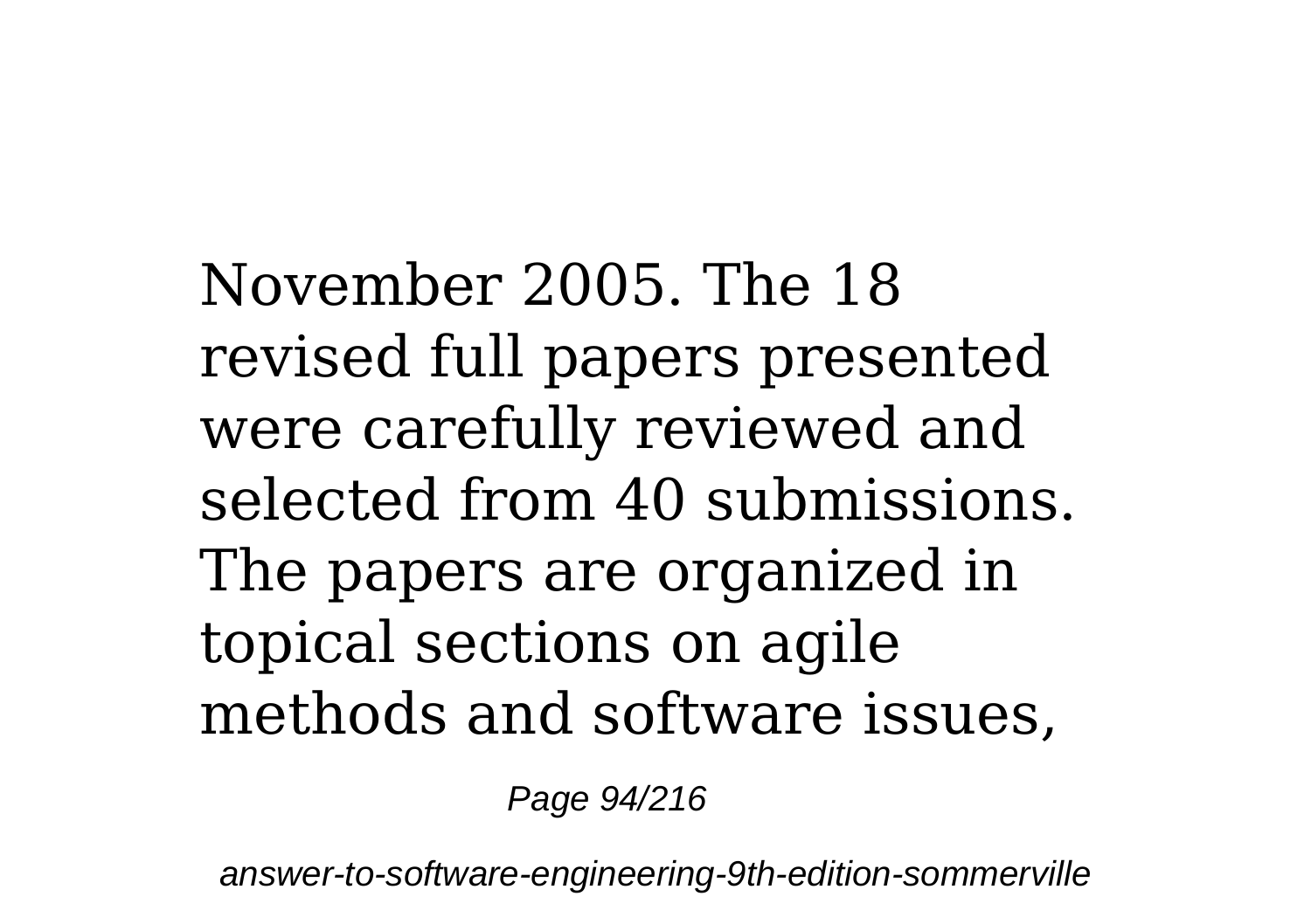November 2005. The 18 revised full papers presented were carefully reviewed and selected from 40 submissions. The papers are organized in topical sections on agile methods and software issues,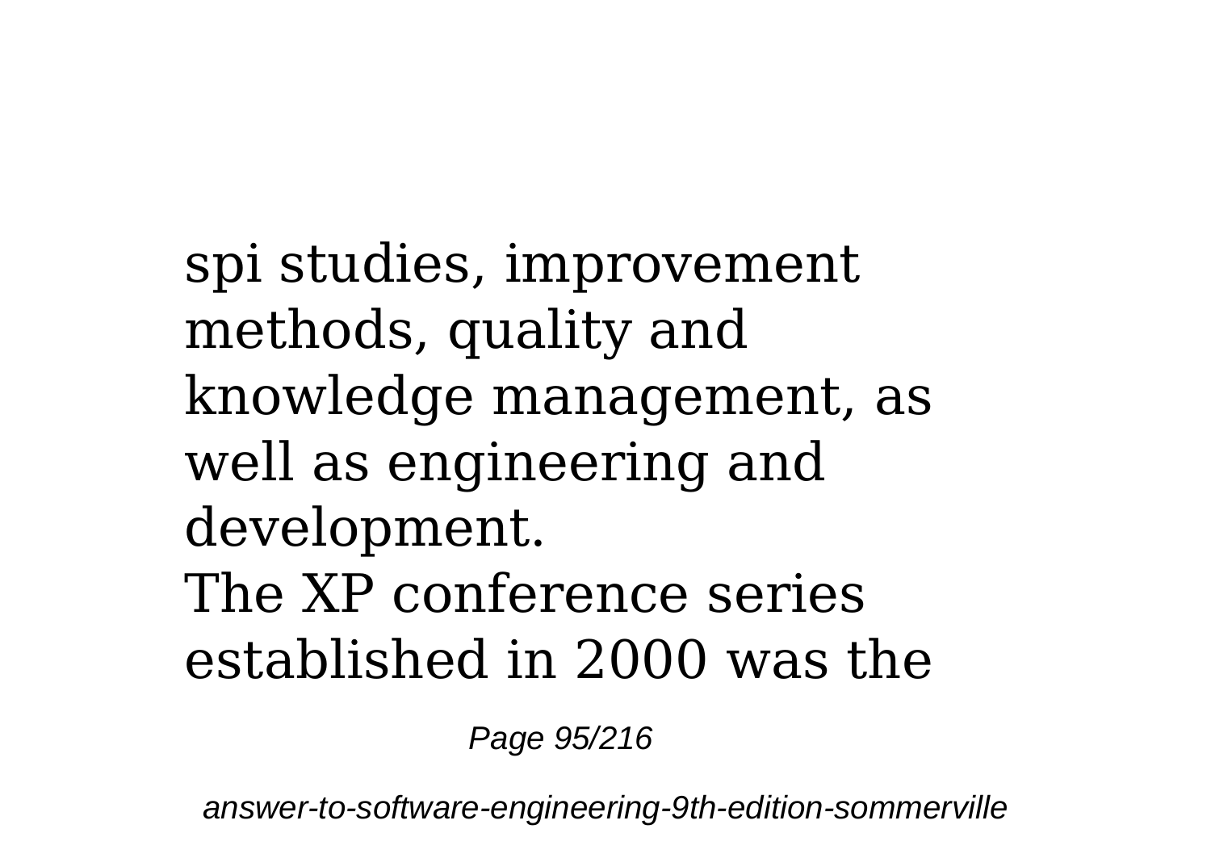spi studies, improvement methods, quality and knowledge management, as well as engineering and development.

The XP conference series established in 2000 was the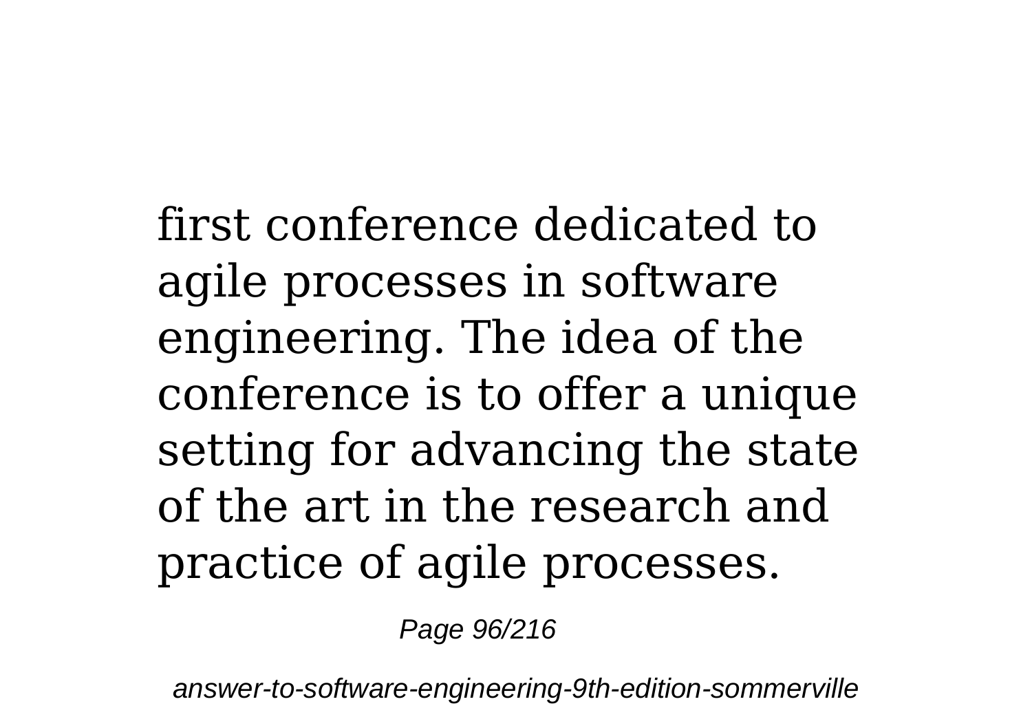first conference dedicated to agile processes in software engineering. The idea of the conference is to offer a unique setting for advancing the state of the art in the research and practice of agile processes.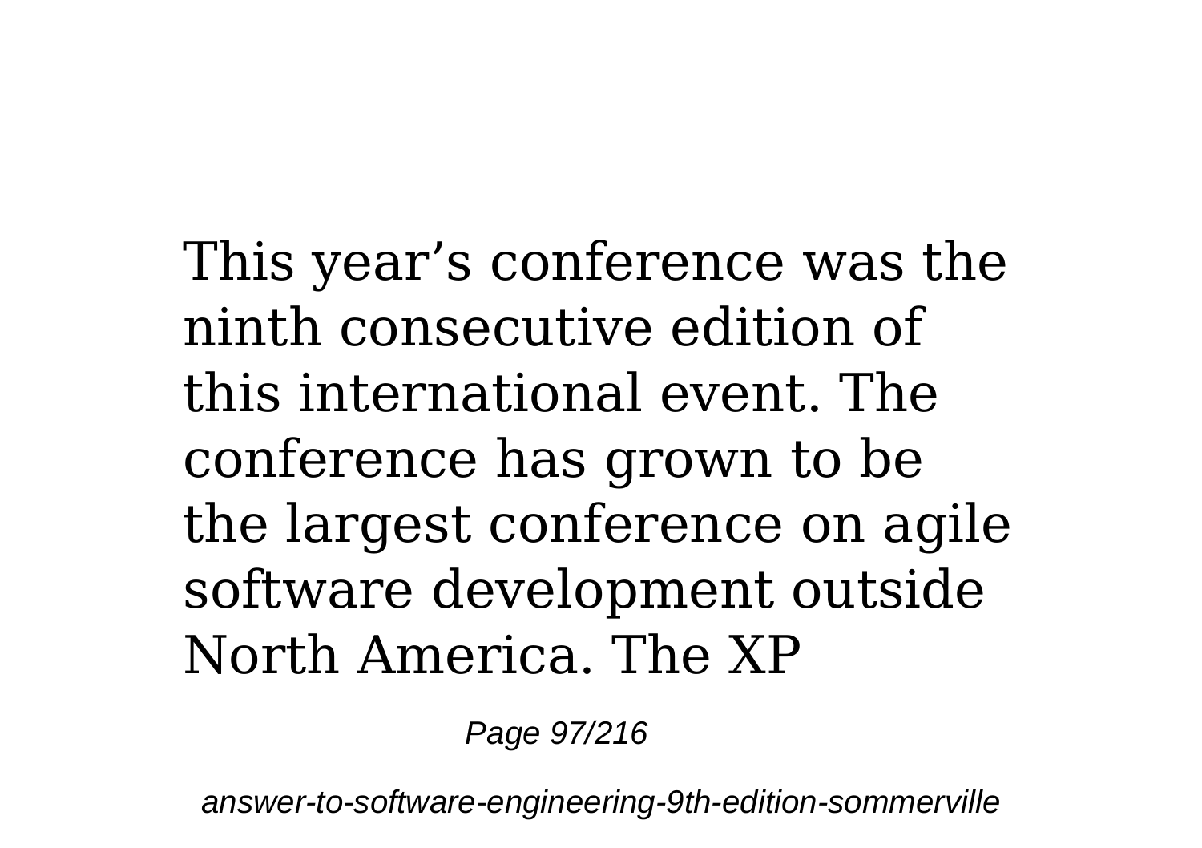This year’s conference was the ninth consecutive edition of this international event. The conference has grown to be the largest conference on agile software development outside North America. The XP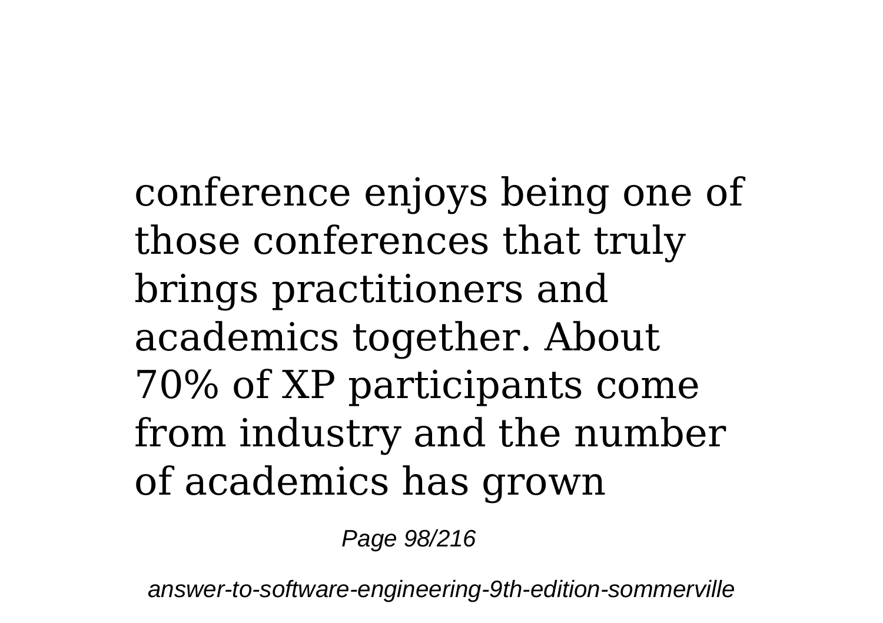conference enjoys being one of those conferences that truly brings practitioners and academics together. About 70% of XP participants come from industry and the number of academics has grown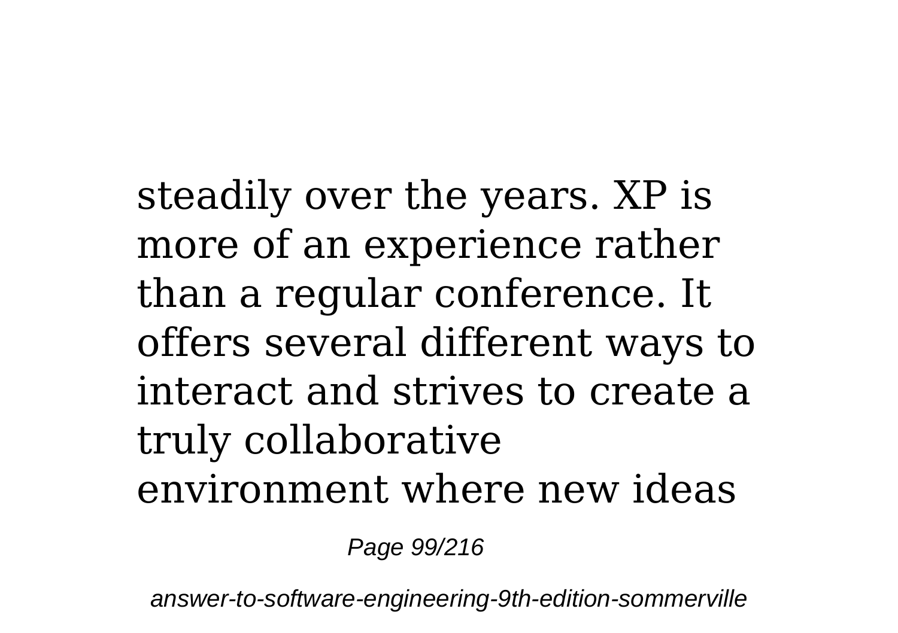steadily over the years. XP is more of an experience rather than a regular conference. It offers several different ways to interact and strives to create a truly collaborative environment where new ideas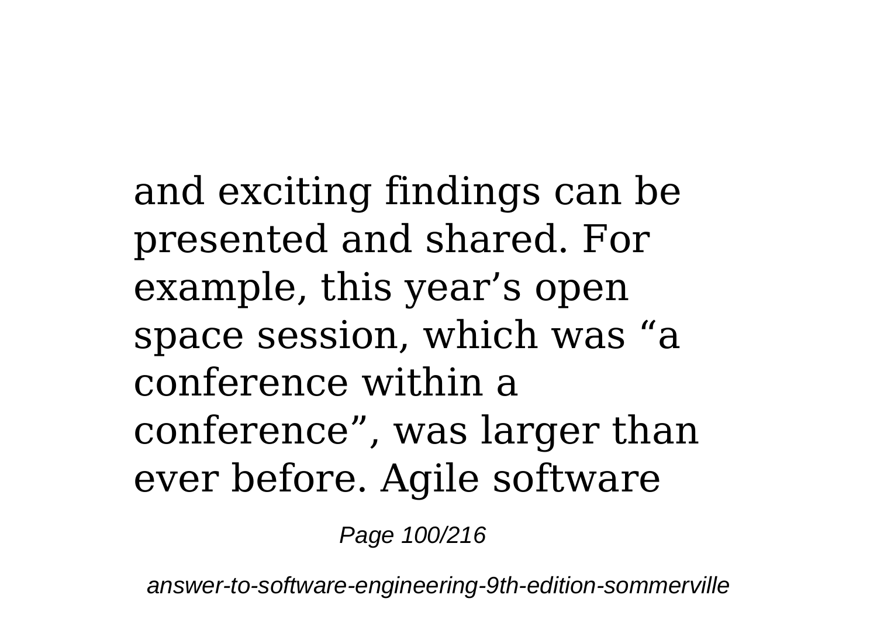and exciting findings can be presented and shared. For example, this year’s open space session, which was “a conference within a conference”, was larger than ever before. Agile software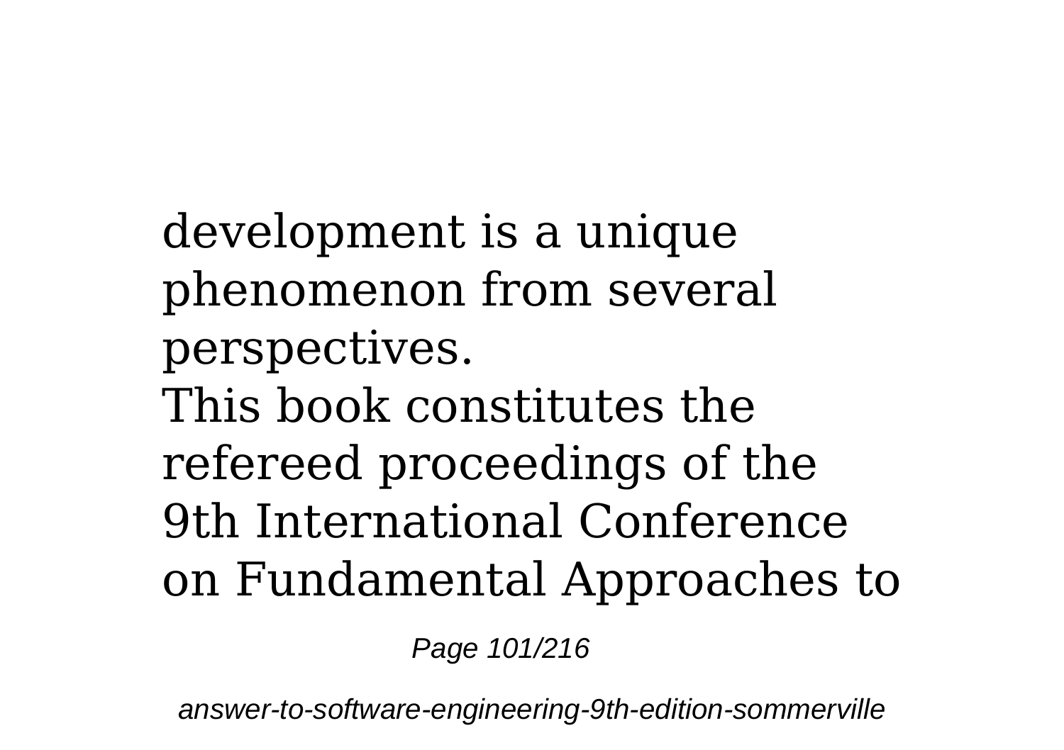development is a unique phenomenon from several perspectives.

This book constitutes the refereed proceedings of the 9th International Conference on Fundamental Approaches to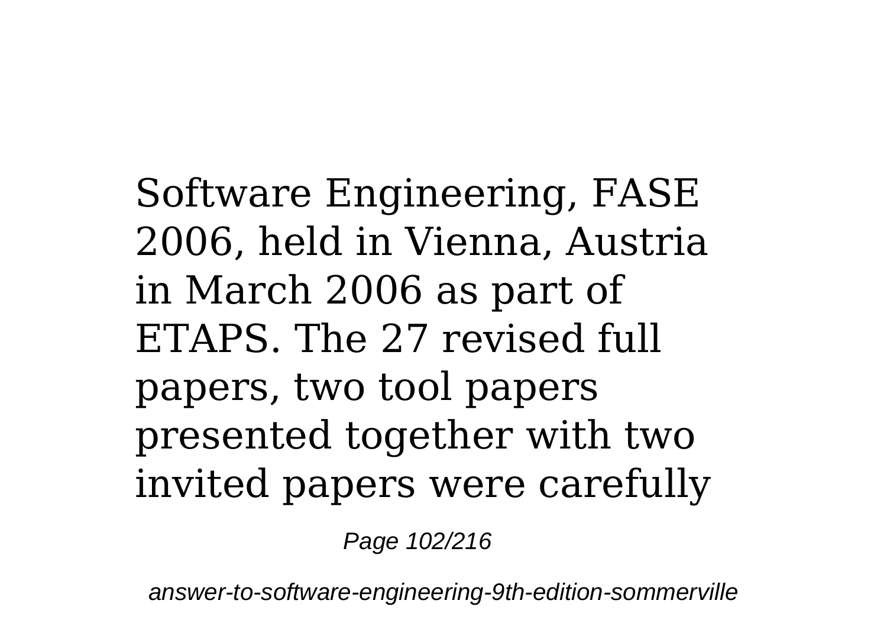Software Engineering, FASE 2006, held in Vienna, Austria in March 2006 as part of ETAPS. The 27 revised full papers, two tool papers presented together with two invited papers were carefully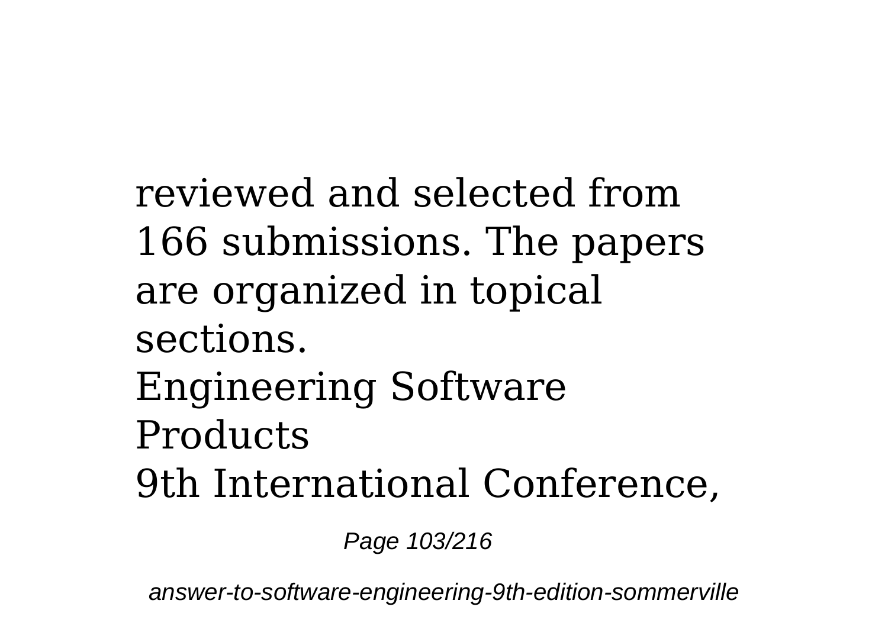reviewed and selected from 166 submissions. The papers are organized in topical sections.

Engineering Software Products

9th International Conference,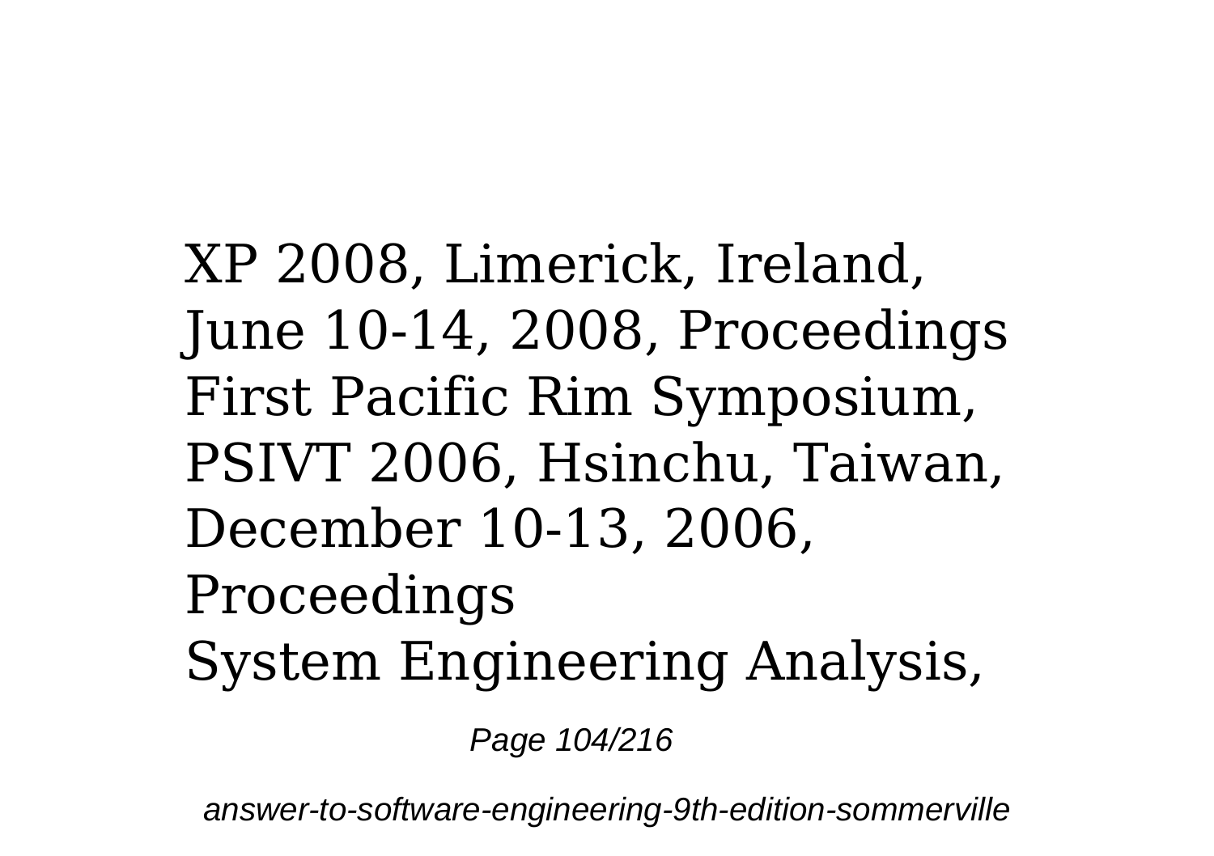XP 2008, Limerick, Ireland, June 10-14, 2008, Proceedings
First Pacific Rim Symposium, PSIVT 2006, Hsinchu, Taiwan, December 10-13, 2006, Proceedings
System Engineering Analysis,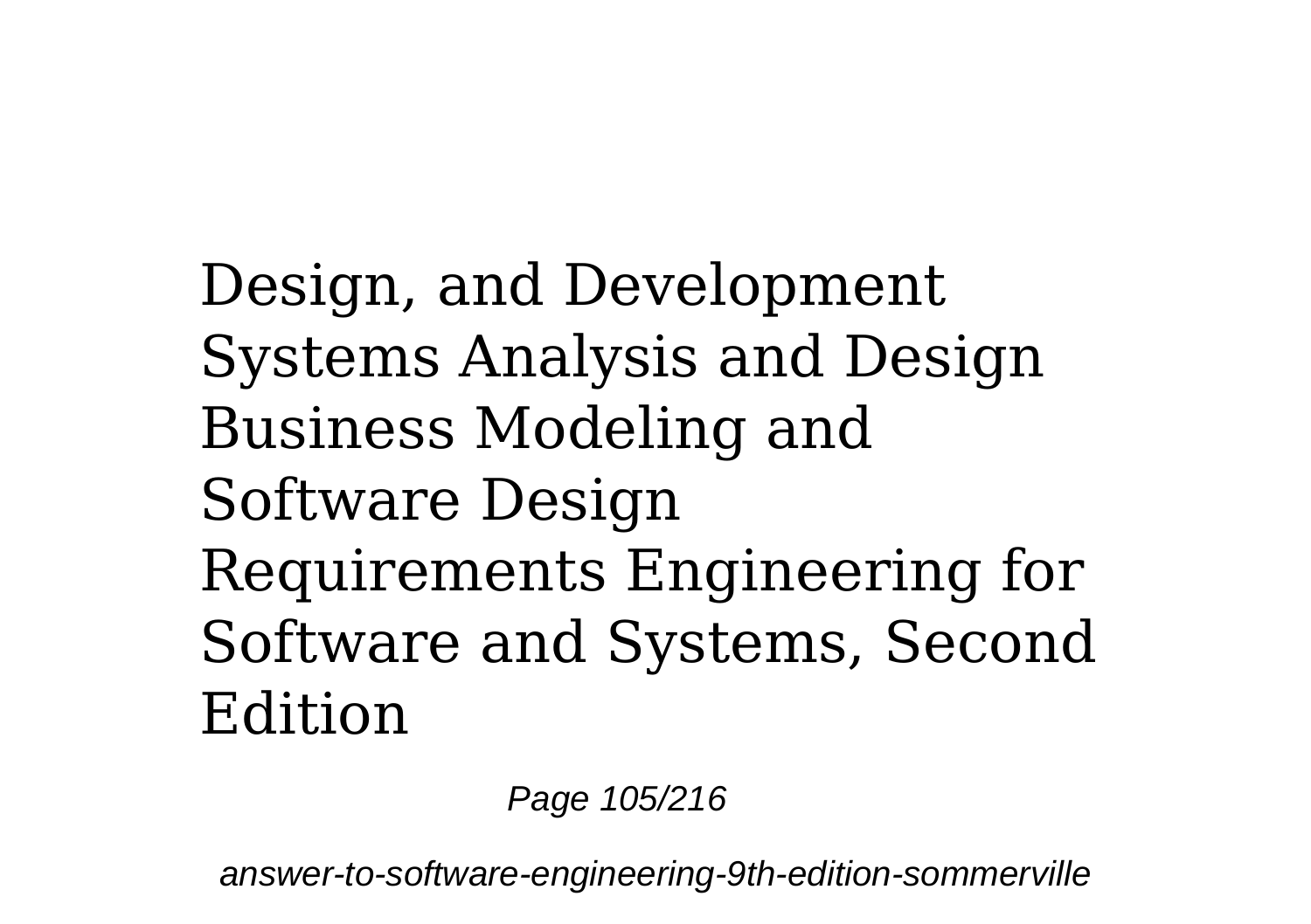Design, and Development
Systems Analysis and Design
Business Modeling and Software Design
Requirements Engineering for Software and Systems, Second Edition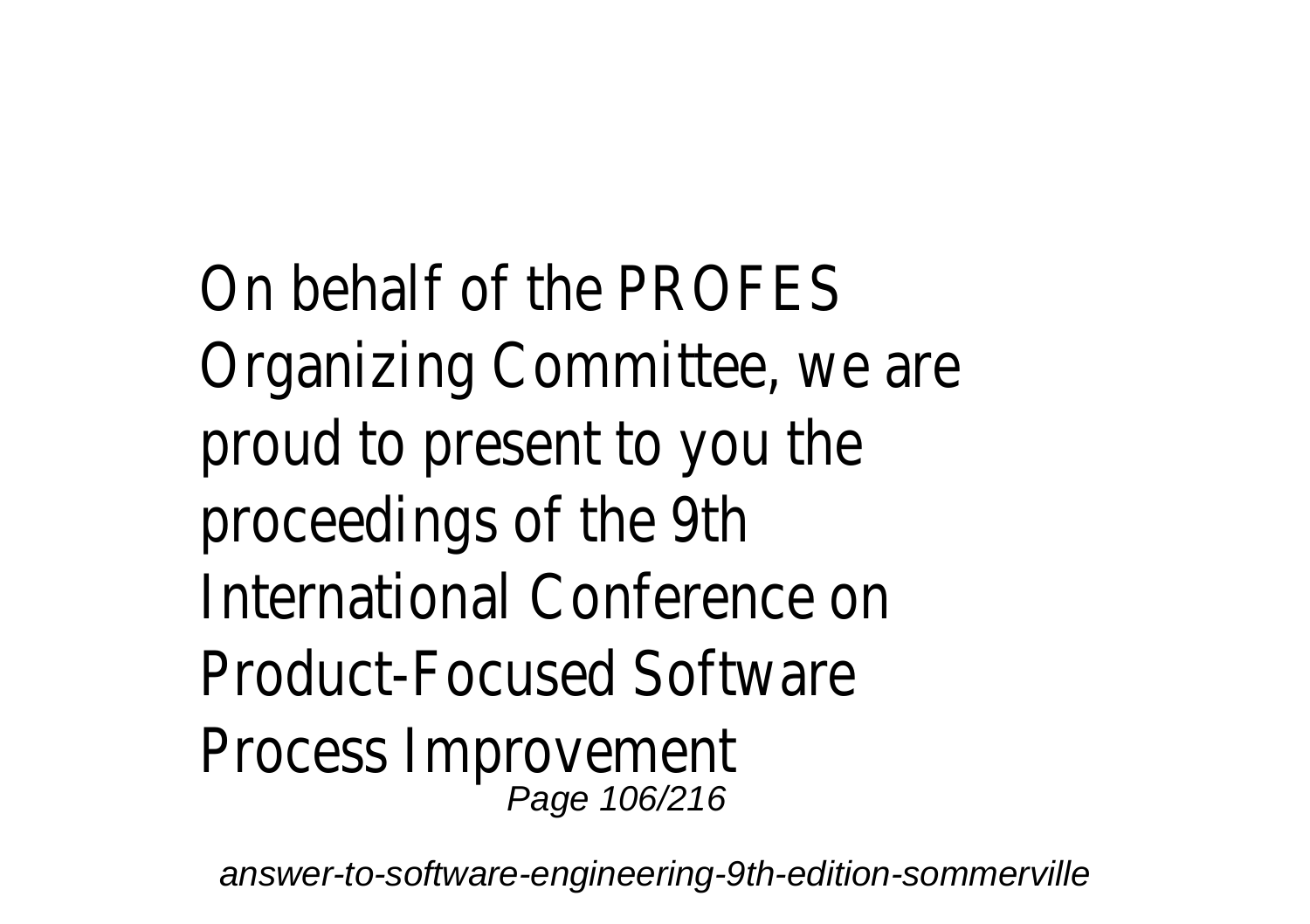On behalf of the PROFES Organizing Committee, we are proud to present to you the proceedings of the 9th International Conference on Product-Focused Software Process Improvement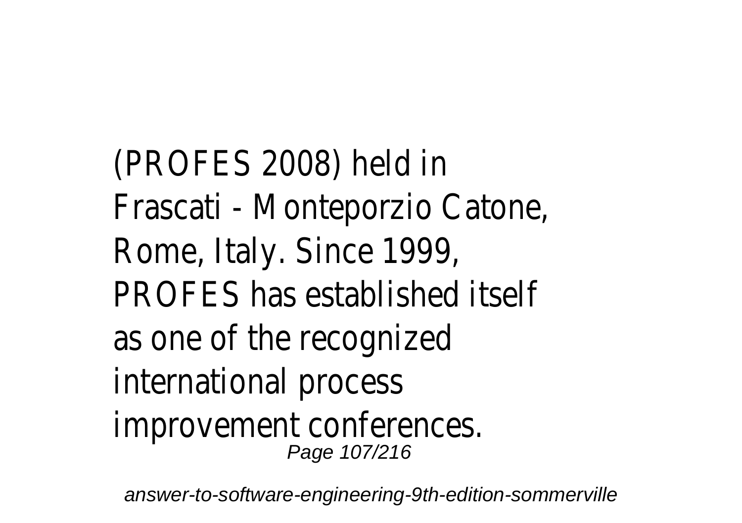(PROFES 2008) held in Frascati - Monteporzio Catone, Rome, Italy. Since 1999, PROFES has established itself as one of the recognized international process improvement conferences.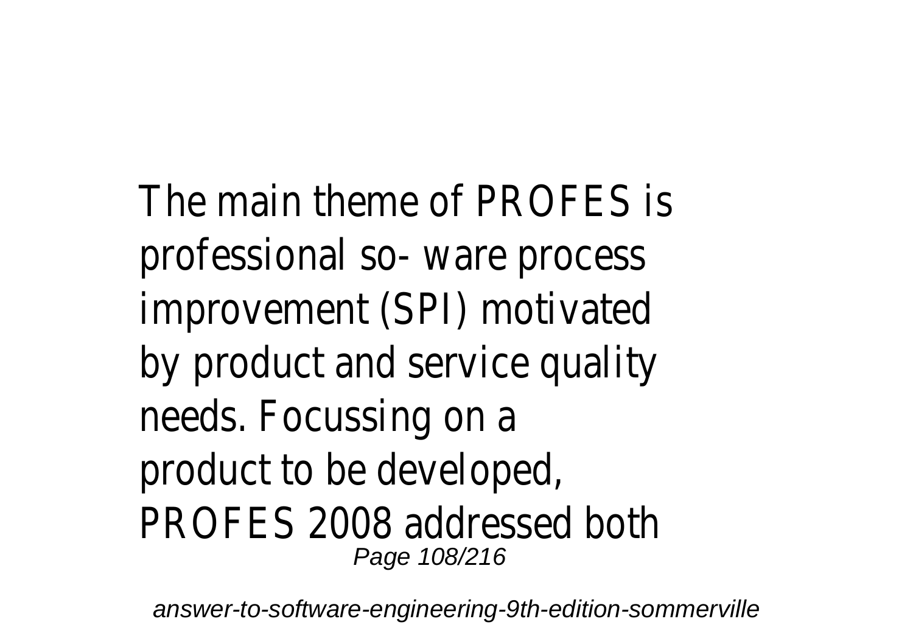The main theme of PROFES is professional so- ware process improvement (SPI) motivated by product and service quality needs. Focussing on a product to be developed, PROFES 2008 addressed both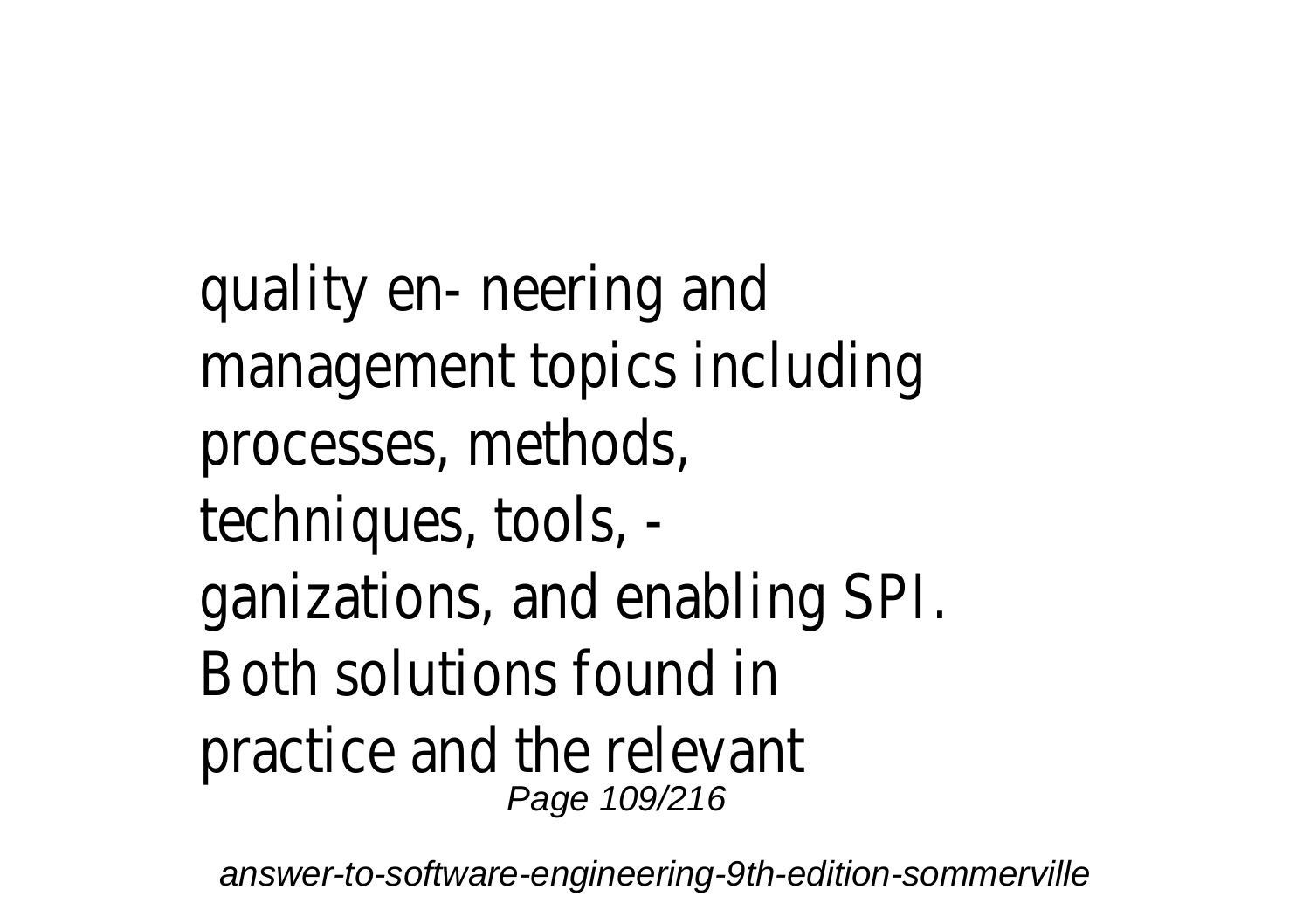quality en- neering and management topics including processes, methods, techniques, tools, - ganizations, and enabling SPI. Both solutions found in practice and the relevant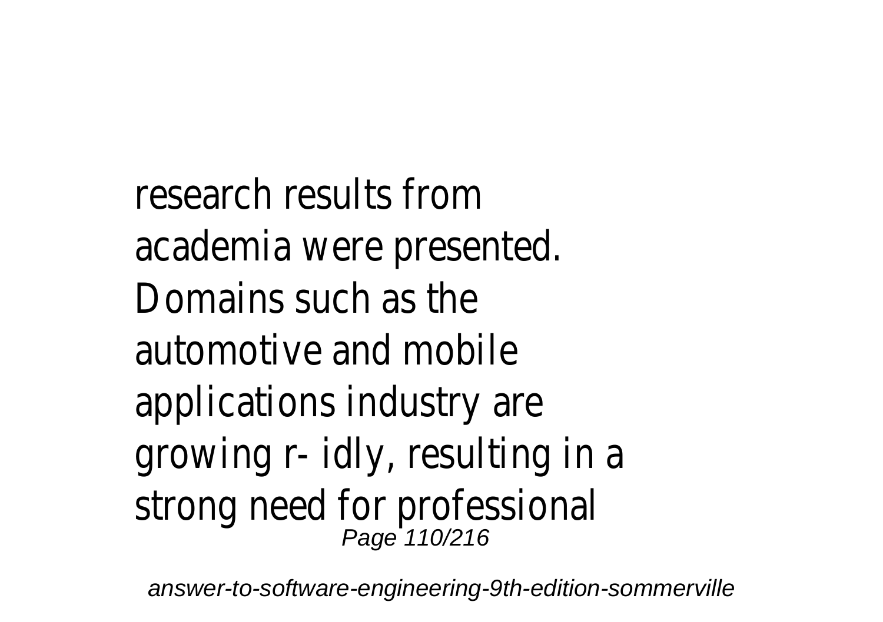research results from academia were presented. Domains such as the automotive and mobile applications industry are growing r- idly, resulting in a strong need for professional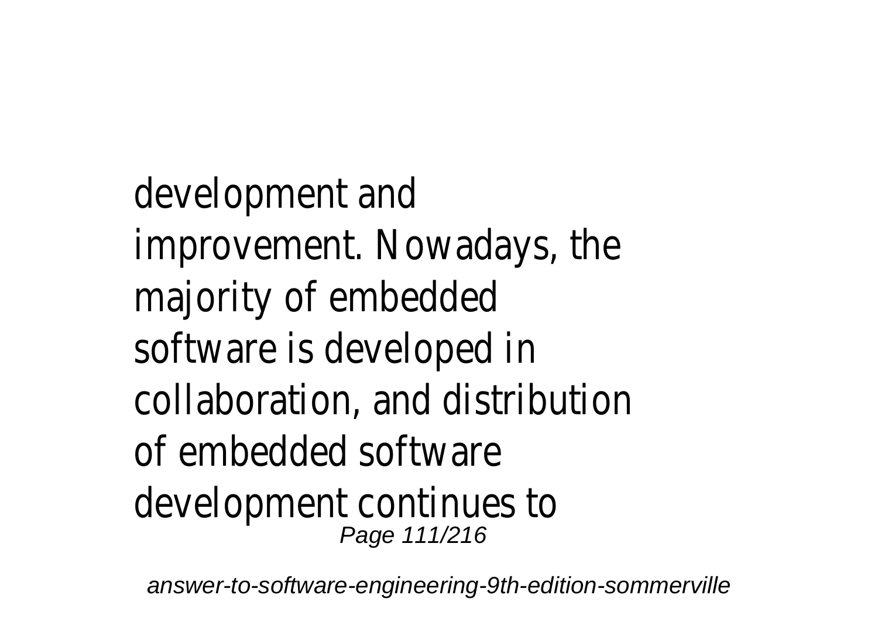development and improvement. Nowadays, the majority of embedded software is developed in collaboration, and distribution of embedded software development continues to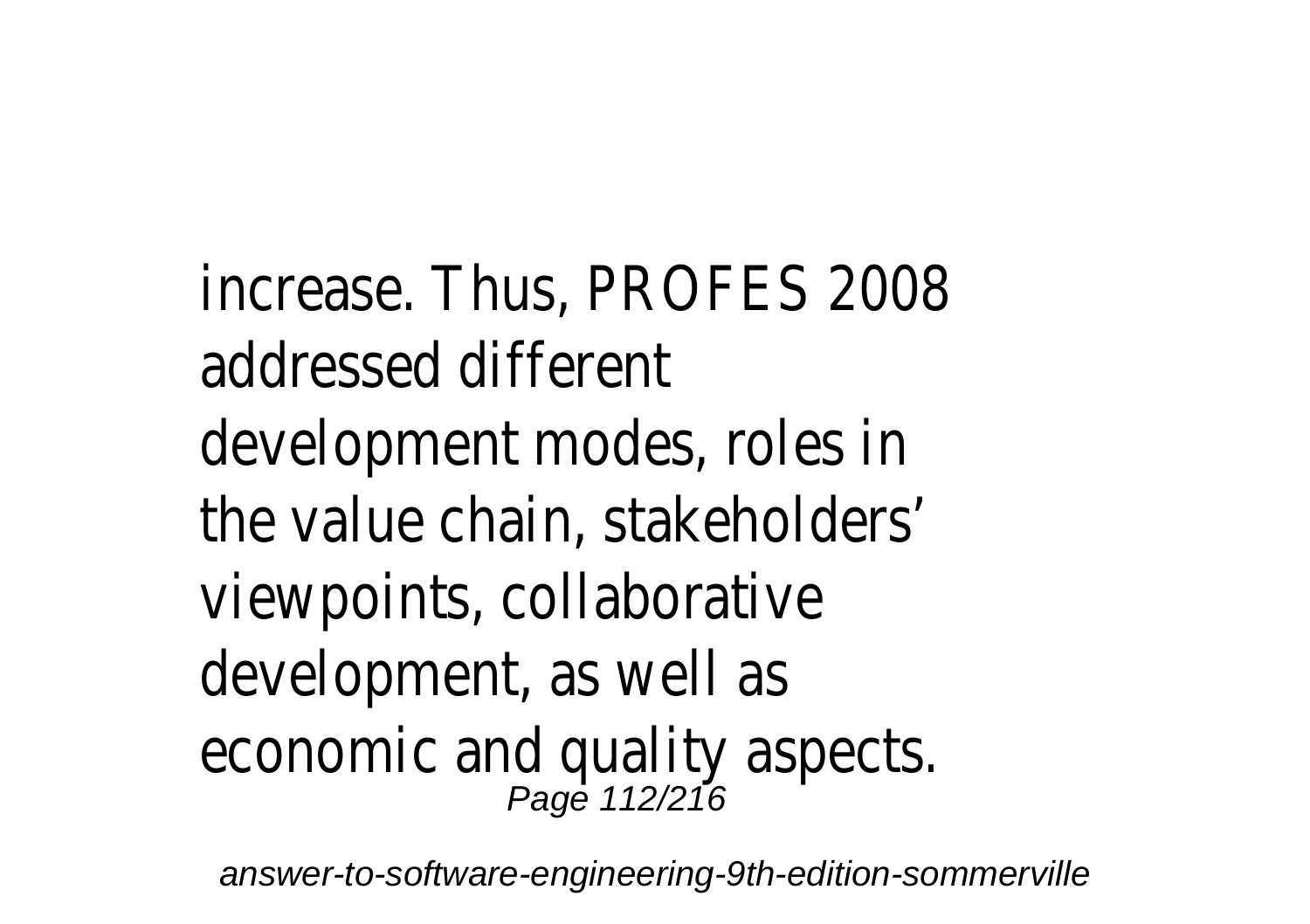increase. Thus, PROFES 2008 addressed different development modes, roles in the value chain, stakeholders' viewpoints, collaborative development, as well as economic and quality aspects.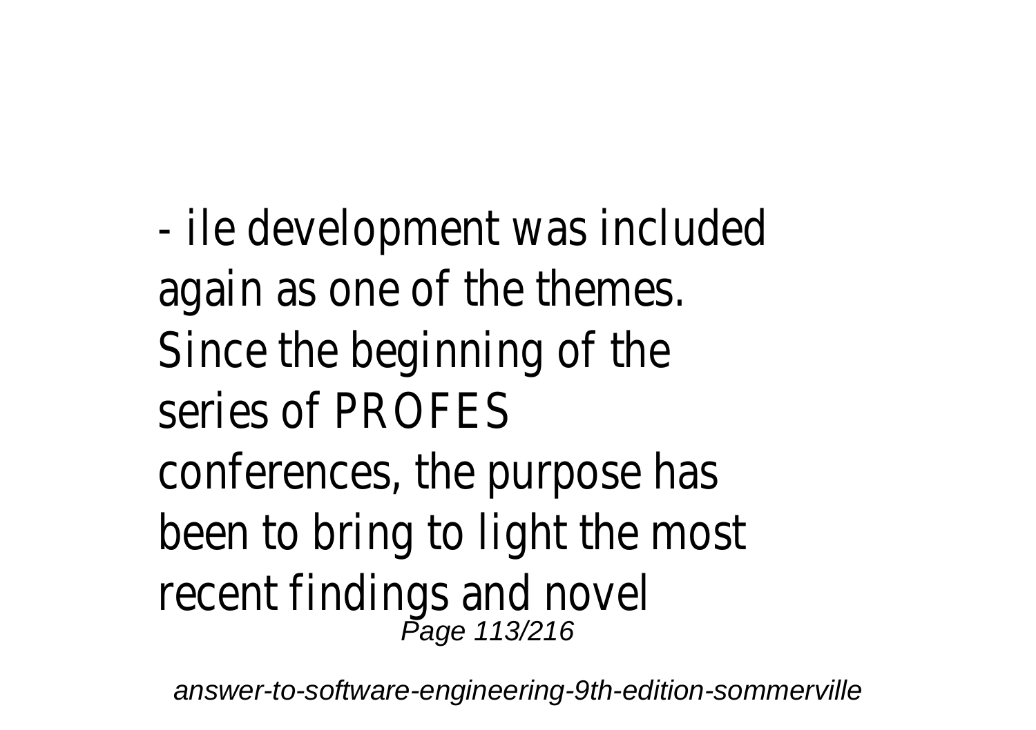- ile development was included again as one of the themes. Since the beginning of the series of PROFES conferences, the purpose has been to bring to light the most recent findings and novel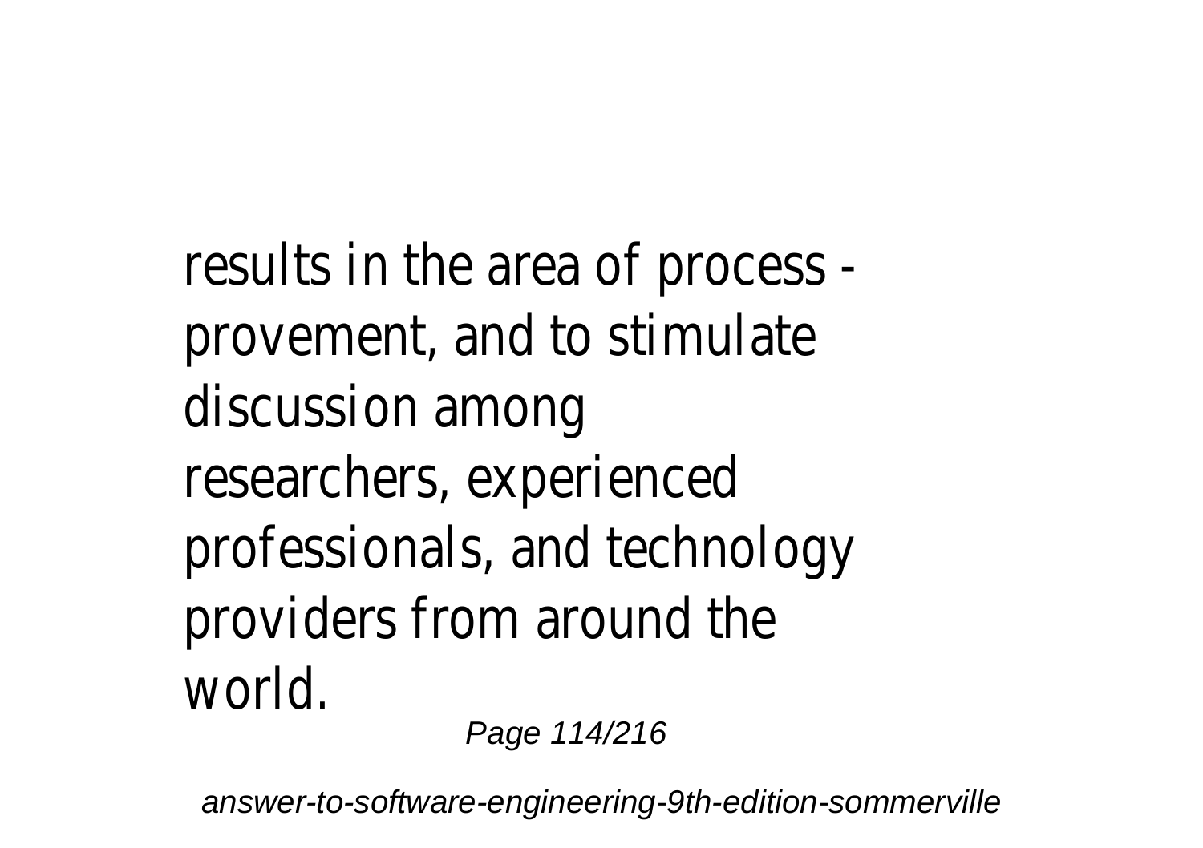results in the area of process - provement, and to stimulate discussion among researchers, experienced professionals, and technology providers from around the world.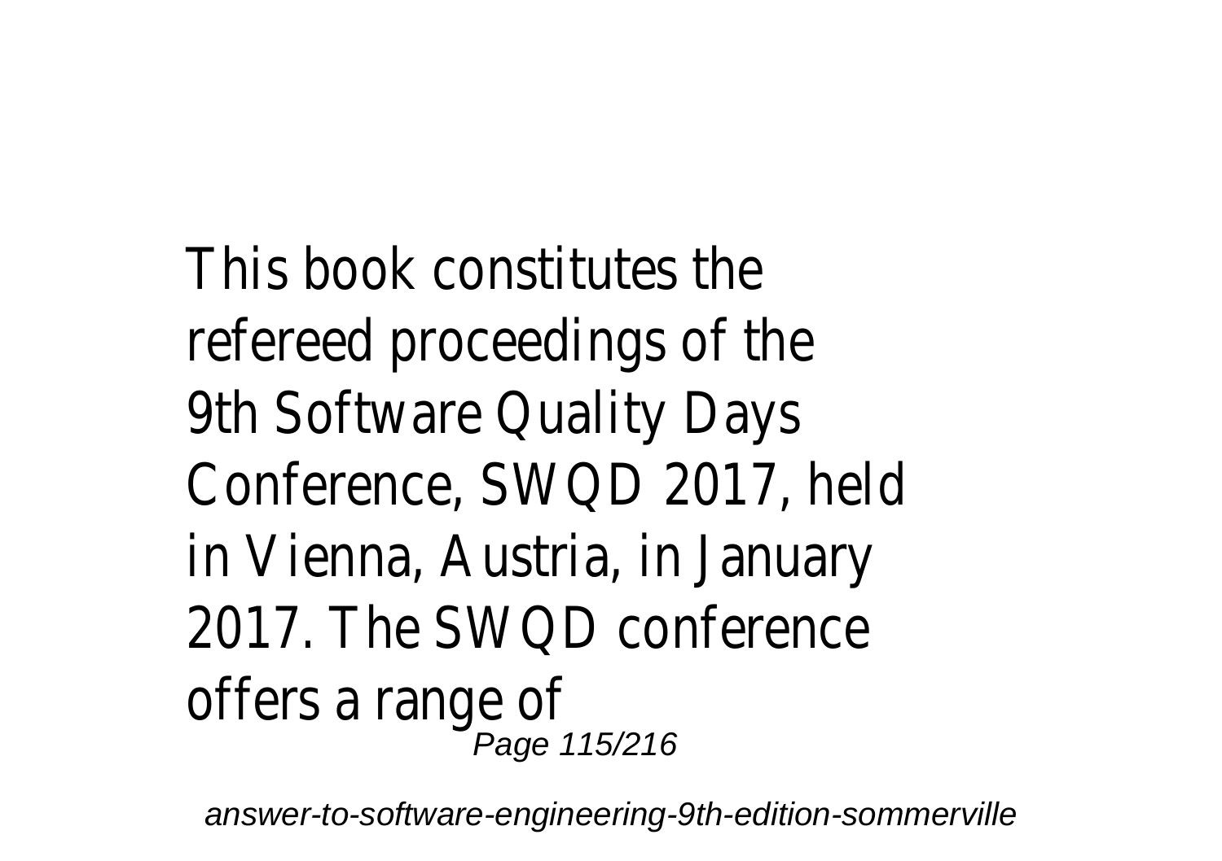This book constitutes the refereed proceedings of the 9th Software Quality Days Conference, SWQD 2017, held in Vienna, Austria, in January 2017. The SWQD conference offers a range of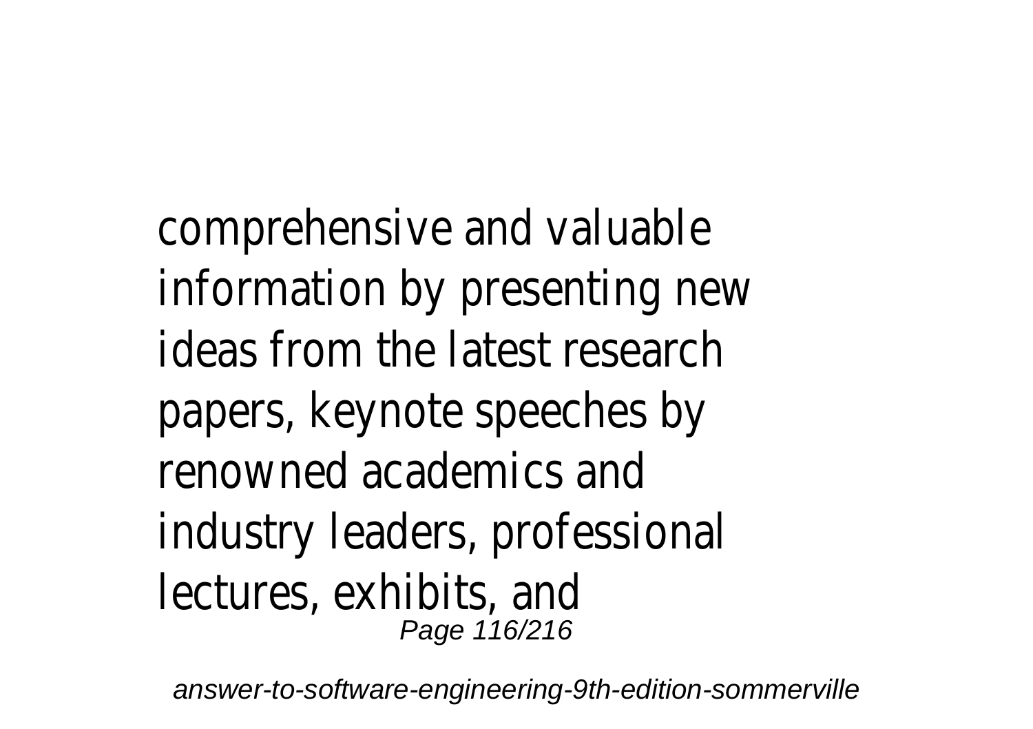comprehensive and valuable information by presenting new ideas from the latest research papers, keynote speeches by renowned academics and industry leaders, professional lectures, exhibits, and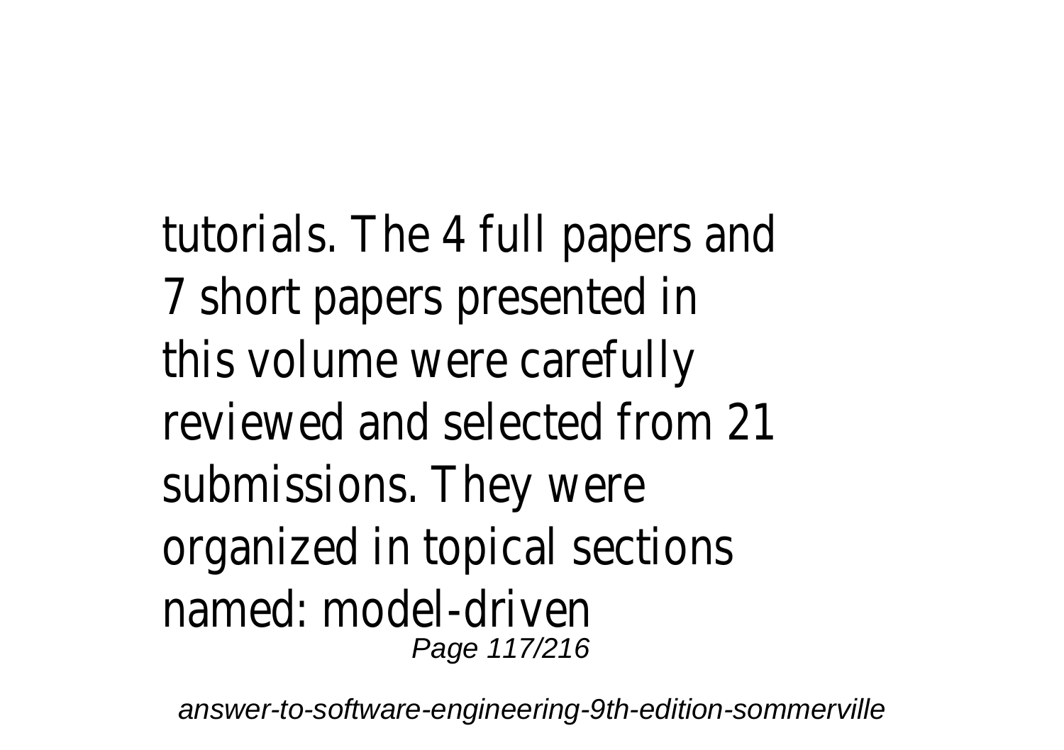tutorials. The 4 full papers and 7 short papers presented in this volume were carefully reviewed and selected from 21 submissions. They were organized in topical sections named: model-driven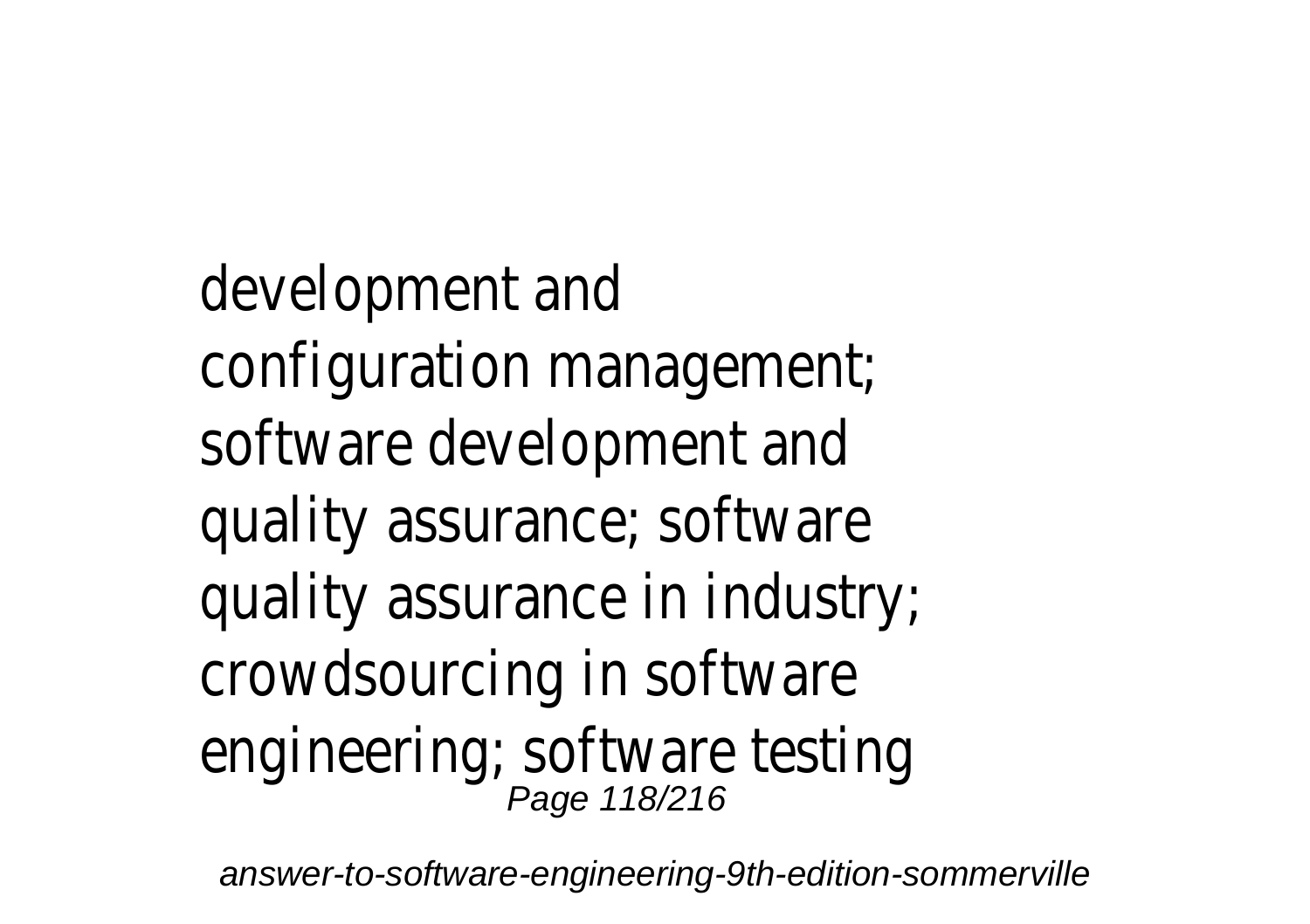development and configuration management; software development and quality assurance; software quality assurance in industry; crowdsourcing in software engineering; software testing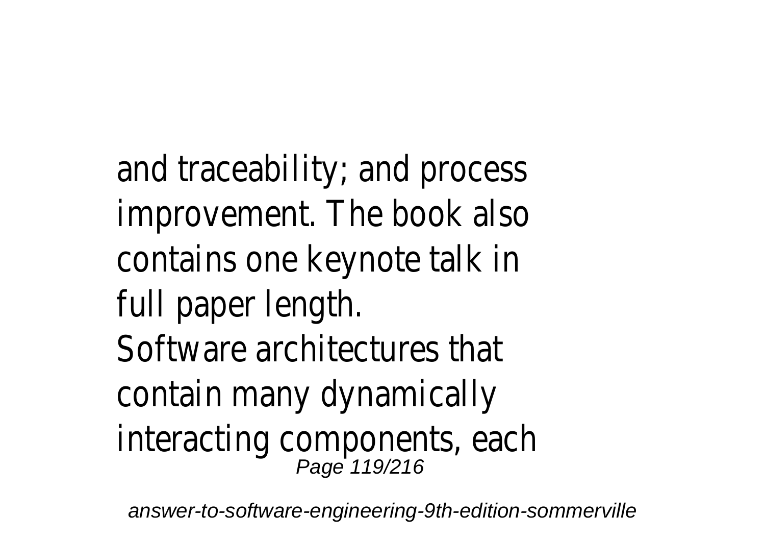and traceability; and process improvement. The book also contains one keynote talk in full paper length.

Software architectures that contain many dynamically interacting components, each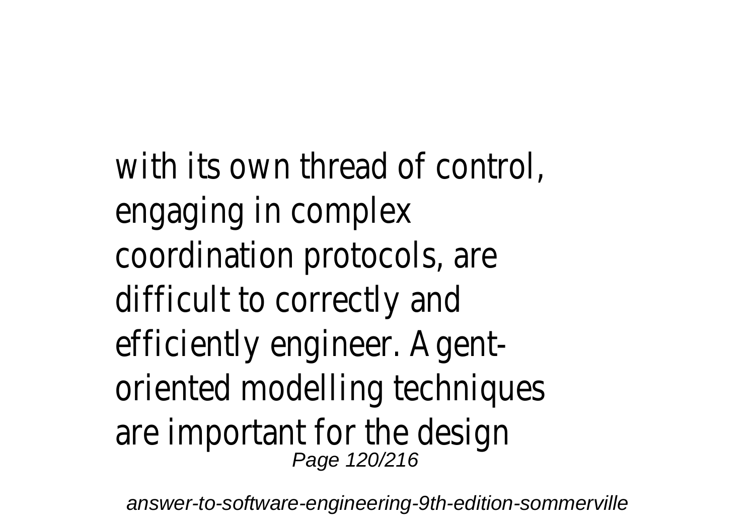with its own thread of control, engaging in complex coordination protocols, are difficult to correctly and efficiently engineer. Agent-oriented modelling techniques are important for the design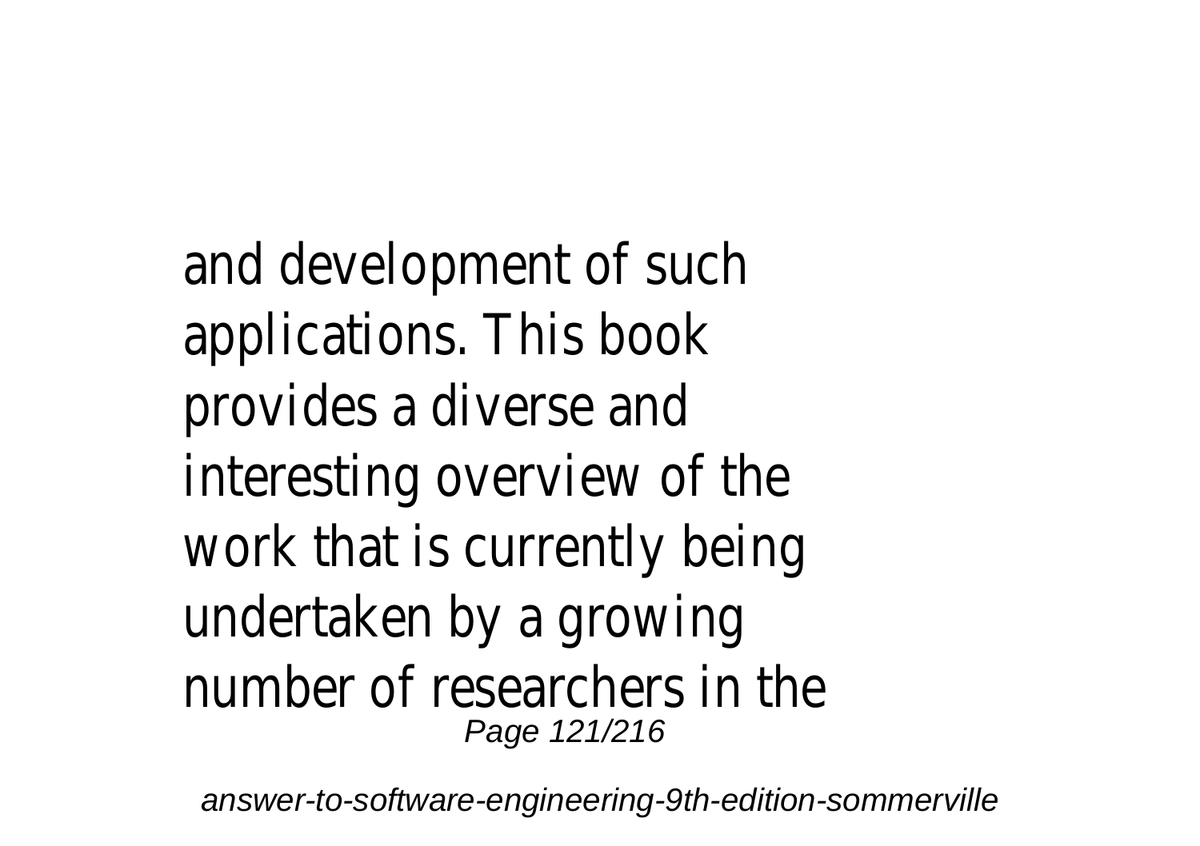and development of such applications. This book provides a diverse and interesting overview of the work that is currently being undertaken by a growing number of researchers in the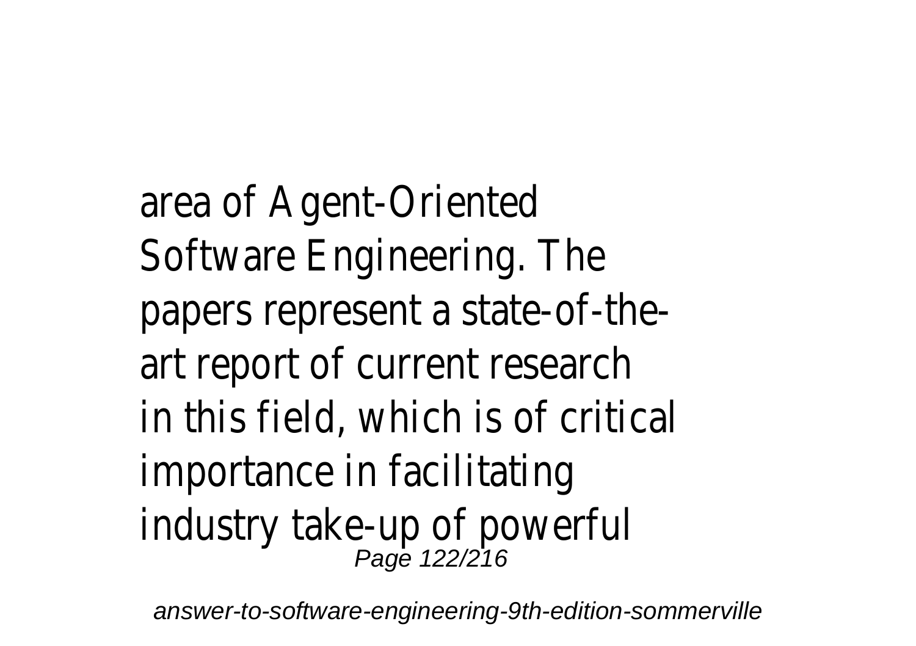area of Agent-Oriented Software Engineering. The papers represent a state-of-the-art report of current research in this field, which is of critical importance in facilitating industry take-up of powerful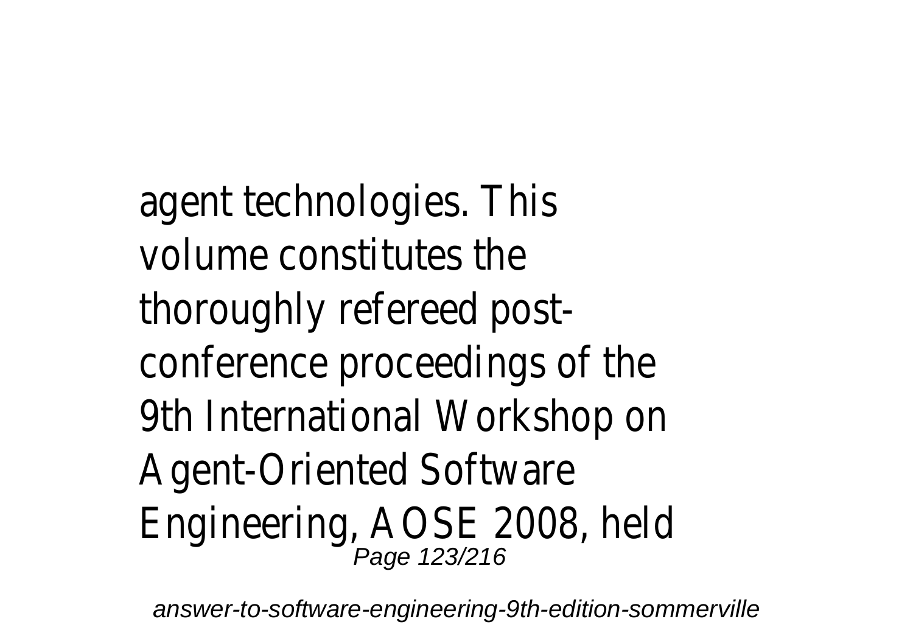agent technologies. This volume constitutes the thoroughly refereed post-conference proceedings of the 9th International Workshop on Agent-Oriented Software Engineering, AOSE 2008, held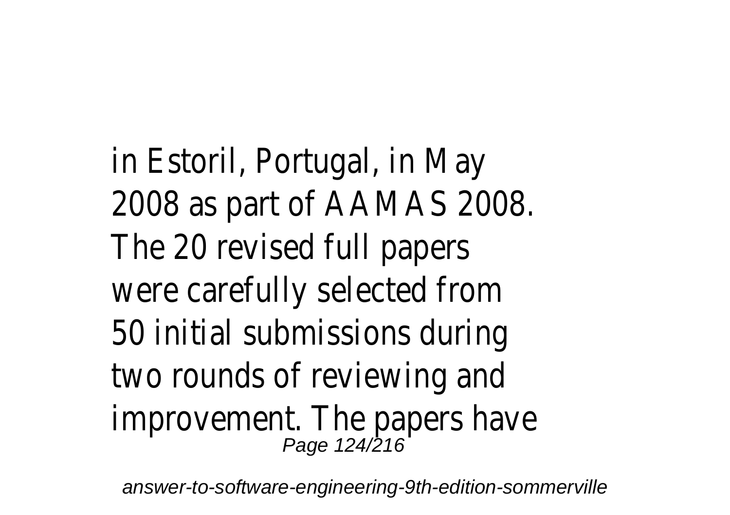in Estoril, Portugal, in May 2008 as part of AAMAS 2008. The 20 revised full papers were carefully selected from 50 initial submissions during two rounds of reviewing and improvement. The papers have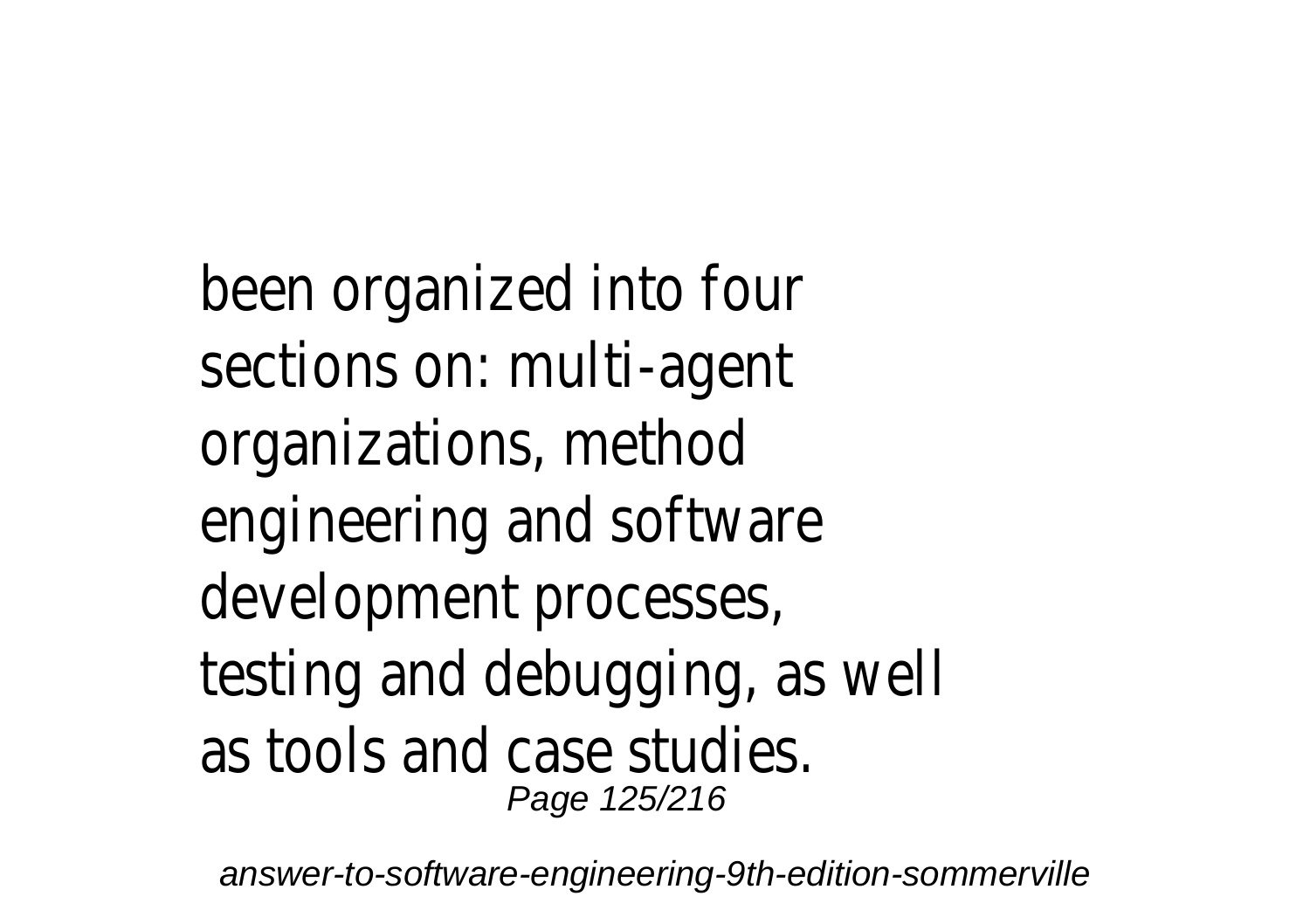been organized into four sections on: multi-agent organizations, method engineering and software development processes, testing and debugging, as well as tools and case studies.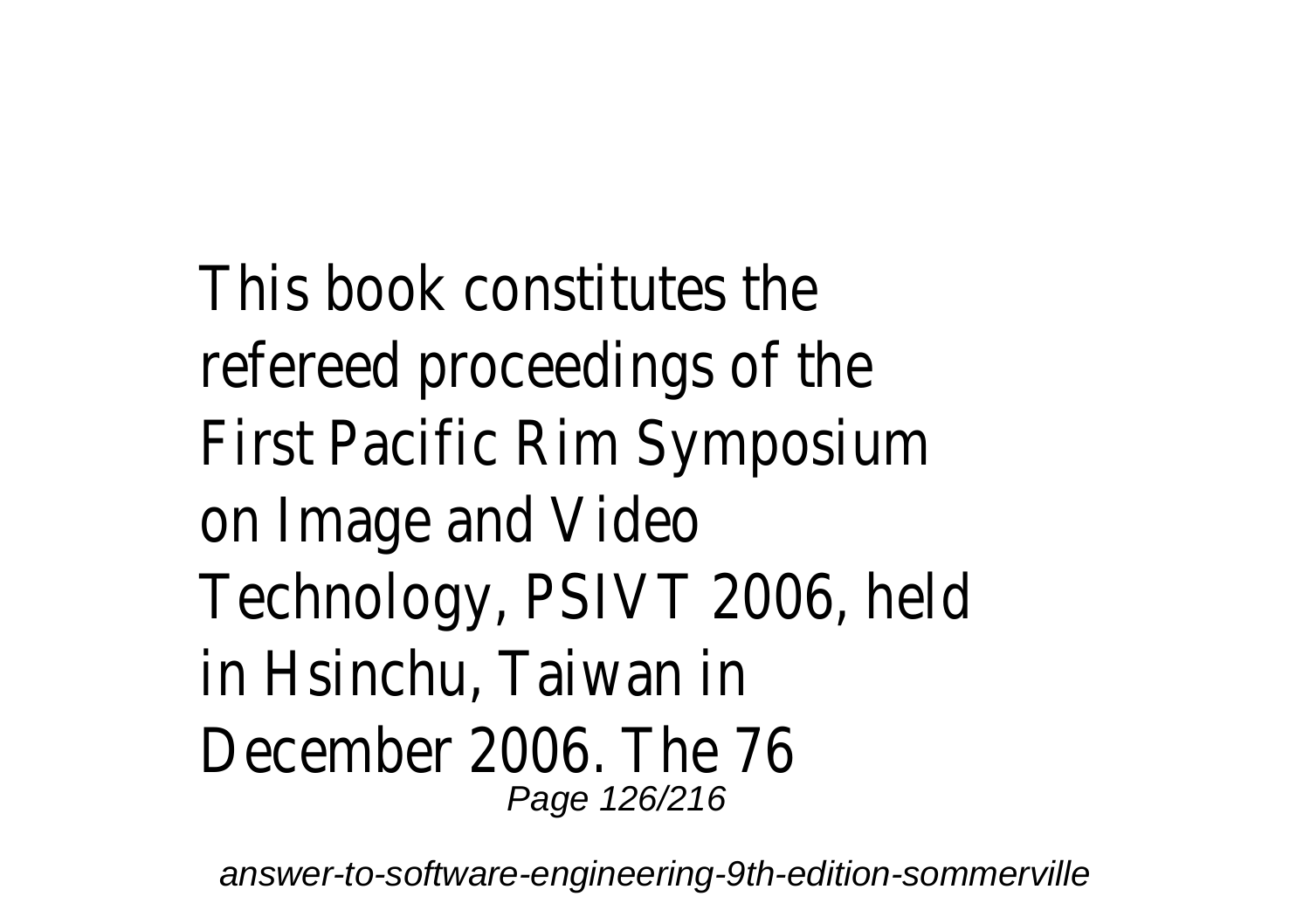This book constitutes the refereed proceedings of the First Pacific Rim Symposium on Image and Video Technology, PSIVT 2006, held in Hsinchu, Taiwan in December 2006. The 76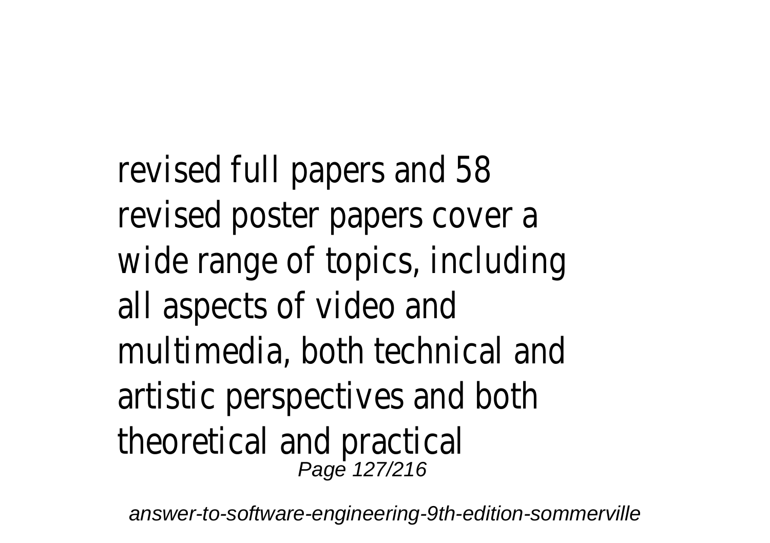revised full papers and 58 revised poster papers cover a wide range of topics, including all aspects of video and multimedia, both technical and artistic perspectives and both theoretical and practical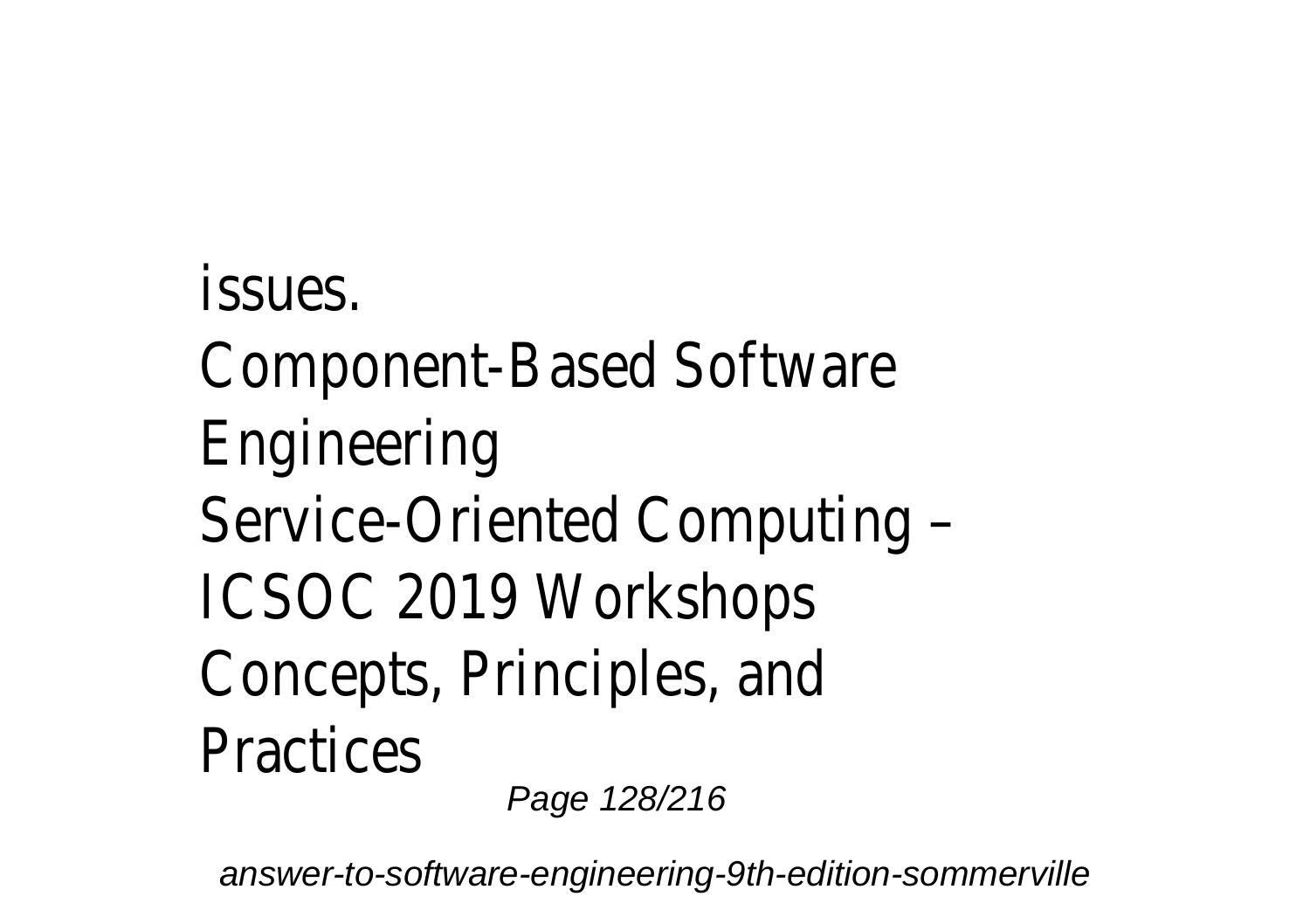issues.

Component-Based Software Engineering

Service-Oriented Computing – ICSOC 2019 Workshops

Concepts, Principles, and Practices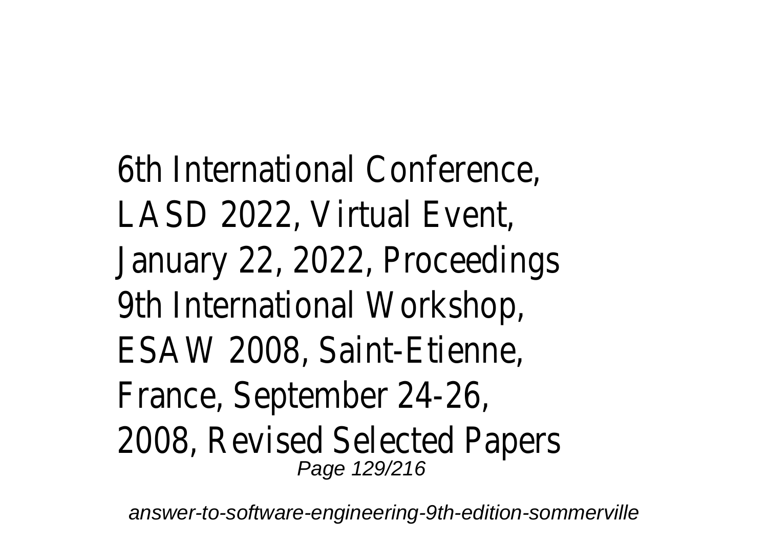6th International Conference, LASD 2022, Virtual Event, January 22, 2022, Proceedings 9th International Workshop, ESAW 2008, Saint-Etienne, France, September 24-26, 2008, Revised Selected Papers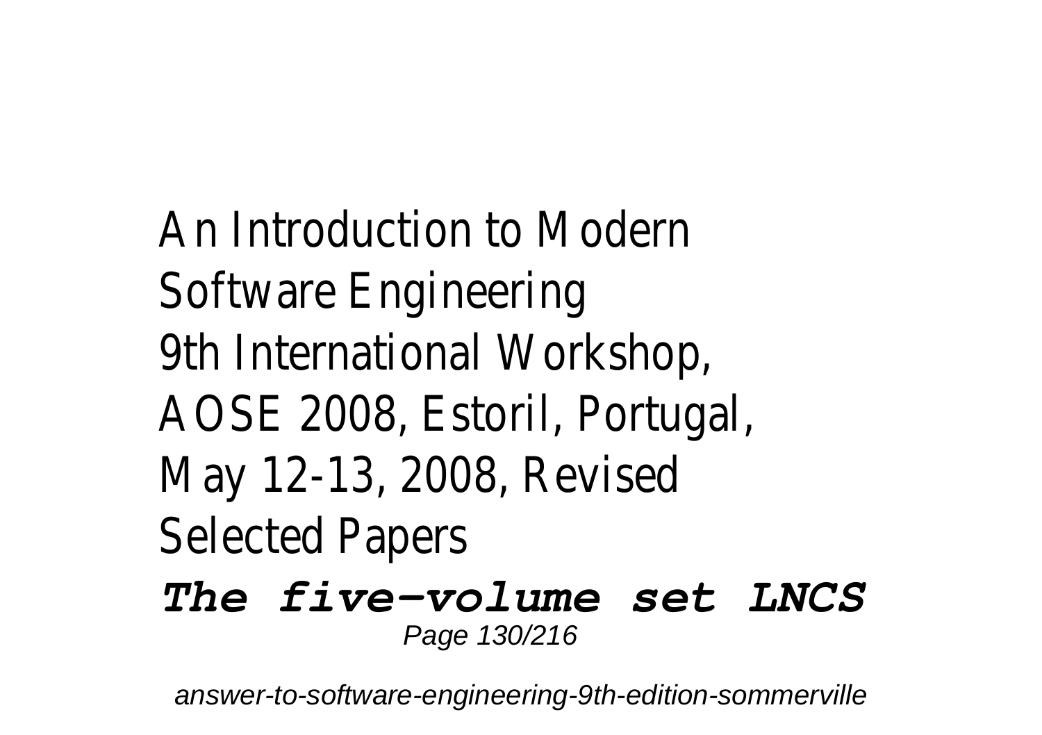An Introduction to Modern Software Engineering
9th International Workshop, AOSE 2008, Estoril, Portugal, May 12-13, 2008, Revised Selected Papers

***The five-volume set LNCS***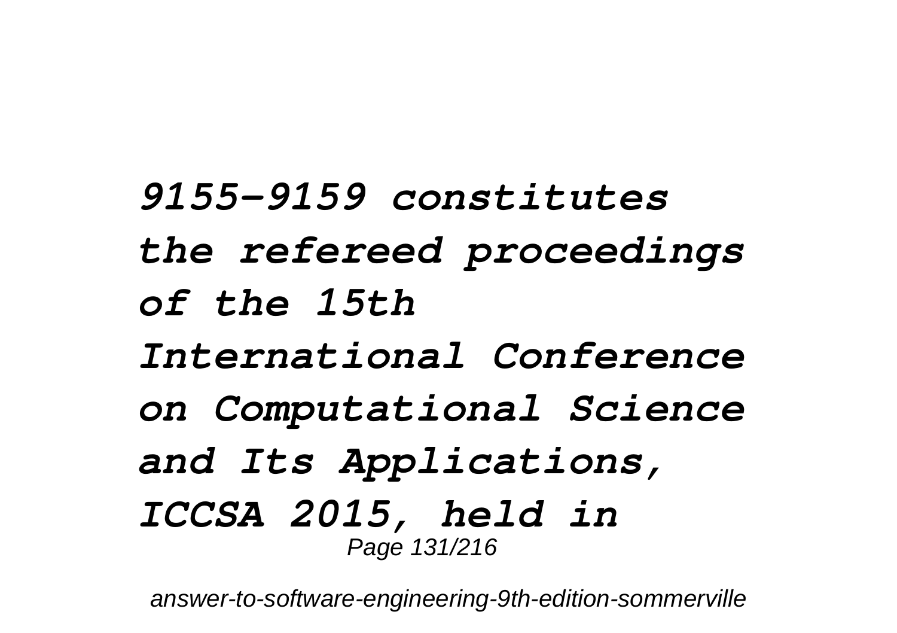***9155–9159 constitutes the refereed proceedings of the 15th International Conference on Computational Science and Its Applications, ICCSA 2015, held in***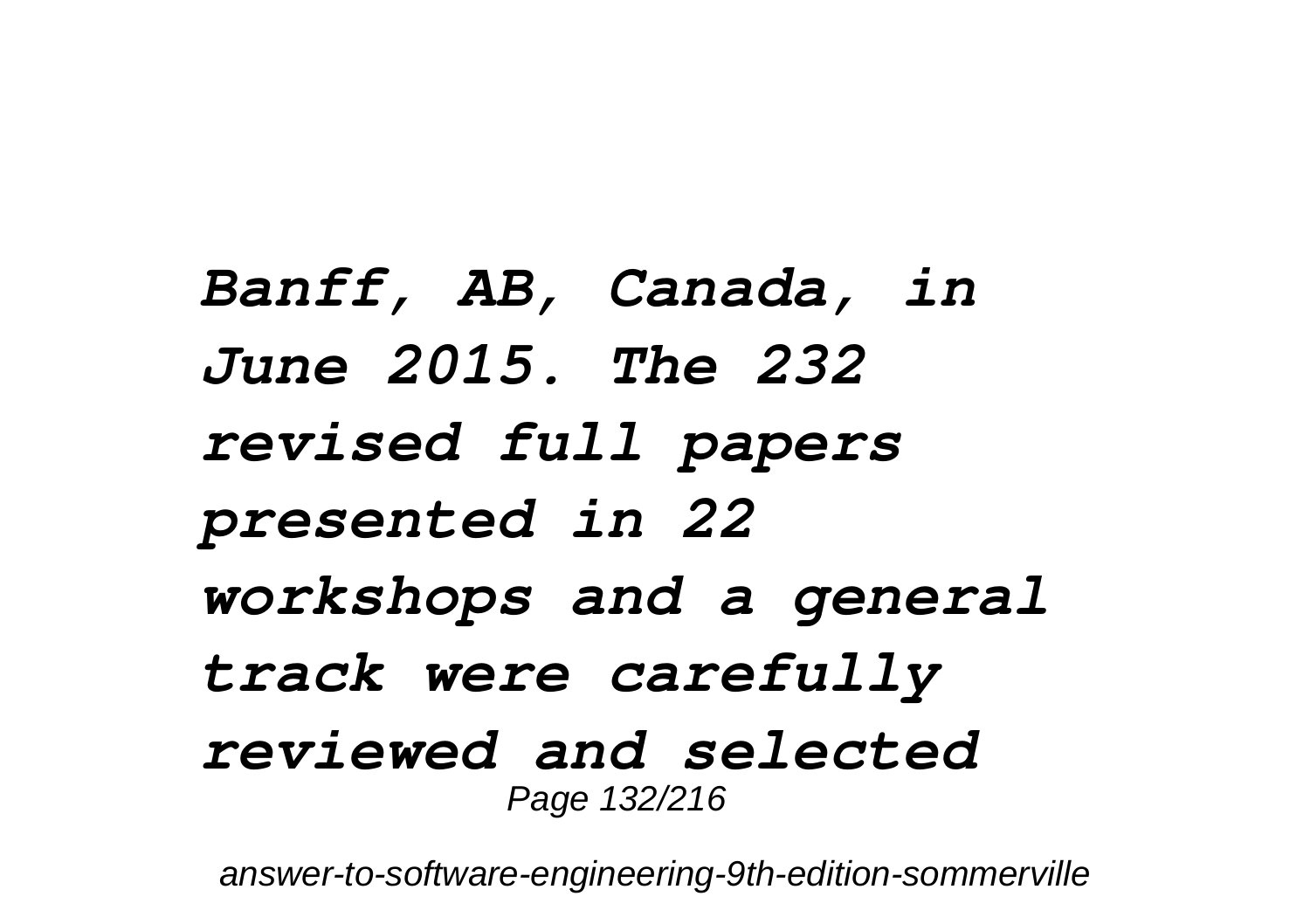***Banff, AB, Canada, in June 2015. The 232 revised full papers presented in 22 workshops and a general track were carefully reviewed and selected***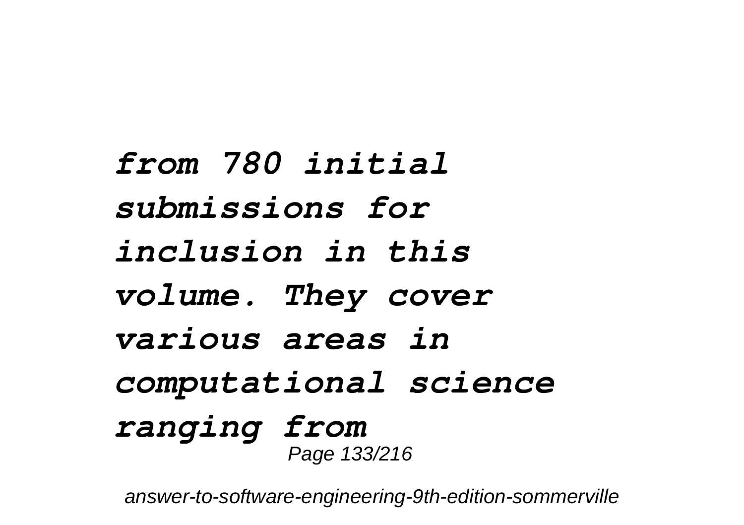***from 780 initial submissions for inclusion in this volume. They cover various areas in computational science ranging from***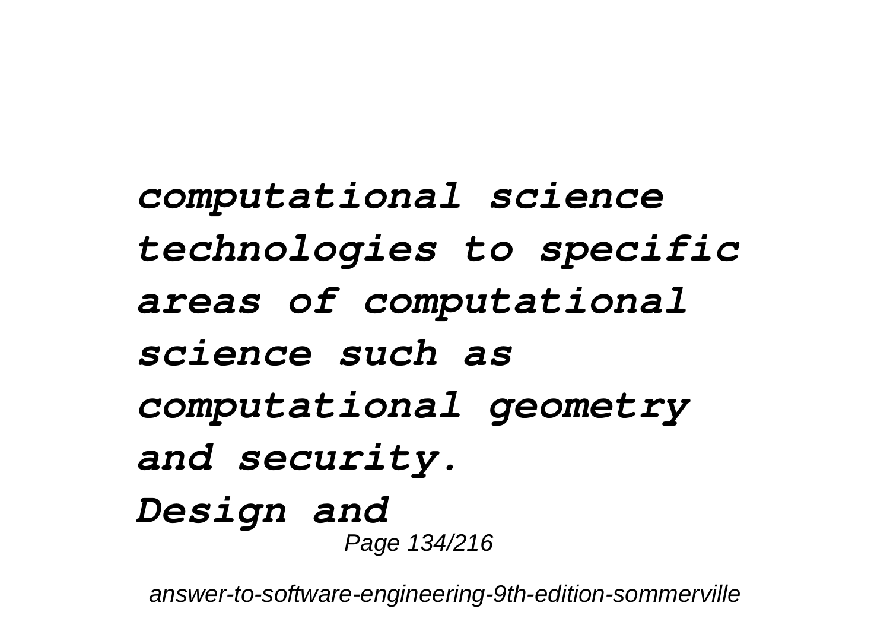***computational science technologies to specific areas of computational science such as computational geometry and security.***

***Design and***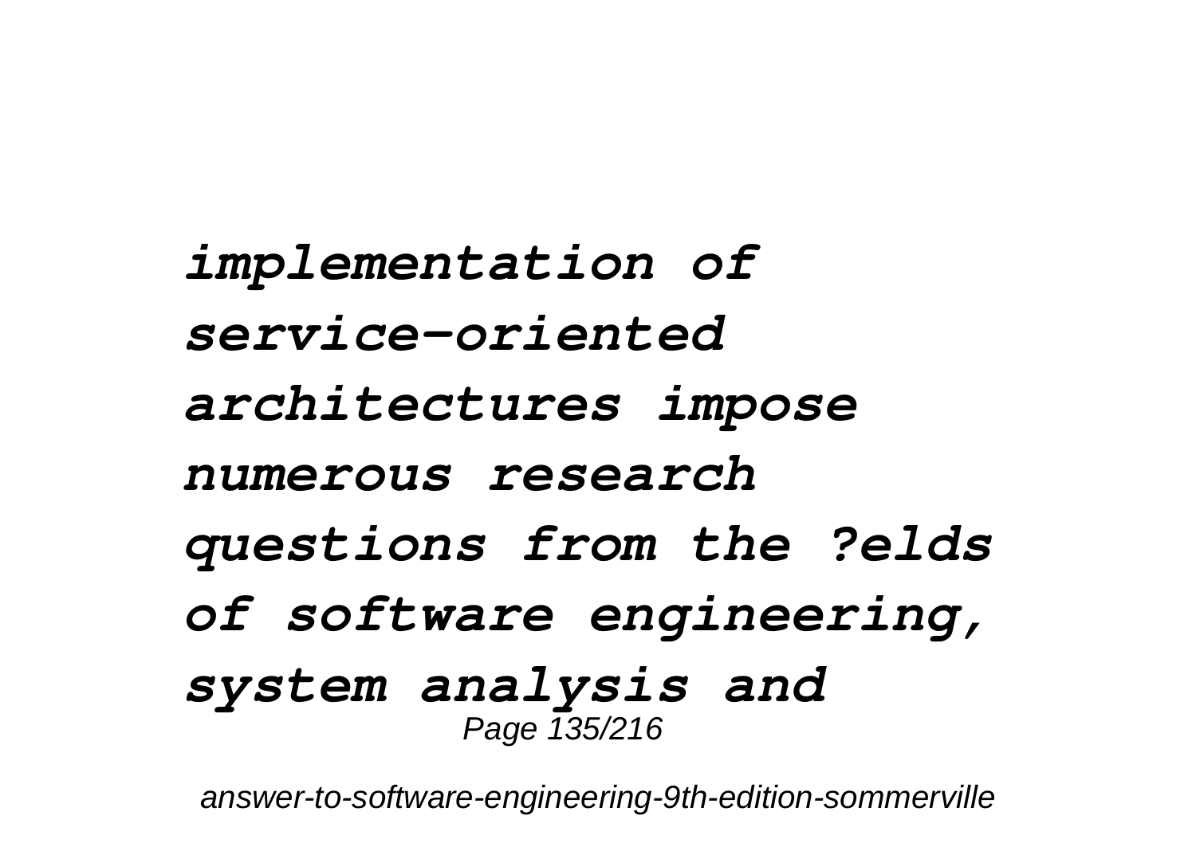*implementation of service-oriented architectures impose numerous research questions from the ?elds of software engineering, system analysis and*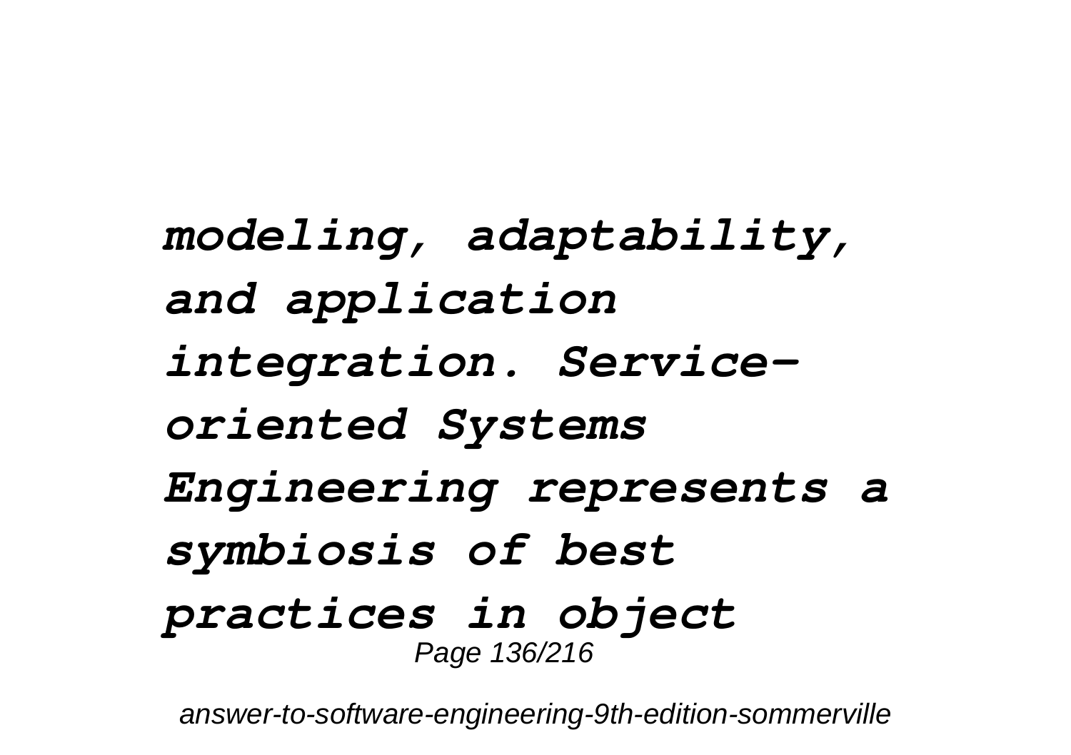*modeling, adaptability, and application integration. Service-oriented Systems Engineering represents a symbiosis of best practices in object*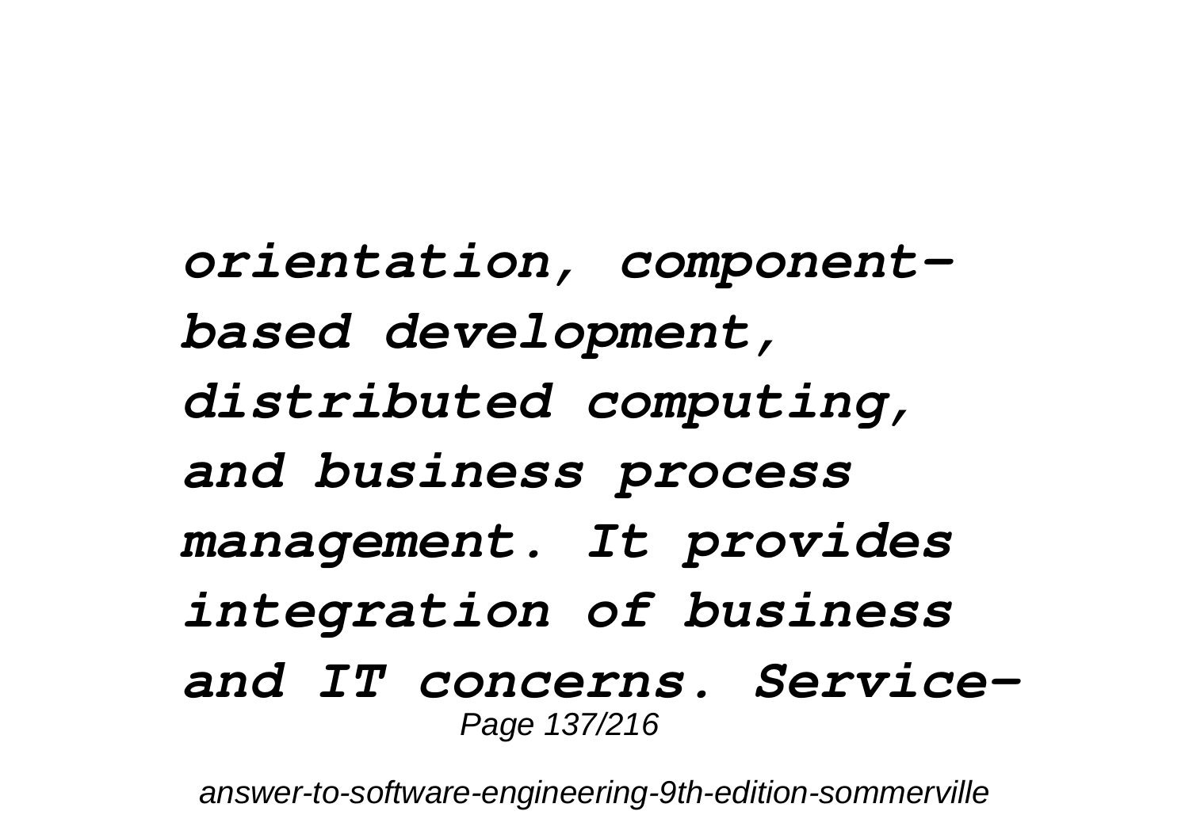***orientation, component-based development, distributed computing, and business process management. It provides integration of business and IT concerns. Service-***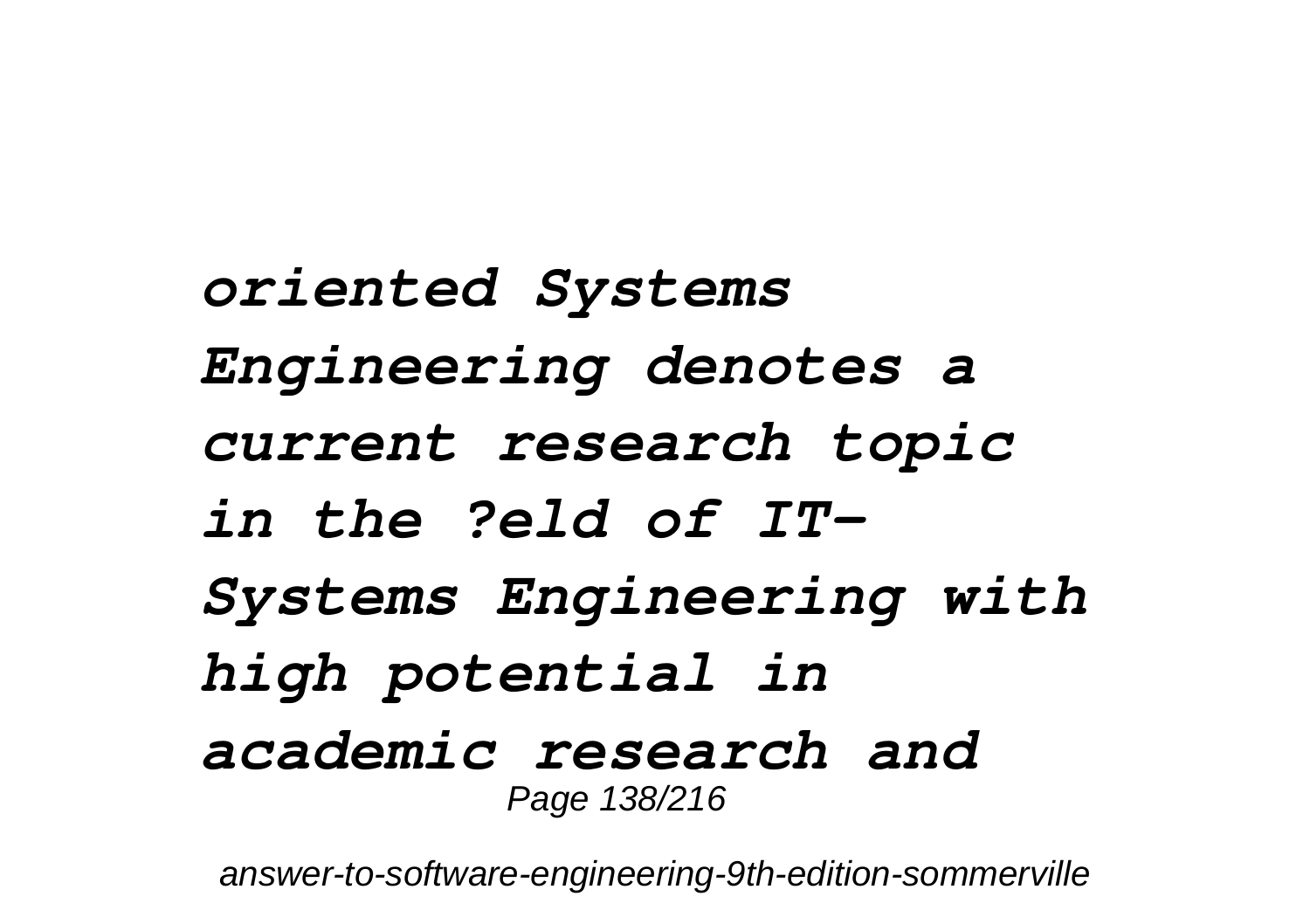*oriented Systems Engineering denotes a current research topic in the ?eld of IT-Systems Engineering with high potential in academic research and*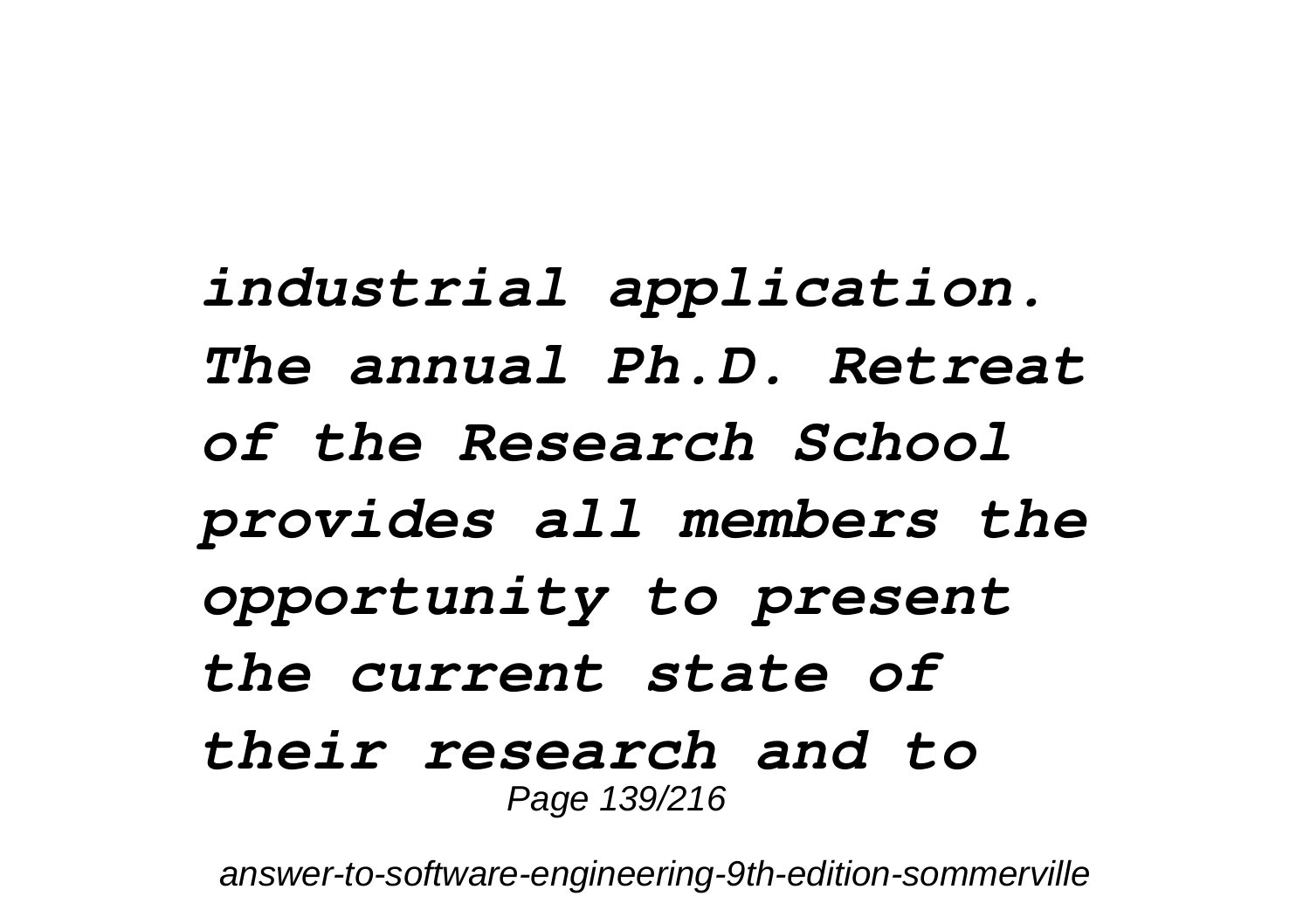*industrial application. The annual Ph.D. Retreat of the Research School provides all members the opportunity to present the current state of their research and to*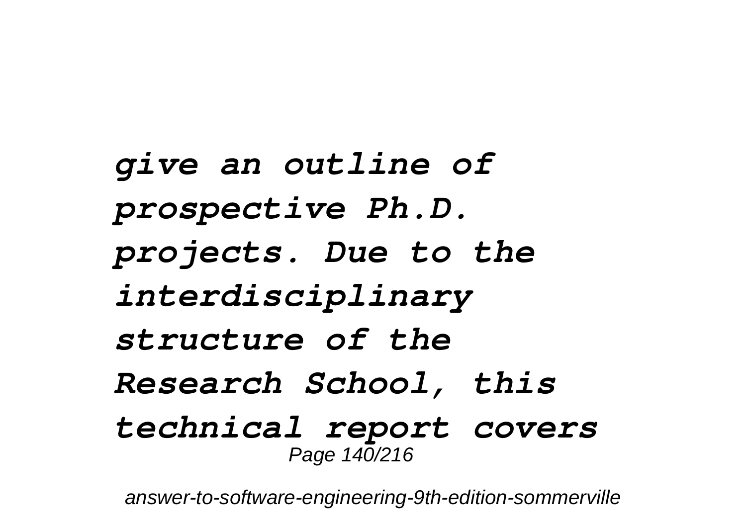*give an outline of prospective Ph.D. projects. Due to the interdisciplinary structure of the Research School, this technical report covers*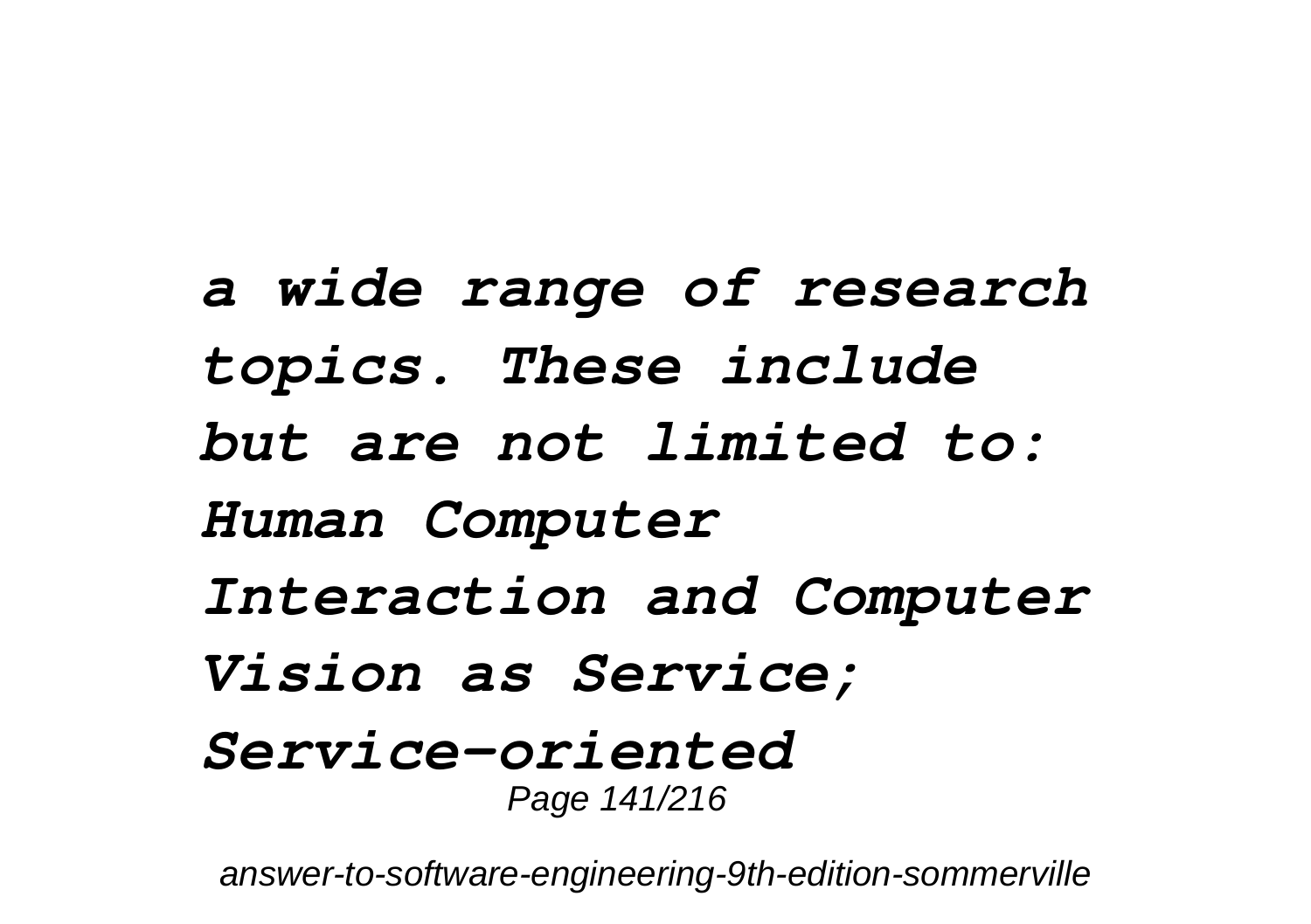*a wide range of research topics. These include but are not limited to: Human Computer Interaction and Computer Vision as Service; Service-oriented*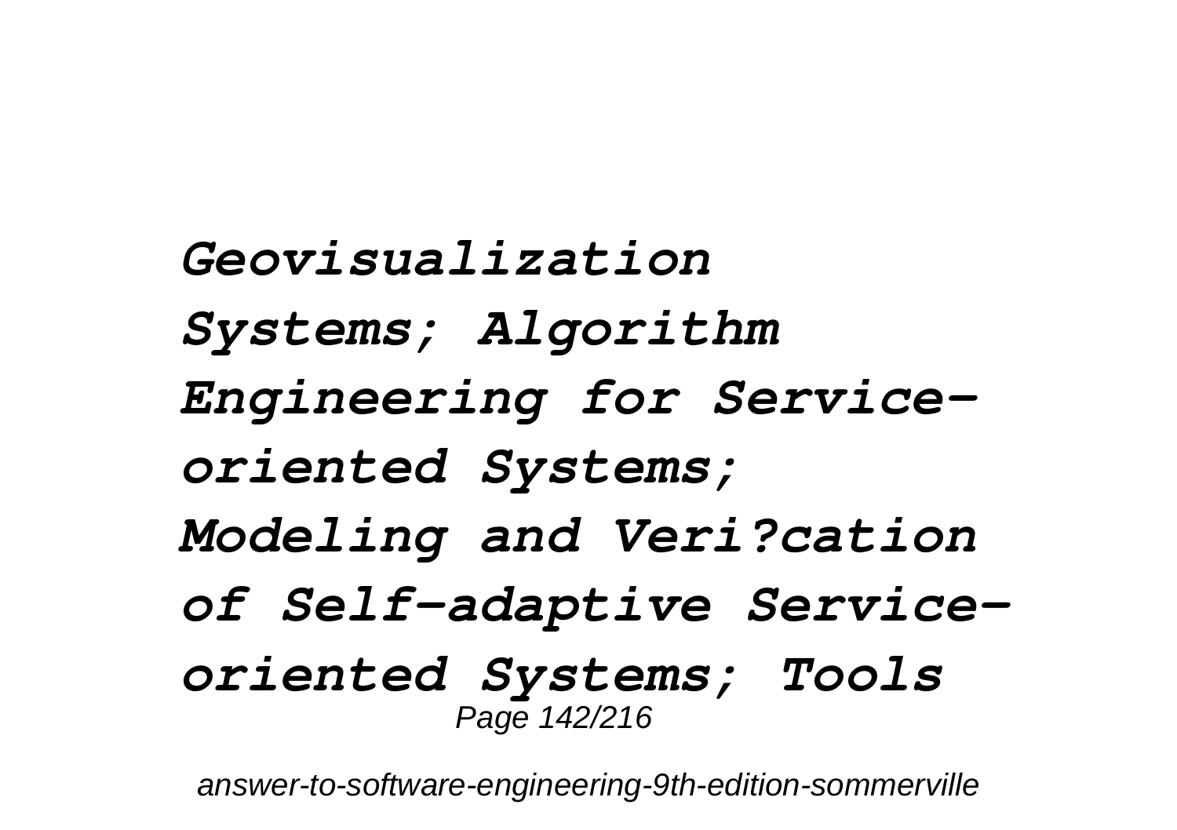*Geovisualization Systems; Algorithm Engineering for Service-oriented Systems; Modeling and Veri?cation of Self-adaptive Service-oriented Systems; Tools*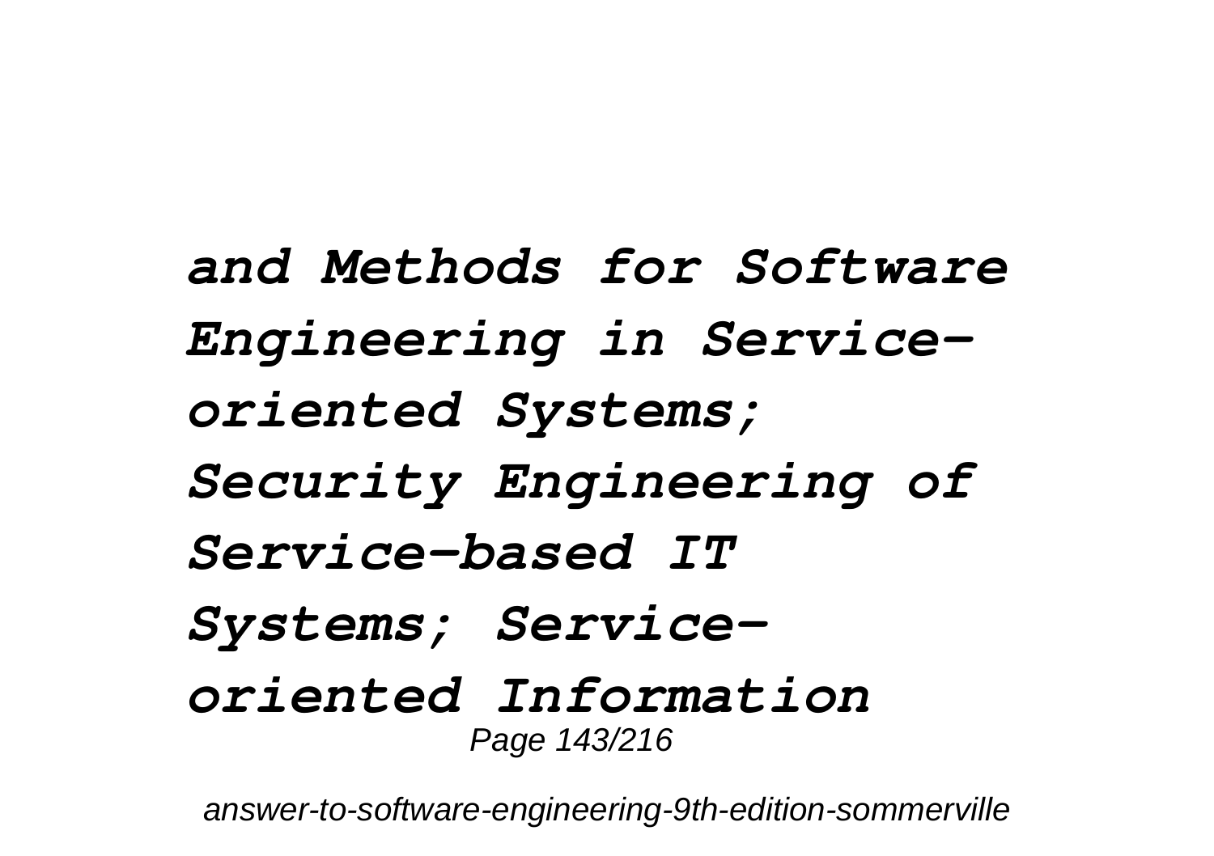***and Methods for Software Engineering in Service-oriented Systems; Security Engineering of Service-based IT Systems; Service-oriented Information***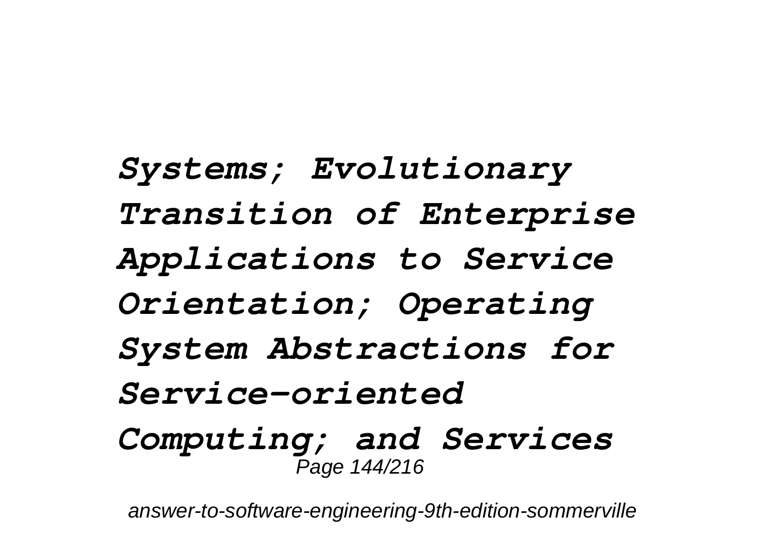*Systems; Evolutionary Transition of Enterprise Applications to Service Orientation; Operating System Abstractions for Service-oriented Computing; and Services*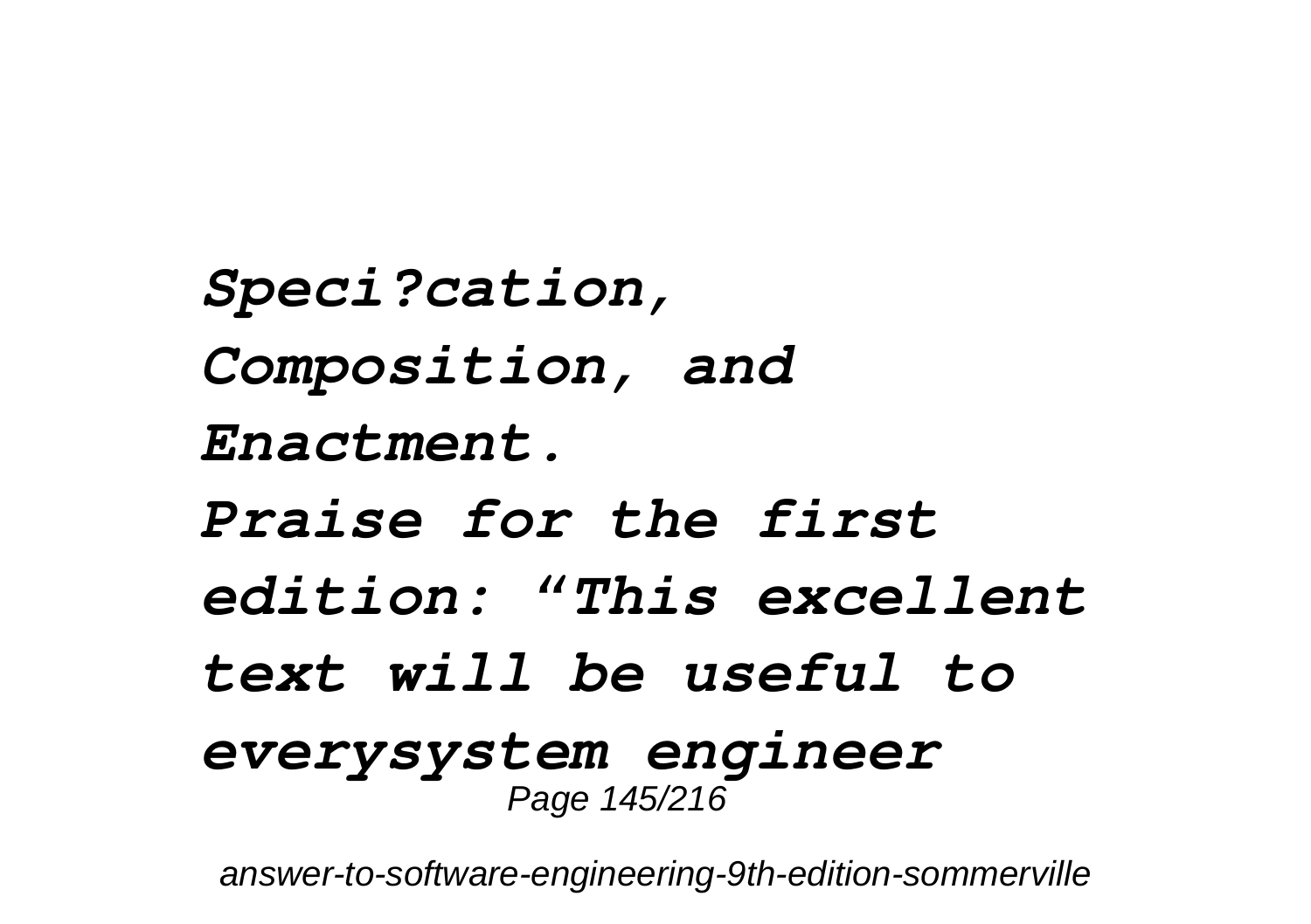*Speci?cation, Composition, and Enactment.*

*Praise for the first edition: “This excellent text will be useful to everysystem engineer*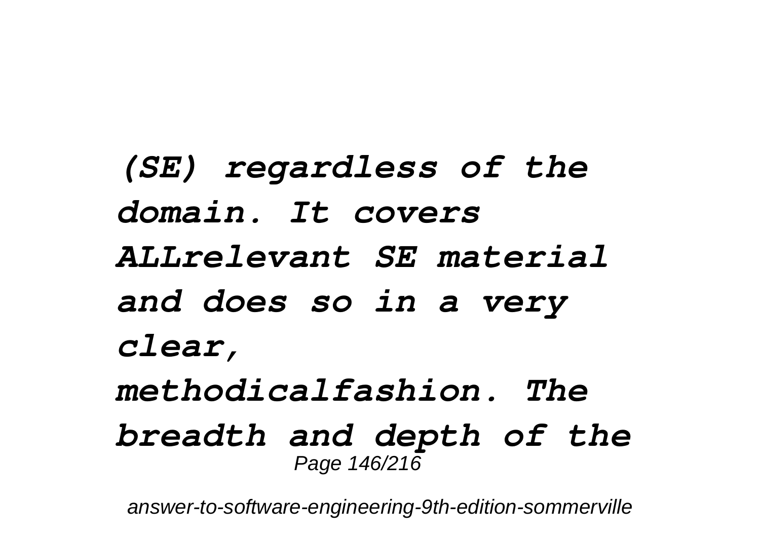*(SE) regardless of the domain. It covers ALLrelevant SE material and does so in a very clear, methodicalfashion. The breadth and depth of the*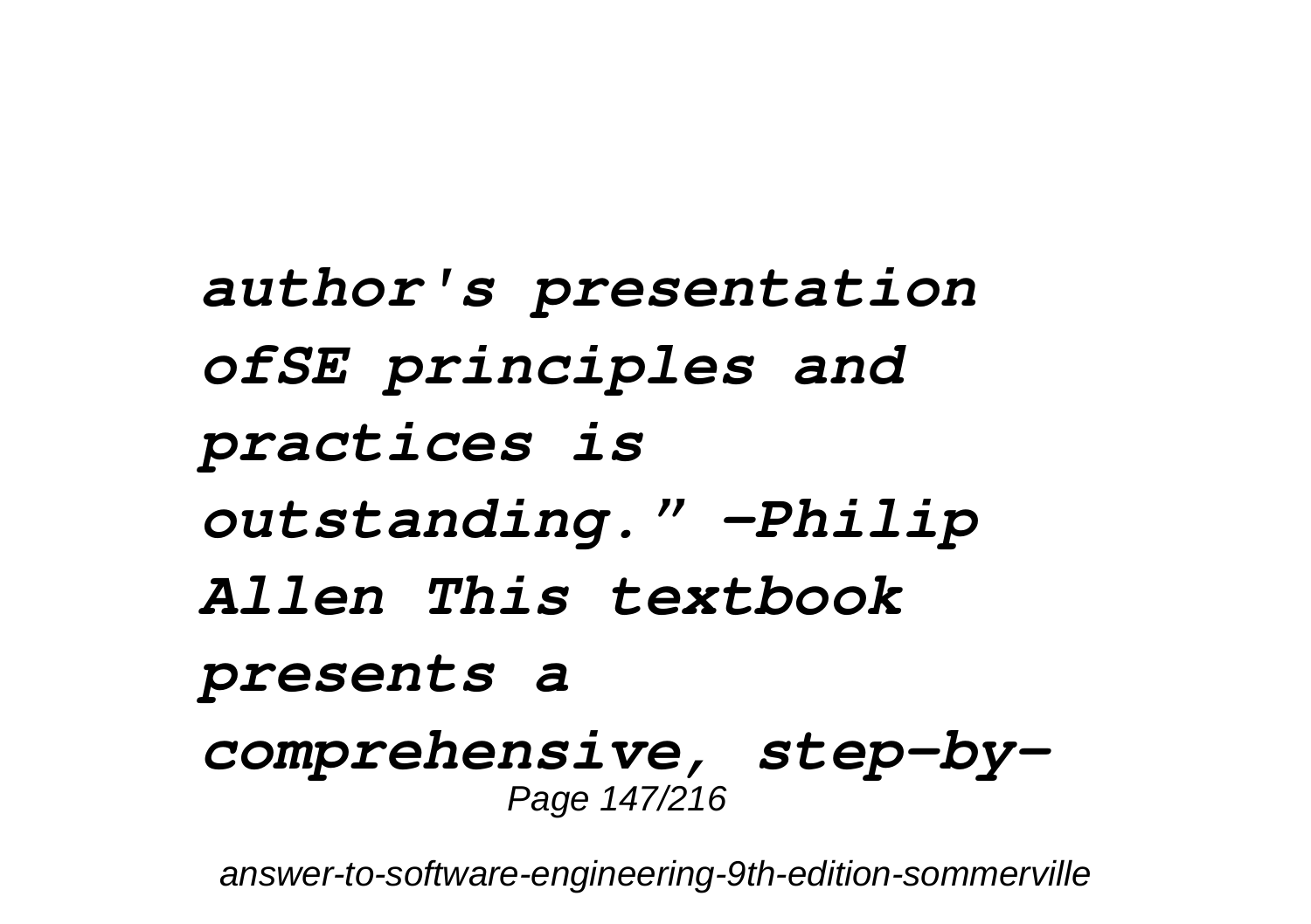***author's presentation ofSE principles and practices is outstanding." —Philip Allen This textbook presents a comprehensive, step-by-***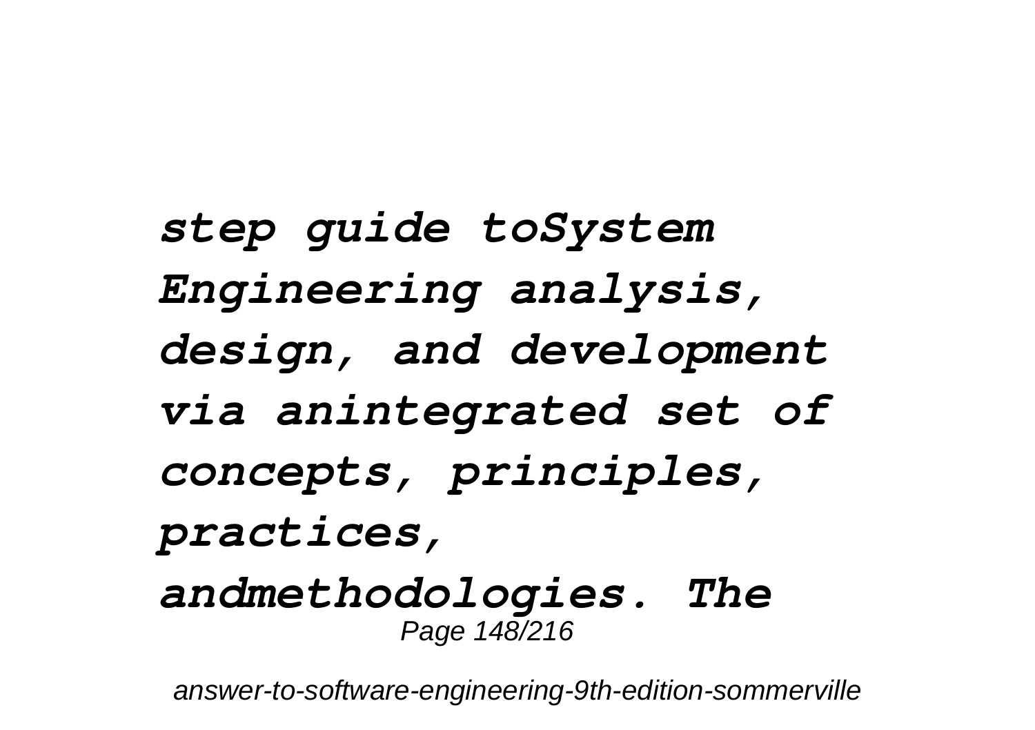*step guide toSystem Engineering analysis, design, and development via anintegrated set of concepts, principles, practices, andmethodologies. The*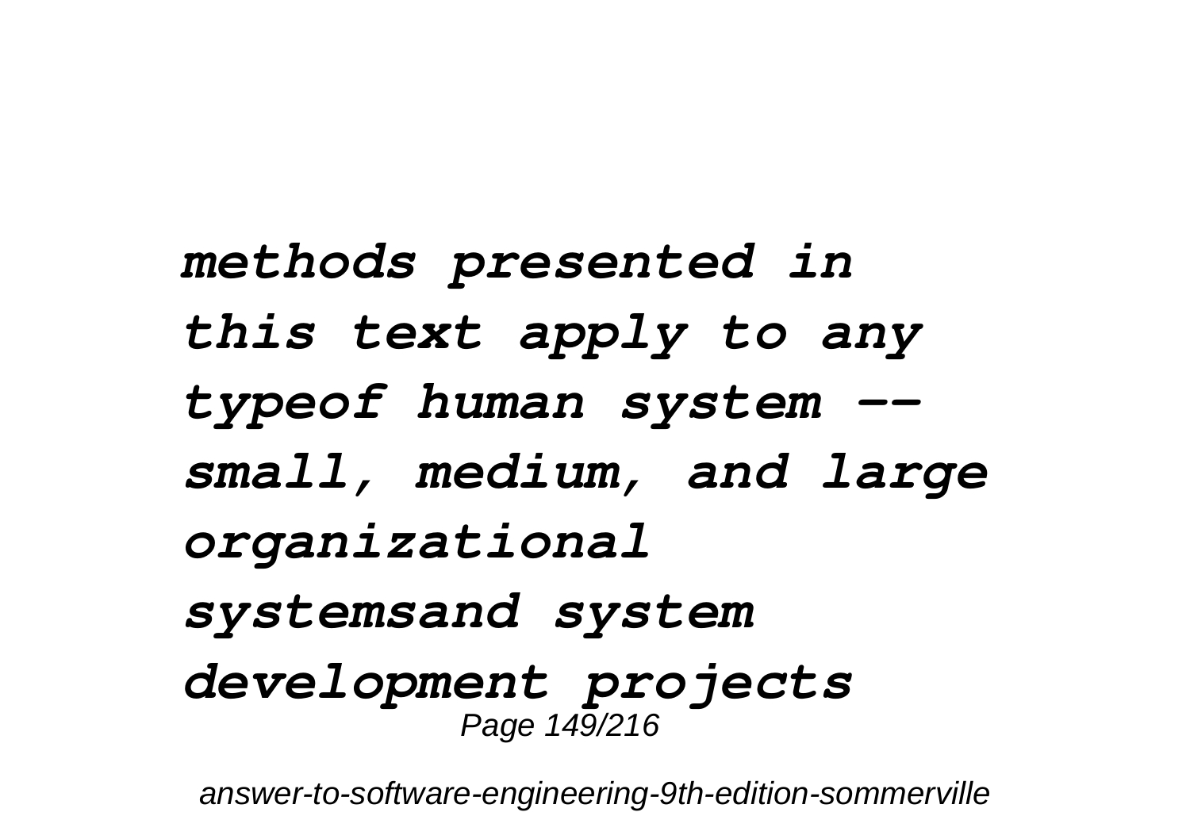***methods presented in this text apply to any typeof human system -- small, medium, and large organizational systemsand system development projects***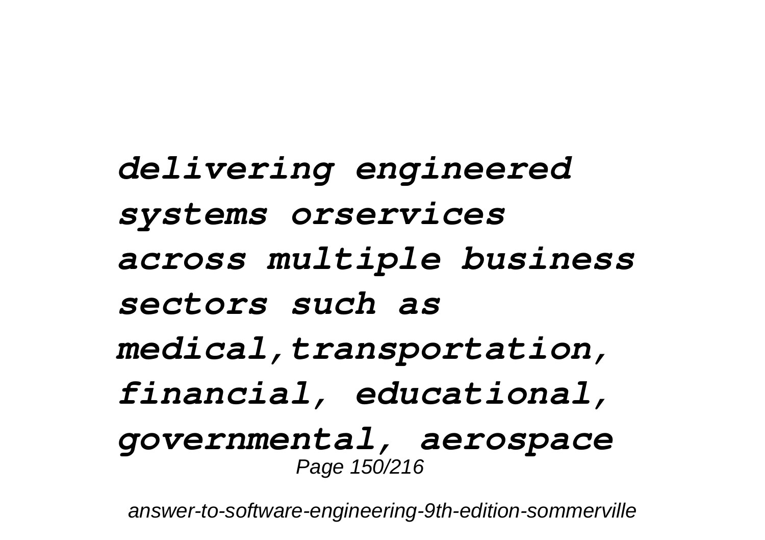***delivering engineered systems orservices across multiple business sectors such as medical,transportation, financial, educational, governmental, aerospace***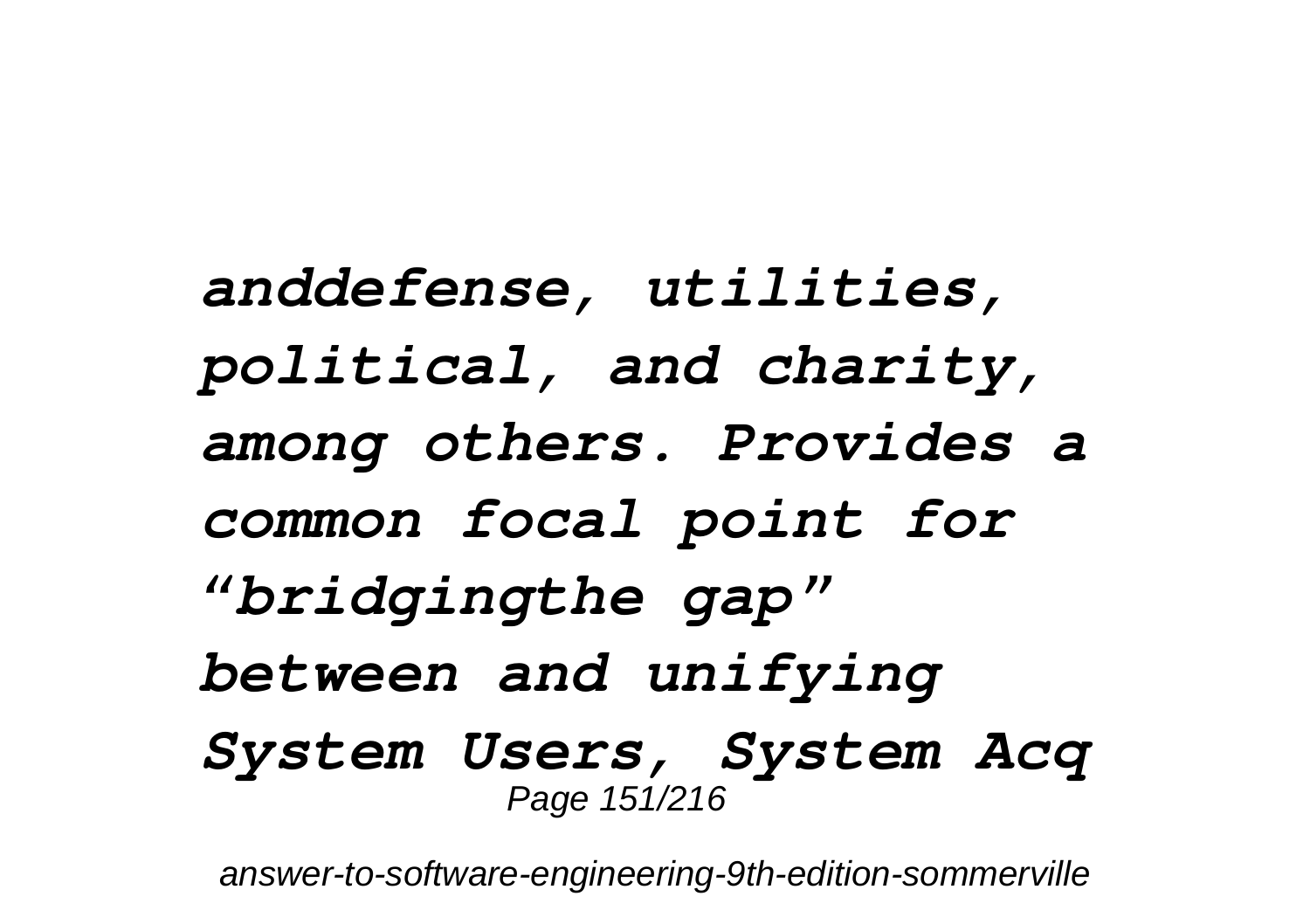***anddefense, utilities, political, and charity, among others. Provides a common focal point for "bridgingthe gap" between and unifying System Users, System Acq***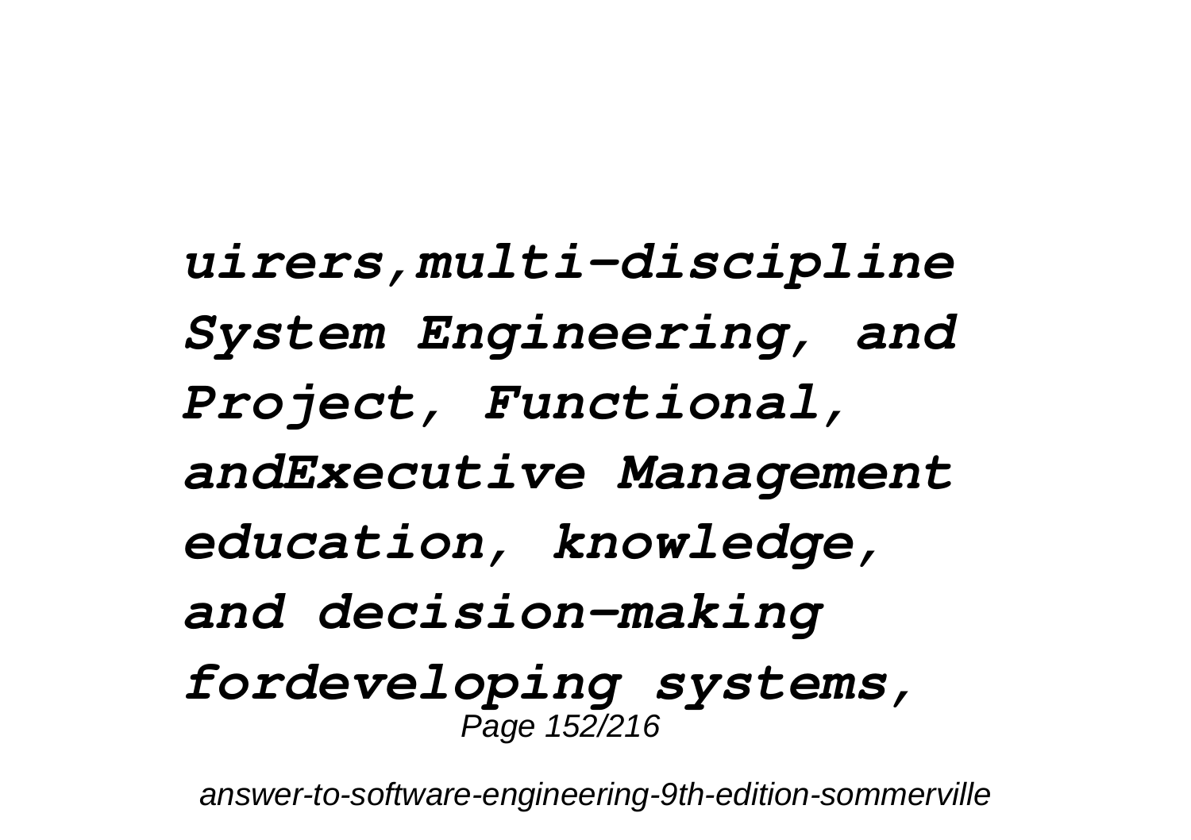*uirers,multi-discipline System Engineering, and Project, Functional, andExecutive Management education, knowledge, and decision-making fordeveloping systems,*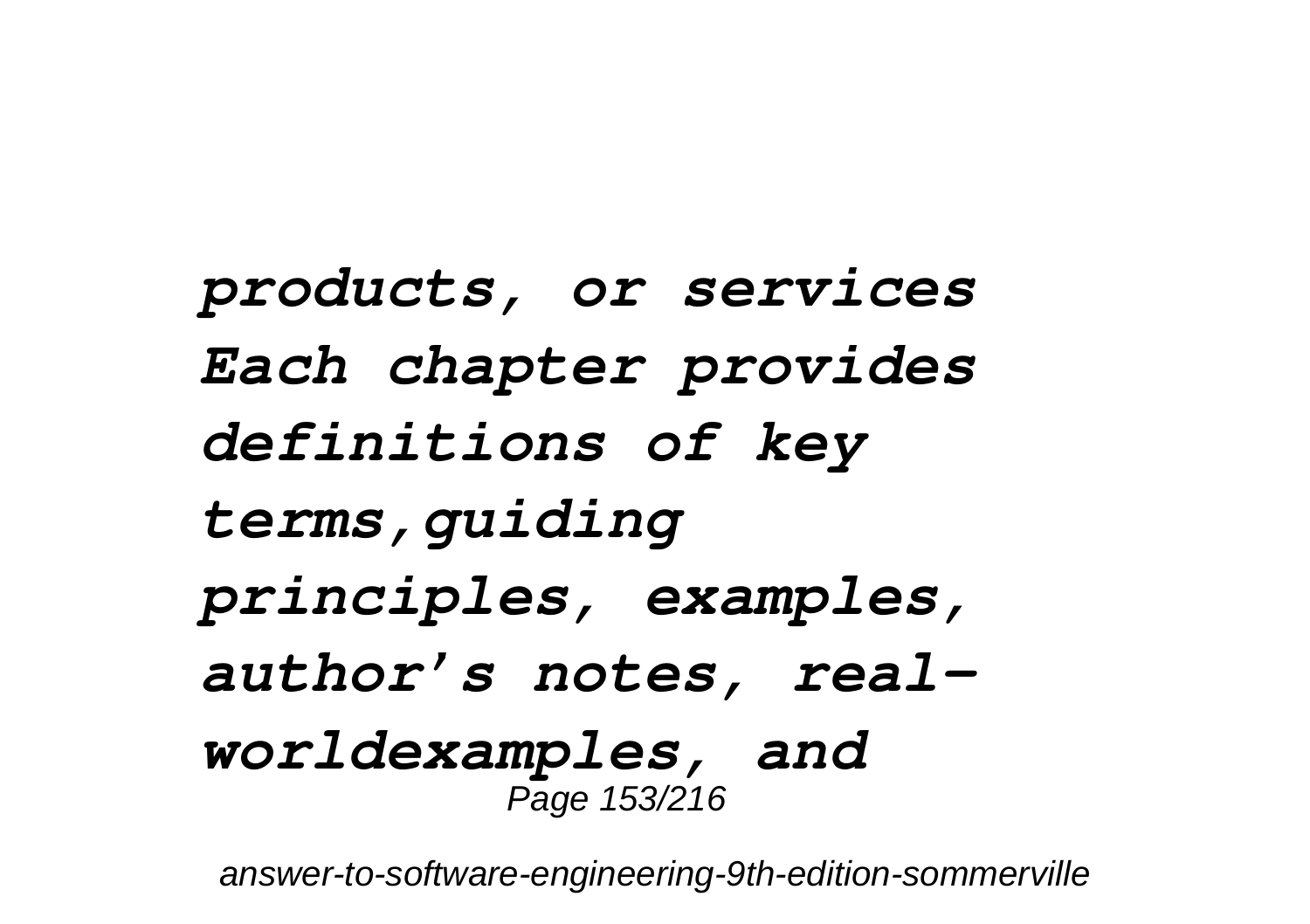*products, or services Each chapter provides definitions of key terms,guiding principles, examples, author's notes, real-worldexamples, and*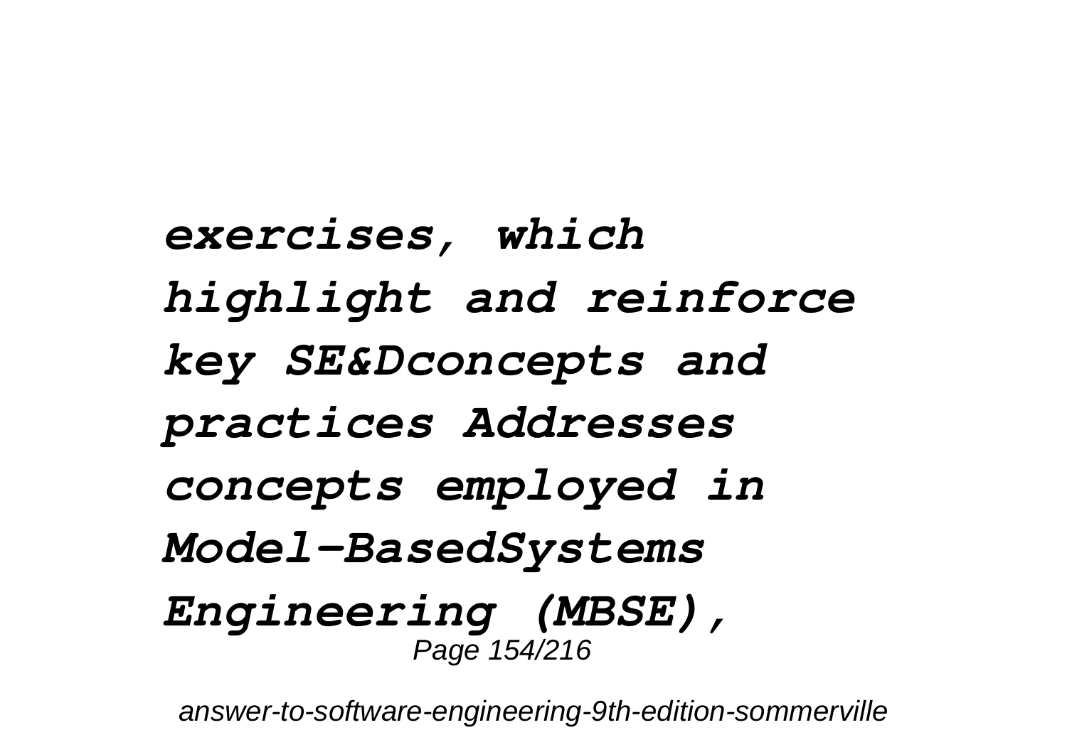*exercises, which highlight and reinforce key SE&Dconcepts and practices Addresses concepts employed in Model-BasedSystems Engineering (MBSE),*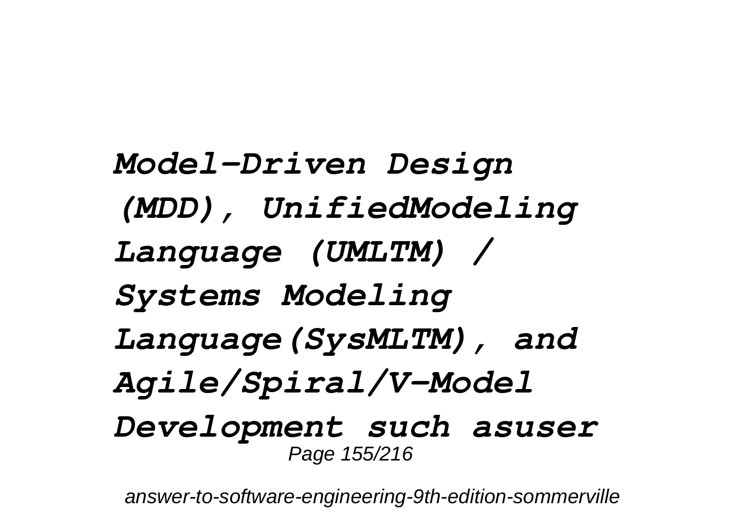*Model-Driven Design (MDD), UnifiedModeling Language (UMLTM) / Systems Modeling Language(SysMLTM), and Agile/Spiral/V-Model Development such asuser*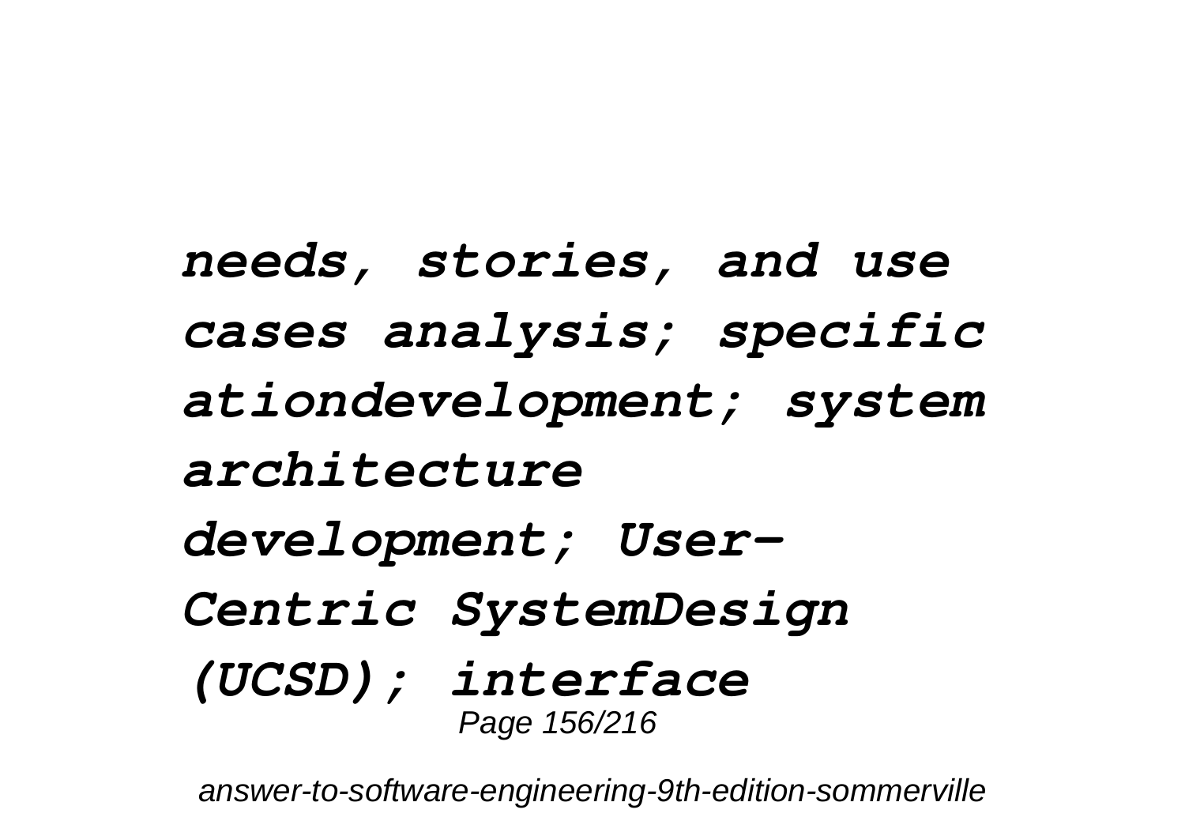***needs, stories, and use cases analysis; specific ationdevelopment; system architecture development; User-Centric SystemDesign (UCSD); interface***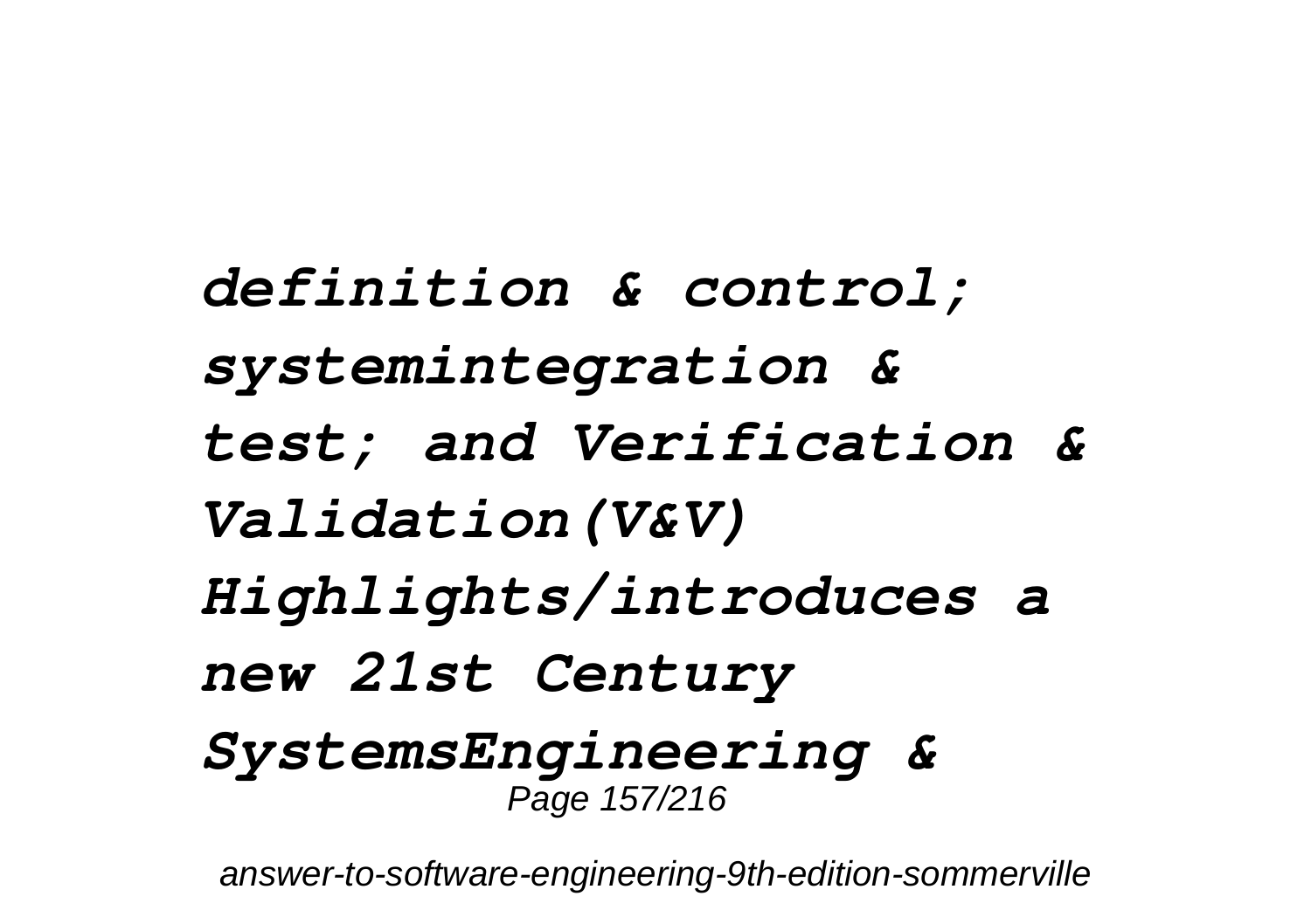*definition & control; systemintegration & test; and Verification & Validation(V&V) Highlights/introduces a new 21st Century SystemsEngineering &*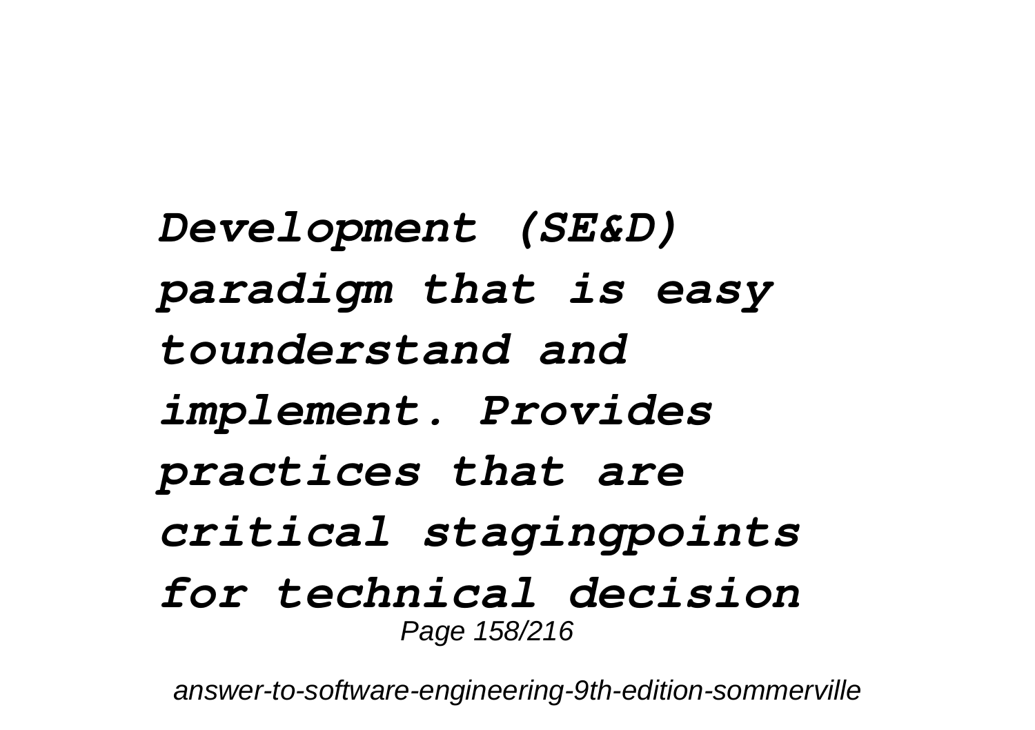*Development (SE&D) paradigm that is easy tounderstand and implement. Provides practices that are critical stagingpoints for technical decision*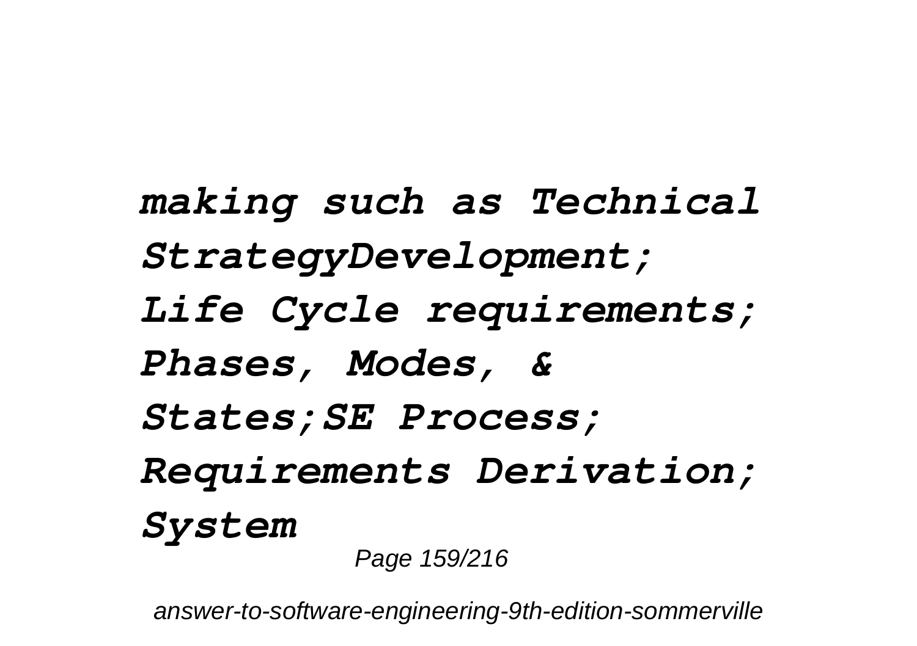***making such as Technical StrategyDevelopment; Life Cycle requirements; Phases, Modes, & States;SE Process; Requirements Derivation; System***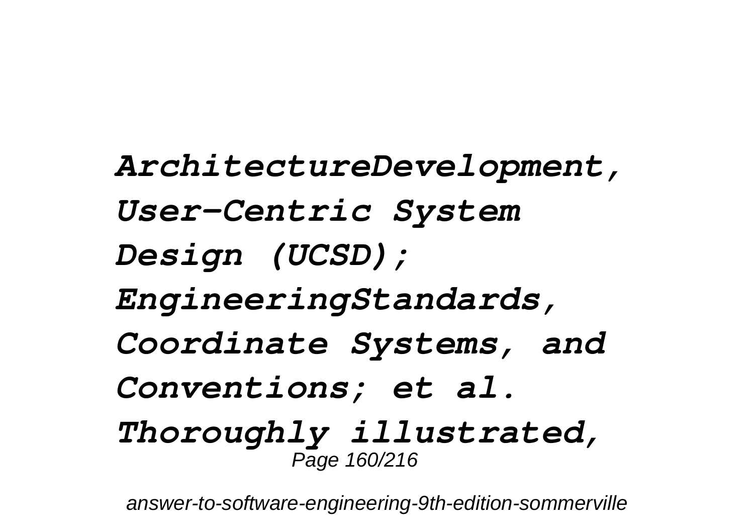*ArchitectureDevelopment, User-Centric System Design (UCSD); EngineeringStandards, Coordinate Systems, and Conventions; et al. Thoroughly illustrated,*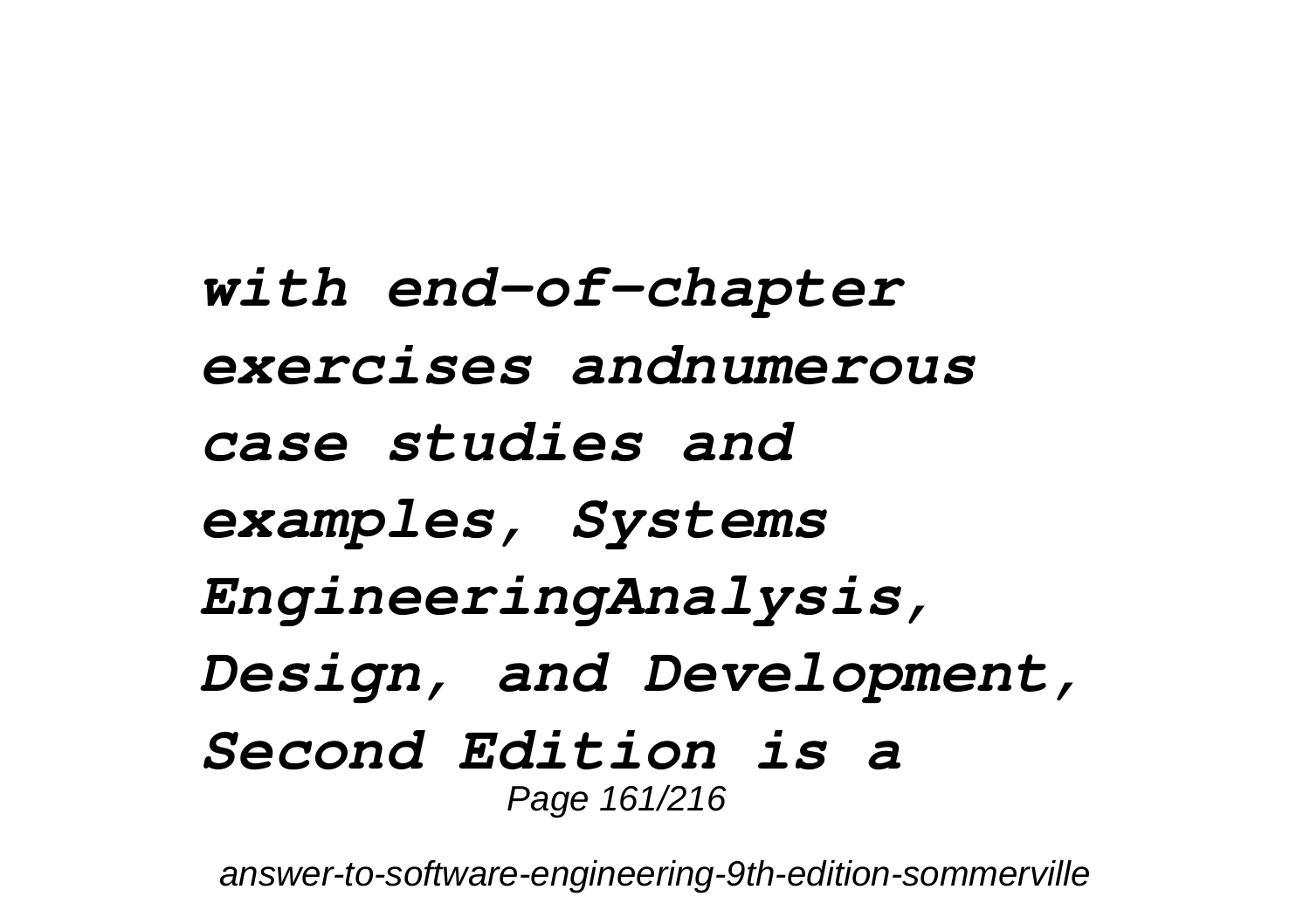***with end-of-chapter exercises andnumerous case studies and examples, Systems EngineeringAnalysis, Design, and Development, Second Edition is a***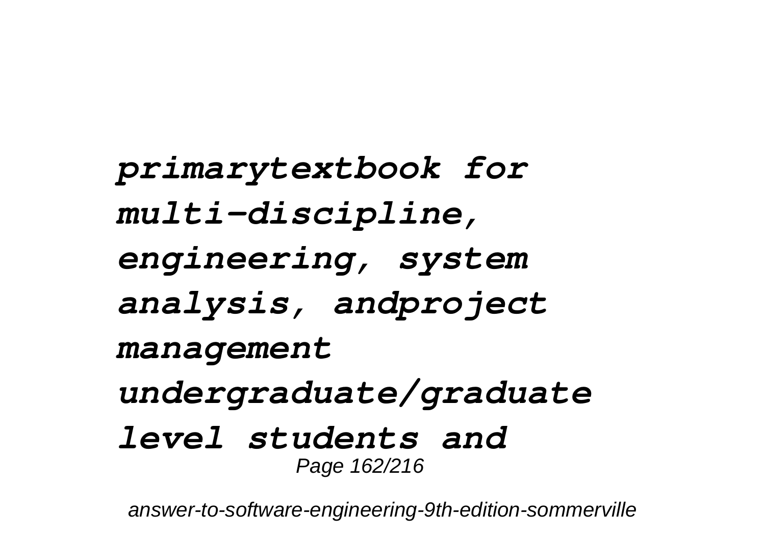***primarytextbook for multi-discipline, engineering, system analysis, andproject management undergraduate/graduate level students and***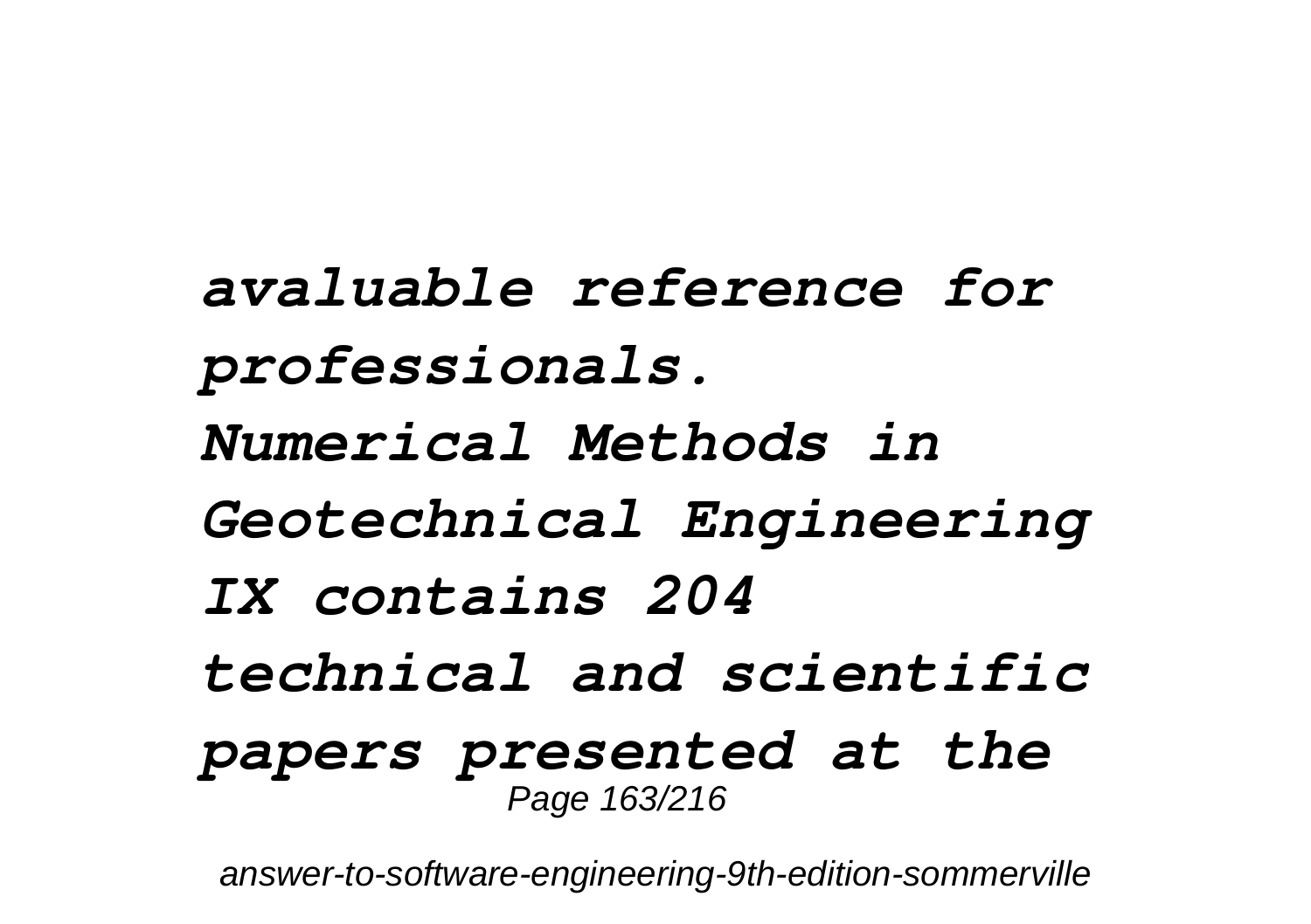*avaluable reference for professionals.*

*Numerical Methods in Geotechnical Engineering IX contains 204 technical and scientific papers presented at the*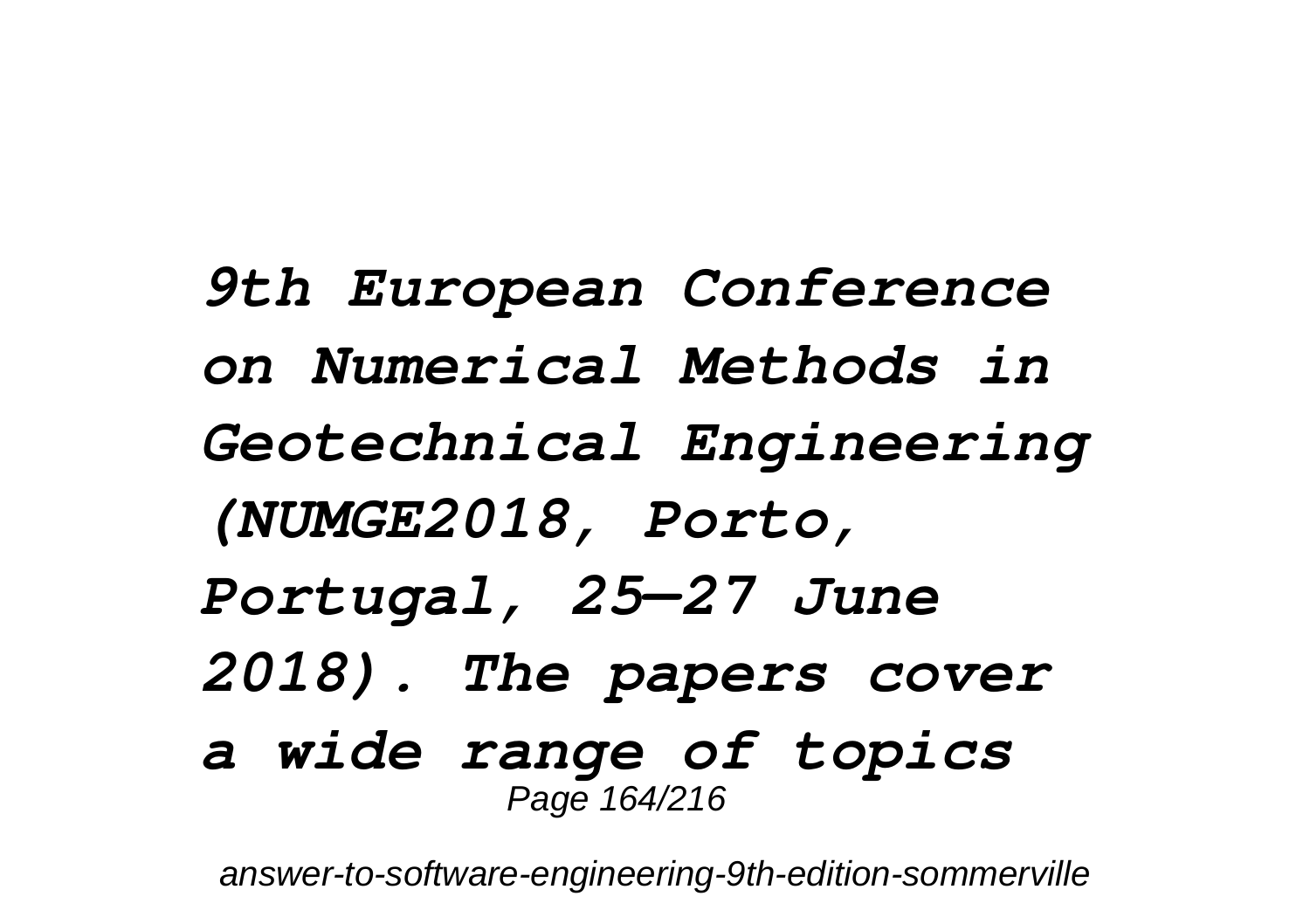*9th European Conference on Numerical Methods in Geotechnical Engineering (NUMGE2018, Porto, Portugal, 25—27 June 2018). The papers cover a wide range of topics*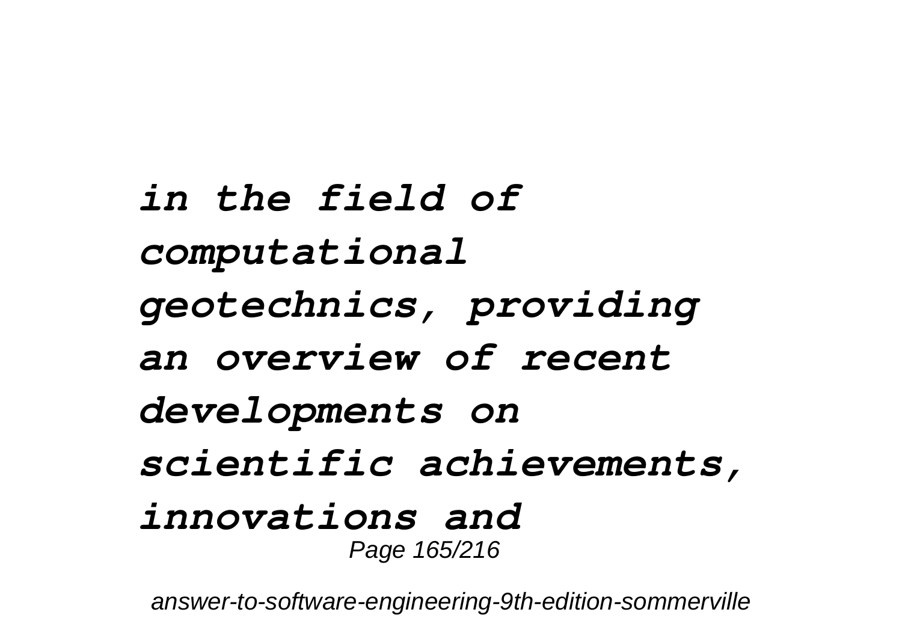***in the field of computational geotechnics, providing an overview of recent developments on scientific achievements, innovations and***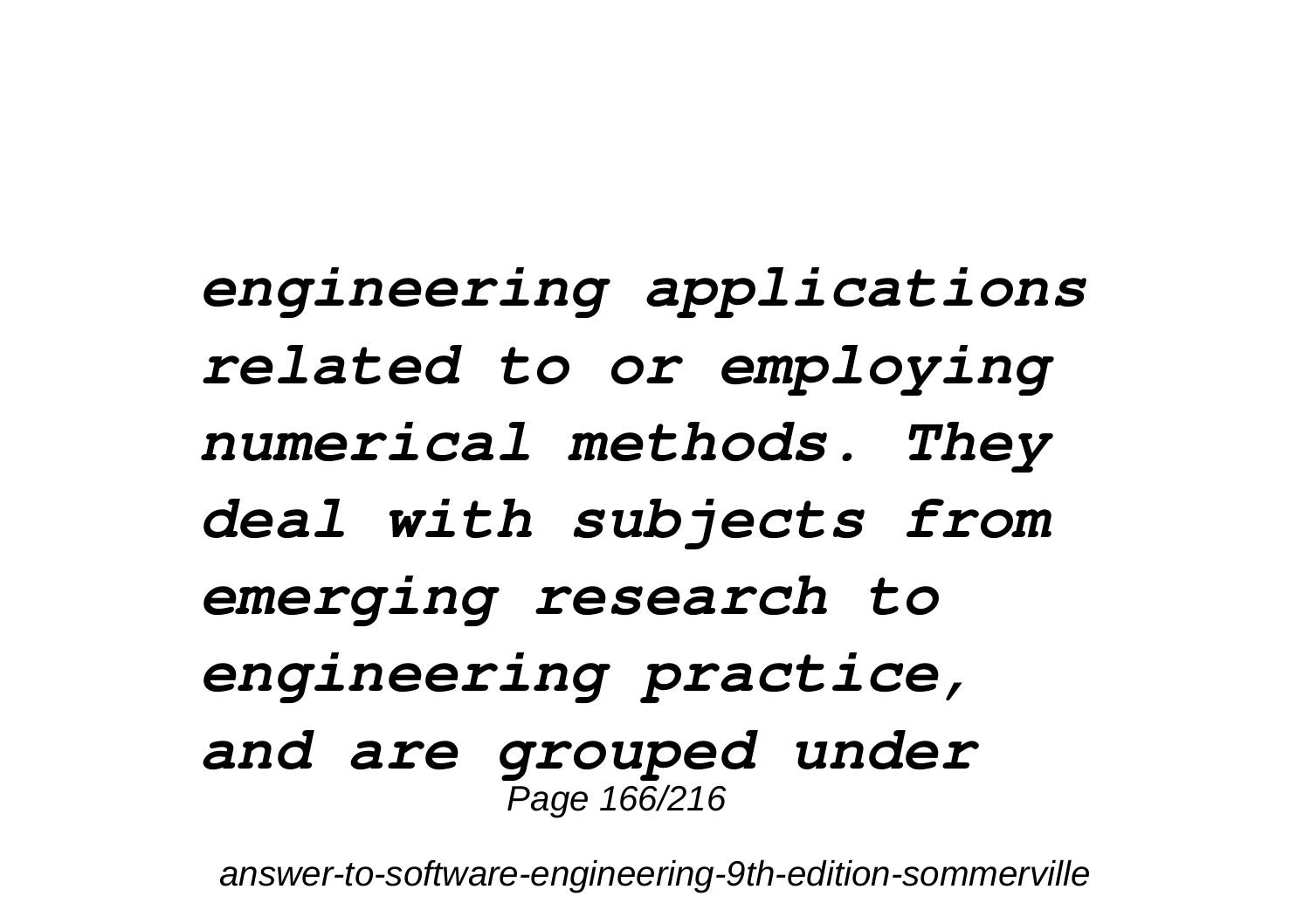***engineering applications related to or employing numerical methods. They deal with subjects from emerging research to engineering practice, and are grouped under***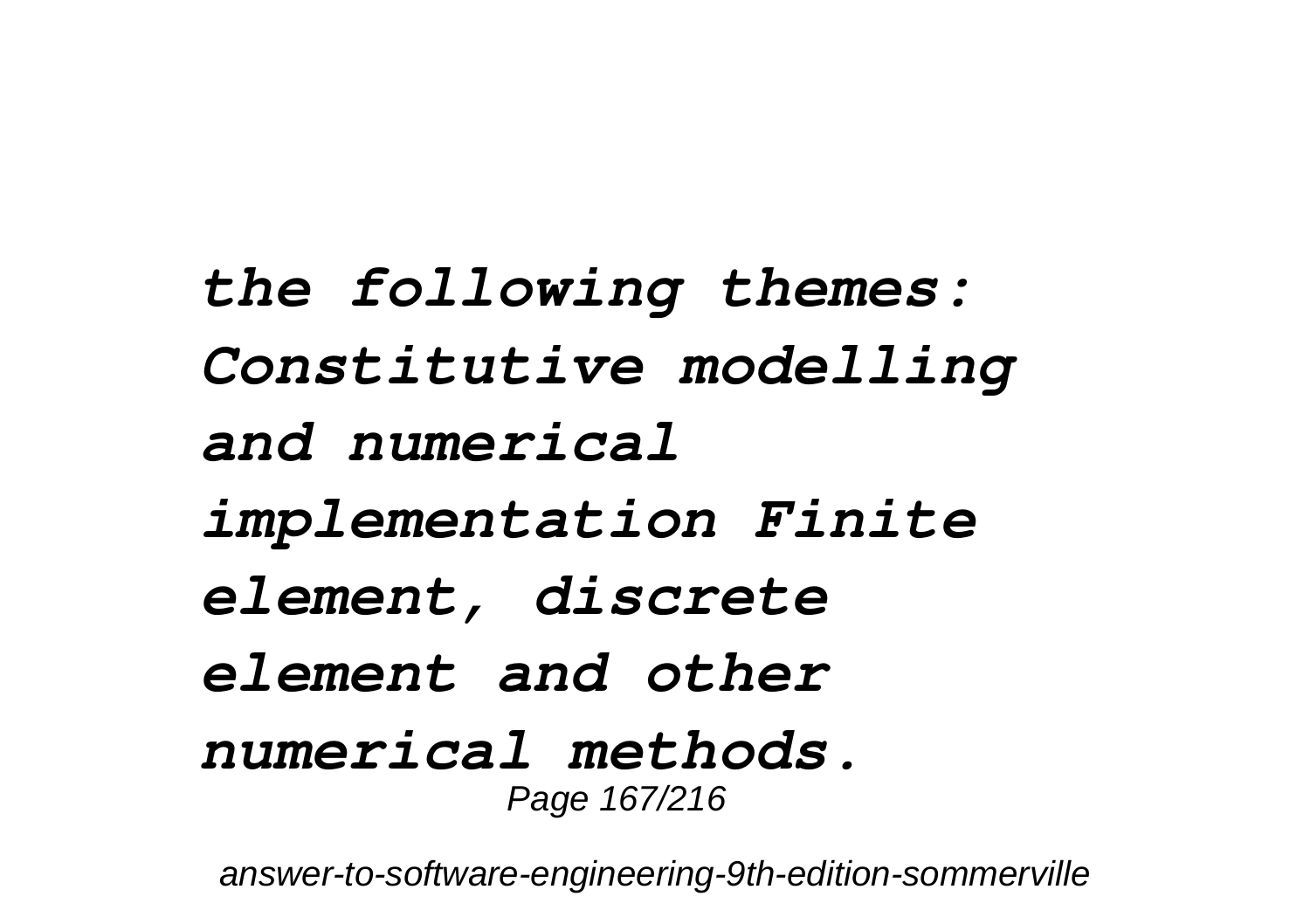***the following themes: Constitutive modelling and numerical implementation Finite element, discrete element and other numerical methods.***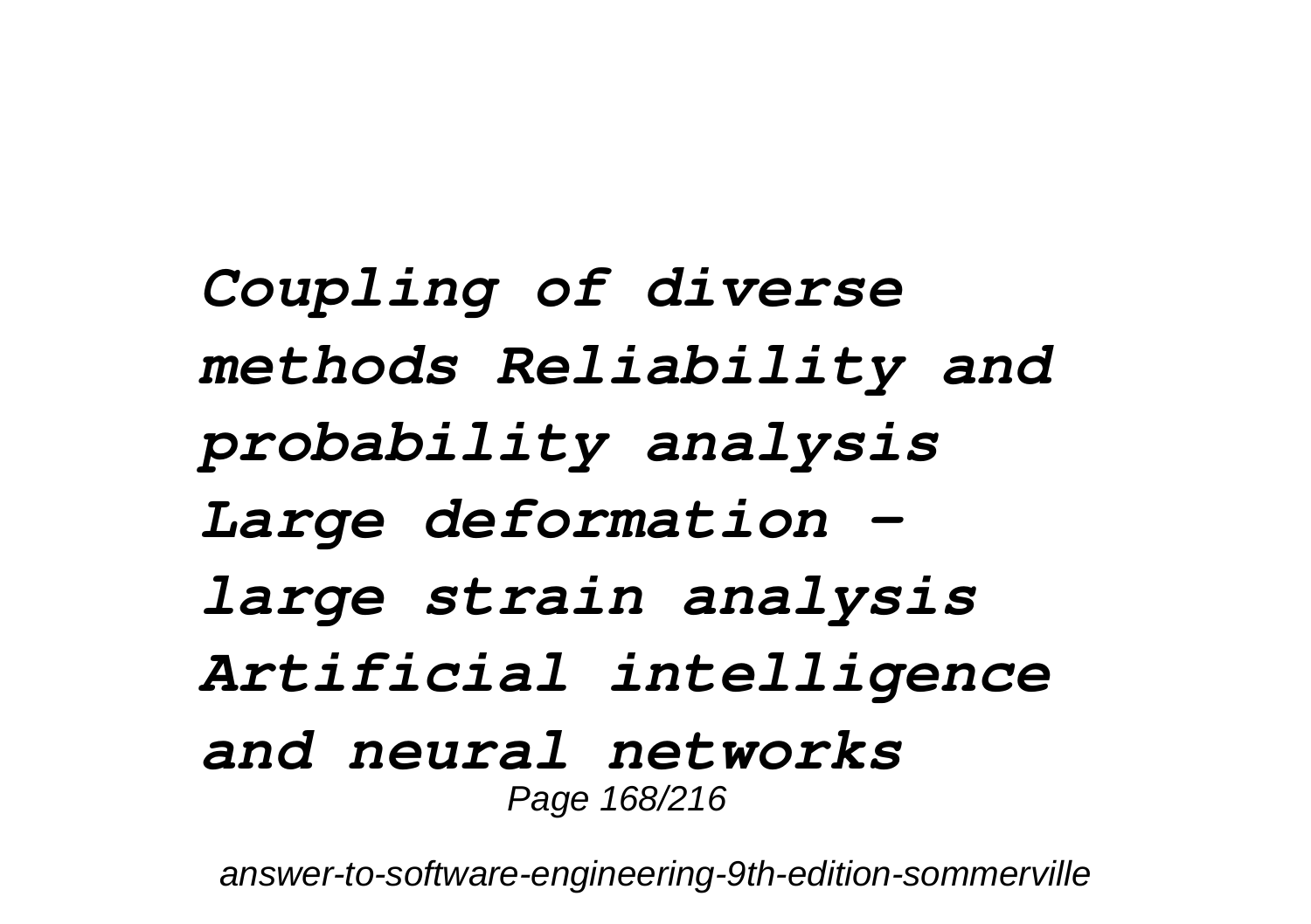*Coupling of diverse methods Reliability and probability analysis Large deformation - large strain analysis Artificial intelligence and neural networks*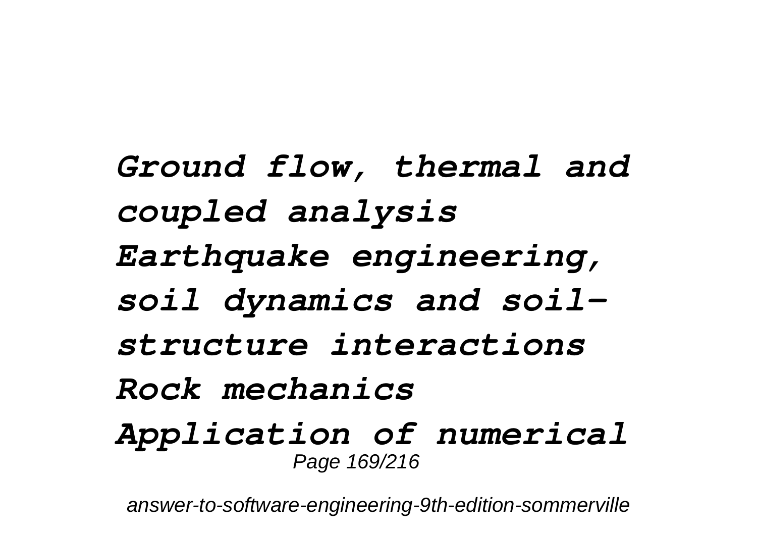*Ground flow, thermal and coupled analysis Earthquake engineering, soil dynamics and soil-structure interactions Rock mechanics Application of numerical*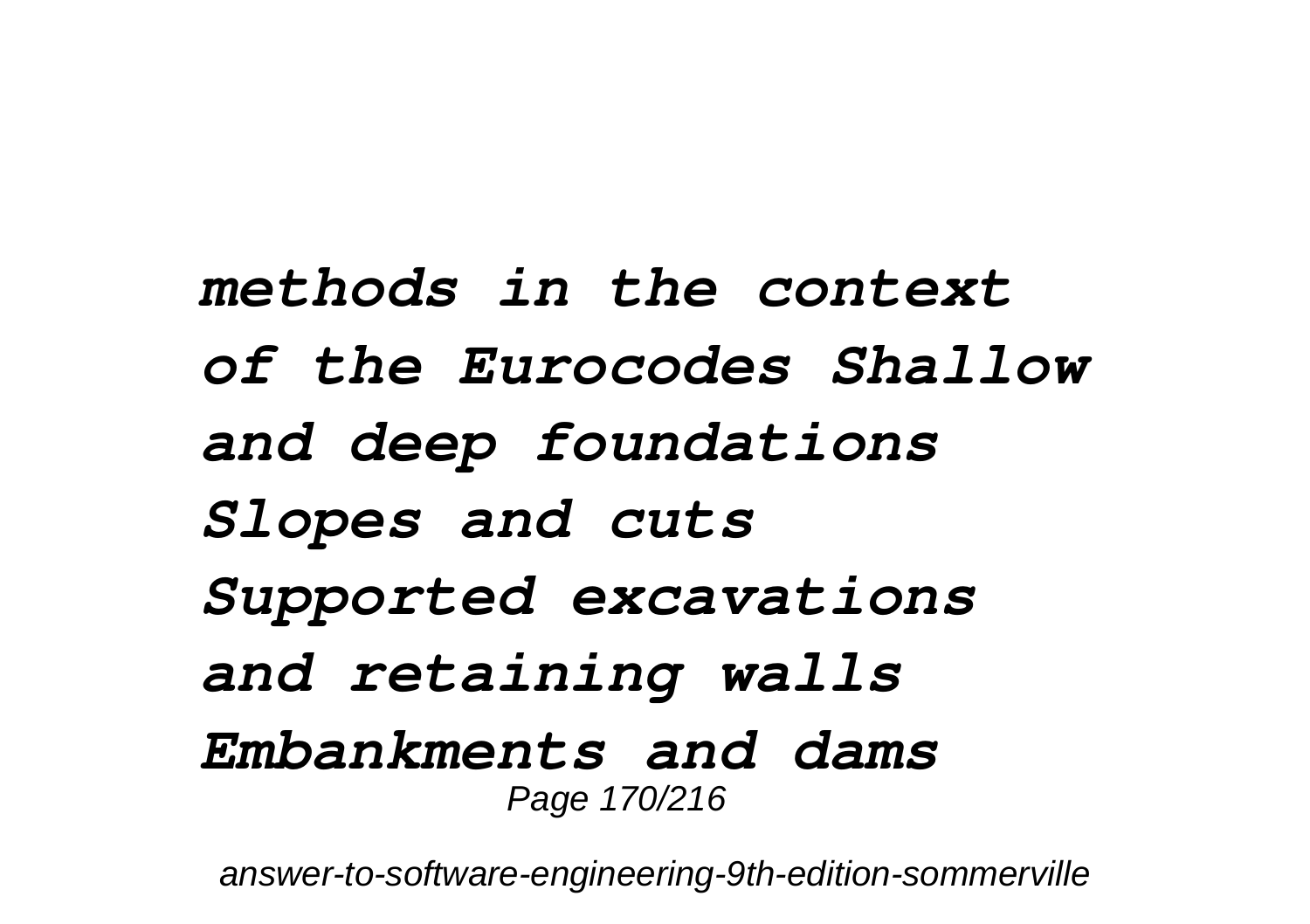*methods in the context of the Eurocodes Shallow and deep foundations Slopes and cuts Supported excavations and retaining walls Embankments and dams*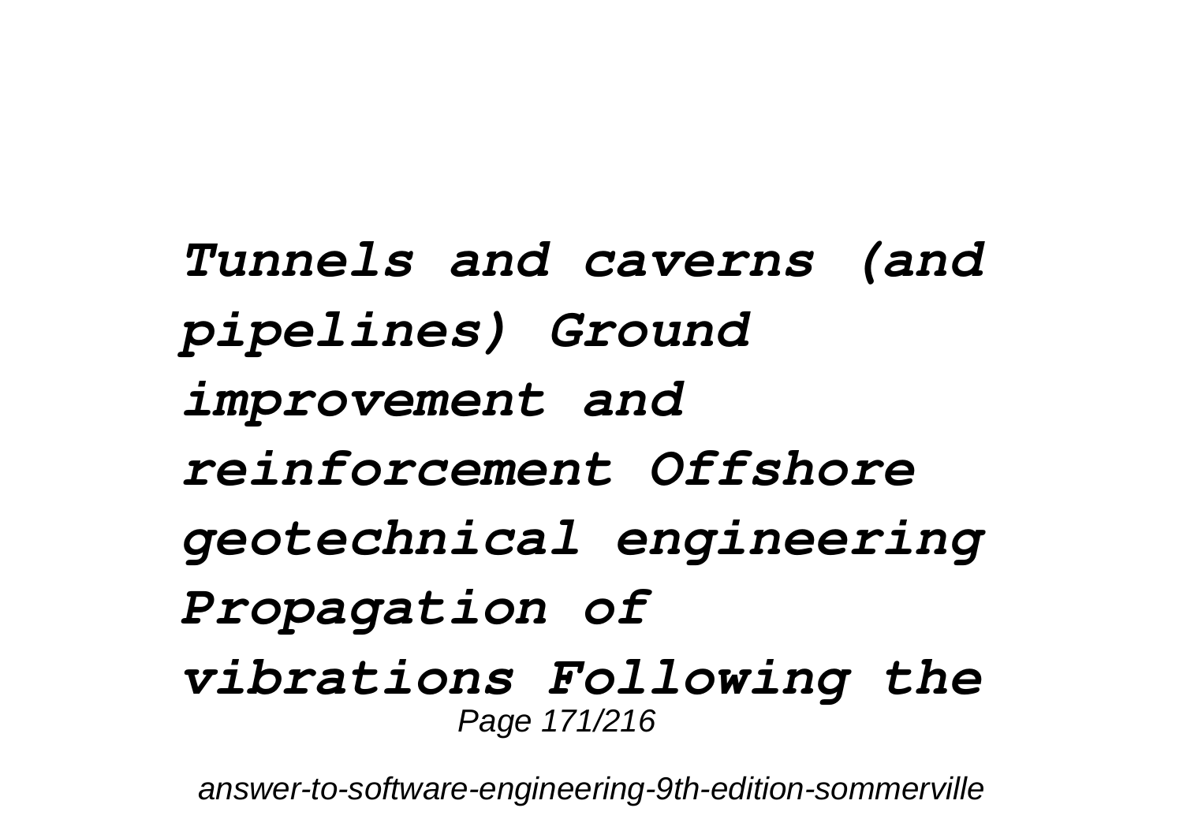*Tunnels and caverns (and pipelines) Ground improvement and reinforcement Offshore geotechnical engineering Propagation of vibrations Following the*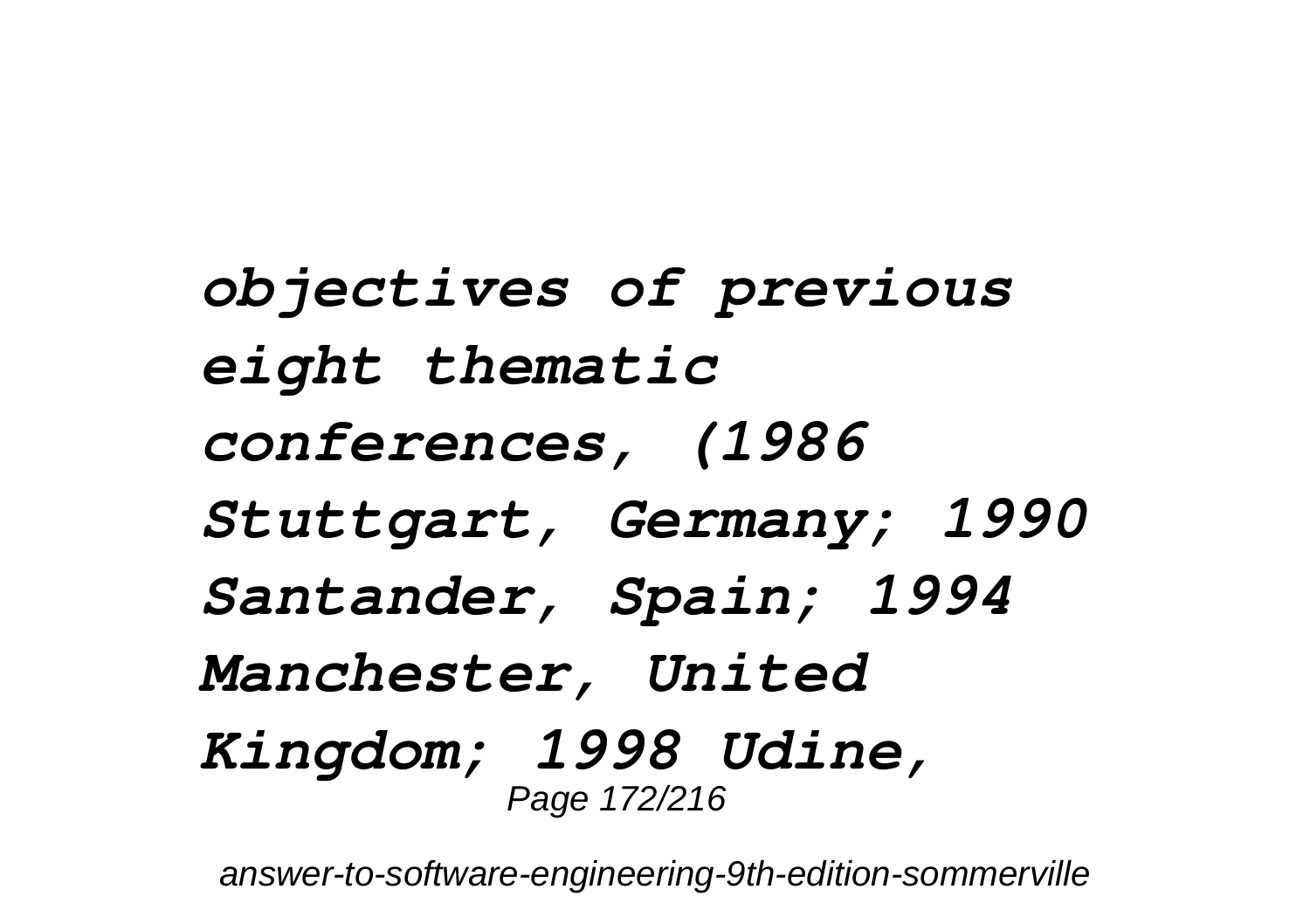***objectives of previous eight thematic conferences, (1986 Stuttgart, Germany; 1990 Santander, Spain; 1994 Manchester, United Kingdom; 1998 Udine,***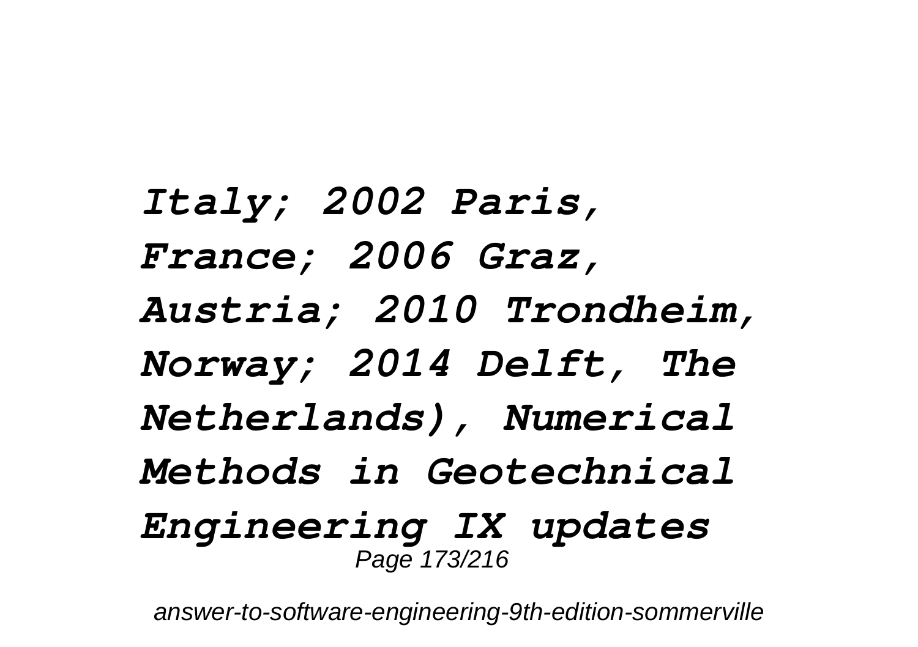***Italy; 2002 Paris, France; 2006 Graz, Austria; 2010 Trondheim, Norway; 2014 Delft, The Netherlands), Numerical Methods in Geotechnical Engineering IX updates***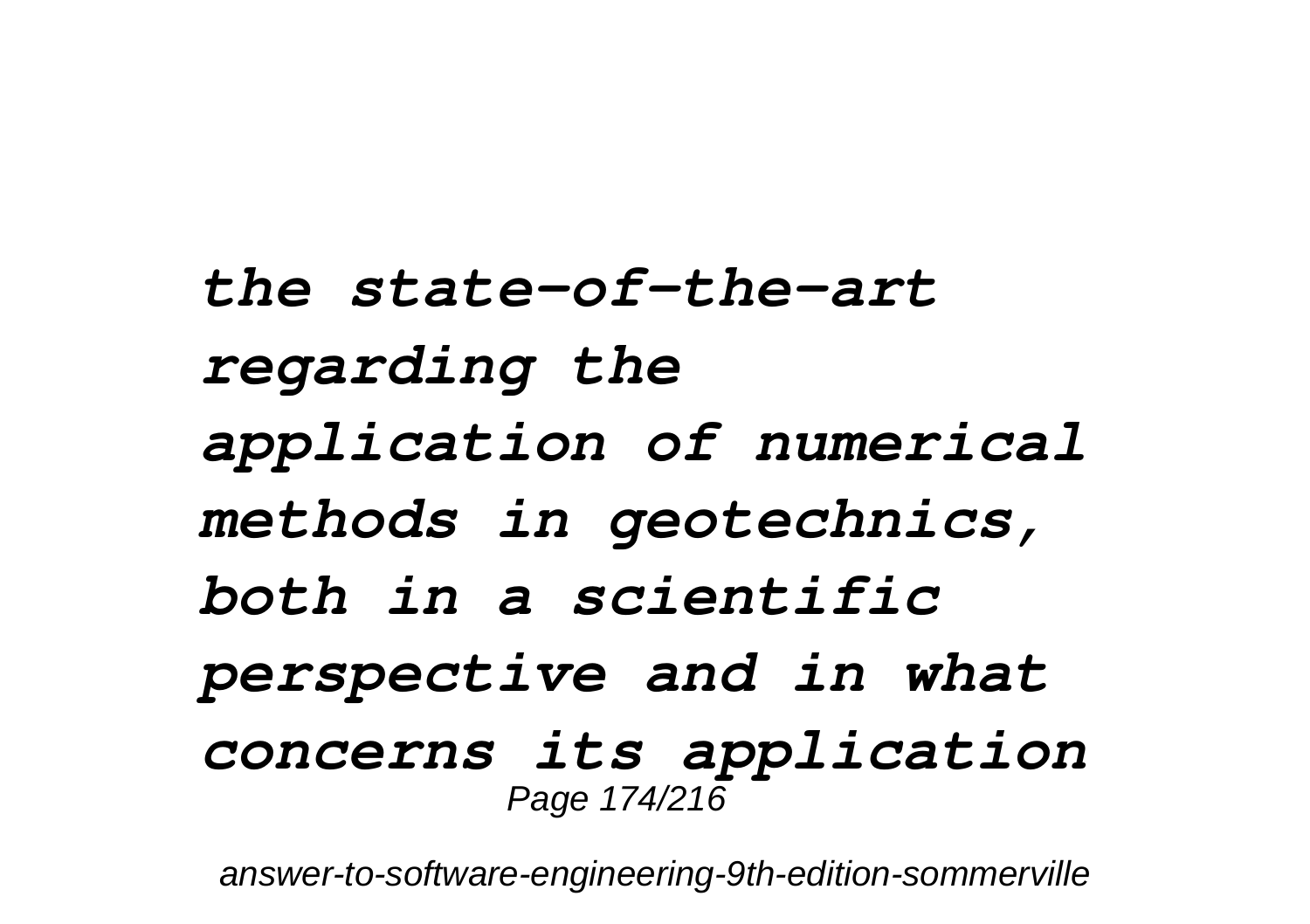***the state-of-the-art regarding the application of numerical methods in geotechnics, both in a scientific perspective and in what concerns its application***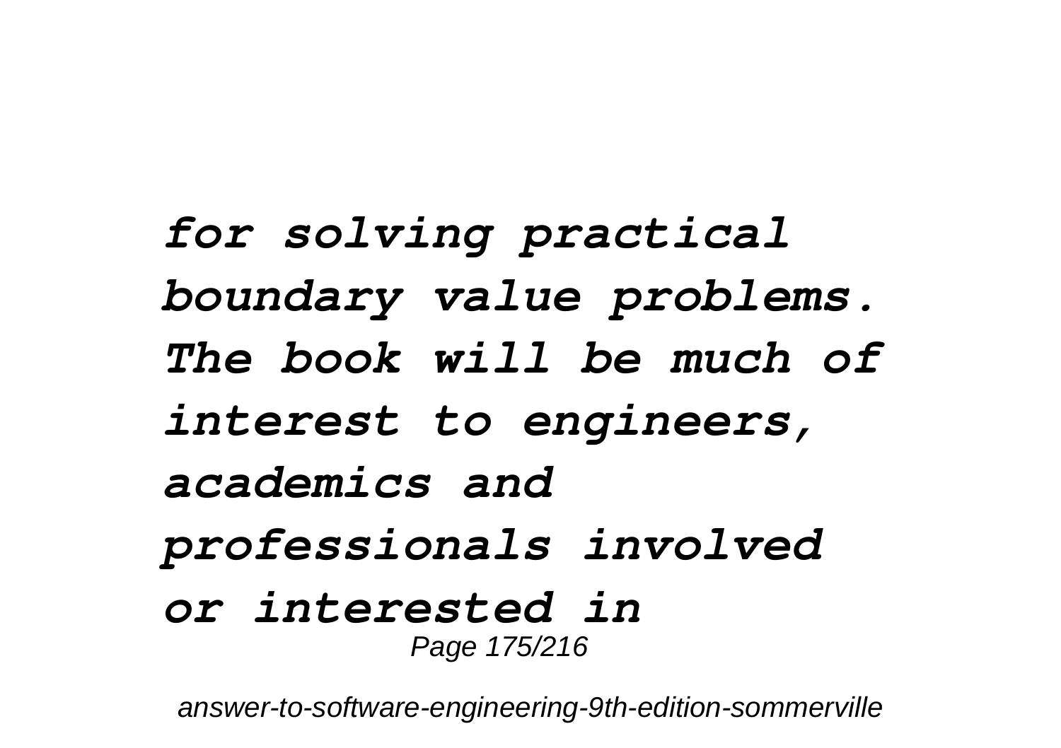*for solving practical boundary value problems. The book will be much of interest to engineers, academics and professionals involved or interested in*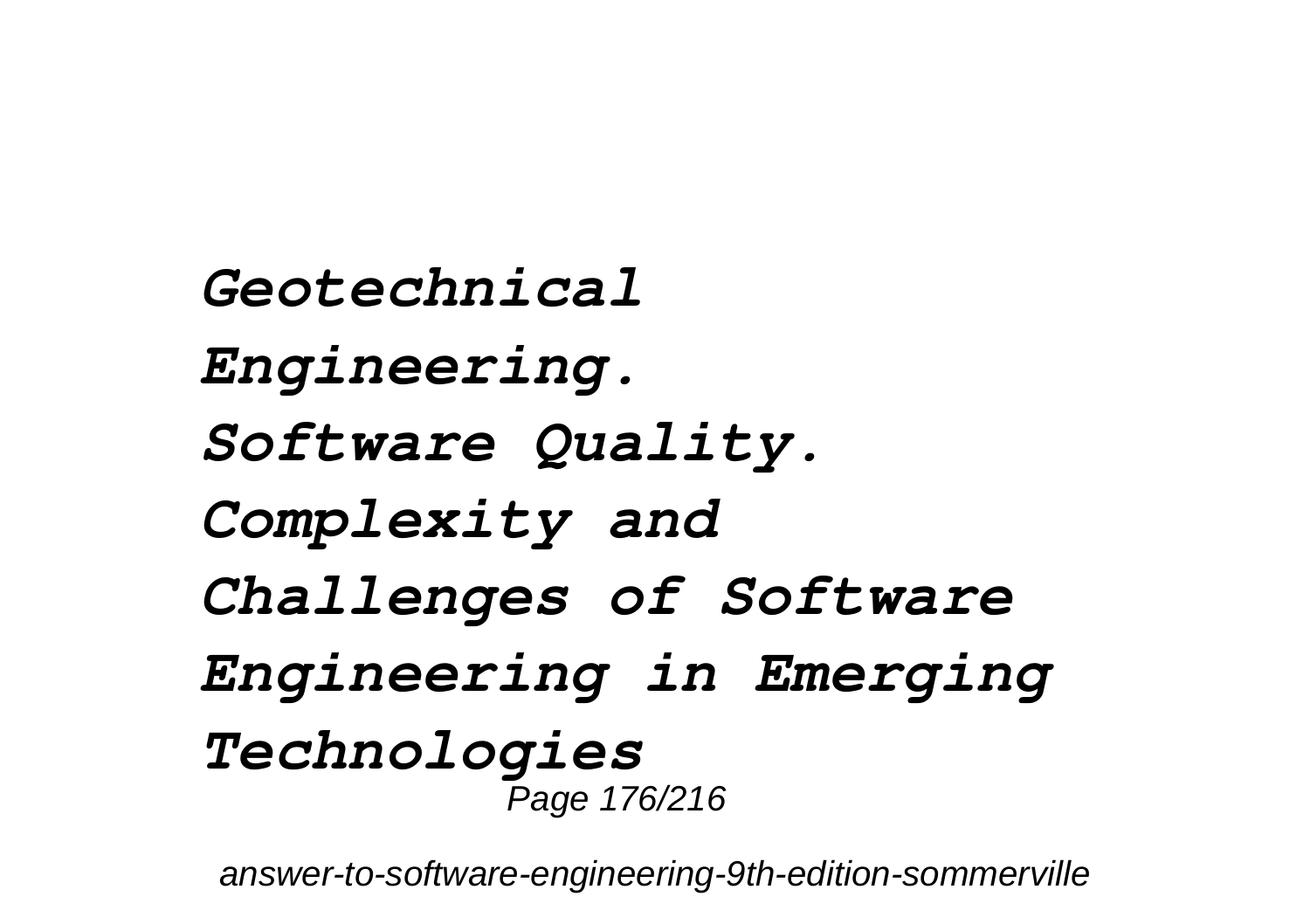*Geotechnical Engineering.*
*Software Quality.*
*Complexity and Challenges of Software Engineering in Emerging Technologies*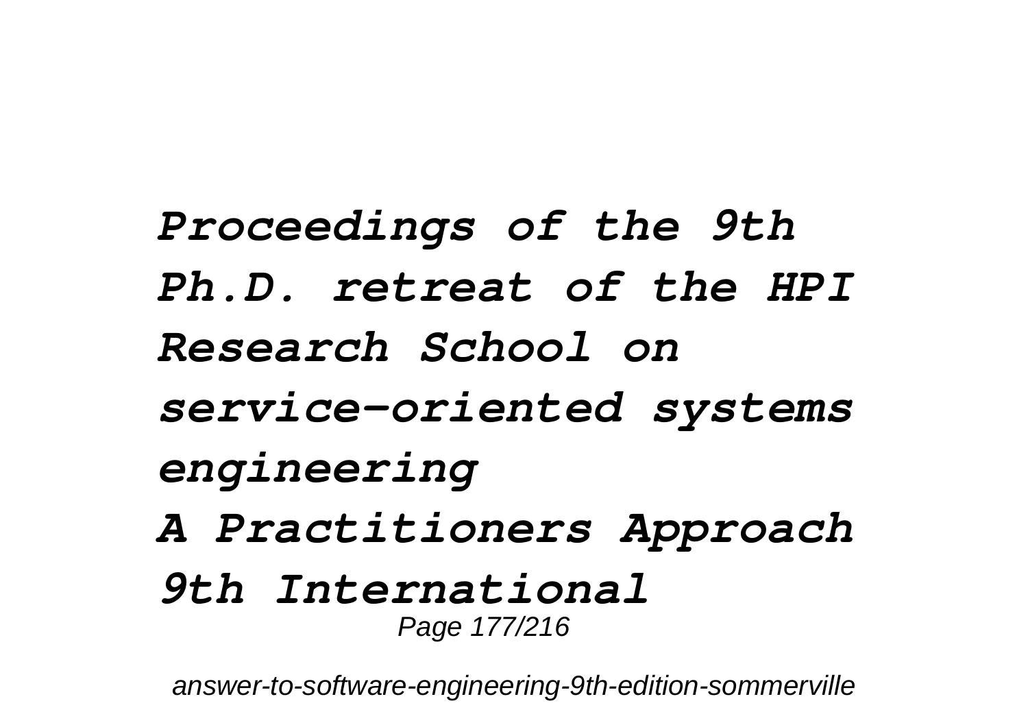***Proceedings of the 9th Ph.D. retreat of the HPI Research School on service-oriented systems engineering***

***A Practitioners Approach***

***9th International***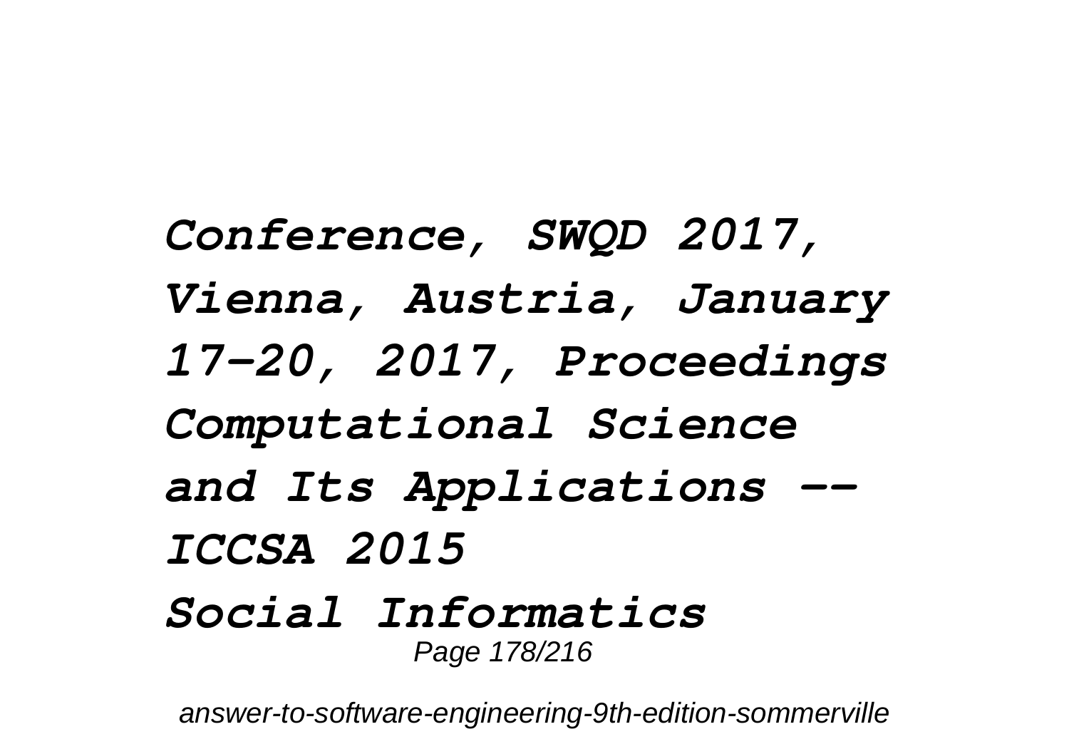***Conference, SWQD 2017, Vienna, Austria, January 17-20, 2017, Proceedings Computational Science and Its Applications -- ICCSA 2015***

***Social Informatics***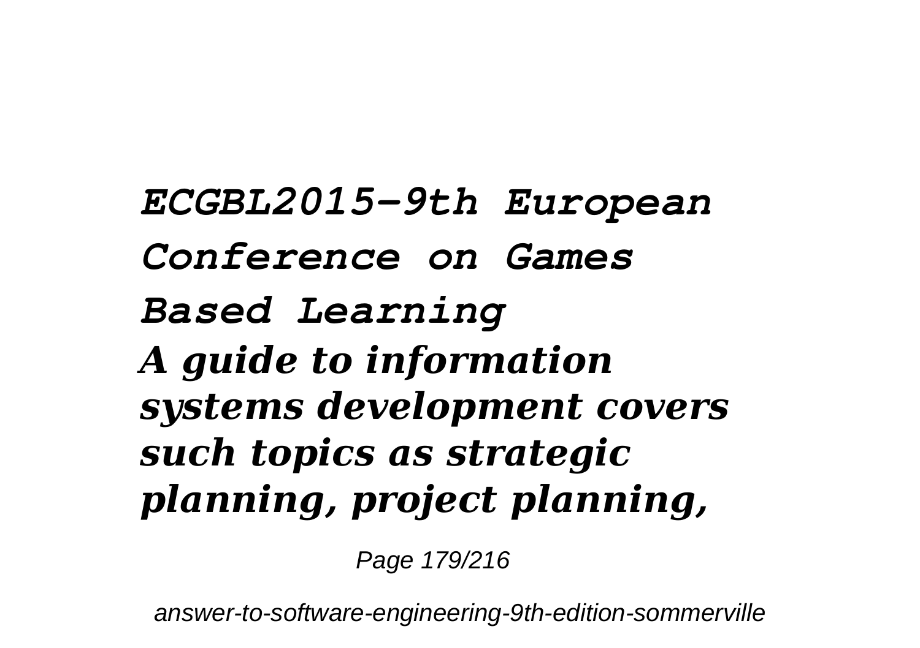***ECGBL2015-9th European Conference on Games Based Learning***

***A guide to information systems development covers such topics as strategic planning, project planning,***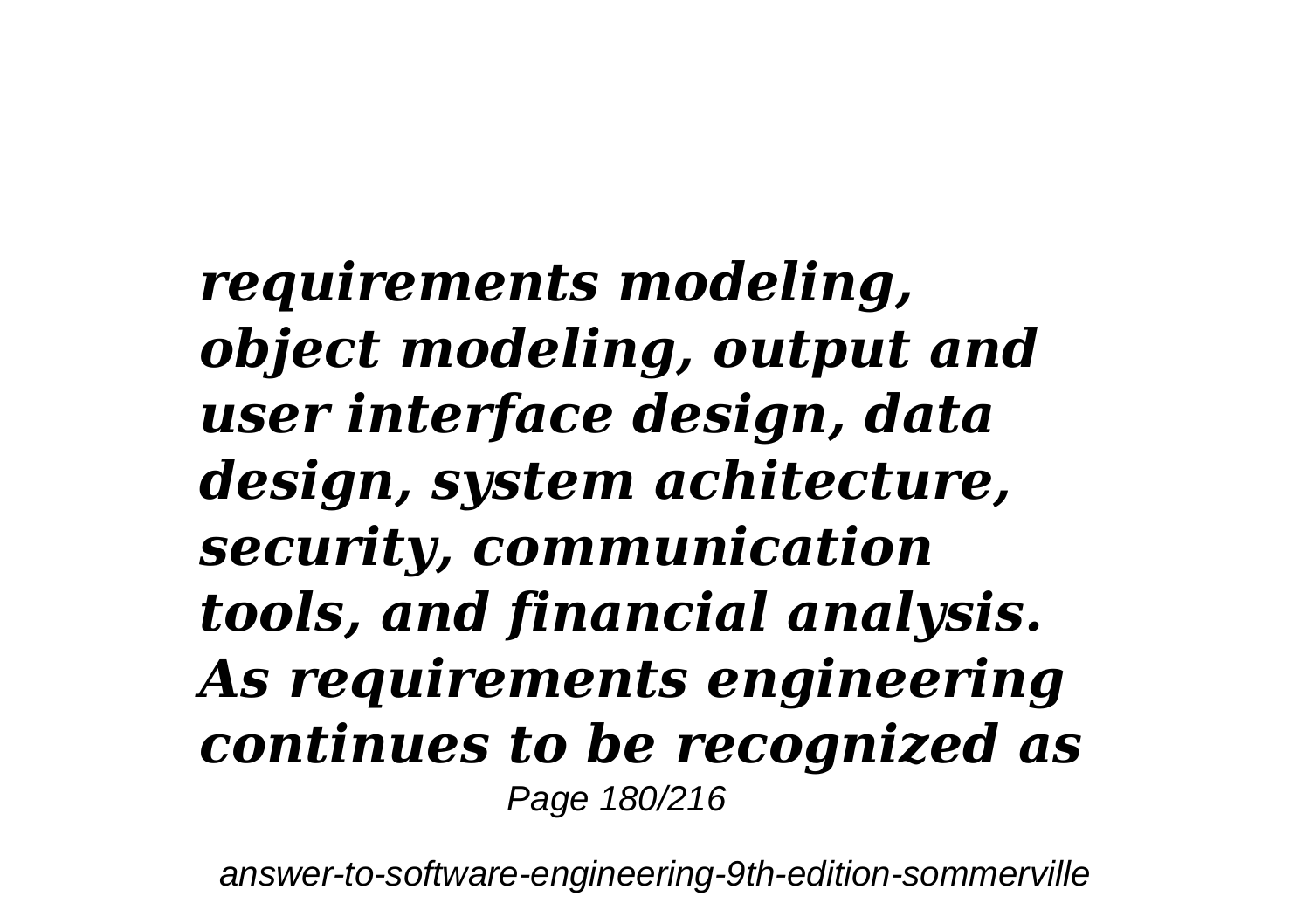***requirements modeling, object modeling, output and user interface design, data design, system achitecture, security, communication tools, and financial analysis. As requirements engineering continues to be recognized as***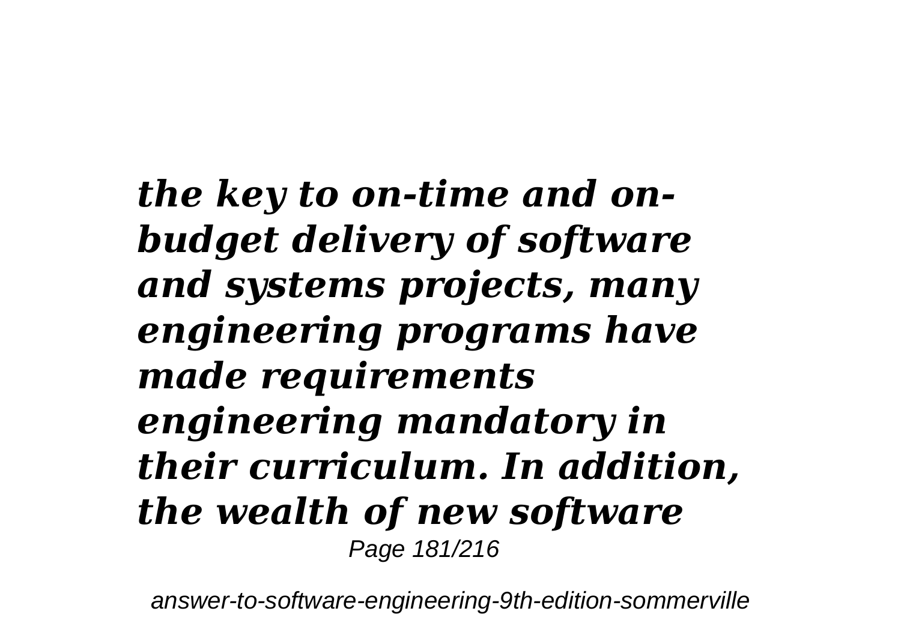***the key to on-time and on-budget delivery of software and systems projects, many engineering programs have made requirements engineering mandatory in their curriculum. In addition, the wealth of new software***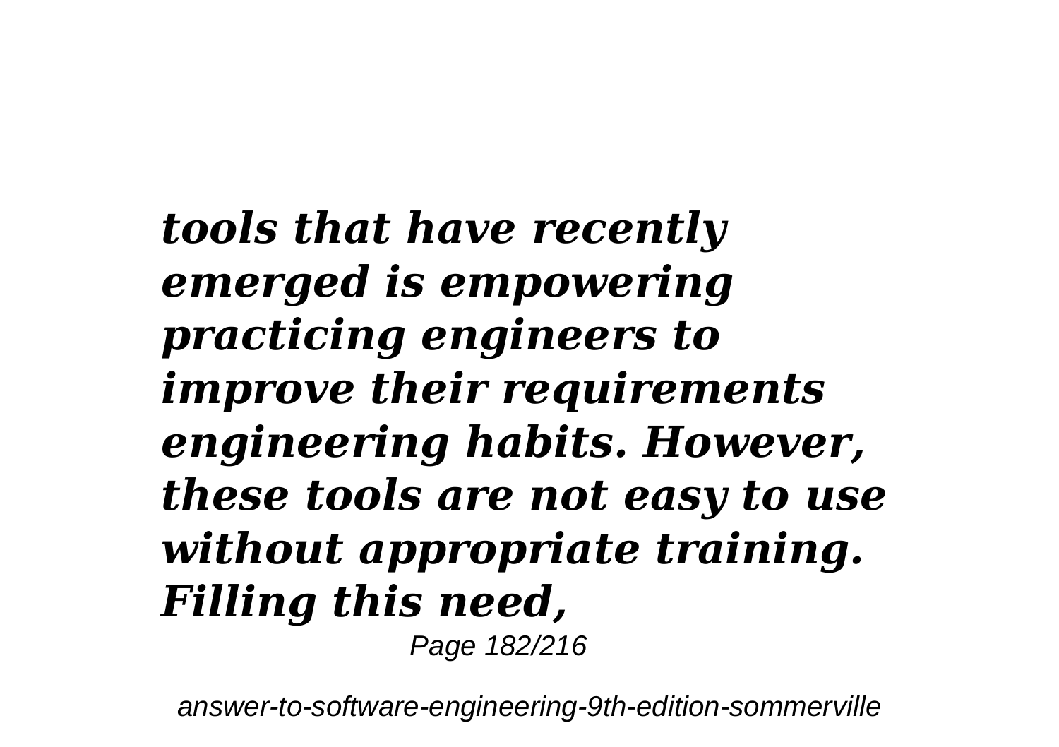***tools that have recently emerged is empowering practicing engineers to improve their requirements engineering habits. However, these tools are not easy to use without appropriate training. Filling this need,***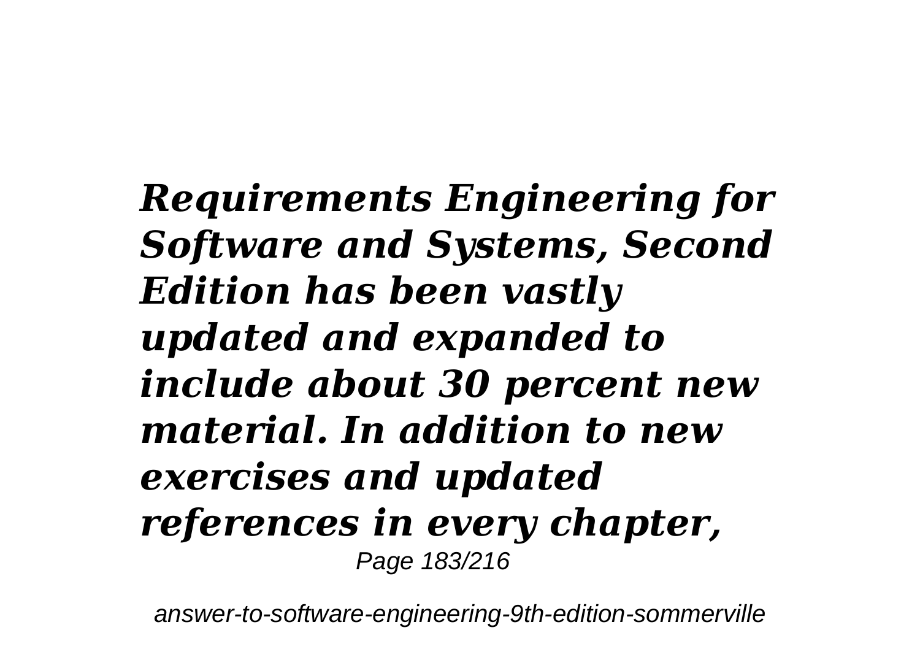***Requirements Engineering for Software and Systems, Second Edition has been vastly updated and expanded to include about 30 percent new material. In addition to new exercises and updated references in every chapter,***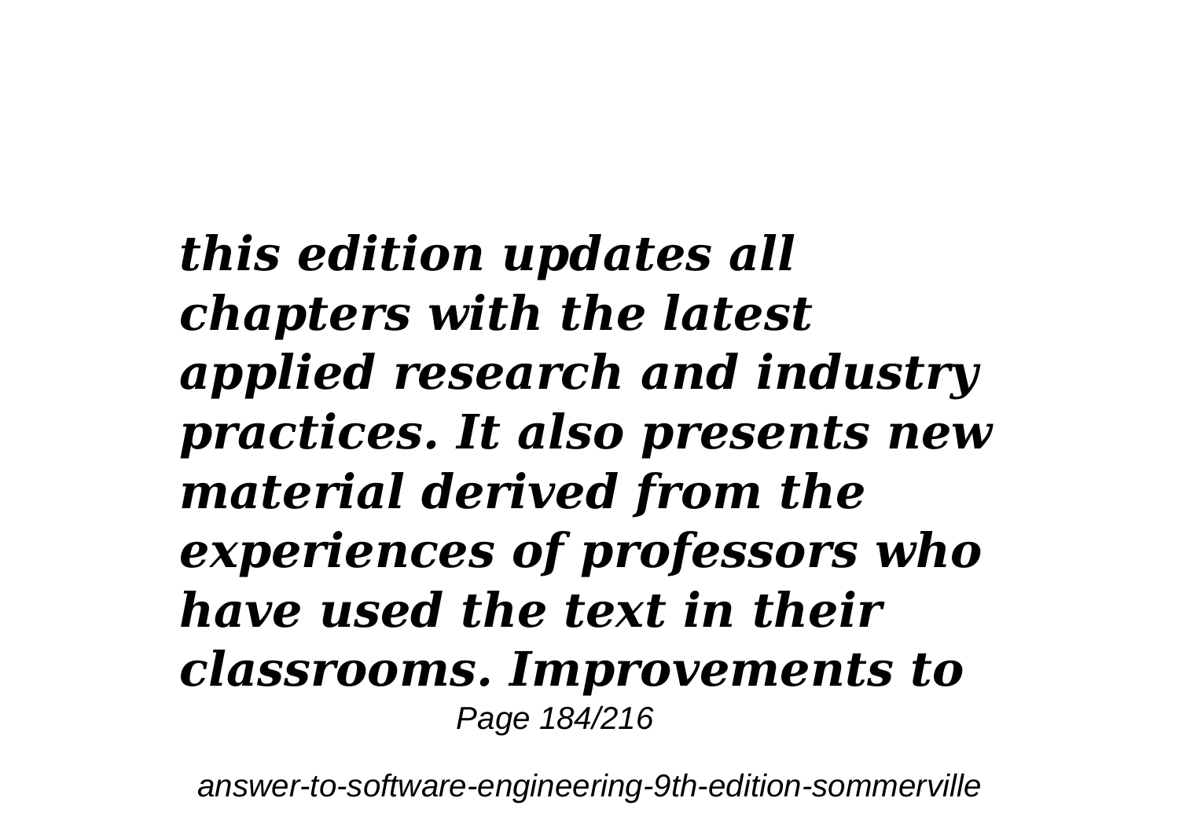***this edition updates all chapters with the latest applied research and industry practices. It also presents new material derived from the experiences of professors who have used the text in their classrooms. Improvements to***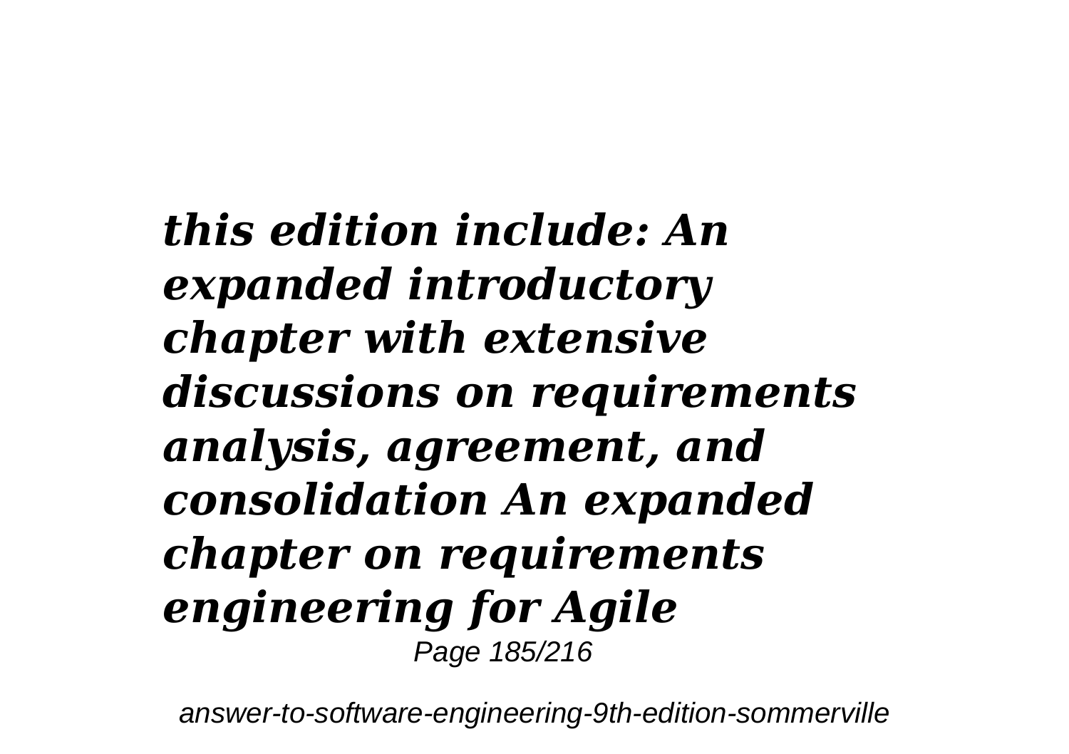***this edition include: An expanded introductory chapter with extensive discussions on requirements analysis, agreement, and consolidation An expanded chapter on requirements engineering for Agile***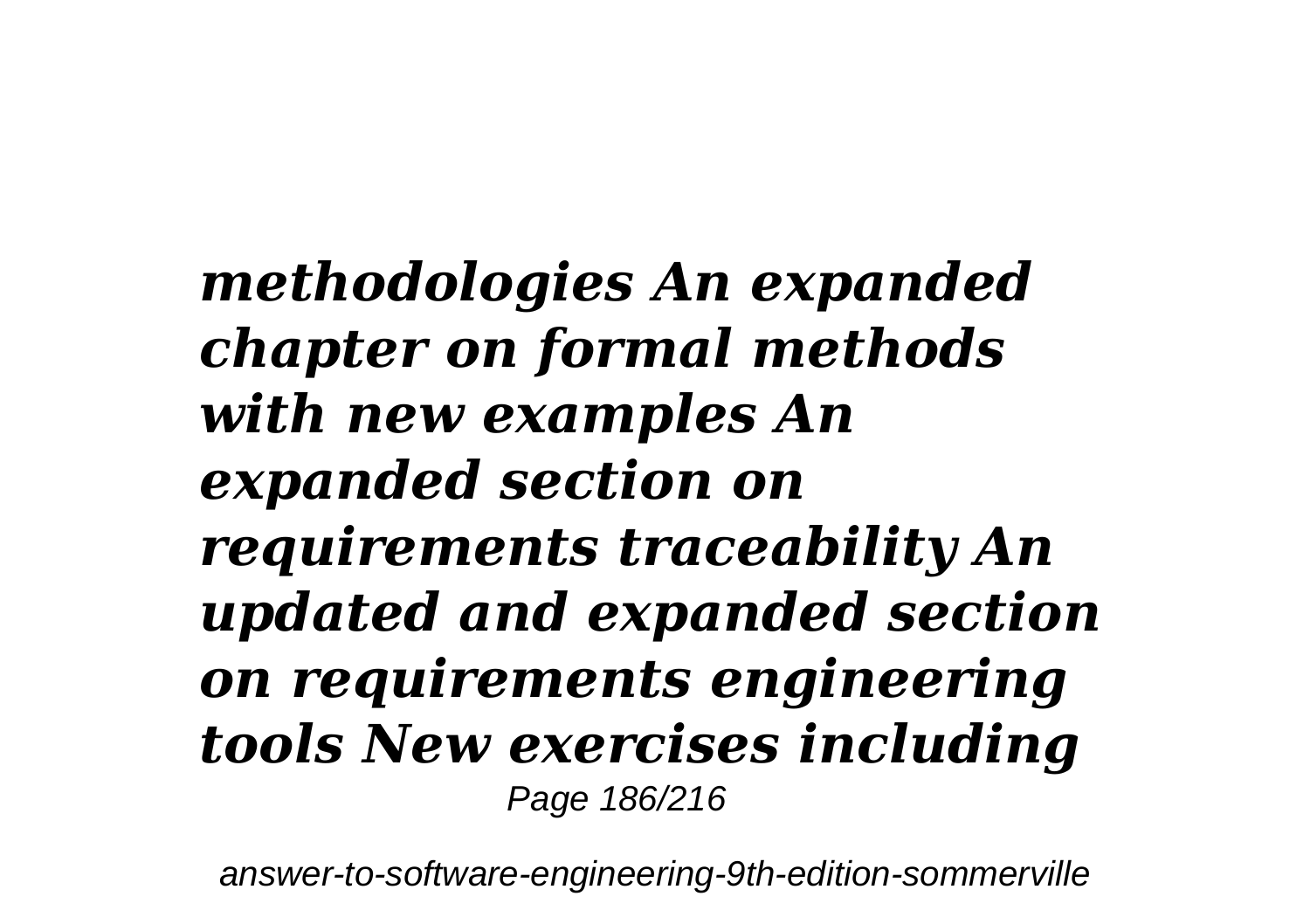***methodologies An expanded chapter on formal methods with new examples An expanded section on requirements traceability An updated and expanded section on requirements engineering tools New exercises including***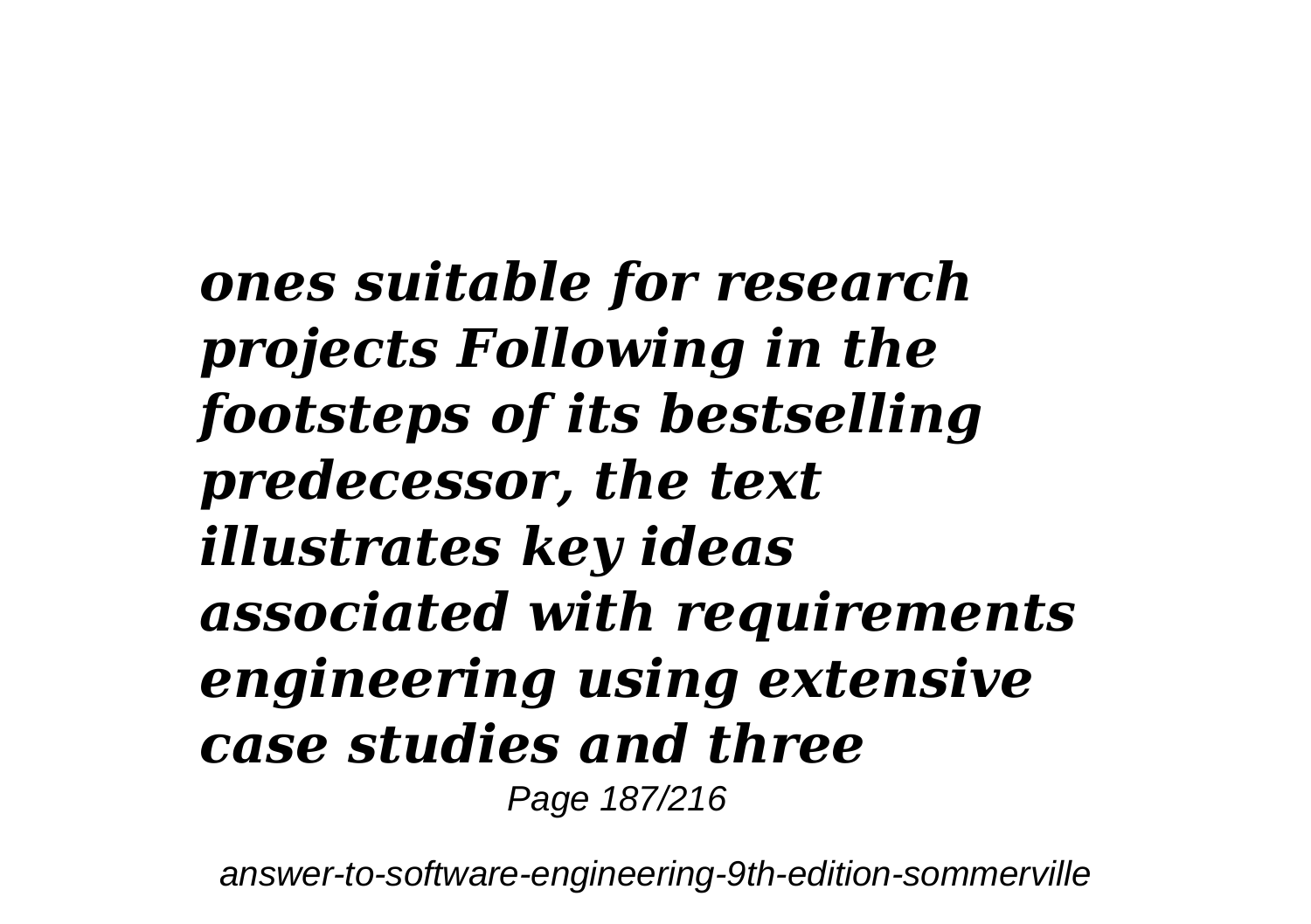***ones suitable for research projects Following in the footsteps of its bestselling predecessor, the text illustrates key ideas associated with requirements engineering using extensive case studies and three***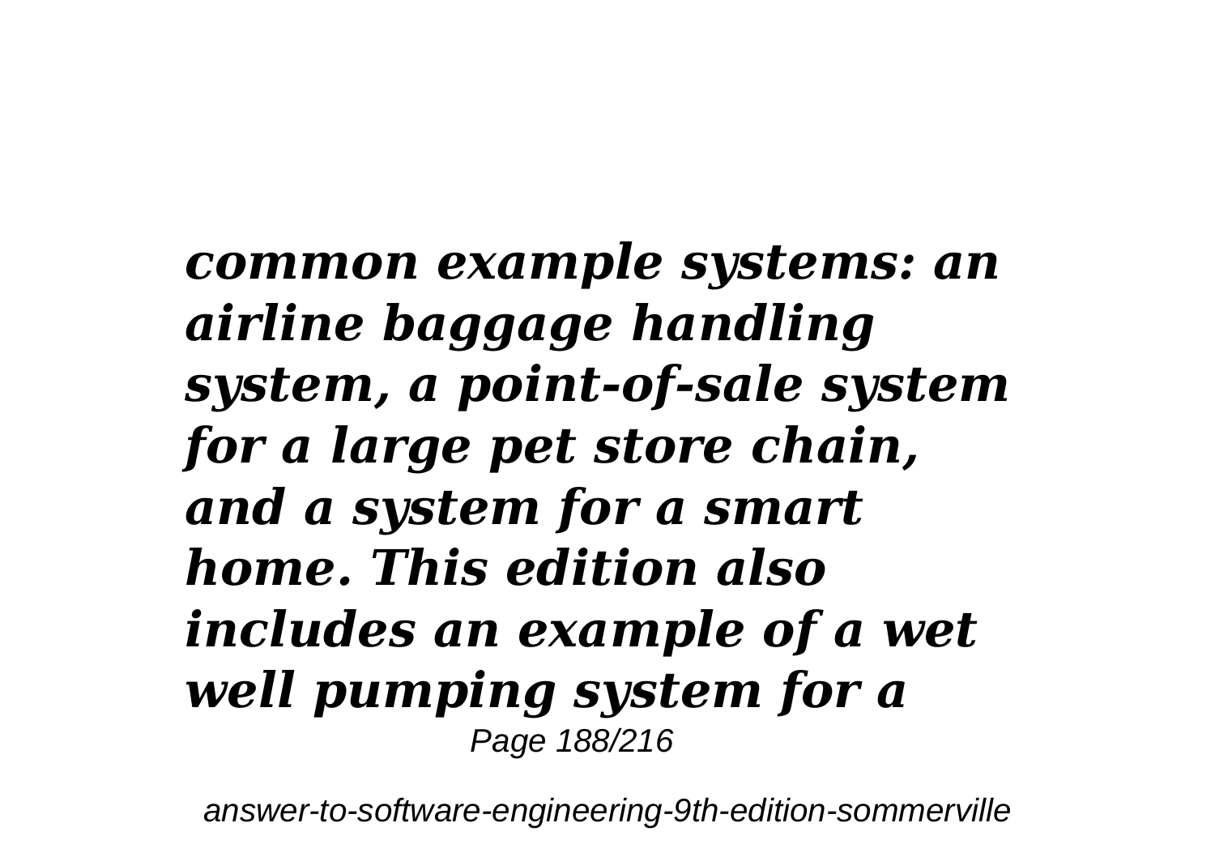***common example systems: an airline baggage handling system, a point-of-sale system for a large pet store chain, and a system for a smart home. This edition also includes an example of a wet well pumping system for a***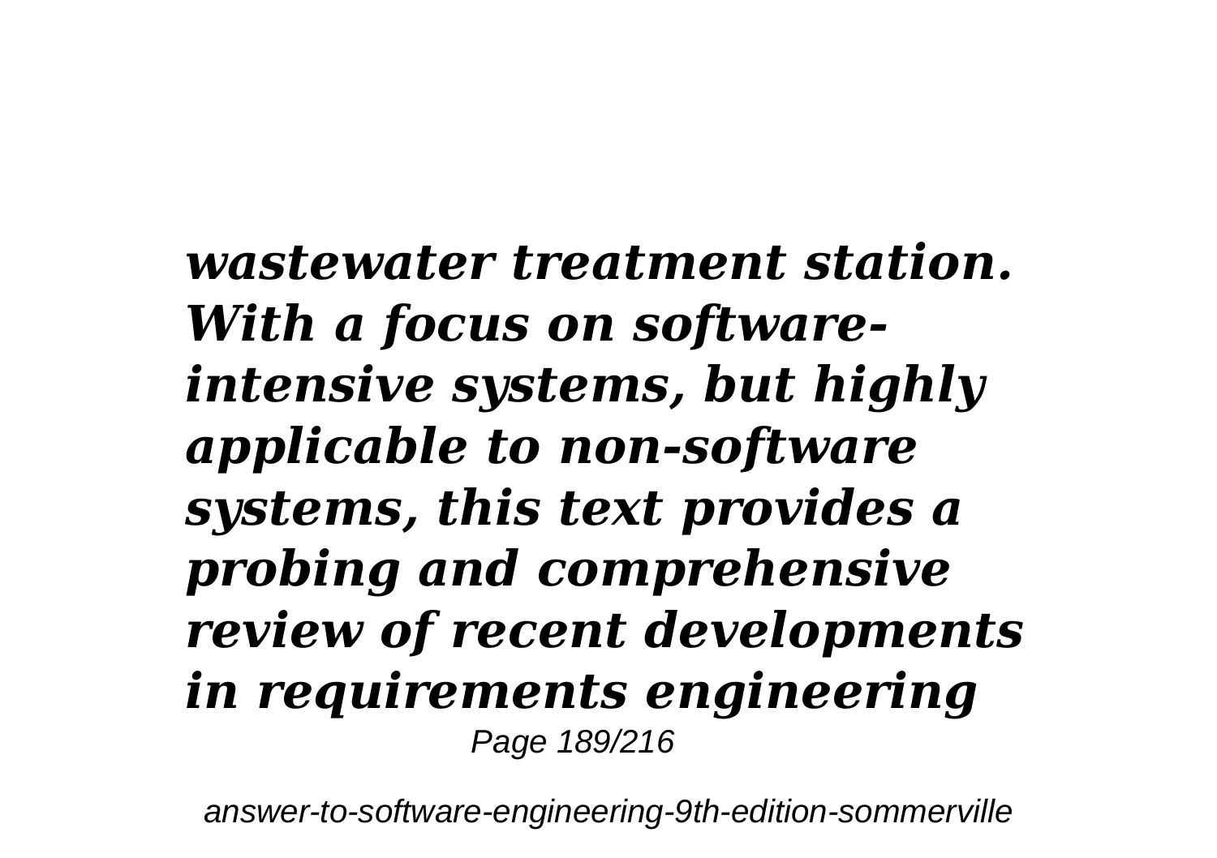***wastewater treatment station. With a focus on software-intensive systems, but highly applicable to non-software systems, this text provides a probing and comprehensive review of recent developments in requirements engineering***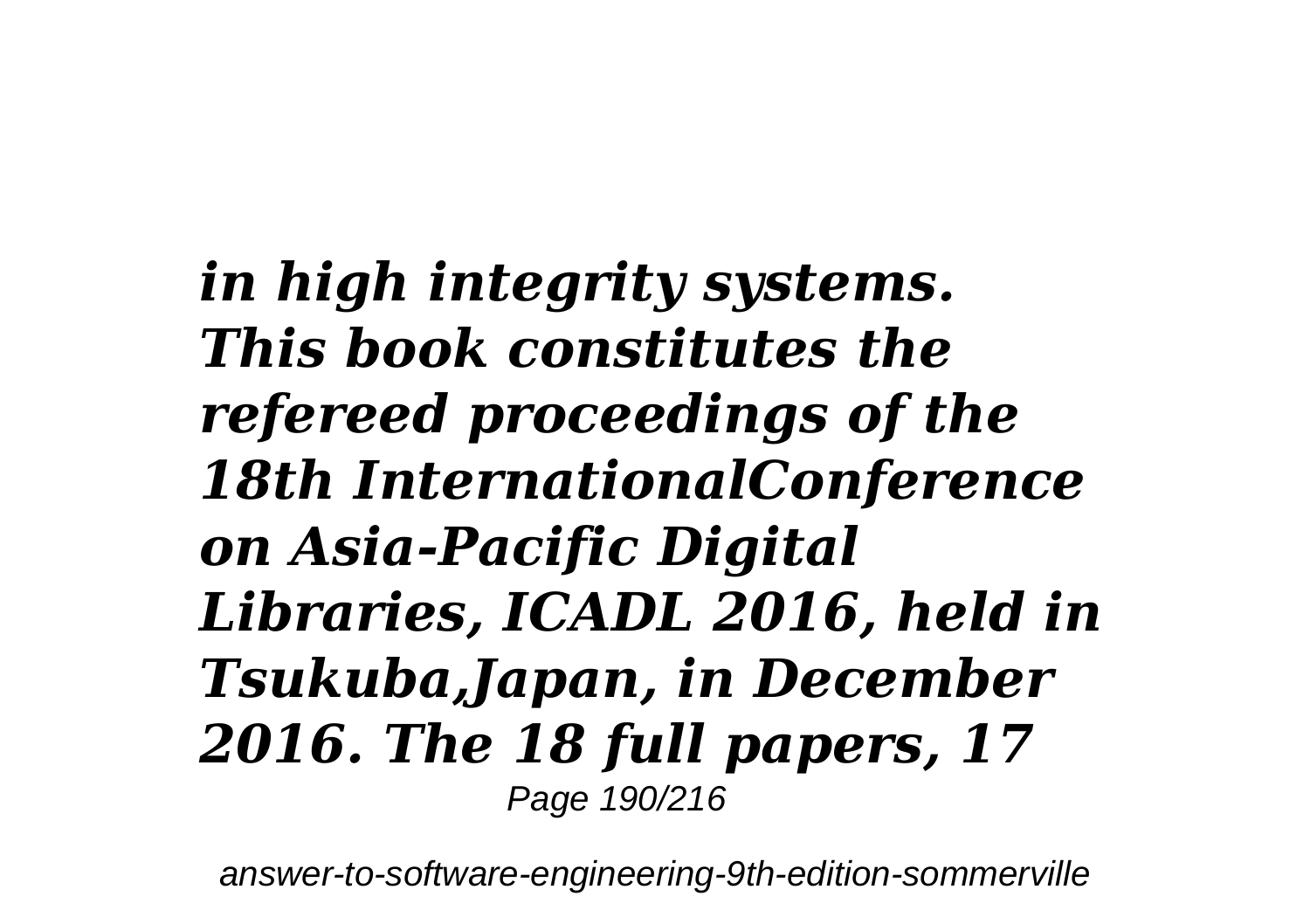*in high integrity systems. This book constitutes the refereed proceedings of the 18th InternationalConference on Asia-Pacific Digital Libraries, ICADL 2016, held in Tsukuba,Japan, in December 2016. The 18 full papers, 17*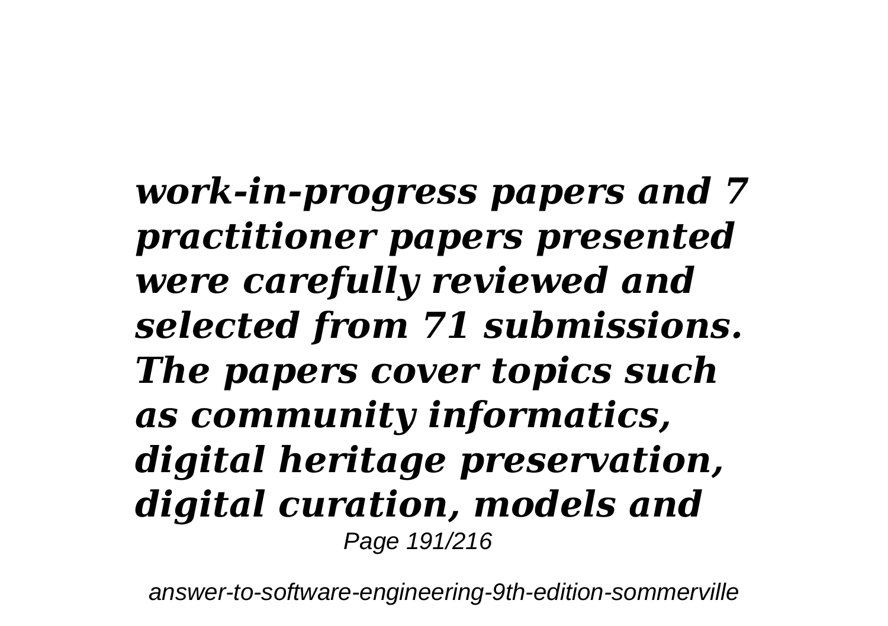***work-in-progress papers and 7 practitioner papers presented were carefully reviewed and selected from 71 submissions. The papers cover topics such as community informatics, digital heritage preservation, digital curation, models and***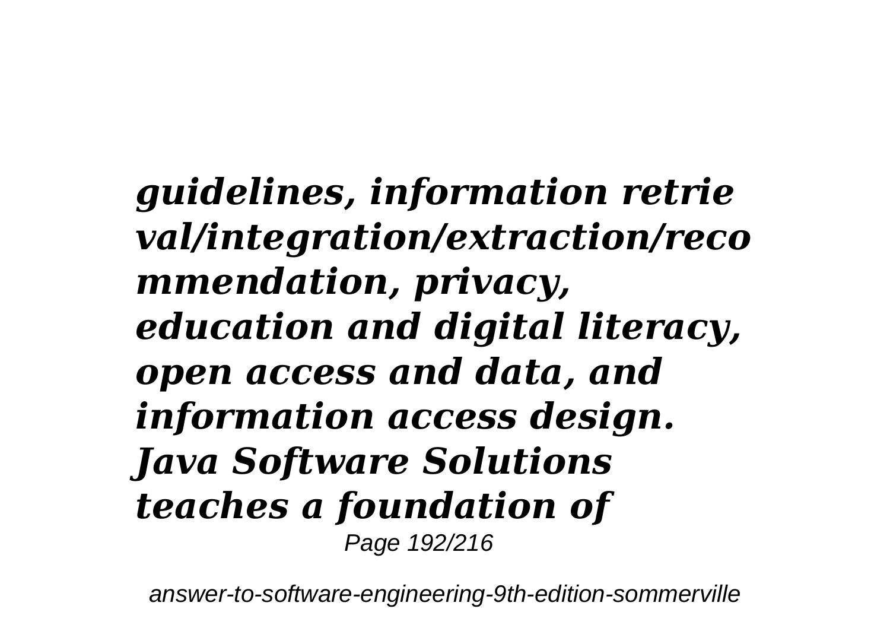***guidelines, information retrieval/integration/extraction/recommendation, privacy, education and digital literacy, open access and data, and information access design.***
***Java Software Solutions teaches a foundation of***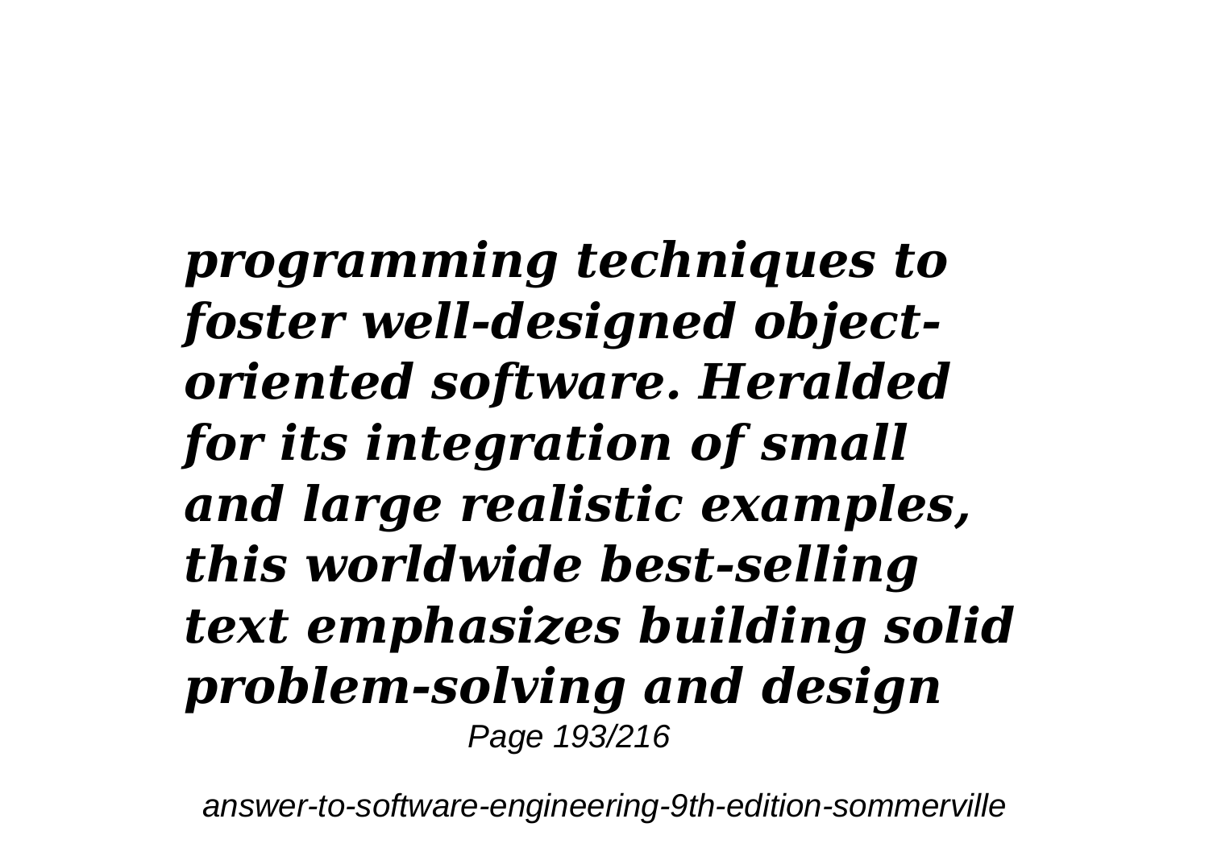***programming techniques to foster well-designed object-oriented software. Heralded for its integration of small and large realistic examples, this worldwide best-selling text emphasizes building solid problem-solving and design***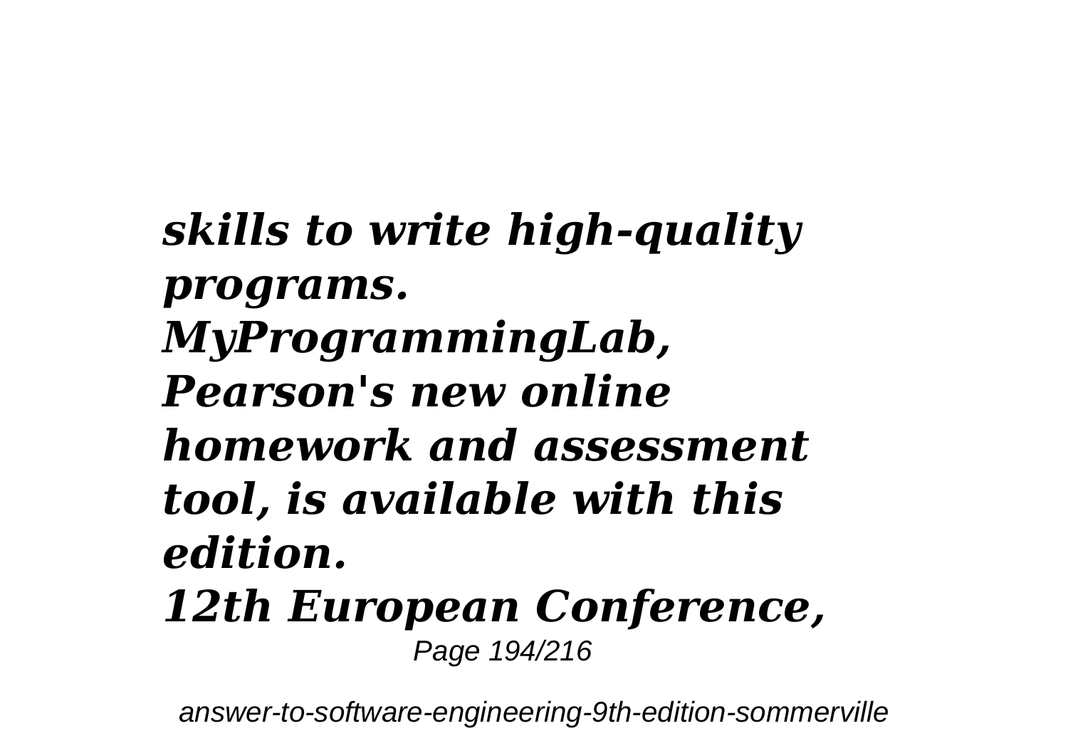*skills to write high-quality programs. MyProgrammingLab, Pearson's new online homework and assessment tool, is available with this edition.*

*12th European Conference,*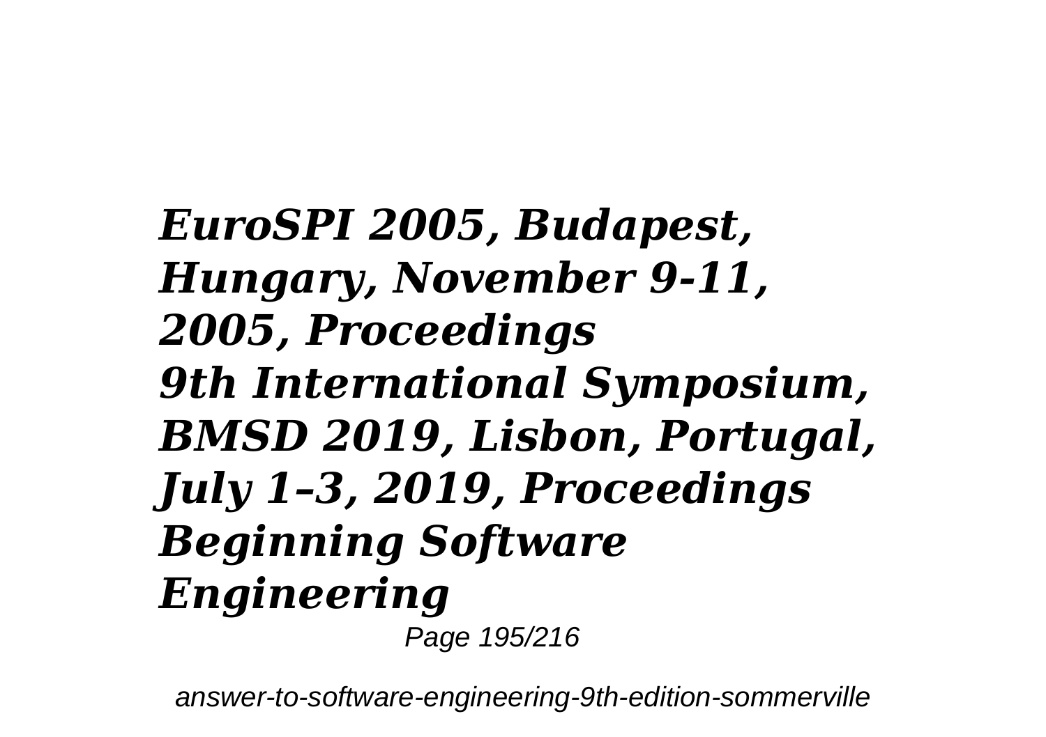***EuroSPI 2005, Budapest, Hungary, November 9-11, 2005, Proceedings***
***9th International Symposium, BMSD 2019, Lisbon, Portugal, July 1–3, 2019, Proceedings***
***Beginning Software Engineering***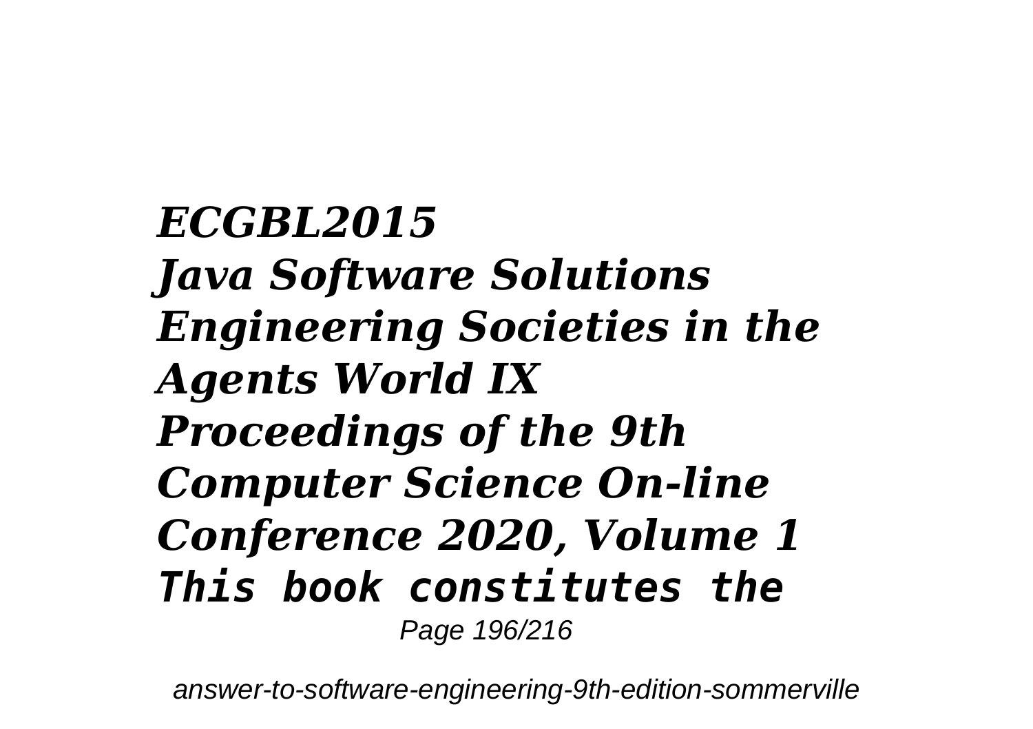*ECGBL2015*
*Java Software Solutions*
*Engineering Societies in the Agents World IX*
*Proceedings of the 9th Computer Science On-line Conference 2020, Volume 1*
*This book constitutes the*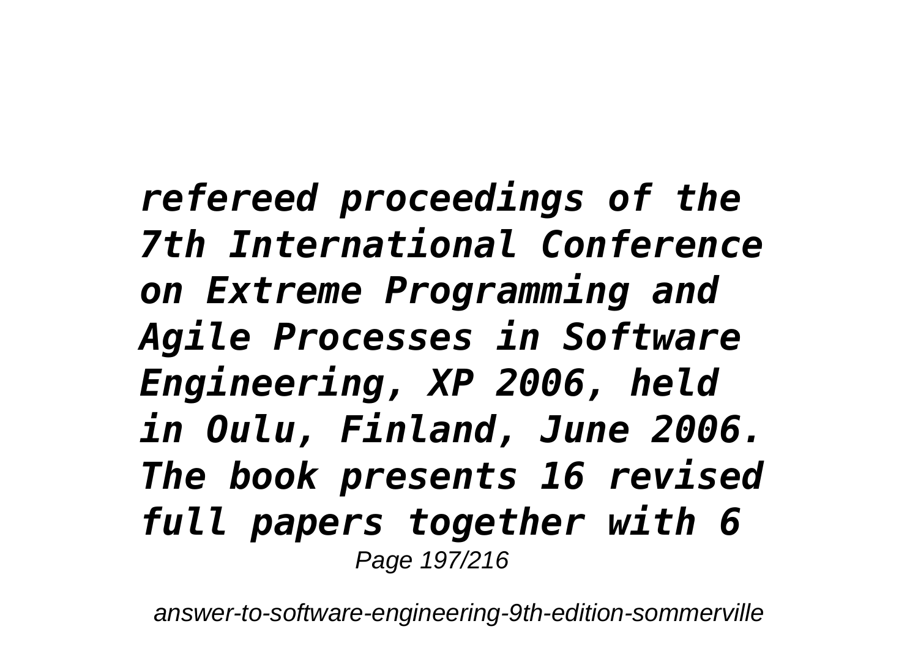*refereed proceedings of the 7th International Conference on Extreme Programming and Agile Processes in Software Engineering, XP 2006, held in Oulu, Finland, June 2006. The book presents 16 revised full papers together with 6*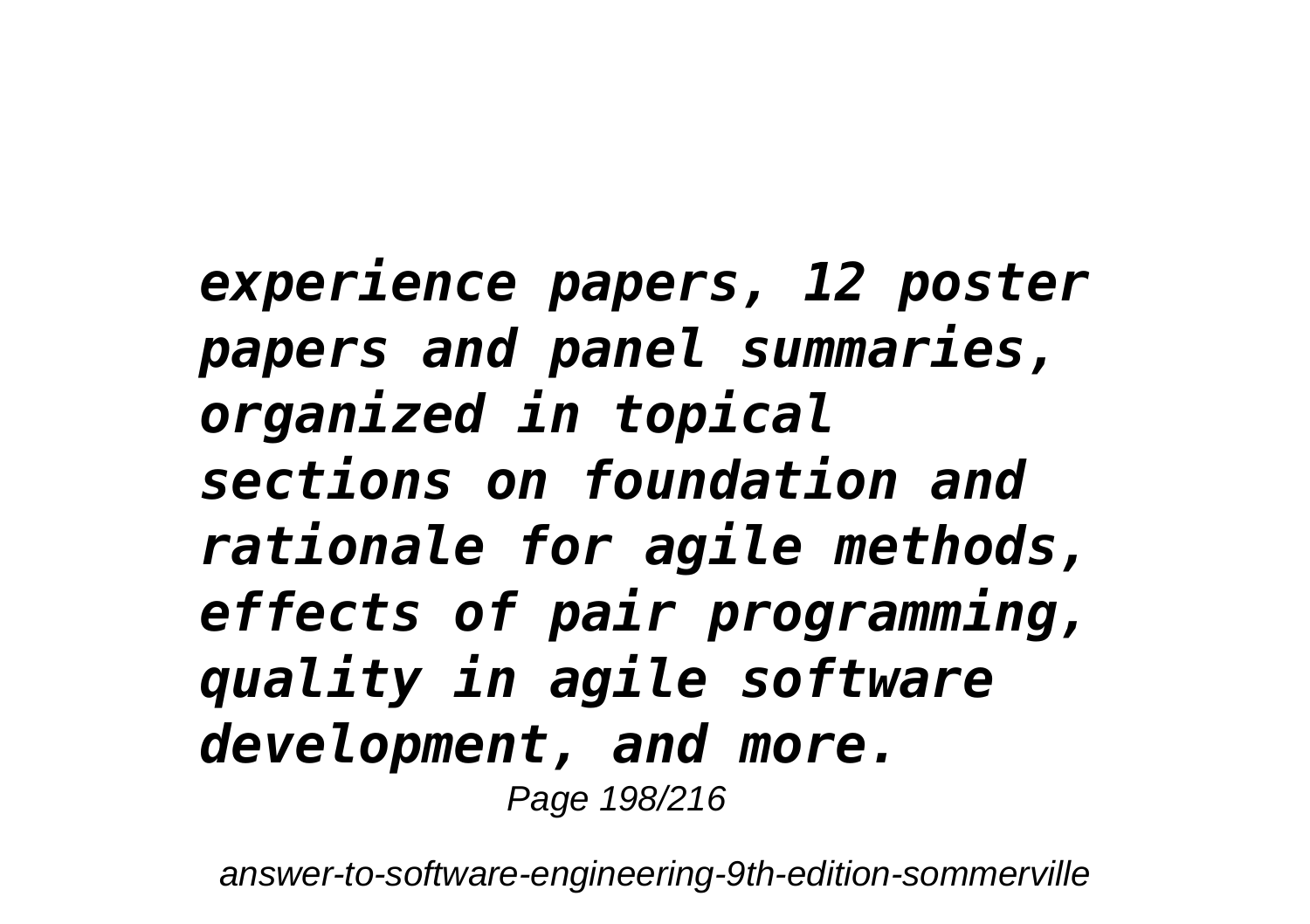*experience papers, 12 poster papers and panel summaries, organized in topical sections on foundation and rationale for agile methods, effects of pair programming, quality in agile software development, and more.*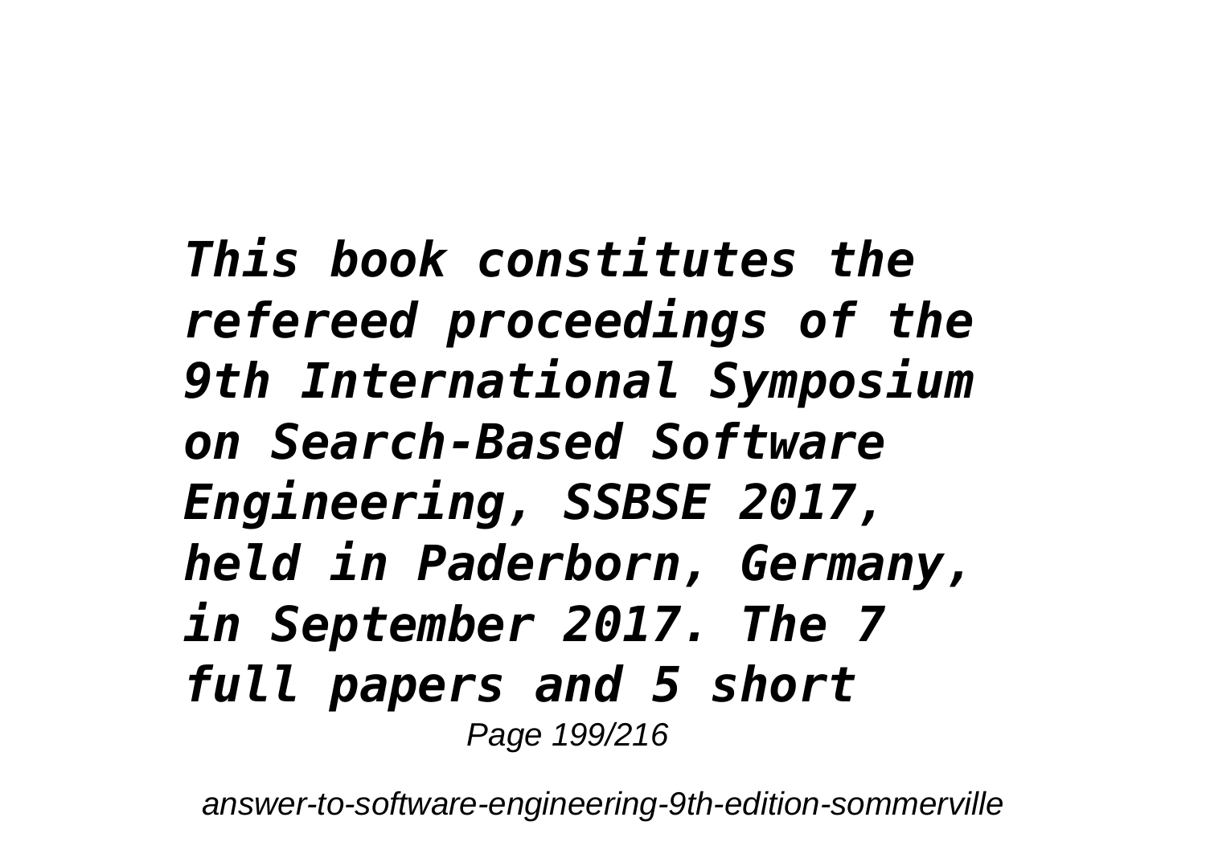*This book constitutes the refereed proceedings of the 9th International Symposium on Search-Based Software Engineering, SSBSE 2017, held in Paderborn, Germany, in September 2017. The 7 full papers and 5 short*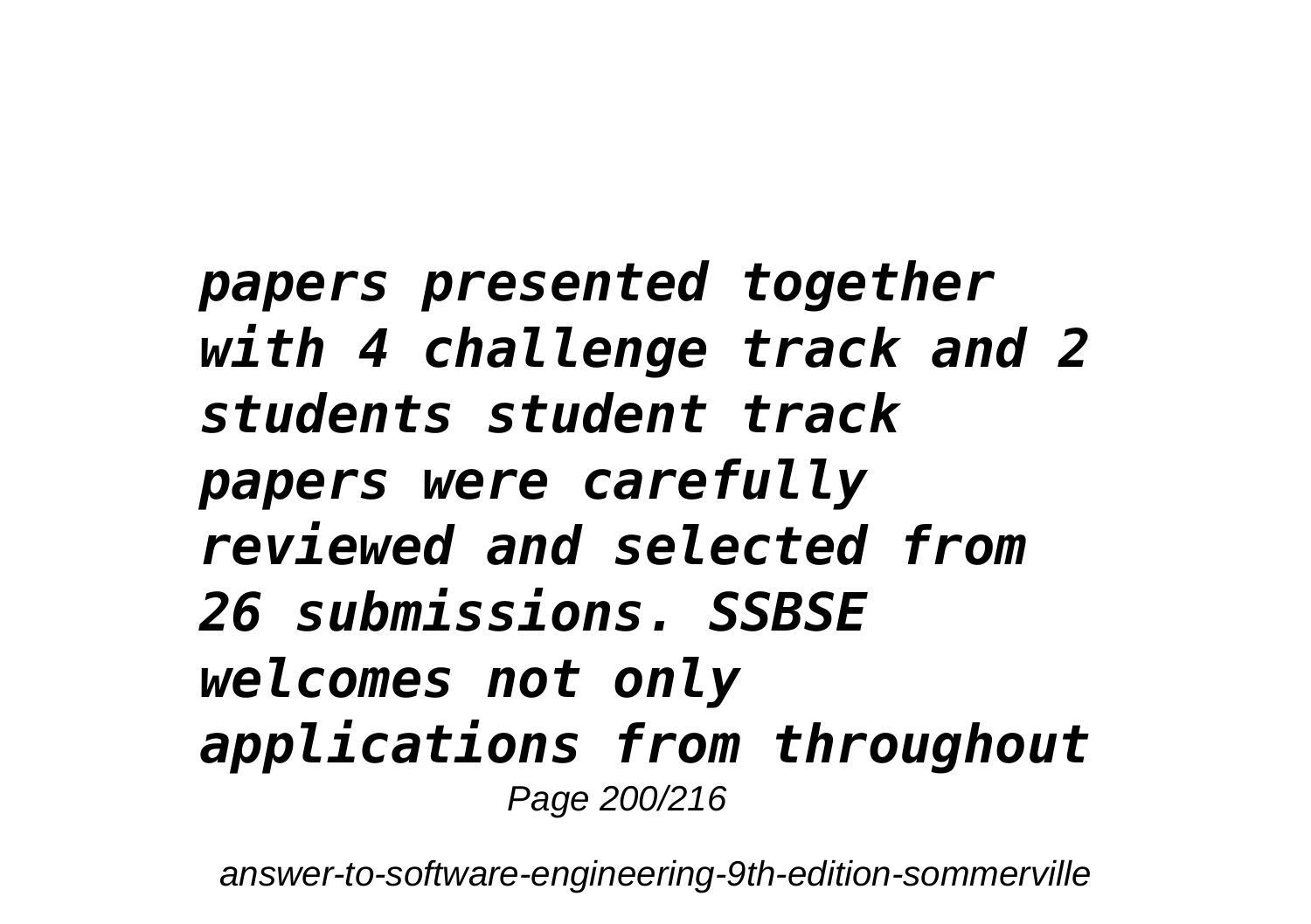*papers presented together with 4 challenge track and 2 students student track papers were carefully reviewed and selected from 26 submissions. SSBSE welcomes not only applications from throughout*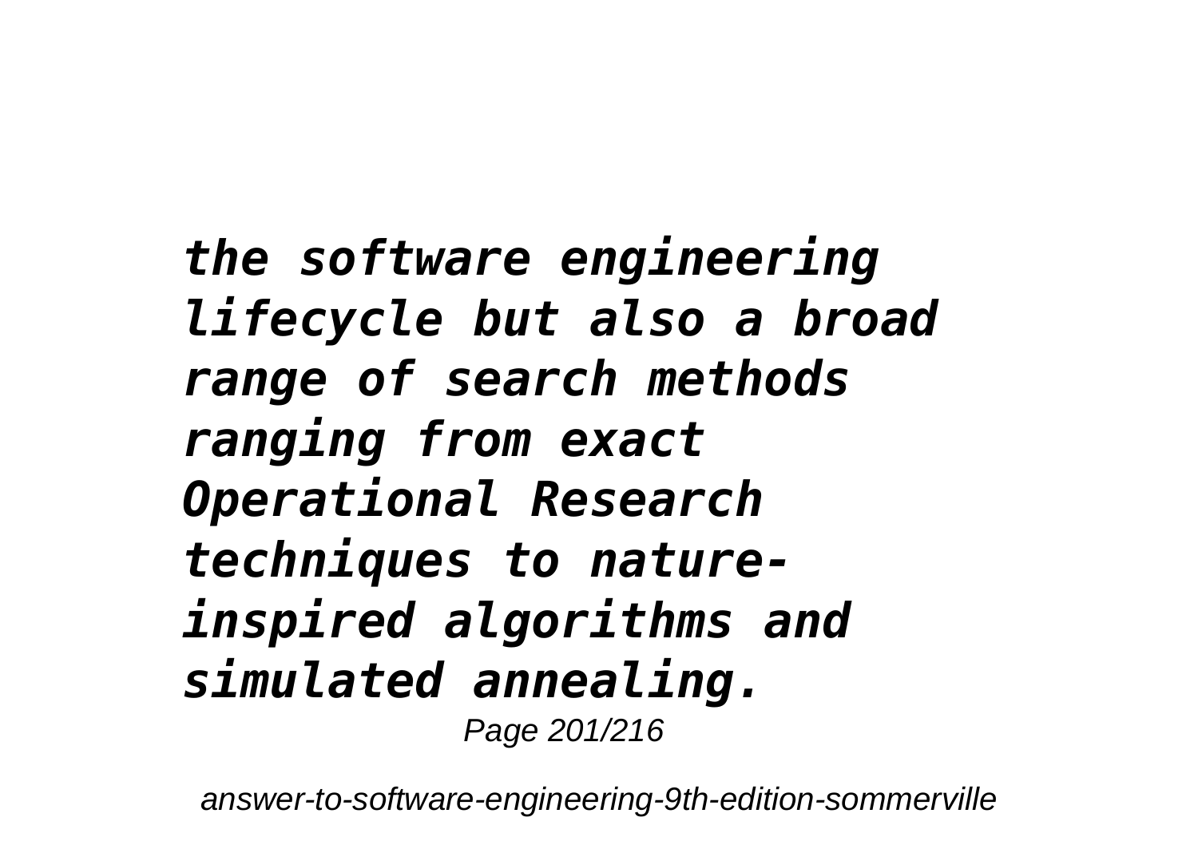*the software engineering lifecycle but also a broad range of search methods ranging from exact Operational Research techniques to nature-inspired algorithms and simulated annealing.*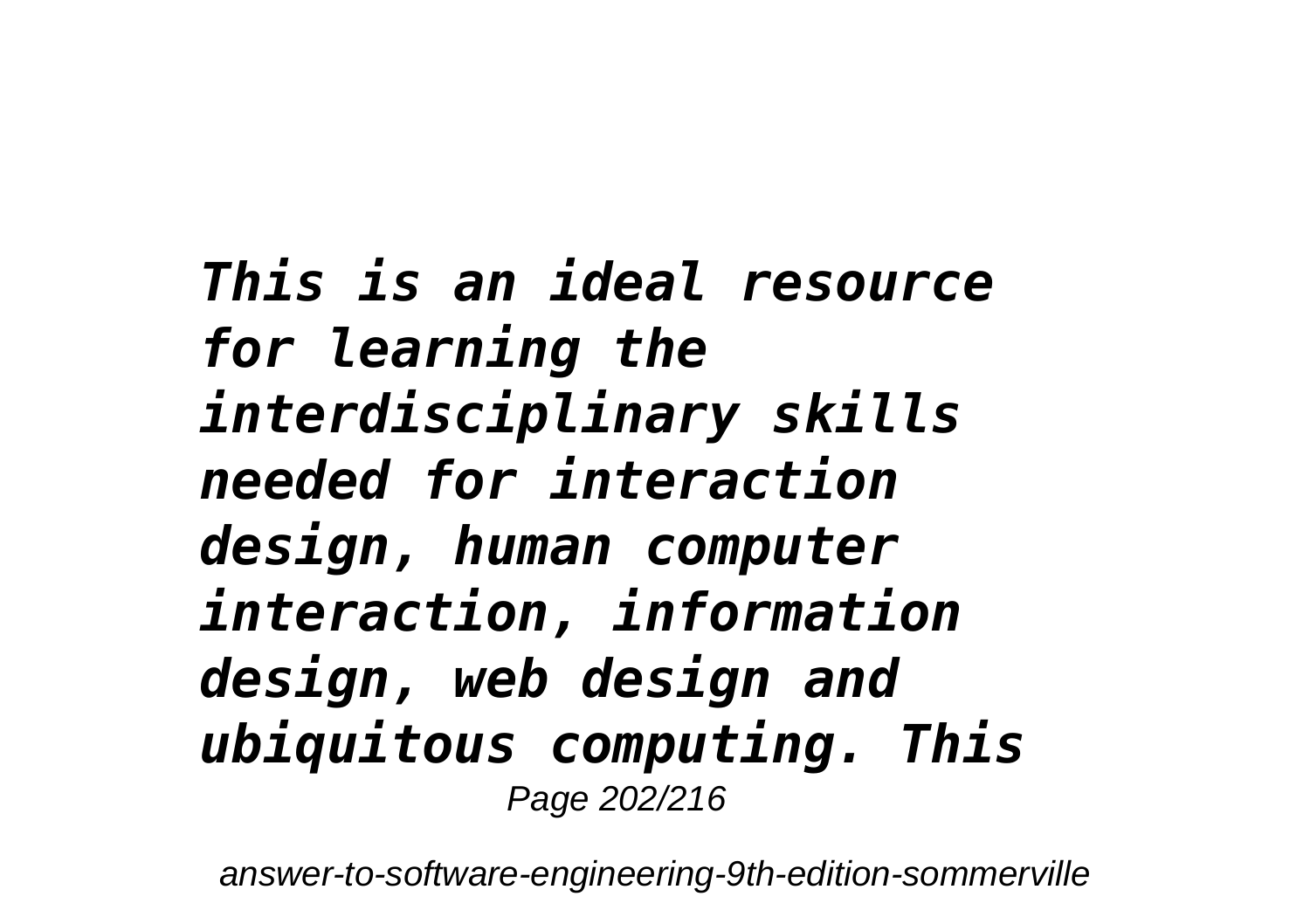*This is an ideal resource for learning the interdisciplinary skills needed for interaction design, human computer interaction, information design, web design and ubiquitous computing. This*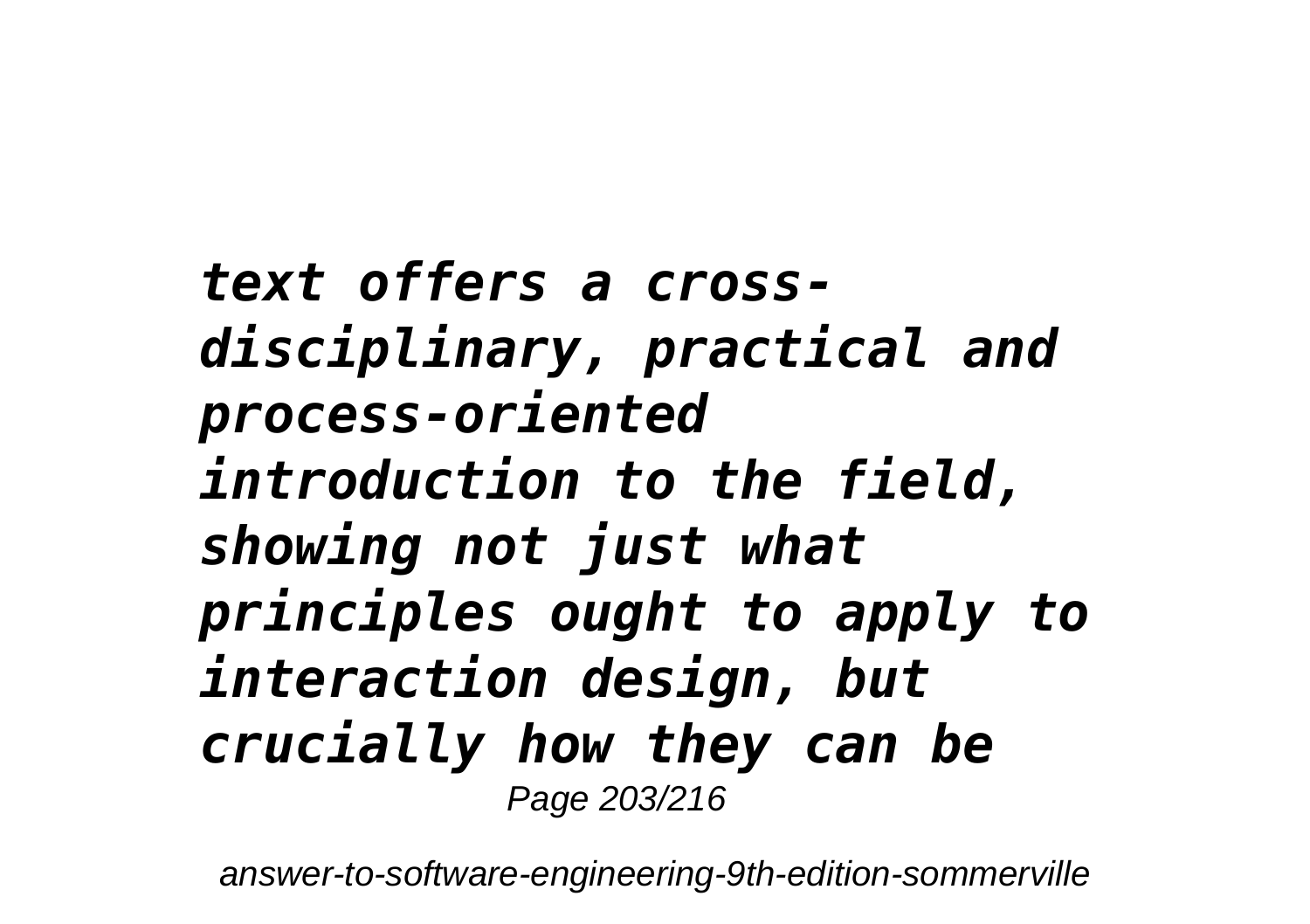*text offers a cross-disciplinary, practical and process-oriented introduction to the field, showing not just what principles ought to apply to interaction design, but crucially how they can be*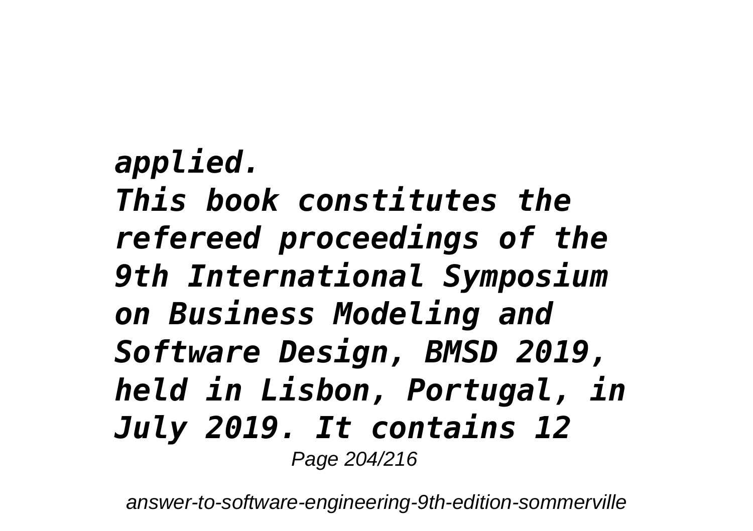*applied.*

*This book constitutes the refereed proceedings of the 9th International Symposium on Business Modeling and Software Design, BMSD 2019, held in Lisbon, Portugal, in July 2019. It contains 12*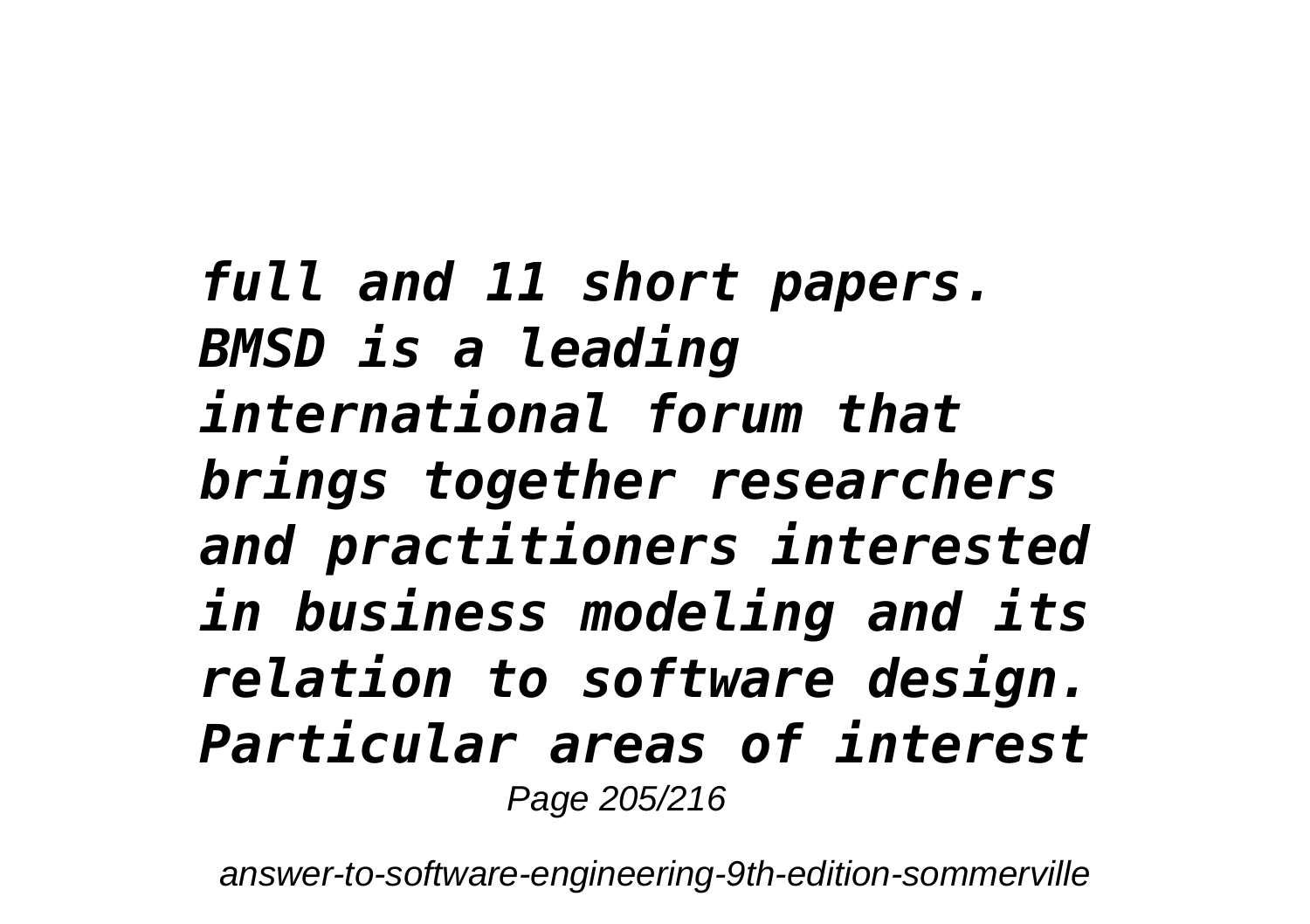*full and 11 short papers. BMSD is a leading international forum that brings together researchers and practitioners interested in business modeling and its relation to software design. Particular areas of interest*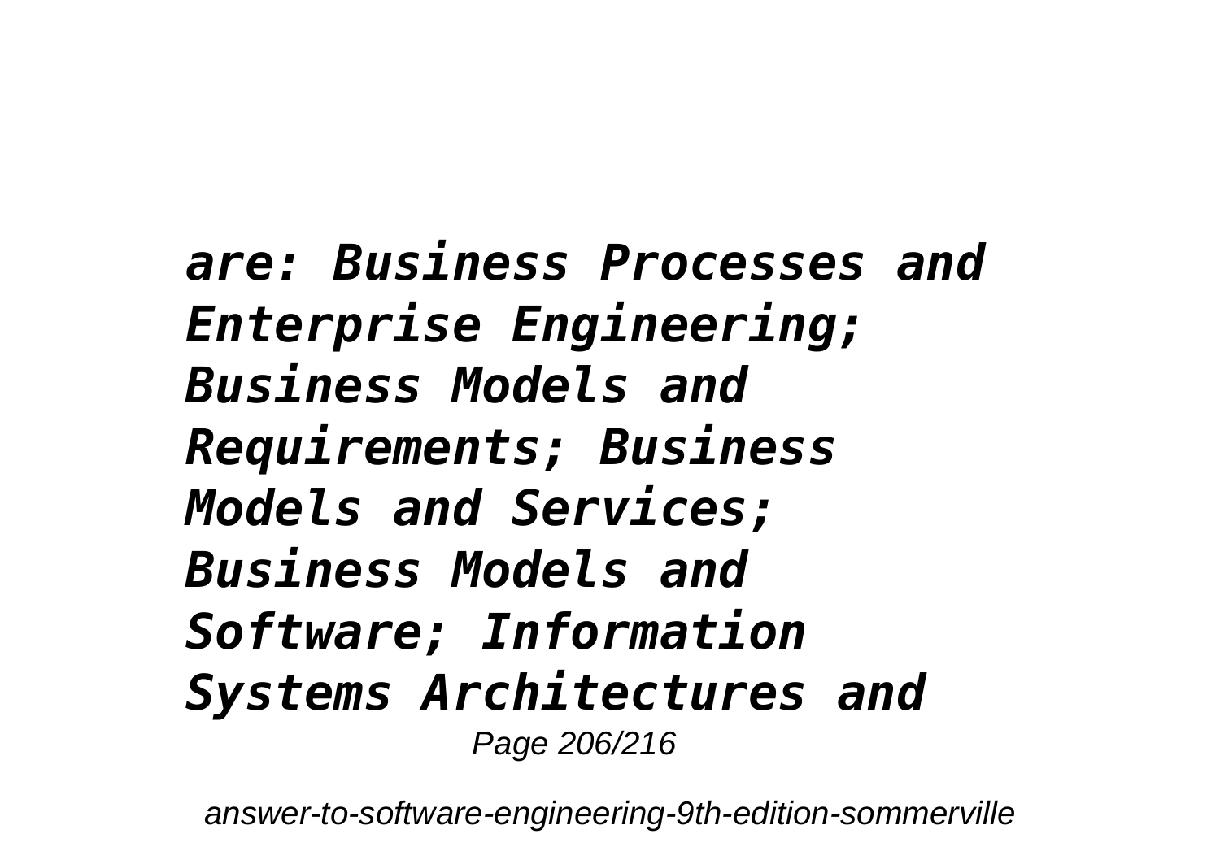*are: Business Processes and Enterprise Engineering; Business Models and Requirements; Business Models and Services; Business Models and Software; Information Systems Architectures and*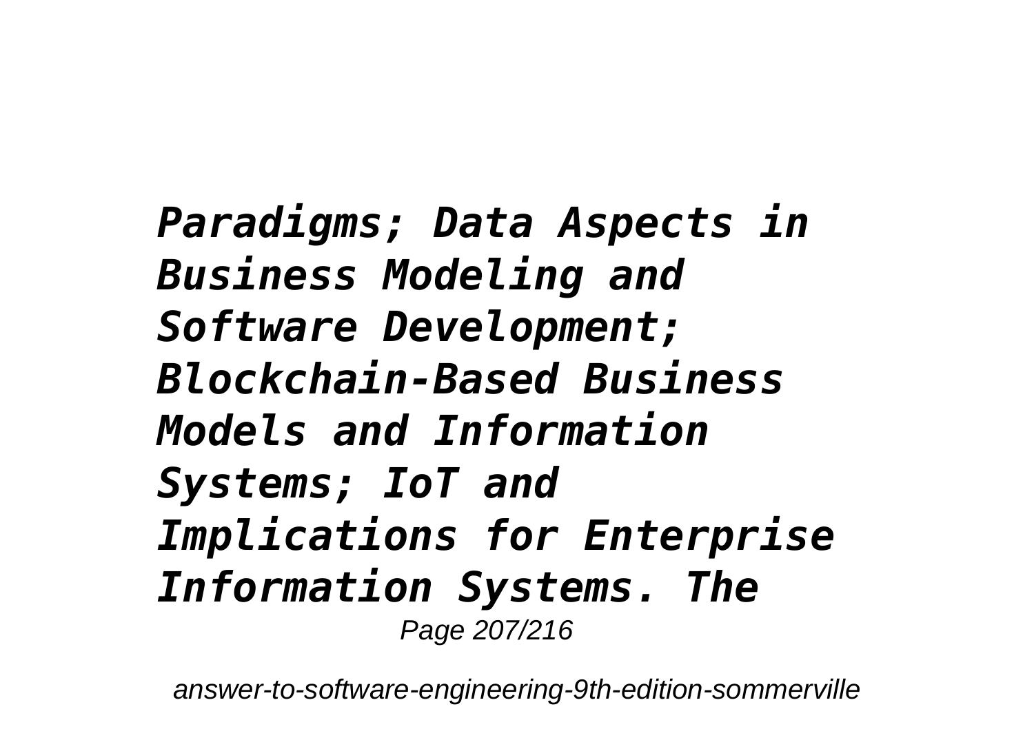*Paradigms; Data Aspects in Business Modeling and Software Development; Blockchain-Based Business Models and Information Systems; IoT and Implications for Enterprise Information Systems. The*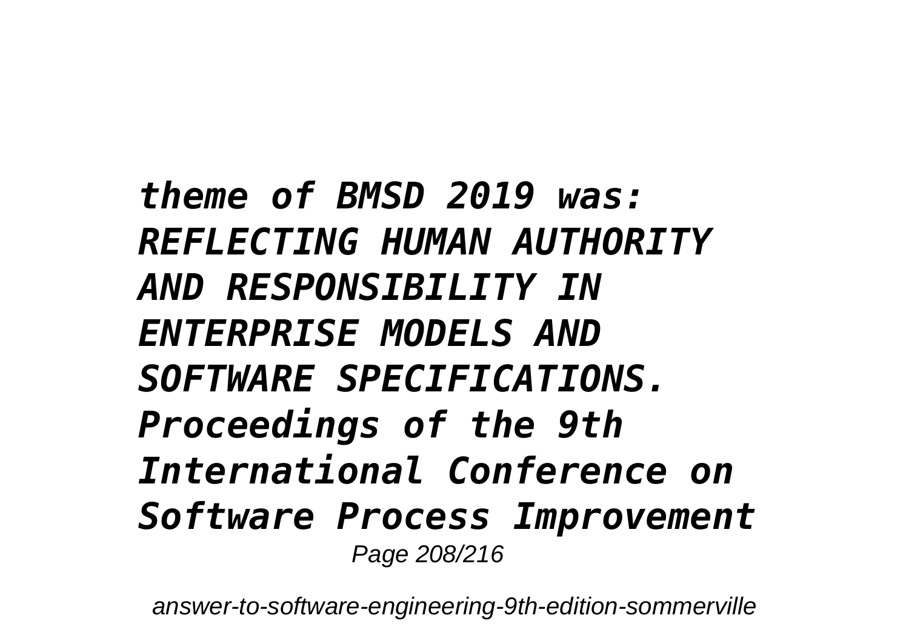*theme of BMSD 2019 was: REFLECTING HUMAN AUTHORITY AND RESPONSIBILITY IN ENTERPRISE MODELS AND SOFTWARE SPECIFICATIONS. Proceedings of the 9th International Conference on Software Process Improvement*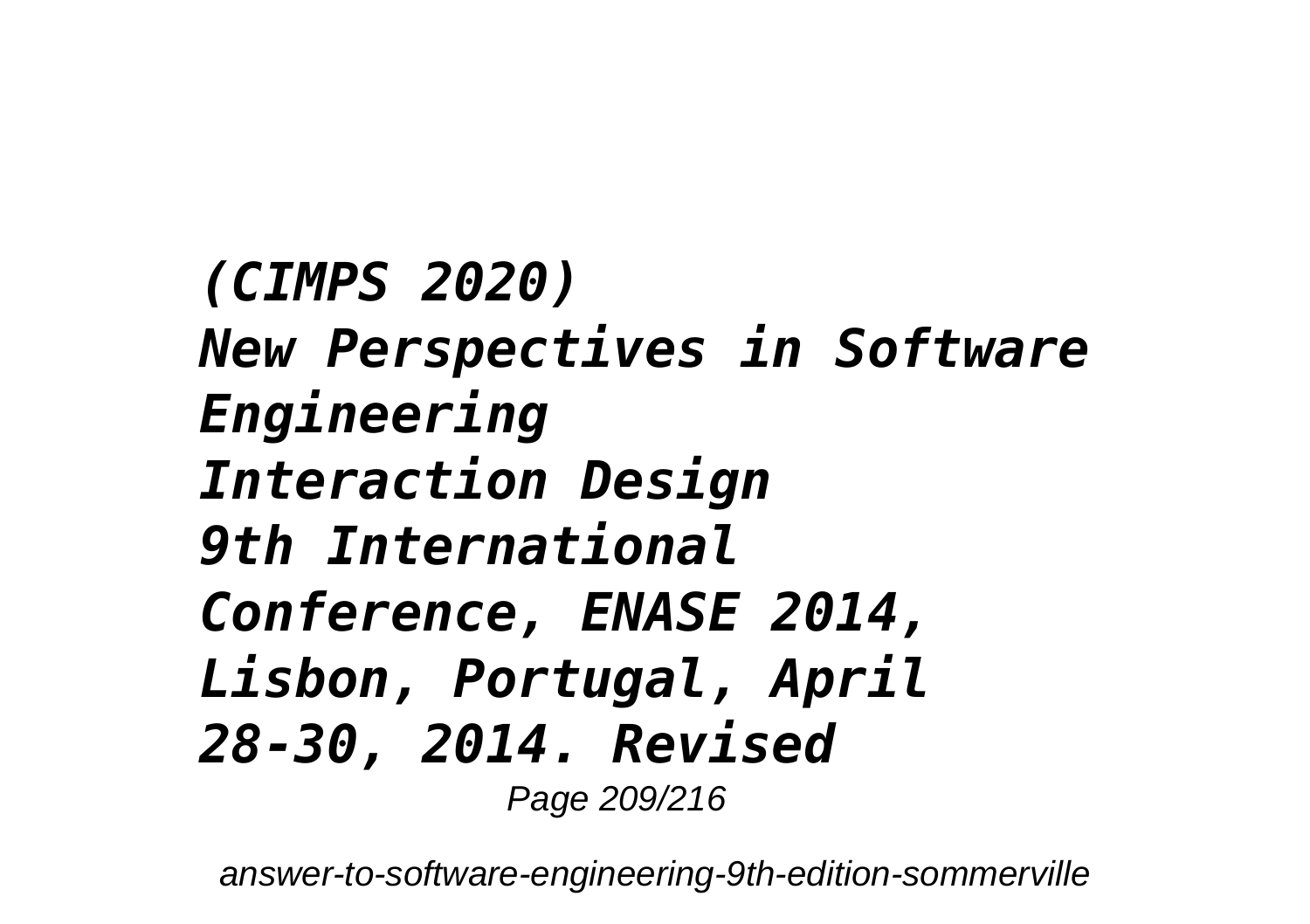*(CIMPS 2020)*
*New Perspectives in Software Engineering*
*Interaction Design*
*9th International Conference, ENASE 2014, Lisbon, Portugal, April 28-30, 2014. Revised*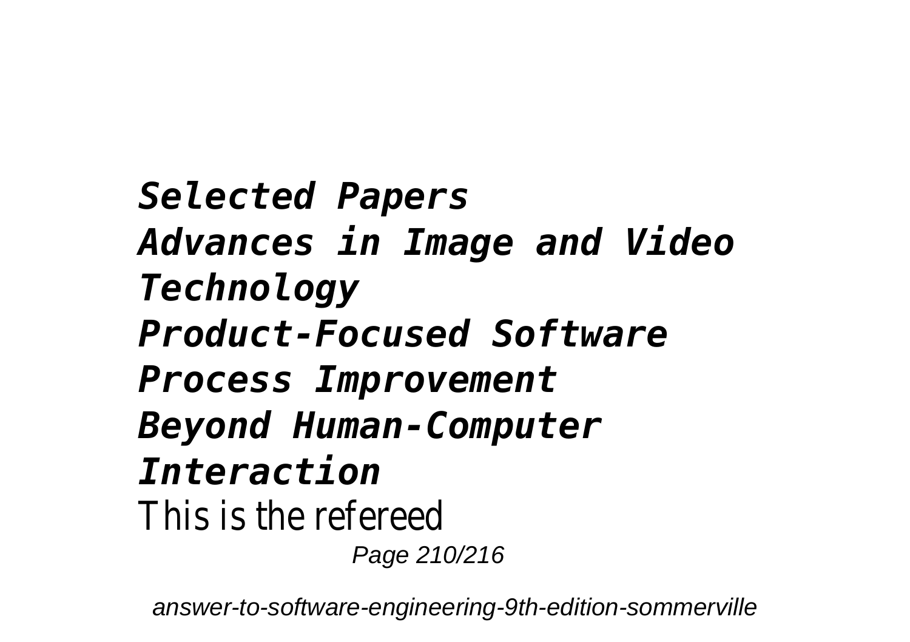***Selected Papers***
***Advances in Image and Video Technology***
***Product-Focused Software Process Improvement***
***Beyond Human-Computer Interaction***

This is the refereed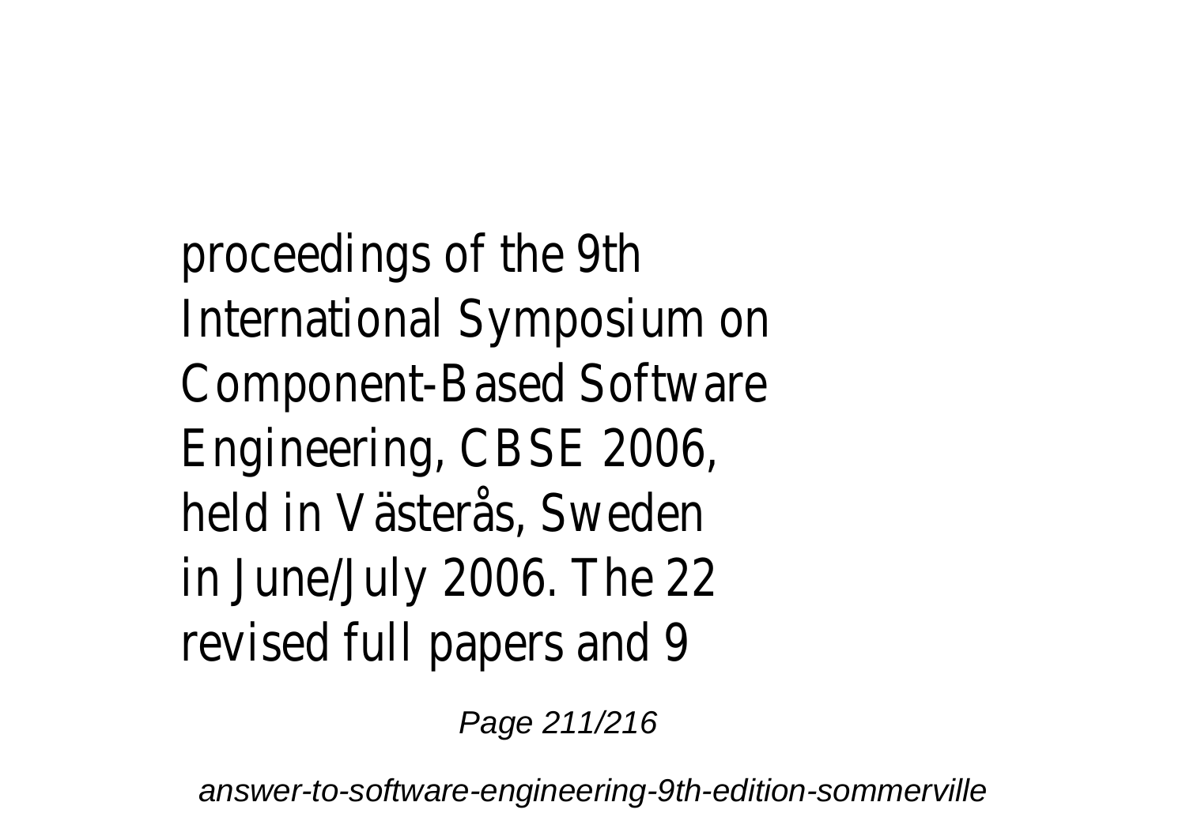proceedings of the 9th International Symposium on Component-Based Software Engineering, CBSE 2006, held in Västerås, Sweden in June/July 2006. The 22 revised full papers and 9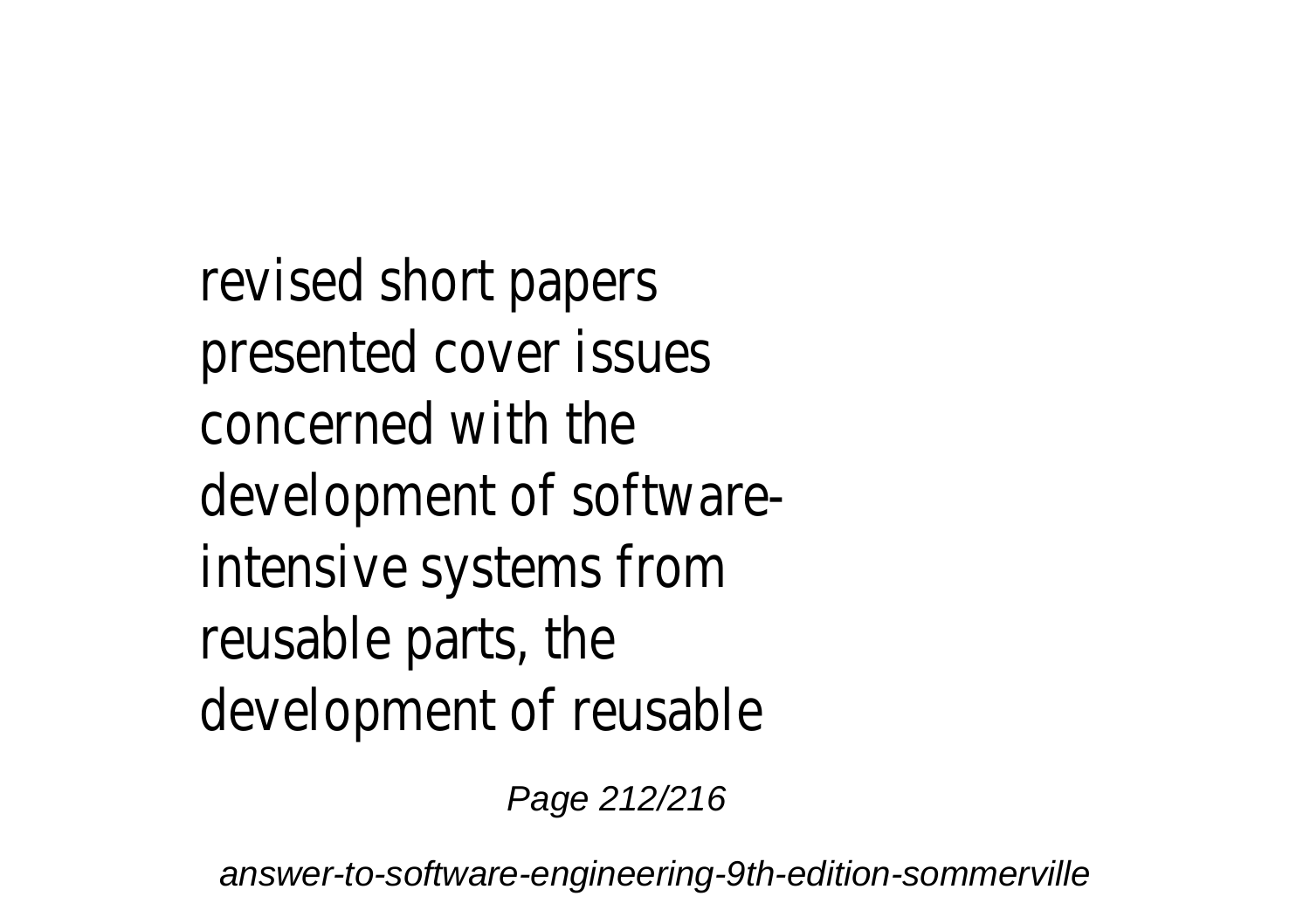revised short papers presented cover issues concerned with the development of software-intensive systems from reusable parts, the development of reusable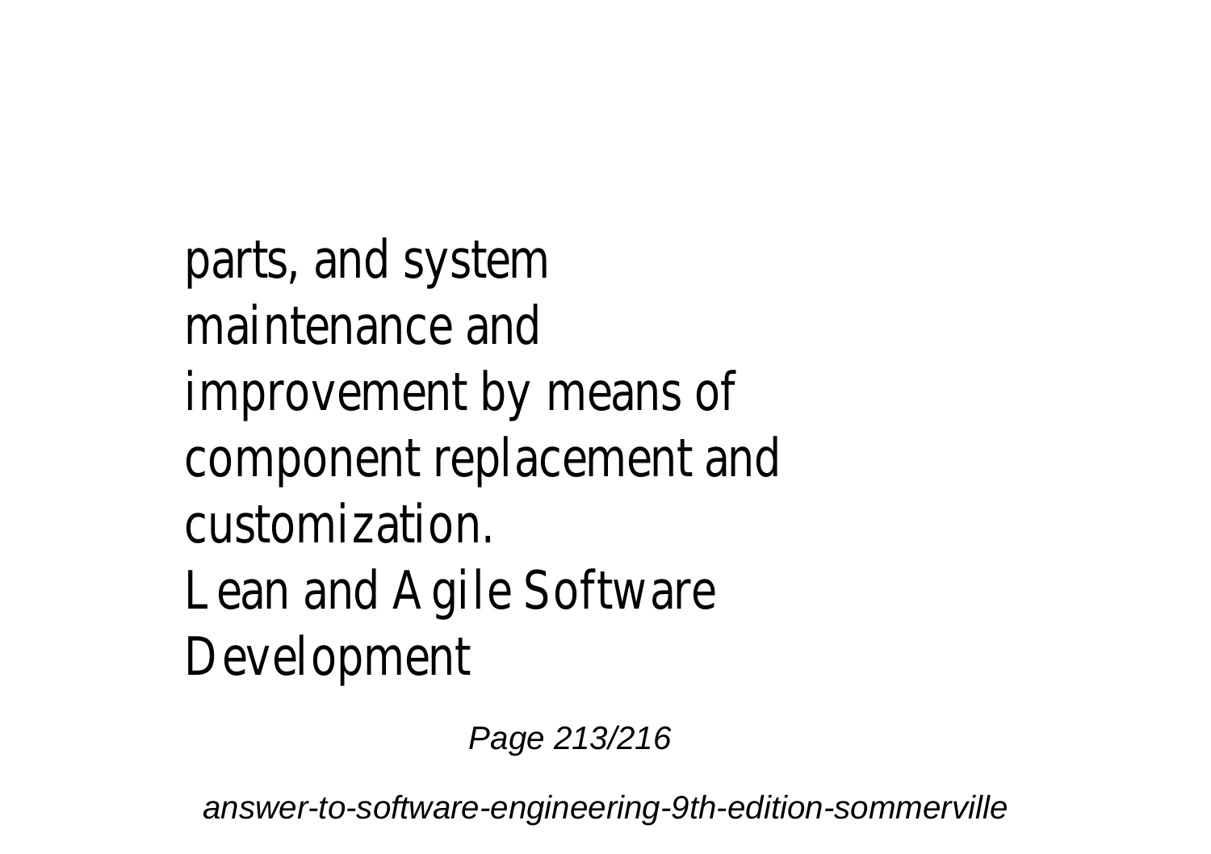parts, and system maintenance and improvement by means of component replacement and customization.

Lean and Agile Software Development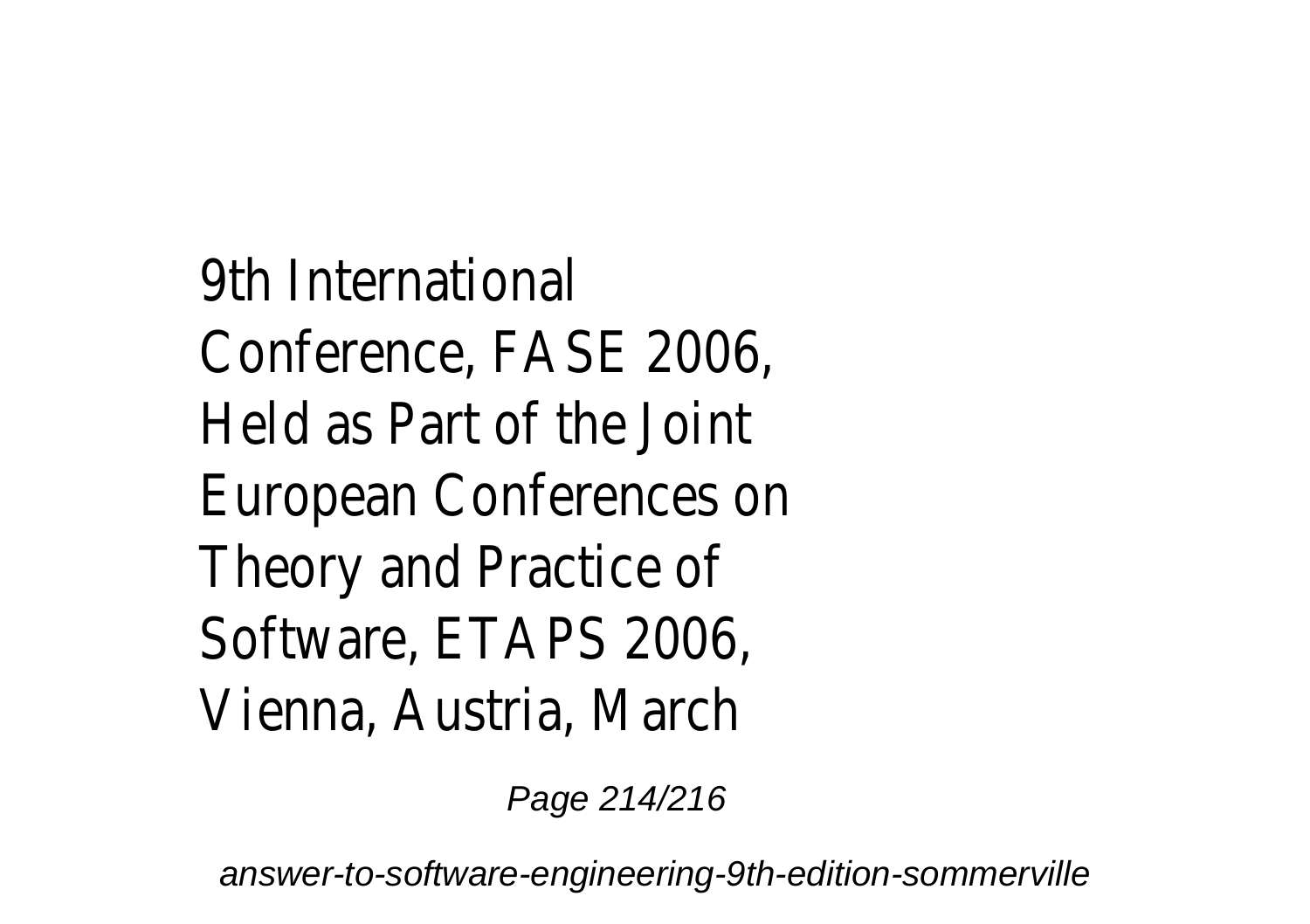9th International Conference, FASE 2006, Held as Part of the Joint European Conferences on Theory and Practice of Software, ETAPS 2006, Vienna, Austria, March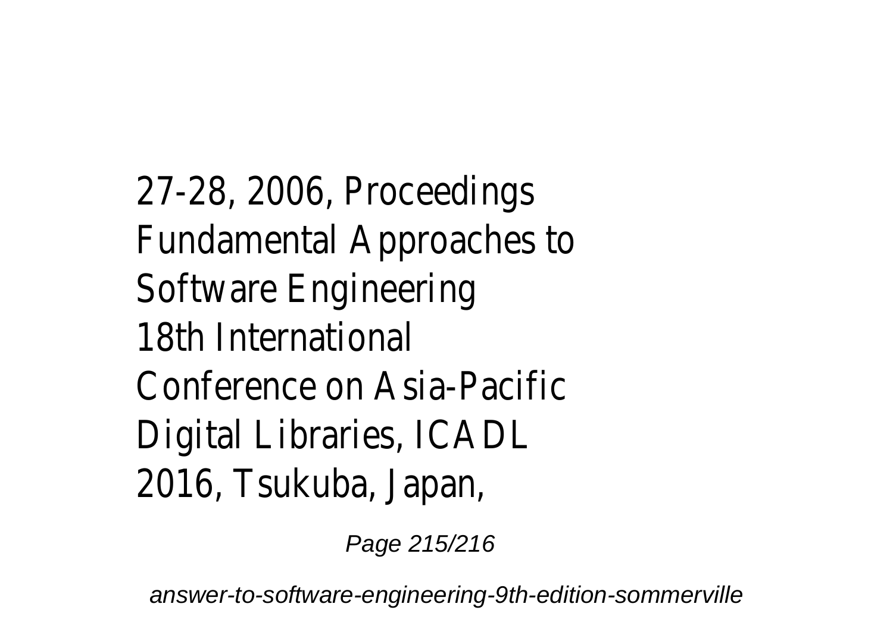27-28, 2006, Proceedings
Fundamental Approaches to
Software Engineering
18th International
Conference on Asia-Pacific
Digital Libraries, ICADL
2016, Tsukuba, Japan,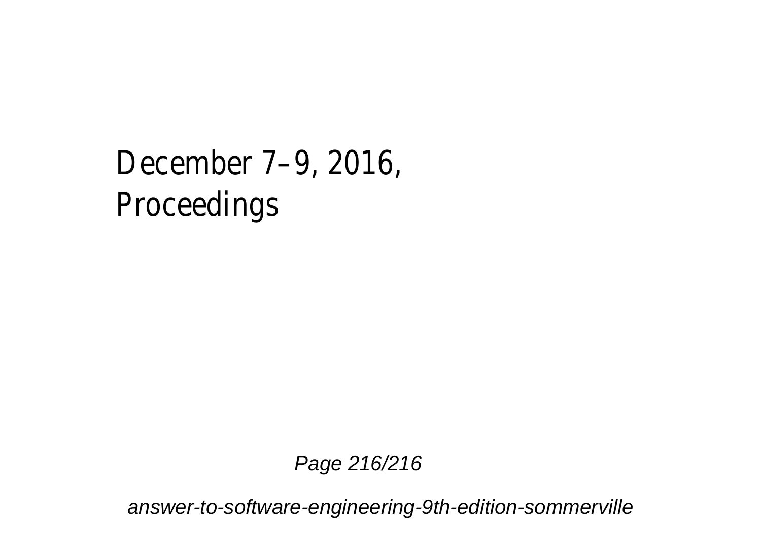December 7–9, 2016, Proceedings